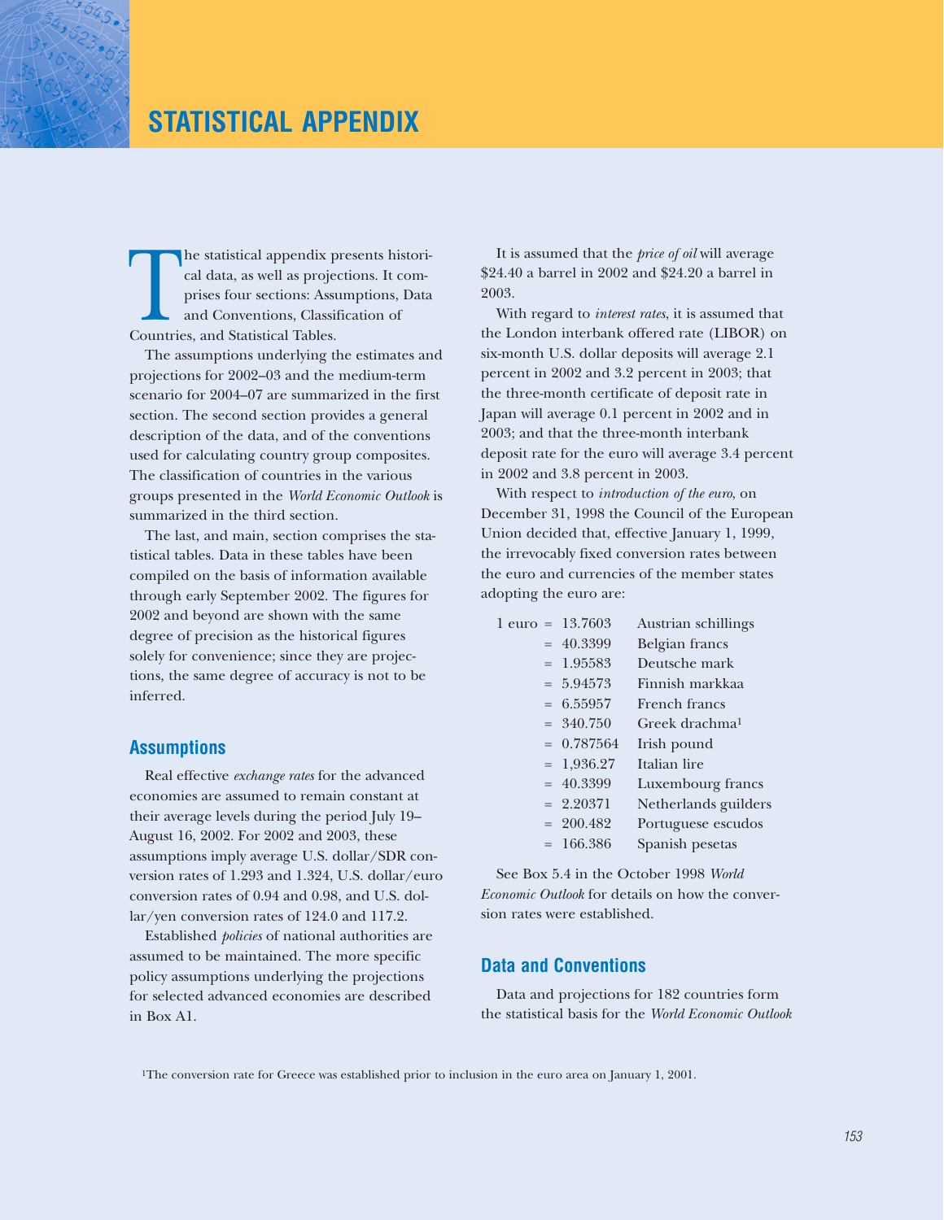# STATISTICAL APPENDIX

The statistical appendix presents historical data, as well as projections. It comprises four sections: Assumptions, Data and Conventions, Classification of Countries, and Statistical Tables.

The assumptions underlying the estimates and projections for 2002–03 and the medium-term scenario for 2004–07 are summarized in the first section. The second section provides a general description of the data, and of the conventions used for calculating country group composites. The classification of countries in the various groups presented in the *World Economic Outlook* is summarized in the third section.

The last, and main, section comprises the statistical tables. Data in these tables have been compiled on the basis of information available through early September 2002. The figures for 2002 and beyond are shown with the same degree of precision as the historical figures solely for convenience; since they are projections, the same degree of accuracy is not to be inferred.

## Assumptions

Real effective *exchange rates* for the advanced economies are assumed to remain constant at their average levels during the period July 19–August 16, 2002. For 2002 and 2003, these assumptions imply average U.S. dollar/SDR conversion rates of 1.293 and 1.324, U.S. dollar/euro conversion rates of 0.94 and 0.98, and U.S. dollar/yen conversion rates of 124.0 and 117.2.

Established *policies* of national authorities are assumed to be maintained. The more specific policy assumptions underlying the projections for selected advanced economies are described in Box A1.

It is assumed that the *price of oil* will average $24.40 a barrel in 2002 and $24.20 a barrel in 2003.

With regard to *interest rates*, it is assumed that the London interbank offered rate (LIBOR) on six-month U.S. dollar deposits will average 2.1 percent in 2002 and 3.2 percent in 2003; that the three-month certificate of deposit rate in Japan will average 0.1 percent in 2002 and in 2003; and that the three-month interbank deposit rate for the euro will average 3.4 percent in 2002 and 3.8 percent in 2003.

With respect to *introduction of the euro*, on December 31, 1998 the Council of the European Union decided that, effective January 1, 1999, the irrevocably fixed conversion rates between the euro and currencies of the member states adopting the euro are:

| | | |
|---|---|---|
| 1 euro | = 13.7603 | Austrian schillings |
| | = 40.3399 | Belgian francs |
| | = 1.95583 | Deutsche mark |
| | = 5.94573 | Finnish markkaa |
| | = 6.55957 | French francs |
| | = 340.750 | Greek drachma[1] |
| | = 0.787564 | Irish pound |
| | = 1,936.27 | Italian lire |
| | = 40.3399 | Luxembourg francs |
| | = 2.20371 | Netherlands guilders |
| | = 200.482 | Portuguese escudos |
| | = 166.386 | Spanish pesetas |

See Box 5.4 in the October 1998 *World Economic Outlook* for details on how the conversion rates were established.

## Data and Conventions

Data and projections for 182 countries form the statistical basis for the *World Economic Outlook*

[1]The conversion rate for Greece was established prior to inclusion in the euro area on January 1, 2001.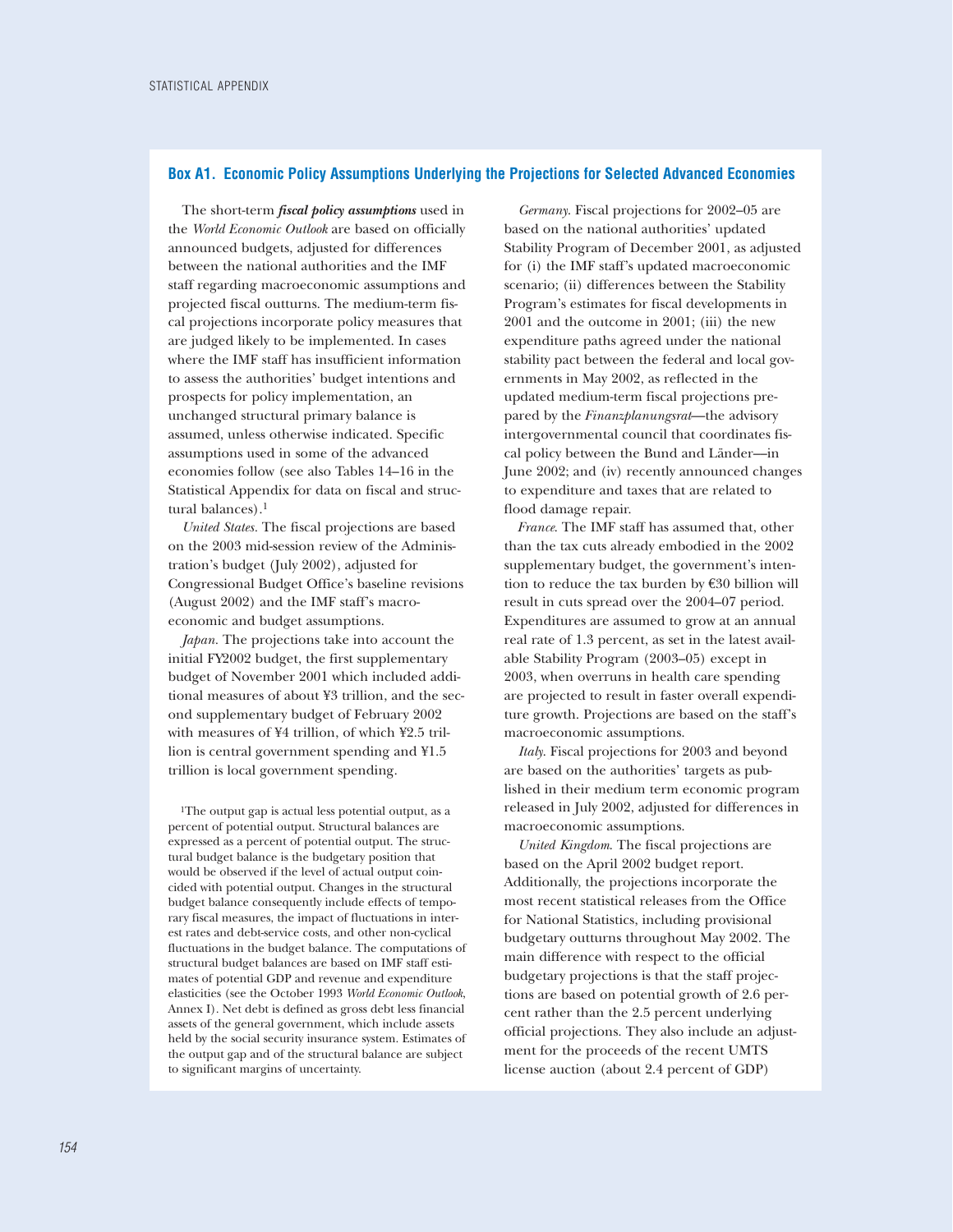## Box A1. Economic Policy Assumptions Underlying the Projections for Selected Advanced Economies

The short-term ***fiscal policy assumptions*** used in the *World Economic Outlook* are based on officially announced budgets, adjusted for differences between the national authorities and the IMF staff regarding macroeconomic assumptions and projected fiscal outturns. The medium-term fiscal projections incorporate policy measures that are judged likely to be implemented. In cases where the IMF staff has insufficient information to assess the authorities' budget intentions and prospects for policy implementation, an unchanged structural primary balance is assumed, unless otherwise indicated. Specific assumptions used in some of the advanced economies follow (see also Tables 14–16 in the Statistical Appendix for data on fiscal and structural balances).[1]

*United States.* The fiscal projections are based on the 2003 mid-session review of the Administration's budget (July 2002), adjusted for Congressional Budget Office's baseline revisions (August 2002) and the IMF staff's macroeconomic and budget assumptions.

*Japan.* The projections take into account the initial FY2002 budget, the first supplementary budget of November 2001 which included additional measures of about ¥3 trillion, and the second supplementary budget of February 2002 with measures of ¥4 trillion, of which ¥2.5 trillion is central government spending and ¥1.5 trillion is local government spending.

[1]The output gap is actual less potential output, as a percent of potential output. Structural balances are expressed as a percent of potential output. The structural budget balance is the budgetary position that would be observed if the level of actual output coincided with potential output. Changes in the structural budget balance consequently include effects of temporary fiscal measures, the impact of fluctuations in interest rates and debt-service costs, and other non-cyclical fluctuations in the budget balance. The computations of structural budget balances are based on IMF staff estimates of potential GDP and revenue and expenditure elasticities (see the October 1993 *World Economic Outlook*, Annex I). Net debt is defined as gross debt less financial assets of the general government, which include assets held by the social security insurance system. Estimates of the output gap and of the structural balance are subject to significant margins of uncertainty.

*Germany.* Fiscal projections for 2002–05 are based on the national authorities' updated Stability Program of December 2001, as adjusted for (i) the IMF staff's updated macroeconomic scenario; (ii) differences between the Stability Program's estimates for fiscal developments in 2001 and the outcome in 2001; (iii) the new expenditure paths agreed under the national stability pact between the federal and local governments in May 2002, as reflected in the updated medium-term fiscal projections prepared by the *Finanzplanungsrat*—the advisory intergovernmental council that coordinates fiscal policy between the Bund and Länder—in June 2002; and (iv) recently announced changes to expenditure and taxes that are related to flood damage repair.

*France.* The IMF staff has assumed that, other than the tax cuts already embodied in the 2002 supplementary budget, the government's intention to reduce the tax burden by €30 billion will result in cuts spread over the 2004–07 period. Expenditures are assumed to grow at an annual real rate of 1.3 percent, as set in the latest available Stability Program (2003–05) except in 2003, when overruns in health care spending are projected to result in faster overall expenditure growth. Projections are based on the staff's macroeconomic assumptions.

*Italy.* Fiscal projections for 2003 and beyond are based on the authorities' targets as published in their medium term economic program released in July 2002, adjusted for differences in macroeconomic assumptions.

*United Kingdom.* The fiscal projections are based on the April 2002 budget report. Additionally, the projections incorporate the most recent statistical releases from the Office for National Statistics, including provisional budgetary outturns throughout May 2002. The main difference with respect to the official budgetary projections is that the staff projections are based on potential growth of 2.6 percent rather than the 2.5 percent underlying official projections. They also include an adjustment for the proceeds of the recent UMTS license auction (about 2.4 percent of GDP)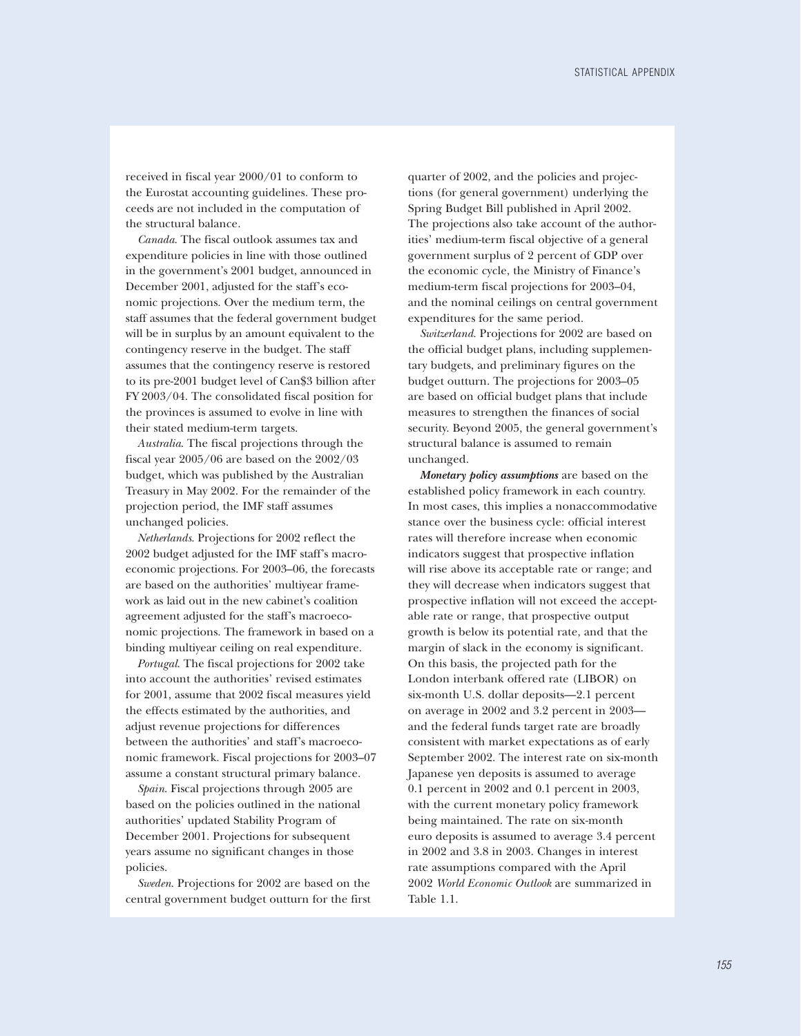received in fiscal year 2000/01 to conform to the Eurostat accounting guidelines. These proceeds are not included in the computation of the structural balance.

*Canada*. The fiscal outlook assumes tax and expenditure policies in line with those outlined in the government's 2001 budget, announced in December 2001, adjusted for the staff's economic projections. Over the medium term, the staff assumes that the federal government budget will be in surplus by an amount equivalent to the contingency reserve in the budget. The staff assumes that the contingency reserve is restored to its pre-2001 budget level of Can$3 billion after FY 2003/04. The consolidated fiscal position for the provinces is assumed to evolve in line with their stated medium-term targets.

*Australia*. The fiscal projections through the fiscal year 2005/06 are based on the 2002/03 budget, which was published by the Australian Treasury in May 2002. For the remainder of the projection period, the IMF staff assumes unchanged policies.

*Netherlands*. Projections for 2002 reflect the 2002 budget adjusted for the IMF staff's macroeconomic projections. For 2003–06, the forecasts are based on the authorities' multiyear framework as laid out in the new cabinet's coalition agreement adjusted for the staff's macroeconomic projections. The framework in based on a binding multiyear ceiling on real expenditure.

*Portugal*. The fiscal projections for 2002 take into account the authorities' revised estimates for 2001, assume that 2002 fiscal measures yield the effects estimated by the authorities, and adjust revenue projections for differences between the authorities' and staff's macroeconomic framework. Fiscal projections for 2003–07 assume a constant structural primary balance.

*Spain*. Fiscal projections through 2005 are based on the policies outlined in the national authorities' updated Stability Program of December 2001. Projections for subsequent years assume no significant changes in those policies.

*Sweden*. Projections for 2002 are based on the central government budget outturn for the first quarter of 2002, and the policies and projections (for general government) underlying the Spring Budget Bill published in April 2002. The projections also take account of the authorities' medium-term fiscal objective of a general government surplus of 2 percent of GDP over the economic cycle, the Ministry of Finance's medium-term fiscal projections for 2003–04, and the nominal ceilings on central government expenditures for the same period.

*Switzerland*. Projections for 2002 are based on the official budget plans, including supplementary budgets, and preliminary figures on the budget outturn. The projections for 2003–05 are based on official budget plans that include measures to strengthen the finances of social security. Beyond 2005, the general government's structural balance is assumed to remain unchanged.

***Monetary policy assumptions*** are based on the established policy framework in each country. In most cases, this implies a nonaccommodative stance over the business cycle: official interest rates will therefore increase when economic indicators suggest that prospective inflation will rise above its acceptable rate or range; and they will decrease when indicators suggest that prospective inflation will not exceed the acceptable rate or range, that prospective output growth is below its potential rate, and that the margin of slack in the economy is significant. On this basis, the projected path for the London interbank offered rate (LIBOR) on six-month U.S. dollar deposits—2.1 percent on average in 2002 and 3.2 percent in 2003—and the federal funds target rate are broadly consistent with market expectations as of early September 2002. The interest rate on six-month Japanese yen deposits is assumed to average 0.1 percent in 2002 and 0.1 percent in 2003, with the current monetary policy framework being maintained. The rate on six-month euro deposits is assumed to average 3.4 percent in 2002 and 3.8 in 2003. Changes in interest rate assumptions compared with the April 2002 *World Economic Outlook* are summarized in Table 1.1.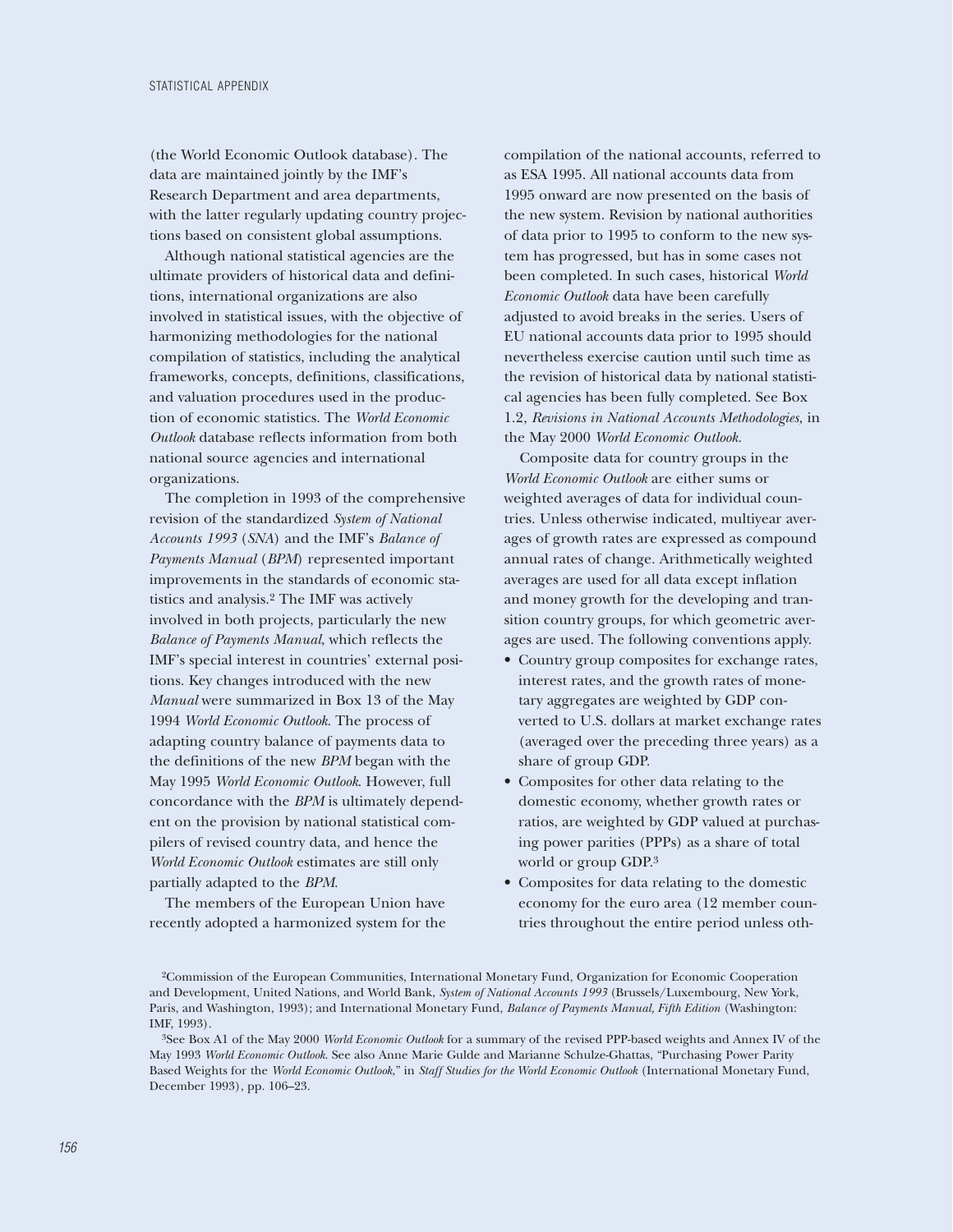(the World Economic Outlook database). The data are maintained jointly by the IMF's Research Department and area departments, with the latter regularly updating country projections based on consistent global assumptions.

Although national statistical agencies are the ultimate providers of historical data and definitions, international organizations are also involved in statistical issues, with the objective of harmonizing methodologies for the national compilation of statistics, including the analytical frameworks, concepts, definitions, classifications, and valuation procedures used in the production of economic statistics. The *World Economic Outlook* database reflects information from both national source agencies and international organizations.

The completion in 1993 of the comprehensive revision of the standardized *System of National Accounts 1993* (*SNA*) and the IMF's *Balance of Payments Manual* (*BPM*) represented important improvements in the standards of economic statistics and analysis.[2] The IMF was actively involved in both projects, particularly the new *Balance of Payments Manual*, which reflects the IMF's special interest in countries' external positions. Key changes introduced with the new *Manual* were summarized in Box 13 of the May 1994 *World Economic Outlook*. The process of adapting country balance of payments data to the definitions of the new *BPM* began with the May 1995 *World Economic Outlook*. However, full concordance with the *BPM* is ultimately dependent on the provision by national statistical compilers of revised country data, and hence the *World Economic Outlook* estimates are still only partially adapted to the *BPM*.

The members of the European Union have recently adopted a harmonized system for the compilation of the national accounts, referred to as ESA 1995. All national accounts data from 1995 onward are now presented on the basis of the new system. Revision by national authorities of data prior to 1995 to conform to the new system has progressed, but has in some cases not been completed. In such cases, historical *World Economic Outlook* data have been carefully adjusted to avoid breaks in the series. Users of EU national accounts data prior to 1995 should nevertheless exercise caution until such time as the revision of historical data by national statistical agencies has been fully completed. See Box 1.2, *Revisions in National Accounts Methodologies,* in the May 2000 *World Economic Outlook*.

Composite data for country groups in the *World Economic Outlook* are either sums or weighted averages of data for individual countries. Unless otherwise indicated, multiyear averages of growth rates are expressed as compound annual rates of change. Arithmetically weighted averages are used for all data except inflation and money growth for the developing and transition country groups, for which geometric averages are used. The following conventions apply.

- Country group composites for exchange rates, interest rates, and the growth rates of monetary aggregates are weighted by GDP converted to U.S. dollars at market exchange rates (averaged over the preceding three years) as a share of group GDP.
- Composites for other data relating to the domestic economy, whether growth rates or ratios, are weighted by GDP valued at purchasing power parities (PPPs) as a share of total world or group GDP.[3]
- Composites for data relating to the domestic economy for the euro area (12 member countries throughout the entire period unless oth-

[2]Commission of the European Communities, International Monetary Fund, Organization for Economic Cooperation and Development, United Nations, and World Bank, *System of National Accounts 1993* (Brussels/Luxembourg, New York, Paris, and Washington, 1993); and International Monetary Fund, *Balance of Payments Manual, Fifth Edition* (Washington: IMF, 1993).

[3]See Box A1 of the May 2000 *World Economic Outlook* for a summary of the revised PPP-based weights and Annex IV of the May 1993 *World Economic Outlook*. See also Anne Marie Gulde and Marianne Schulze-Ghattas, "Purchasing Power Parity Based Weights for the *World Economic Outlook*," in *Staff Studies for the World Economic Outlook* (International Monetary Fund, December 1993), pp. 106–23.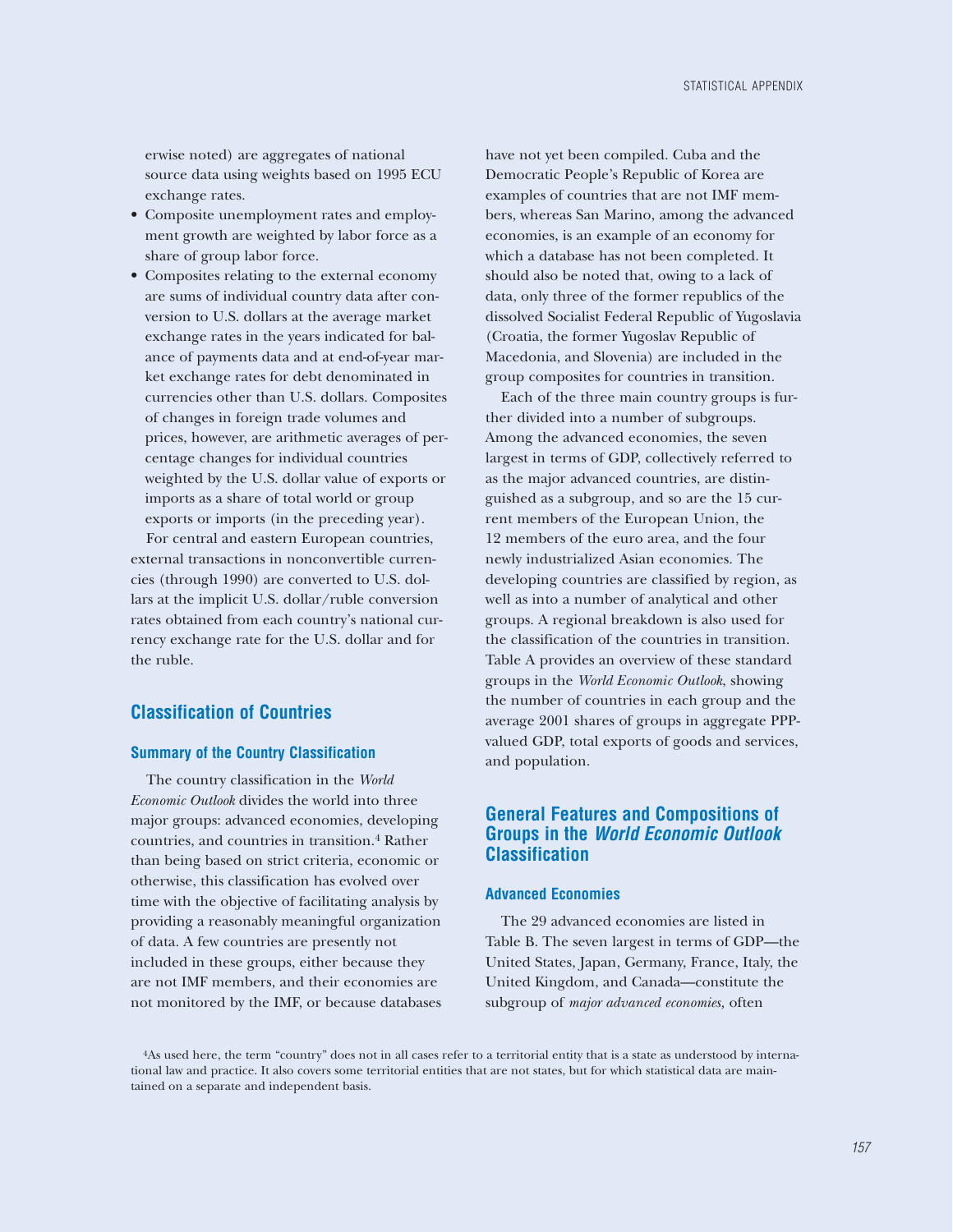erwise noted) are aggregates of national source data using weights based on 1995 ECU exchange rates.

- Composite unemployment rates and employment growth are weighted by labor force as a share of group labor force.
- Composites relating to the external economy are sums of individual country data after conversion to U.S. dollars at the average market exchange rates in the years indicated for balance of payments data and at end-of-year market exchange rates for debt denominated in currencies other than U.S. dollars. Composites of changes in foreign trade volumes and prices, however, are arithmetic averages of percentage changes for individual countries weighted by the U.S. dollar value of exports or imports as a share of total world or group exports or imports (in the preceding year).

For central and eastern European countries, external transactions in nonconvertible currencies (through 1990) are converted to U.S. dollars at the implicit U.S. dollar/ruble conversion rates obtained from each country's national currency exchange rate for the U.S. dollar and for the ruble.

## Classification of Countries

### Summary of the Country Classification

The country classification in the *World Economic Outlook* divides the world into three major groups: advanced economies, developing countries, and countries in transition.[4] Rather than being based on strict criteria, economic or otherwise, this classification has evolved over time with the objective of facilitating analysis by providing a reasonably meaningful organization of data. A few countries are presently not included in these groups, either because they are not IMF members, and their economies are not monitored by the IMF, or because databases have not yet been compiled. Cuba and the Democratic People's Republic of Korea are examples of countries that are not IMF members, whereas San Marino, among the advanced economies, is an example of an economy for which a database has not been completed. It should also be noted that, owing to a lack of data, only three of the former republics of the dissolved Socialist Federal Republic of Yugoslavia (Croatia, the former Yugoslav Republic of Macedonia, and Slovenia) are included in the group composites for countries in transition.

Each of the three main country groups is further divided into a number of subgroups. Among the advanced economies, the seven largest in terms of GDP, collectively referred to as the major advanced countries, are distinguished as a subgroup, and so are the 15 current members of the European Union, the 12 members of the euro area, and the four newly industrialized Asian economies. The developing countries are classified by region, as well as into a number of analytical and other groups. A regional breakdown is also used for the classification of the countries in transition. Table A provides an overview of these standard groups in the *World Economic Outlook*, showing the number of countries in each group and the average 2001 shares of groups in aggregate PPP-valued GDP, total exports of goods and services, and population.

## General Features and Compositions of Groups in the *World Economic Outlook* Classification

### Advanced Economies

The 29 advanced economies are listed in Table B. The seven largest in terms of GDP—the United States, Japan, Germany, France, Italy, the United Kingdom, and Canada—constitute the subgroup of *major advanced economies,* often

[4]As used here, the term "country" does not in all cases refer to a territorial entity that is a state as understood by international law and practice. It also covers some territorial entities that are not states, but for which statistical data are maintained on a separate and independent basis.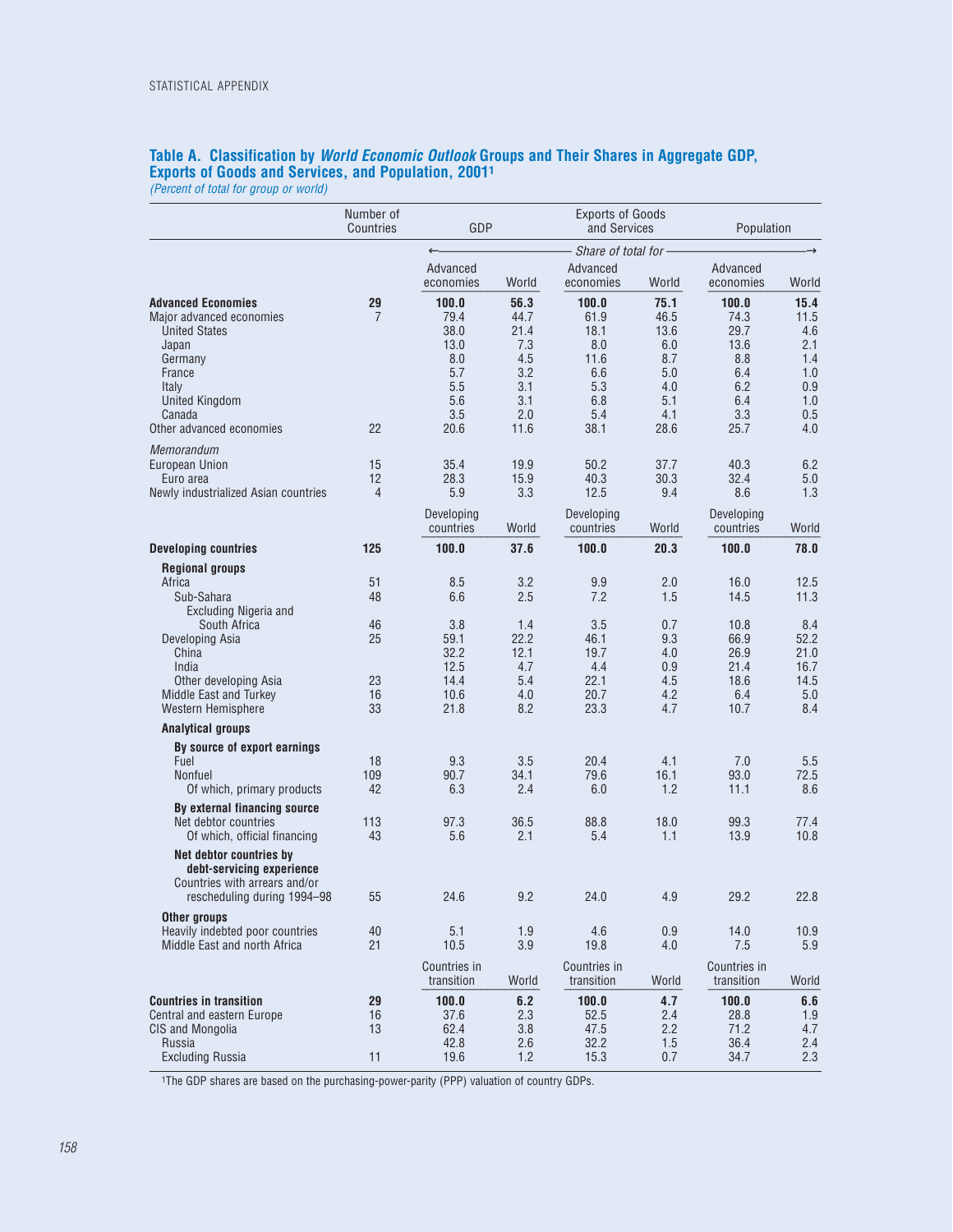## Table A. Classification by *World Economic Outlook* Groups and Their Shares in Aggregate GDP, Exports of Goods and Services, and Population, 2001[1]

*(Percent of total for group or world)*

| | Number of Countries | GDP | | Exports of Goods and Services | | Population | |
|---|---|---|---|---|---|---|---|
| | | *Share of total for* | | | | | |
| | | Advanced economies | World | Advanced economies | World | Advanced economies | World |
| **Advanced Economies** | **29** | **100.0** | **56.3** | **100.0** | **75.1** | **100.0** | **15.4** |
| Major advanced economies | 7 | 79.4 | 44.7 | 61.9 | 46.5 | 74.3 | 11.5 |
| United States | | 38.0 | 21.4 | 18.1 | 13.6 | 29.7 | 4.6 |
| Japan | | 13.0 | 7.3 | 8.0 | 6.0 | 13.6 | 2.1 |
| Germany | | 8.0 | 4.5 | 11.6 | 8.7 | 8.8 | 1.4 |
| France | | 5.7 | 3.2 | 6.6 | 5.0 | 6.4 | 1.0 |
| Italy | | 5.5 | 3.1 | 5.3 | 4.0 | 6.2 | 0.9 |
| United Kingdom | | 5.6 | 3.1 | 6.8 | 5.1 | 6.4 | 1.0 |
| Canada | | 3.5 | 2.0 | 5.4 | 4.1 | 3.3 | 0.5 |
| Other advanced economies | 22 | 20.6 | 11.6 | 38.1 | 28.6 | 25.7 | 4.0 |
| *Memorandum* | | | | | | | |
| European Union | 15 | 35.4 | 19.9 | 50.2 | 37.7 | 40.3 | 6.2 |
| Euro area | 12 | 28.3 | 15.9 | 40.3 | 30.3 | 32.4 | 5.0 |
| Newly industrialized Asian countries | 4 | 5.9 | 3.3 | 12.5 | 9.4 | 8.6 | 1.3 |
| | | Developing countries | World | Developing countries | World | Developing countries | World |
| **Developing countries** | **125** | **100.0** | **37.6** | **100.0** | **20.3** | **100.0** | **78.0** |
| **Regional groups** | | | | | | | |
| Africa | 51 | 8.5 | 3.2 | 9.9 | 2.0 | 16.0 | 12.5 |
| Sub-Sahara | 48 | 6.6 | 2.5 | 7.2 | 1.5 | 14.5 | 11.3 |
| Excluding Nigeria and South Africa | 46 | 3.8 | 1.4 | 3.5 | 0.7 | 10.8 | 8.4 |
| Developing Asia | 25 | 59.1 | 22.2 | 46.1 | 9.3 | 66.9 | 52.2 |
| China | | 32.2 | 12.1 | 19.7 | 4.0 | 26.9 | 21.0 |
| India | | 12.5 | 4.7 | 4.4 | 0.9 | 21.4 | 16.7 |
| Other developing Asia | 23 | 14.4 | 5.4 | 22.1 | 4.5 | 18.6 | 14.5 |
| Middle East and Turkey | 16 | 10.6 | 4.0 | 20.7 | 4.2 | 6.4 | 5.0 |
| Western Hemisphere | 33 | 21.8 | 8.2 | 23.3 | 4.7 | 10.7 | 8.4 |
| **Analytical groups** | | | | | | | |
| **By source of export earnings** | | | | | | | |
| Fuel | 18 | 9.3 | 3.5 | 20.4 | 4.1 | 7.0 | 5.5 |
| Nonfuel | 109 | 90.7 | 34.1 | 79.6 | 16.1 | 93.0 | 72.5 |
| Of which, primary products | 42 | 6.3 | 2.4 | 6.0 | 1.2 | 11.1 | 8.6 |
| **By external financing source** | | | | | | | |
| Net debtor countries | 113 | 97.3 | 36.5 | 88.8 | 18.0 | 99.3 | 77.4 |
| Of which, official financing | 43 | 5.6 | 2.1 | 5.4 | 1.1 | 13.9 | 10.8 |
| **Net debtor countries by debt-servicing experience** | | | | | | | |
| Countries with arrears and/or rescheduling during 1994–98 | 55 | 24.6 | 9.2 | 24.0 | 4.9 | 29.2 | 22.8 |
| **Other groups** | | | | | | | |
| Heavily indebted poor countries | 40 | 5.1 | 1.9 | 4.6 | 0.9 | 14.0 | 10.9 |
| Middle East and north Africa | 21 | 10.5 | 3.9 | 19.8 | 4.0 | 7.5 | 5.9 |
| | | Countries in transition | World | Countries in transition | World | Countries in transition | World |
| **Countries in transition** | **29** | **100.0** | **6.2** | **100.0** | **4.7** | **100.0** | **6.6** |
| Central and eastern Europe | 16 | 37.6 | 2.3 | 52.5 | 2.4 | 28.8 | 1.9 |
| CIS and Mongolia | 13 | 62.4 | 3.8 | 47.5 | 2.2 | 71.2 | 4.7 |
| Russia | | 42.8 | 2.6 | 32.2 | 1.5 | 36.4 | 2.4 |
| Excluding Russia | 11 | 19.6 | 1.2 | 15.3 | 0.7 | 34.7 | 2.3 |

[1]The GDP shares are based on the purchasing-power-parity (PPP) valuation of country GDPs.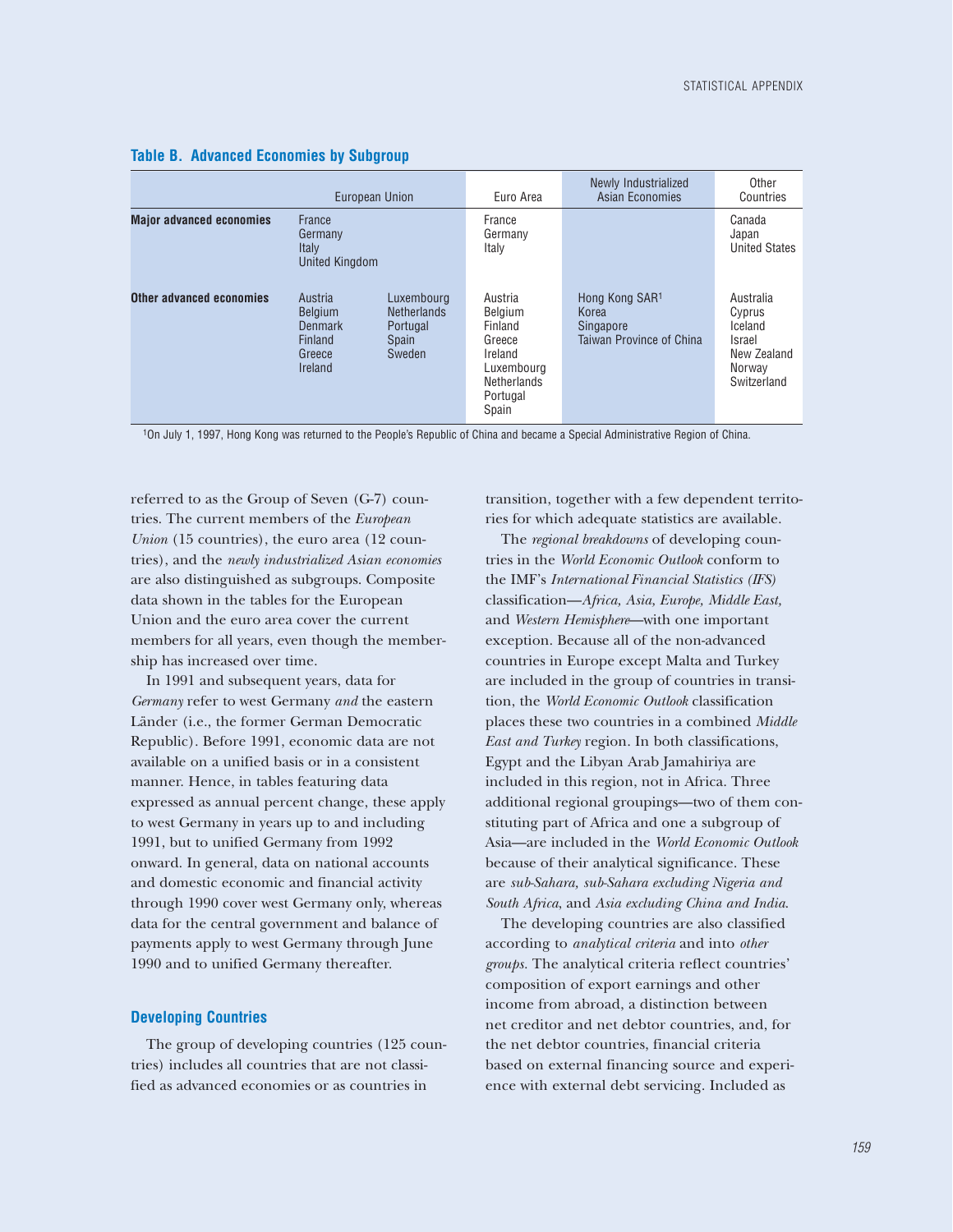**Table B. Advanced Economies by Subgroup**

| | European Union | | Euro Area | Newly Industrialized Asian Economies | Other Countries |
|---|---|---|---|---|---|
| **Major advanced economies** | France<br>Germany<br>Italy<br>United Kingdom | | France<br>Germany<br>Italy | | Canada<br>Japan<br>United States |
| **Other advanced economies** | Austria<br>Belgium<br>Denmark<br>Finland<br>Greece<br>Ireland | Luxembourg<br>Netherlands<br>Portugal<br>Spain<br>Sweden | Austria<br>Belgium<br>Finland<br>Greece<br>Ireland<br>Luxembourg<br>Netherlands<br>Portugal<br>Spain | Hong Kong SAR[1]<br>Korea<br>Singapore<br>Taiwan Province of China | Australia<br>Cyprus<br>Iceland<br>Israel<br>New Zealand<br>Norway<br>Switzerland |

[1]On July 1, 1997, Hong Kong was returned to the People's Republic of China and became a Special Administrative Region of China.

referred to as the Group of Seven (G-7) countries. The current members of the *European Union* (15 countries), the euro area (12 countries), and the *newly industrialized Asian economies* are also distinguished as subgroups. Composite data shown in the tables for the European Union and the euro area cover the current members for all years, even though the membership has increased over time.

In 1991 and subsequent years, data for *Germany* refer to west Germany *and* the eastern Länder (i.e., the former German Democratic Republic). Before 1991, economic data are not available on a unified basis or in a consistent manner. Hence, in tables featuring data expressed as annual percent change, these apply to west Germany in years up to and including 1991, but to unified Germany from 1992 onward. In general, data on national accounts and domestic economic and financial activity through 1990 cover west Germany only, whereas data for the central government and balance of payments apply to west Germany through June 1990 and to unified Germany thereafter.

### Developing Countries

The group of developing countries (125 countries) includes all countries that are not classified as advanced economies or as countries in transition, together with a few dependent territories for which adequate statistics are available.

The *regional breakdowns* of developing countries in the *World Economic Outlook* conform to the IMF's *International Financial Statistics (IFS)* classification—*Africa, Asia, Europe, Middle East,* and *Western Hemisphere*—with one important exception. Because all of the non-advanced countries in Europe except Malta and Turkey are included in the group of countries in transition, the *World Economic Outlook* classification places these two countries in a combined *Middle East and Turkey* region. In both classifications, Egypt and the Libyan Arab Jamahiriya are included in this region, not in Africa. Three additional regional groupings—two of them constituting part of Africa and one a subgroup of Asia—are included in the *World Economic Outlook* because of their analytical significance. These are *sub-Sahara, sub-Sahara excluding Nigeria and South Africa*, and *Asia excluding China and India*.

The developing countries are also classified according to *analytical criteria* and into *other groups*. The analytical criteria reflect countries' composition of export earnings and other income from abroad, a distinction between net creditor and net debtor countries, and, for the net debtor countries, financial criteria based on external financing source and experience with external debt servicing. Included as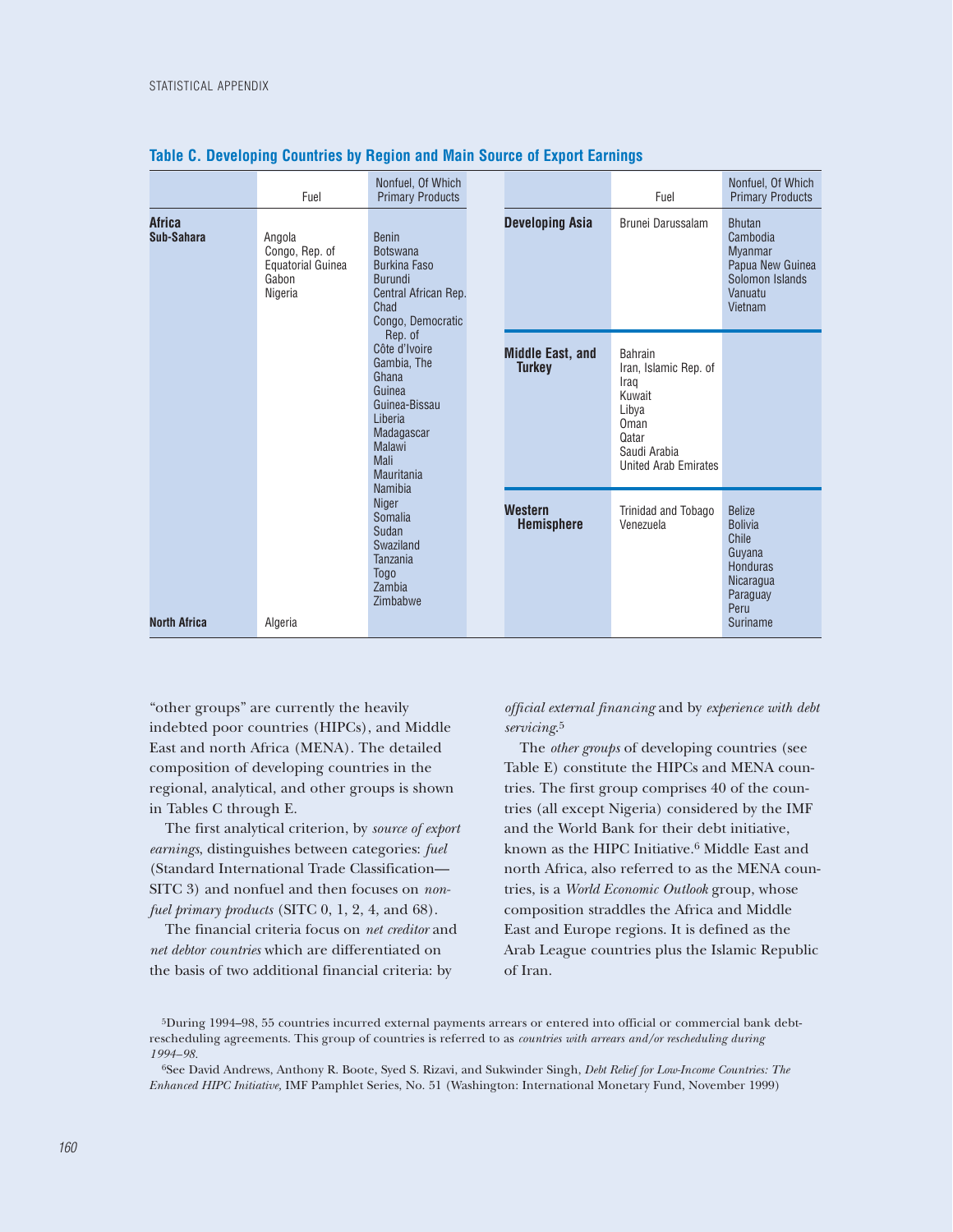**Table C. Developing Countries by Region and Main Source of Export Earnings**

| | Fuel | Nonfuel, Of Which Primary Products |
|---|---|---|
| **Africa** | | |
| **Sub-Sahara** | Angola<br>Congo, Rep. of<br>Equatorial Guinea<br>Gabon<br>Nigeria | Benin<br>Botswana<br>Burkina Faso<br>Burundi<br>Central African Rep.<br>Chad<br>Congo, Democratic Rep. of<br>Côte d'Ivoire<br>Gambia, The<br>Ghana<br>Guinea<br>Guinea-Bissau<br>Liberia<br>Madagascar<br>Malawi<br>Mali<br>Mauritania<br>Namibia<br>Niger<br>Somalia<br>Sudan<br>Swaziland<br>Tanzania<br>Togo<br>Zambia<br>Zimbabwe |
| **North Africa** | Algeria | |
| **Developing Asia** | Brunei Darussalam | Bhutan<br>Cambodia<br>Myanmar<br>Papua New Guinea<br>Solomon Islands<br>Vanuatu<br>Vietnam |
| **Middle East, and Turkey** | Bahrain<br>Iran, Islamic Rep. of<br>Iraq<br>Kuwait<br>Libya<br>Oman<br>Qatar<br>Saudi Arabia<br>United Arab Emirates | |
| **Western Hemisphere** | Trinidad and Tobago<br>Venezuela | Belize<br>Bolivia<br>Chile<br>Guyana<br>Honduras<br>Nicaragua<br>Paraguay<br>Peru<br>Suriname |

"other groups" are currently the heavily indebted poor countries (HIPCs), and Middle East and north Africa (MENA). The detailed composition of developing countries in the regional, analytical, and other groups is shown in Tables C through E.

The first analytical criterion, by *source of export earnings*, distinguishes between categories: *fuel* (Standard International Trade Classification—SITC 3) and nonfuel and then focuses on *nonfuel primary products* (SITC 0, 1, 2, 4, and 68).

The financial criteria focus on *net creditor* and *net debtor countries* which are differentiated on the basis of two additional financial criteria: by *official external financing* and by *experience with debt servicing*.[5]

The *other groups* of developing countries (see Table E) constitute the HIPCs and MENA countries. The first group comprises 40 of the countries (all except Nigeria) considered by the IMF and the World Bank for their debt initiative, known as the HIPC Initiative.[6] Middle East and north Africa, also referred to as the MENA countries, is a *World Economic Outlook* group, whose composition straddles the Africa and Middle East and Europe regions. It is defined as the Arab League countries plus the Islamic Republic of Iran.

[5]During 1994–98, 55 countries incurred external payments arrears or entered into official or commercial bank debt-rescheduling agreements. This group of countries is referred to as *countries with arrears and/or rescheduling during 1994–98.*

[6]See David Andrews, Anthony R. Boote, Syed S. Rizavi, and Sukwinder Singh, *Debt Relief for Low-Income Countries: The Enhanced HIPC Initiative,* IMF Pamphlet Series, No. 51 (Washington: International Monetary Fund, November 1999)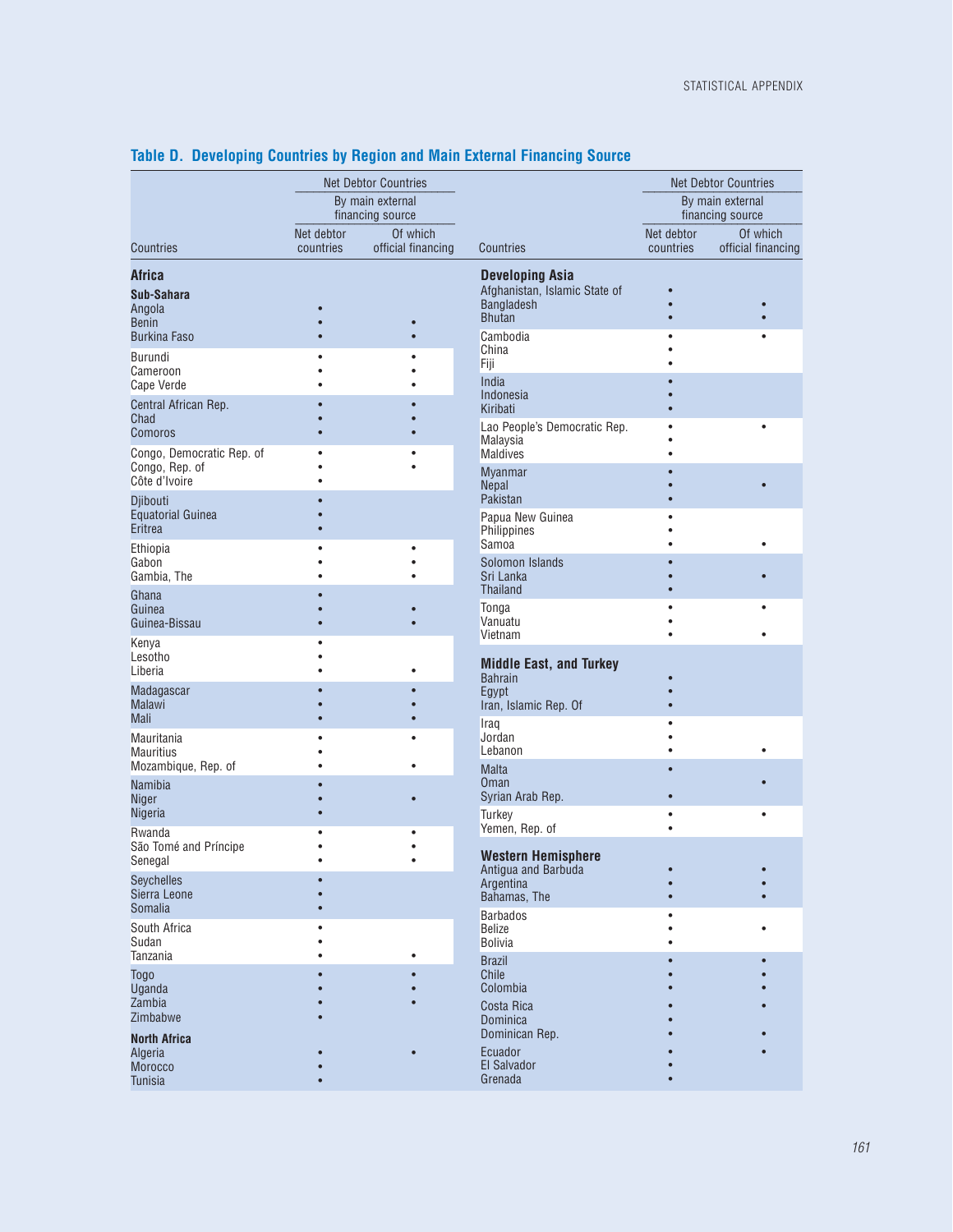## Table D. Developing Countries by Region and Main External Financing Source

| Countries | Net Debtor Countries | |
|---|---|---|
| | By main external financing source | |
| | Net debtor countries | Of which official financing |
| **Africa** | | |
| **Sub-Sahara** | | |
| Angola | • | |
| Benin | • | • |
| Burkina Faso | • | • |
| Burundi | • | • |
| Cameroon | • | • |
| Cape Verde | • | • |
| Central African Rep. | • | • |
| Chad | • | • |
| Comoros | • | • |
| Congo, Democratic Rep. of | • | • |
| Congo, Rep. of | • | • |
| Côte d'Ivoire | • | |
| Djibouti | • | |
| Equatorial Guinea | • | |
| Eritrea | • | |
| Ethiopia | • | • |
| Gabon | • | • |
| Gambia, The | • | • |
| Ghana | • | |
| Guinea | • | • |
| Guinea-Bissau | • | • |
| Kenya | • | |
| Lesotho | • | |
| Liberia | • | • |
| Madagascar | • | • |
| Malawi | • | • |
| Mali | • | • |
| Mauritania | • | • |
| Mauritius | • | |
| Mozambique, Rep. of | • | • |
| Namibia | • | |
| Niger | • | • |
| Nigeria | • | |
| Rwanda | • | • |
| São Tomé and Príncipe | • | • |
| Senegal | • | • |
| Seychelles | • | |
| Sierra Leone | • | |
| Somalia | • | |
| South Africa | • | |
| Sudan | • | |
| Tanzania | • | • |
| Togo | • | • |
| Uganda | • | • |
| Zambia | • | • |
| Zimbabwe | • | |
| **North Africa** | | |
| Algeria | • | • |
| Morocco | • | |
| Tunisia | • | |
| **Developing Asia** | | |
| Afghanistan, Islamic State of | • | |
| Bangladesh | • | • |
| Bhutan | • | • |
| Cambodia | • | • |
| China | • | |
| Fiji | • | |
| India | • | |
| Indonesia | • | |
| Kiribati | • | |
| Lao People's Democratic Rep. | • | • |
| Malaysia | • | |
| Maldives | • | |
| Myanmar | • | |
| Nepal | • | • |
| Pakistan | • | |
| Papua New Guinea | • | |
| Philippines | • | |
| Samoa | • | • |
| Solomon Islands | • | |
| Sri Lanka | • | • |
| Thailand | • | |
| Tonga | • | • |
| Vanuatu | • | |
| Vietnam | • | • |
| **Middle East, and Turkey** | | |
| Bahrain | • | |
| Egypt | • | |
| Iran, Islamic Rep. Of | • | |
| Iraq | • | |
| Jordan | • | |
| Lebanon | • | • |
| Malta | • | |
| Oman | | • |
| Syrian Arab Rep. | • | |
| Turkey | • | • |
| Yemen, Rep. of | • | |
| **Western Hemisphere** | | |
| Antigua and Barbuda | • | • |
| Argentina | • | • |
| Bahamas, The | • | • |
| Barbados | • | |
| Belize | • | • |
| Bolivia | • | |
| Brazil | • | • |
| Chile | • | • |
| Colombia | • | • |
| Costa Rica | • | • |
| Dominica | • | |
| Dominican Rep. | • | • |
| Ecuador | • | • |
| El Salvador | • | |
| Grenada | • | |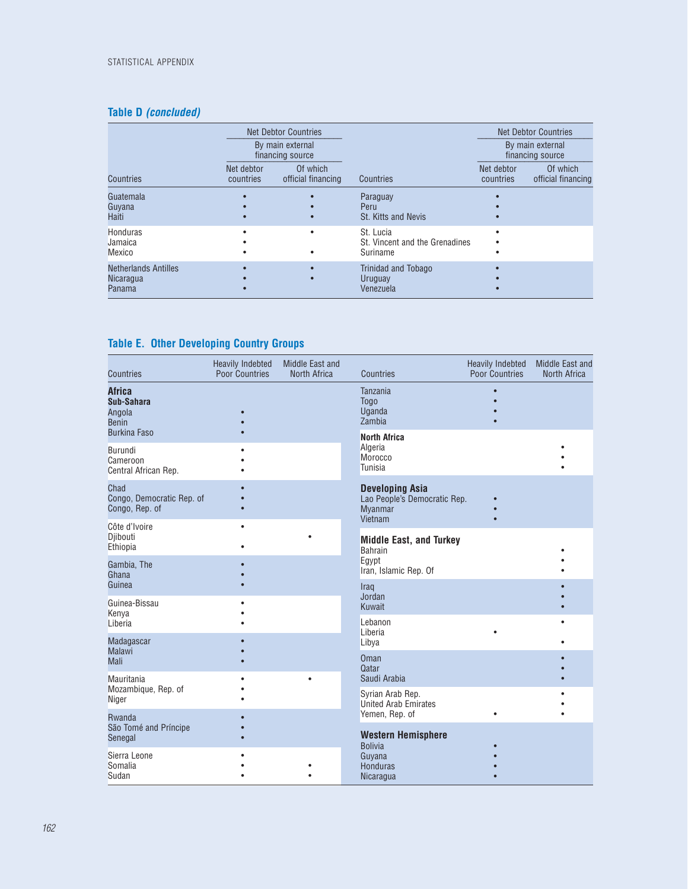## Table D *(concluded)*

| Countries | Net Debtor Countries: By main external financing source: Net debtor countries | Of which official financing | Countries | Net Debtor Countries: By main external financing source: Net debtor countries | Of which official financing |
|---|---|---|---|---|---|
| Guatemala | • | • | Paraguay | • | |
| Guyana | • | • | Peru | • | |
| Haiti | • | • | St. Kitts and Nevis | • | |
| Honduras | • | • | St. Lucia | • | |
| Jamaica | • | | St. Vincent and the Grenadines | • | |
| Mexico | • | • | Suriname | • | |
| Netherlands Antilles | • | • | Trinidad and Tobago | • | |
| Nicaragua | • | • | Uruguay | • | |
| Panama | • | | Venezuela | • | |

## Table E. Other Developing Country Groups

| Countries | Heavily Indebted Poor Countries | Middle East and North Africa | Countries | Heavily Indebted Poor Countries | Middle East and North Africa |
|---|---|---|---|---|---|
| **Africa** | | | Tanzania | • | |
| **Sub-Sahara** | | | Togo | • | |
| Angola | • | | Uganda | • | |
| Benin | • | | Zambia | • | |
| Burkina Faso | • | | **North Africa** | | |
| Burundi | • | | Algeria | | • |
| Cameroon | • | | Morocco | | • |
| Central African Rep. | • | | Tunisia | | • |
| Chad | • | | **Developing Asia** | | |
| Congo, Democratic Rep. of | • | | Lao People's Democratic Rep. | • | |
| Congo, Rep. of | • | | Myanmar | • | |
| Côte d'Ivoire | • | | Vietnam | • | |
| Djibouti | | • | **Middle East, and Turkey** | | |
| Ethiopia | • | | Bahrain | | • |
| Gambia, The | • | | Egypt | | • |
| Ghana | • | | Iran, Islamic Rep. Of | | • |
| Guinea | • | | Iraq | | • |
| Guinea-Bissau | • | | Jordan | | • |
| Kenya | • | | Kuwait | | • |
| Liberia | • | | Lebanon | | • |
| Madagascar | • | | Liberia | • | |
| Malawi | • | | Libya | | • |
| Mali | • | | Oman | | • |
| Mauritania | • | • | Qatar | | • |
| Mozambique, Rep. of | • | | Saudi Arabia | | • |
| Niger | • | | Syrian Arab Rep. | | • |
| Rwanda | • | | United Arab Emirates | | • |
| São Tomé and Príncipe | • | | Yemen, Rep. of | • | • |
| Senegal | • | | **Western Hemisphere** | | |
| Sierra Leone | • | | Bolivia | • | |
| Somalia | • | • | Guyana | • | |
| Sudan | • | • | Honduras | • | |
| | | | Nicaragua | • | |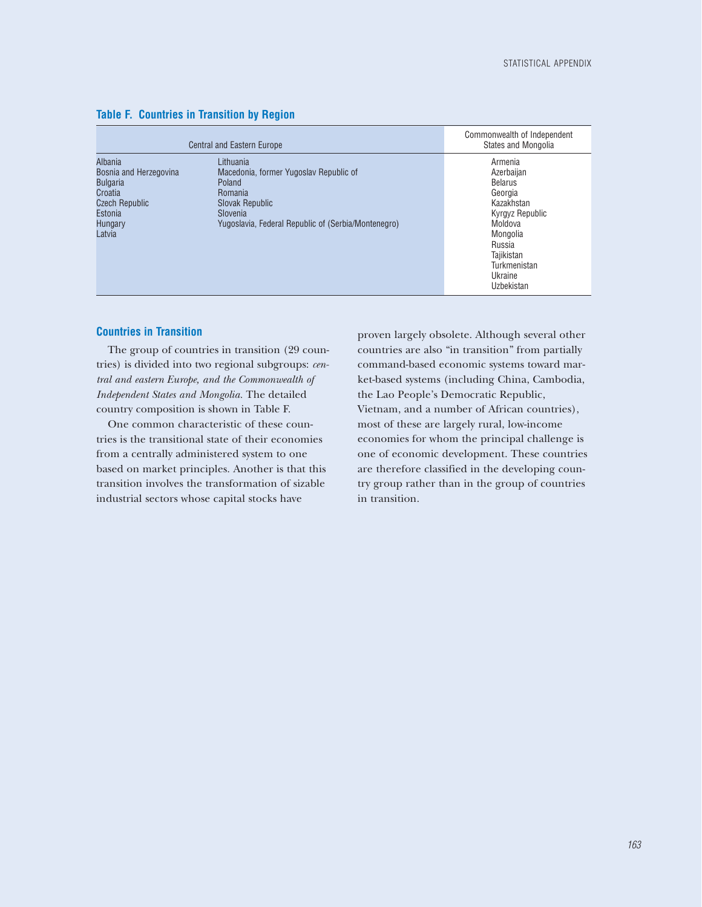### Table F. Countries in Transition by Region

| Central and Eastern Europe | | Commonwealth of Independent States and Mongolia |
|---|---|---|
| Albania | Lithuania | Armenia |
| Bosnia and Herzegovina | Macedonia, former Yugoslav Republic of | Azerbaijan |
| Bulgaria | Poland | Belarus |
| Croatia | Romania | Georgia |
| Czech Republic | Slovak Republic | Kazakhstan |
| Estonia | Slovenia | Kyrgyz Republic |
| Hungary | Yugoslavia, Federal Republic of (Serbia/Montenegro) | Moldova |
| Latvia | | Mongolia |
| | | Russia |
| | | Tajikistan |
| | | Turkmenistan |
| | | Ukraine |
| | | Uzbekistan |

### Countries in Transition

The group of countries in transition (29 countries) is divided into two regional subgroups: *central and eastern Europe, and the Commonwealth of Independent States and Mongolia.* The detailed country composition is shown in Table F.

One common characteristic of these countries is the transitional state of their economies from a centrally administered system to one based on market principles. Another is that this transition involves the transformation of sizable industrial sectors whose capital stocks have proven largely obsolete. Although several other countries are also "in transition" from partially command-based economic systems toward market-based systems (including China, Cambodia, the Lao People's Democratic Republic, Vietnam, and a number of African countries), most of these are largely rural, low-income economies for whom the principal challenge is one of economic development. These countries are therefore classified in the developing country group rather than in the group of countries in transition.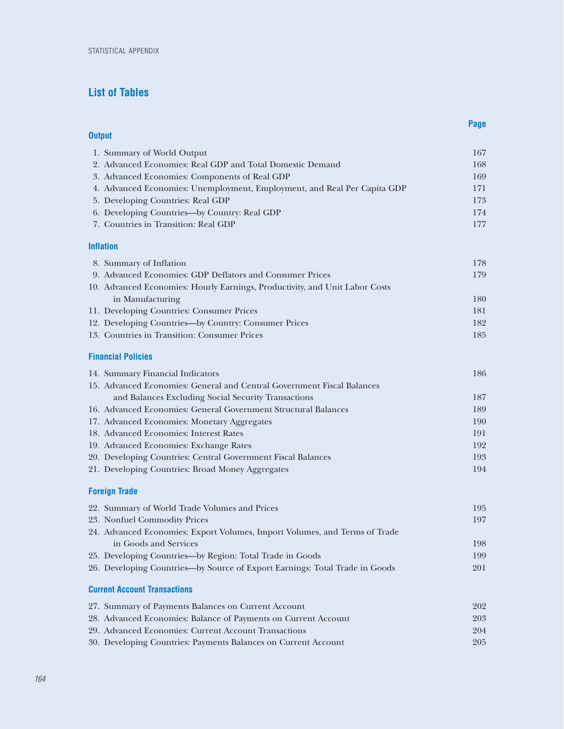## List of Tables

| | Page |
|---|---|
| **Output** | |
| 1. Summary of World Output | 167 |
| 2. Advanced Economies: Real GDP and Total Domestic Demand | 168 |
| 3. Advanced Economies: Components of Real GDP | 169 |
| 4. Advanced Economies: Unemployment, Employment, and Real Per Capita GDP | 171 |
| 5. Developing Countries: Real GDP | 173 |
| 6. Developing Countries—by Country: Real GDP | 174 |
| 7. Countries in Transition: Real GDP | 177 |
| **Inflation** | |
| 8. Summary of Inflation | 178 |
| 9. Advanced Economies: GDP Deflators and Consumer Prices | 179 |
| 10. Advanced Economies: Hourly Earnings, Productivity, and Unit Labor Costs in Manufacturing | 180 |
| 11. Developing Countries: Consumer Prices | 181 |
| 12. Developing Countries—by Country: Consumer Prices | 182 |
| 13. Countries in Transition: Consumer Prices | 185 |
| **Financial Policies** | |
| 14. Summary Financial Indicators | 186 |
| 15. Advanced Economies: General and Central Government Fiscal Balances and Balances Excluding Social Security Transactions | 187 |
| 16. Advanced Economies: General Government Structural Balances | 189 |
| 17. Advanced Economies: Monetary Aggregates | 190 |
| 18. Advanced Economies: Interest Rates | 191 |
| 19. Advanced Economies: Exchange Rates | 192 |
| 20. Developing Countries: Central Government Fiscal Balances | 193 |
| 21. Developing Countries: Broad Money Aggregates | 194 |
| **Foreign Trade** | |
| 22. Summary of World Trade Volumes and Prices | 195 |
| 23. Nonfuel Commodity Prices | 197 |
| 24. Advanced Economies: Export Volumes, Import Volumes, and Terms of Trade in Goods and Services | 198 |
| 25. Developing Countries—by Region: Total Trade in Goods | 199 |
| 26. Developing Countries—by Source of Export Earnings: Total Trade in Goods | 201 |
| **Current Account Transactions** | |
| 27. Summary of Payments Balances on Current Account | 202 |
| 28. Advanced Economies: Balance of Payments on Current Account | 203 |
| 29. Advanced Economies: Current Account Transactions | 204 |
| 30. Developing Countries: Payments Balances on Current Account | 205 |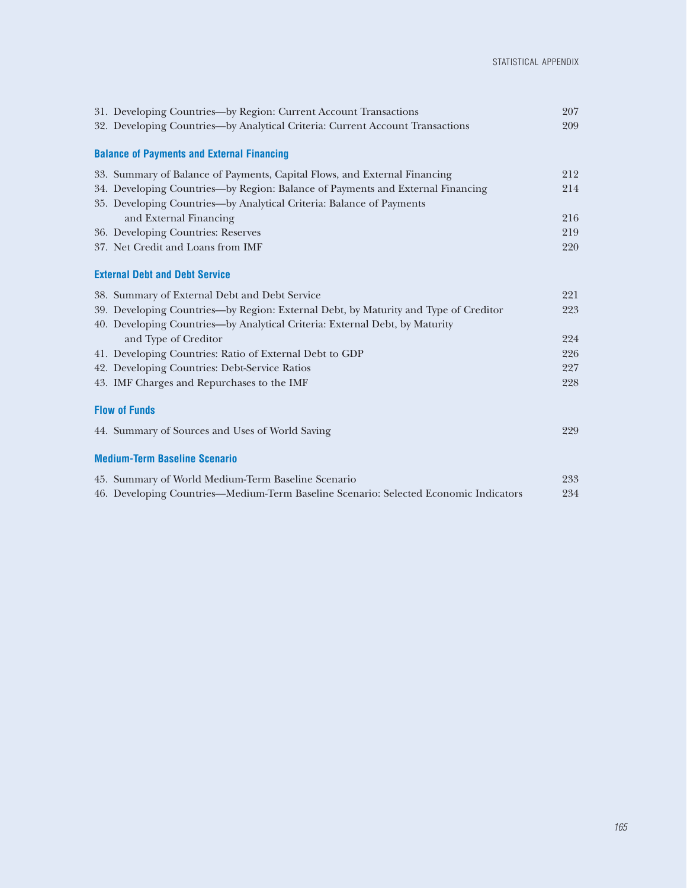31. Developing Countries—by Region: Current Account Transactions 207
32. Developing Countries—by Analytical Criteria: Current Account Transactions 209

### Balance of Payments and External Financing

33. Summary of Balance of Payments, Capital Flows, and External Financing 212
34. Developing Countries—by Region: Balance of Payments and External Financing 214
35. Developing Countries—by Analytical Criteria: Balance of Payments and External Financing 216
36. Developing Countries: Reserves 219
37. Net Credit and Loans from IMF 220

### External Debt and Debt Service

38. Summary of External Debt and Debt Service 221
39. Developing Countries—by Region: External Debt, by Maturity and Type of Creditor 223
40. Developing Countries—by Analytical Criteria: External Debt, by Maturity and Type of Creditor 224
41. Developing Countries: Ratio of External Debt to GDP 226
42. Developing Countries: Debt-Service Ratios 227
43. IMF Charges and Repurchases to the IMF 228

### Flow of Funds

44. Summary of Sources and Uses of World Saving 229

### Medium-Term Baseline Scenario

45. Summary of World Medium-Term Baseline Scenario 233
46. Developing Countries—Medium-Term Baseline Scenario: Selected Economic Indicators 234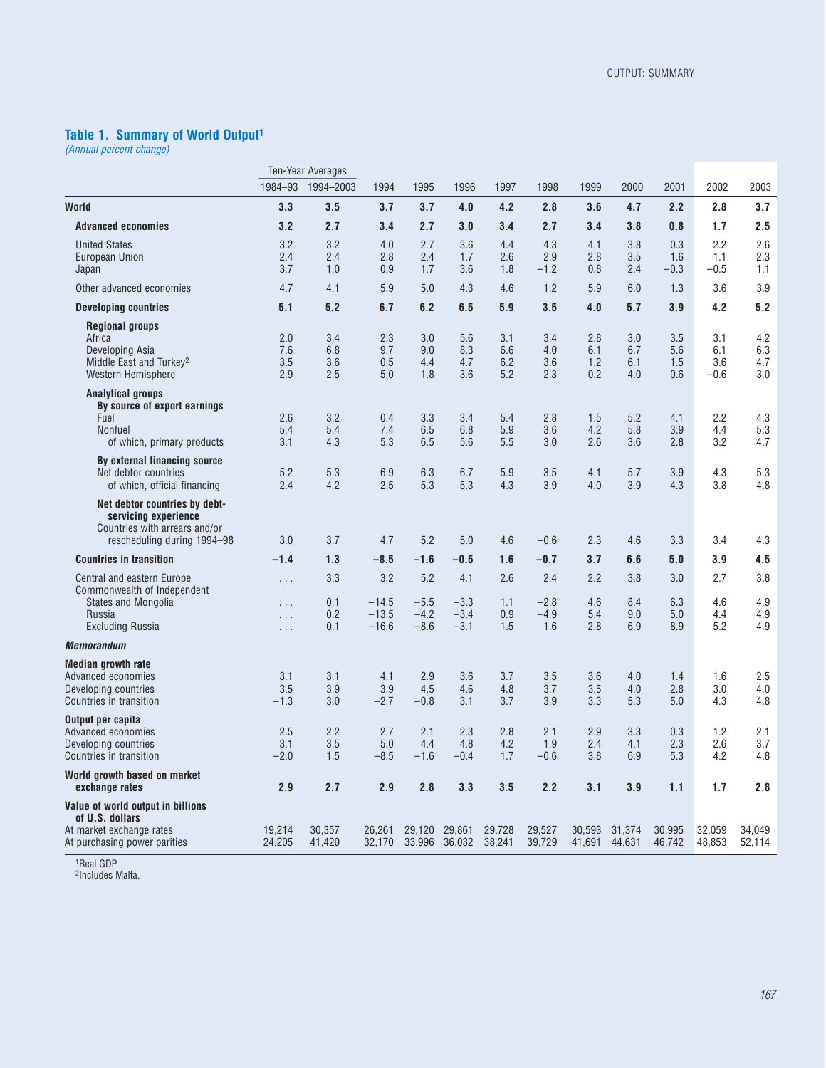## Table 1. Summary of World Output[1]

*(Annual percent change)*

| | Ten-Year Averages | | | | | | | | | | | |
|---|---|---|---|---|---|---|---|---|---|---|---|---|
| | 1984–93 | 1994–2003 | 1994 | 1995 | 1996 | 1997 | 1998 | 1999 | 2000 | 2001 | 2002 | 2003 |
| **World** | **3.3** | **3.5** | **3.7** | **3.7** | **4.0** | **4.2** | **2.8** | **3.6** | **4.7** | **2.2** | **2.8** | **3.7** |
| **Advanced economies** | **3.2** | **2.7** | **3.4** | **2.7** | **3.0** | **3.4** | **2.7** | **3.4** | **3.8** | **0.8** | **1.7** | **2.5** |
| United States | 3.2 | 3.2 | 4.0 | 2.7 | 3.6 | 4.4 | 4.3 | 4.1 | 3.8 | 0.3 | 2.2 | 2.6 |
| European Union | 2.4 | 2.4 | 2.8 | 2.4 | 1.7 | 2.6 | 2.9 | 2.8 | 3.5 | 1.6 | 1.1 | 2.3 |
| Japan | 3.7 | 1.0 | 0.9 | 1.7 | 3.6 | 1.8 | −1.2 | 0.8 | 2.4 | −0.3 | −0.5 | 1.1 |
| Other advanced economies | 4.7 | 4.1 | 5.9 | 5.0 | 4.3 | 4.6 | 1.2 | 5.9 | 6.0 | 1.3 | 3.6 | 3.9 |
| **Developing countries** | **5.1** | **5.2** | **6.7** | **6.2** | **6.5** | **5.9** | **3.5** | **4.0** | **5.7** | **3.9** | **4.2** | **5.2** |
| **Regional groups** | | | | | | | | | | | | |
| Africa | 2.0 | 3.4 | 2.3 | 3.0 | 5.6 | 3.1 | 3.4 | 2.8 | 3.0 | 3.5 | 3.1 | 4.2 |
| Developing Asia | 7.6 | 6.8 | 9.7 | 9.0 | 8.3 | 6.6 | 4.0 | 6.1 | 6.7 | 5.6 | 6.1 | 6.3 |
| Middle East and Turkey[2] | 3.5 | 3.6 | 0.5 | 4.4 | 4.7 | 6.2 | 3.6 | 1.2 | 6.1 | 1.5 | 3.6 | 4.7 |
| Western Hemisphere | 2.9 | 2.5 | 5.0 | 1.8 | 3.6 | 5.2 | 2.3 | 0.2 | 4.0 | 0.6 | −0.6 | 3.0 |
| **Analytical groups** | | | | | | | | | | | | |
| **By source of export earnings** | | | | | | | | | | | | |
| Fuel | 2.6 | 3.2 | 0.4 | 3.3 | 3.4 | 5.4 | 2.8 | 1.5 | 5.2 | 4.1 | 2.2 | 4.3 |
| Nonfuel | 5.4 | 5.4 | 7.4 | 6.5 | 6.8 | 5.9 | 3.6 | 4.2 | 5.8 | 3.9 | 4.4 | 5.3 |
| of which, primary products | 3.1 | 4.3 | 5.3 | 6.5 | 5.6 | 5.5 | 3.0 | 2.6 | 3.6 | 2.8 | 3.2 | 4.7 |
| **By external financing source** | | | | | | | | | | | | |
| Net debtor countries | 5.2 | 5.3 | 6.9 | 6.3 | 6.7 | 5.9 | 3.5 | 4.1 | 5.7 | 3.9 | 4.3 | 5.3 |
| of which, official financing | 2.4 | 4.2 | 2.5 | 5.3 | 5.3 | 4.3 | 3.9 | 4.0 | 3.9 | 4.3 | 3.8 | 4.8 |
| **Net debtor countries by debt-servicing experience** | | | | | | | | | | | | |
| Countries with arrears and/or rescheduling during 1994–98 | 3.0 | 3.7 | 4.7 | 5.2 | 5.0 | 4.6 | −0.6 | 2.3 | 4.6 | 3.3 | 3.4 | 4.3 |
| **Countries in transition** | **−1.4** | **1.3** | **−8.5** | **−1.6** | **−0.5** | **1.6** | **−0.7** | **3.7** | **6.6** | **5.0** | **3.9** | **4.5** |
| Central and eastern Europe | . . . | 3.3 | 3.2 | 5.2 | 4.1 | 2.6 | 2.4 | 2.2 | 3.8 | 3.0 | 2.7 | 3.8 |
| Commonwealth of Independent States and Mongolia | . . . | 0.1 | −14.5 | −5.5 | −3.3 | 1.1 | −2.8 | 4.6 | 8.4 | 6.3 | 4.6 | 4.9 |
| Russia | . . . | 0.2 | −13.5 | −4.2 | −3.4 | 0.9 | −4.9 | 5.4 | 9.0 | 5.0 | 4.4 | 4.9 |
| Excluding Russia | . . . | 0.1 | −16.6 | −8.6 | −3.1 | 1.5 | 1.6 | 2.8 | 6.9 | 8.9 | 5.2 | 4.9 |
| ***Memorandum*** | | | | | | | | | | | | |
| **Median growth rate** | | | | | | | | | | | | |
| Advanced economies | 3.1 | 3.1 | 4.1 | 2.9 | 3.6 | 3.7 | 3.5 | 3.6 | 4.0 | 1.4 | 1.6 | 2.5 |
| Developing countries | 3.5 | 3.9 | 3.9 | 4.5 | 4.6 | 4.8 | 3.7 | 3.5 | 4.0 | 2.8 | 3.0 | 4.0 |
| Countries in transition | −1.3 | 3.0 | −2.7 | −0.8 | 3.1 | 3.7 | 3.9 | 3.3 | 5.3 | 5.0 | 4.3 | 4.8 |
| **Output per capita** | | | | | | | | | | | | |
| Advanced economies | 2.5 | 2.2 | 2.7 | 2.1 | 2.3 | 2.8 | 2.1 | 2.9 | 3.3 | 0.3 | 1.2 | 2.1 |
| Developing countries | 3.1 | 3.5 | 5.0 | 4.4 | 4.8 | 4.2 | 1.9 | 2.4 | 4.1 | 2.3 | 2.6 | 3.7 |
| Countries in transition | −2.0 | 1.5 | −8.5 | −1.6 | −0.4 | 1.7 | −0.6 | 3.8 | 6.9 | 5.3 | 4.2 | 4.8 |
| **World growth based on market exchange rates** | **2.9** | **2.7** | **2.9** | **2.8** | **3.3** | **3.5** | **2.2** | **3.1** | **3.9** | **1.1** | **1.7** | **2.8** |
| **Value of world output in billions of U.S. dollars** | | | | | | | | | | | | |
| At market exchange rates | 19,214 | 30,357 | 26,261 | 29,120 | 29,861 | 29,728 | 29,527 | 30,593 | 31,374 | 30,995 | 32,059 | 34,049 |
| At purchasing power parities | 24,205 | 41,420 | 32,170 | 33,996 | 36,032 | 38,241 | 39,729 | 41,691 | 44,631 | 46,742 | 48,853 | 52,114 |

[1]Real GDP.
[2]Includes Malta.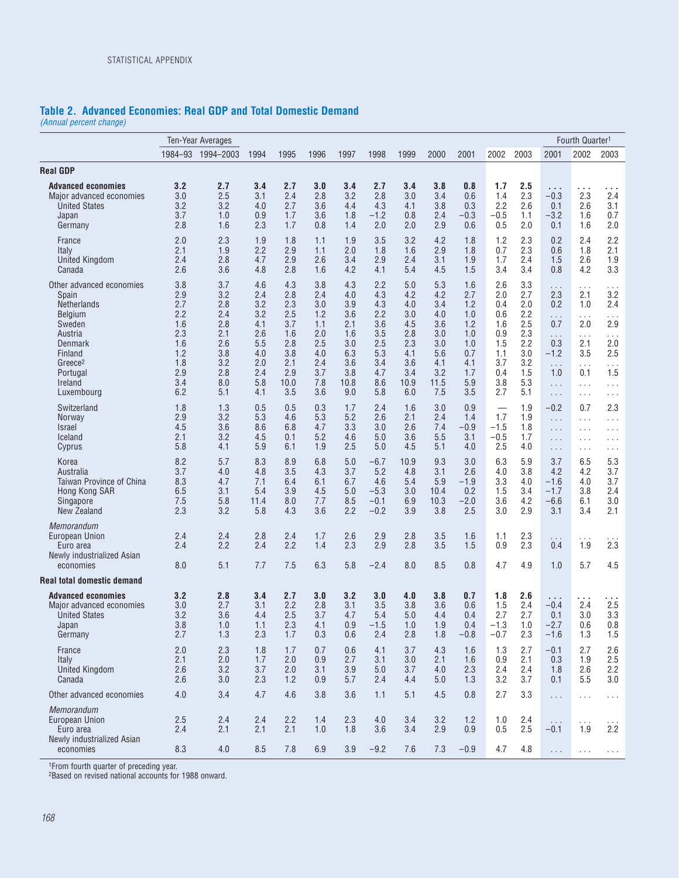## Table 2. Advanced Economies: Real GDP and Total Domestic Demand

*(Annual percent change)*

| | Ten-Year Averages | | | | | | | | | | | | Fourth Quarter[1] | | |
|---|---|---|---|---|---|---|---|---|---|---|---|---|---|---|---|
| | 1984–93 | 1994–2003 | 1994 | 1995 | 1996 | 1997 | 1998 | 1999 | 2000 | 2001 | 2002 | 2003 | 2001 | 2002 | 2003 |
| **Real GDP** | | | | | | | | | | | | | | | |
| **Advanced economies** | **3.2** | **2.7** | **3.4** | **2.7** | **3.0** | **3.4** | **2.7** | **3.4** | **3.8** | **0.8** | **1.7** | **2.5** | **. . .** | **. . .** | **. . .** |
| Major advanced economies | 3.0 | 2.5 | 3.1 | 2.4 | 2.8 | 3.2 | 2.8 | 3.0 | 3.4 | 0.6 | 1.4 | 2.3 | –0.3 | 2.3 | 2.4 |
| United States | 3.2 | 3.2 | 4.0 | 2.7 | 3.6 | 4.4 | 4.3 | 4.1 | 3.8 | 0.3 | 2.2 | 2.6 | 0.1 | 2.6 | 3.1 |
| Japan | 3.7 | 1.0 | 0.9 | 1.7 | 3.6 | 1.8 | –1.2 | 0.8 | 2.4 | –0.3 | –0.5 | 1.1 | –3.2 | 1.6 | 0.7 |
| Germany | 2.8 | 1.6 | 2.3 | 1.7 | 0.8 | 1.4 | 2.0 | 2.0 | 2.9 | 0.6 | 0.5 | 2.0 | 0.1 | 1.6 | 2.0 |
| France | 2.0 | 2.3 | 1.9 | 1.8 | 1.1 | 1.9 | 3.5 | 3.2 | 4.2 | 1.8 | 1.2 | 2.3 | 0.2 | 2.4 | 2.2 |
| Italy | 2.1 | 1.9 | 2.2 | 2.9 | 1.1 | 2.0 | 1.8 | 1.6 | 2.9 | 1.8 | 0.7 | 2.3 | 0.6 | 1.8 | 2.1 |
| United Kingdom | 2.4 | 2.8 | 4.7 | 2.9 | 2.6 | 3.4 | 2.9 | 2.4 | 3.1 | 1.9 | 1.7 | 2.4 | 1.5 | 2.6 | 1.9 |
| Canada | 2.6 | 3.6 | 4.8 | 2.8 | 1.6 | 4.2 | 4.1 | 5.4 | 4.5 | 1.5 | 3.4 | 3.4 | 0.8 | 4.2 | 3.3 |
| Other advanced economies | 3.8 | 3.7 | 4.6 | 4.3 | 3.8 | 4.3 | 2.2 | 5.0 | 5.3 | 1.6 | 2.6 | 3.3 | . . . | . . . | . . . |
| Spain | 2.9 | 3.2 | 2.4 | 2.8 | 2.4 | 4.0 | 4.3 | 4.2 | 4.2 | 2.7 | 2.0 | 2.7 | 2.3 | 2.1 | 3.2 |
| Netherlands | 2.7 | 2.8 | 3.2 | 2.3 | 3.0 | 3.9 | 4.3 | 4.0 | 3.4 | 1.2 | 0.4 | 2.0 | 0.2 | 1.0 | 2.4 |
| Belgium | 2.2 | 2.4 | 3.2 | 2.5 | 1.2 | 3.6 | 2.2 | 3.0 | 4.0 | 1.0 | 0.6 | 2.2 | . . . | . . . | . . . |
| Sweden | 1.6 | 2.8 | 4.1 | 3.7 | 1.1 | 2.1 | 3.6 | 4.5 | 3.6 | 1.2 | 1.6 | 2.5 | 0.7 | 2.0 | 2.9 |
| Austria | 2.3 | 2.1 | 2.6 | 1.6 | 2.0 | 1.6 | 3.5 | 2.8 | 3.0 | 1.0 | 0.9 | 2.3 | . . . | . . . | . . . |
| Denmark | 1.6 | 2.6 | 5.5 | 2.8 | 2.5 | 3.0 | 2.5 | 2.3 | 3.0 | 1.0 | 1.5 | 2.2 | 0.3 | 2.1 | 2.0 |
| Finland | 1.2 | 3.8 | 4.0 | 3.8 | 4.0 | 6.3 | 5.3 | 4.1 | 5.6 | 0.7 | 1.1 | 3.0 | –1.2 | 3.5 | 2.5 |
| Greece[2] | 1.8 | 3.2 | 2.0 | 2.1 | 2.4 | 3.6 | 3.4 | 3.6 | 4.1 | 4.1 | 3.7 | 3.2 | . . . | . . . | . . . |
| Portugal | 2.9 | 2.8 | 2.4 | 2.9 | 3.7 | 3.8 | 4.7 | 3.4 | 3.2 | 1.7 | 0.4 | 1.5 | 1.0 | 0.1 | 1.5 |
| Ireland | 3.4 | 8.0 | 5.8 | 10.0 | 7.8 | 10.8 | 8.6 | 10.9 | 11.5 | 5.9 | 3.8 | 5.3 | . . . | . . . | . . . |
| Luxembourg | 6.2 | 5.1 | 4.1 | 3.5 | 3.6 | 9.0 | 5.8 | 6.0 | 7.5 | 3.5 | 2.7 | 5.1 | . . . | . . . | . . . |
| Switzerland | 1.8 | 1.3 | 0.5 | 0.5 | 0.3 | 1.7 | 2.4 | 1.6 | 3.0 | 0.9 | — | 1.9 | –0.2 | 0.7 | 2.3 |
| Norway | 2.9 | 3.2 | 5.3 | 4.6 | 5.3 | 5.2 | 2.6 | 2.1 | 2.4 | 1.4 | 1.7 | 1.9 | . . . | . . . | . . . |
| Israel | 4.5 | 3.6 | 8.6 | 6.8 | 4.7 | 3.3 | 3.0 | 2.6 | 7.4 | –0.9 | –1.5 | 1.8 | . . . | . . . | . . . |
| Iceland | 2.1 | 3.2 | 4.5 | 0.1 | 5.2 | 4.6 | 5.0 | 3.6 | 5.5 | 3.1 | –0.5 | 1.7 | . . . | . . . | . . . |
| Cyprus | 5.8 | 4.1 | 5.9 | 6.1 | 1.9 | 2.5 | 5.0 | 4.5 | 5.1 | 4.0 | 2.5 | 4.0 | . . . | . . . | . . . |
| Korea | 8.2 | 5.7 | 8.3 | 8.9 | 6.8 | 5.0 | –6.7 | 10.9 | 9.3 | 3.0 | 6.3 | 5.9 | 3.7 | 6.5 | 5.3 |
| Australia | 3.7 | 4.0 | 4.8 | 3.5 | 4.3 | 3.7 | 5.2 | 4.8 | 3.1 | 2.6 | 4.0 | 3.8 | 4.2 | 4.2 | 3.7 |
| Taiwan Province of China | 8.3 | 4.7 | 7.1 | 6.4 | 6.1 | 6.7 | 4.6 | 5.4 | 5.9 | –1.9 | 3.3 | 4.0 | –1.6 | 4.0 | 3.7 |
| Hong Kong SAR | 6.5 | 3.1 | 5.4 | 3.9 | 4.5 | 5.0 | –5.3 | 3.0 | 10.4 | 0.2 | 1.5 | 3.4 | –1.7 | 3.8 | 2.4 |
| Singapore | 7.5 | 5.8 | 11.4 | 8.0 | 7.7 | 8.5 | –0.1 | 6.9 | 10.3 | –2.0 | 3.6 | 4.2 | –6.6 | 6.1 | 3.0 |
| New Zealand | 2.3 | 3.2 | 5.8 | 4.3 | 3.6 | 2.2 | –0.2 | 3.9 | 3.8 | 2.5 | 3.0 | 2.9 | 3.1 | 3.4 | 2.1 |
| *Memorandum* | | | | | | | | | | | | | | | |
| European Union | 2.4 | 2.4 | 2.8 | 2.4 | 1.7 | 2.6 | 2.9 | 2.8 | 3.5 | 1.6 | 1.1 | 2.3 | . . . | . . . | . . . |
| Euro area | 2.4 | 2.2 | 2.4 | 2.2 | 1.4 | 2.3 | 2.9 | 2.8 | 3.5 | 1.5 | 0.9 | 2.3 | 0.4 | 1.9 | 2.3 |
| Newly industrialized Asian economies | 8.0 | 5.1 | 7.7 | 7.5 | 6.3 | 5.8 | –2.4 | 8.0 | 8.5 | 0.8 | 4.7 | 4.9 | 1.0 | 5.7 | 4.5 |
| **Real total domestic demand** | | | | | | | | | | | | | | | |
| **Advanced economies** | **3.2** | **2.8** | **3.4** | **2.7** | **3.0** | **3.2** | **3.0** | **4.0** | **3.8** | **0.7** | **1.8** | **2.6** | **. . .** | **. . .** | **. . .** |
| Major advanced economies | 3.0 | 2.7 | 3.1 | 2.2 | 2.8 | 3.1 | 3.5 | 3.8 | 3.6 | 0.6 | 1.5 | 2.4 | –0.4 | 2.4 | 2.5 |
| United States | 3.2 | 3.6 | 4.4 | 2.5 | 3.7 | 4.7 | 5.4 | 5.0 | 4.4 | 0.4 | 2.7 | 2.7 | 0.1 | 3.0 | 3.3 |
| Japan | 3.8 | 1.0 | 1.1 | 2.3 | 4.1 | 0.9 | –1.5 | 1.0 | 1.9 | 0.4 | –1.3 | 1.0 | –2.7 | 0.6 | 0.8 |
| Germany | 2.7 | 1.3 | 2.3 | 1.7 | 0.3 | 0.6 | 2.4 | 2.8 | 1.8 | –0.8 | –0.7 | 2.3 | –1.6 | 1.3 | 1.5 |
| France | 2.0 | 2.3 | 1.8 | 1.7 | 0.7 | 0.6 | 4.1 | 3.7 | 4.3 | 1.6 | 1.3 | 2.7 | –0.1 | 2.7 | 2.6 |
| Italy | 2.1 | 2.0 | 1.7 | 2.0 | 0.9 | 2.7 | 3.1 | 3.0 | 2.1 | 1.6 | 0.9 | 2.1 | 0.3 | 1.9 | 2.5 |
| United Kingdom | 2.6 | 3.2 | 3.7 | 2.0 | 3.1 | 3.9 | 5.0 | 3.7 | 4.0 | 2.3 | 2.4 | 2.4 | 1.8 | 2.6 | 2.2 |
| Canada | 2.6 | 3.0 | 2.3 | 1.2 | 0.9 | 5.7 | 2.4 | 4.4 | 5.0 | 1.3 | 3.2 | 3.7 | 0.1 | 5.5 | 3.0 |
| Other advanced economies | 4.0 | 3.4 | 4.7 | 4.6 | 3.8 | 3.6 | 1.1 | 5.1 | 4.5 | 0.8 | 2.7 | 3.3 | . . . | . . . | . . . |
| *Memorandum* | | | | | | | | | | | | | | | |
| European Union | 2.5 | 2.4 | 2.4 | 2.2 | 1.4 | 2.3 | 4.0 | 3.4 | 3.2 | 1.2 | 1.0 | 2.4 | . . . | . . . | . . . |
| Euro area | 2.4 | 2.1 | 2.1 | 2.1 | 1.0 | 1.8 | 3.6 | 3.4 | 2.9 | 0.9 | 0.5 | 2.5 | –0.1 | 1.9 | 2.2 |
| Newly industrialized Asian economies | 8.3 | 4.0 | 8.5 | 7.8 | 6.9 | 3.9 | –9.2 | 7.6 | 7.3 | –0.9 | 4.7 | 4.8 | . . . | . . . | . . . |

[1]From fourth quarter of preceding year.
[2]Based on revised national accounts for 1988 onward.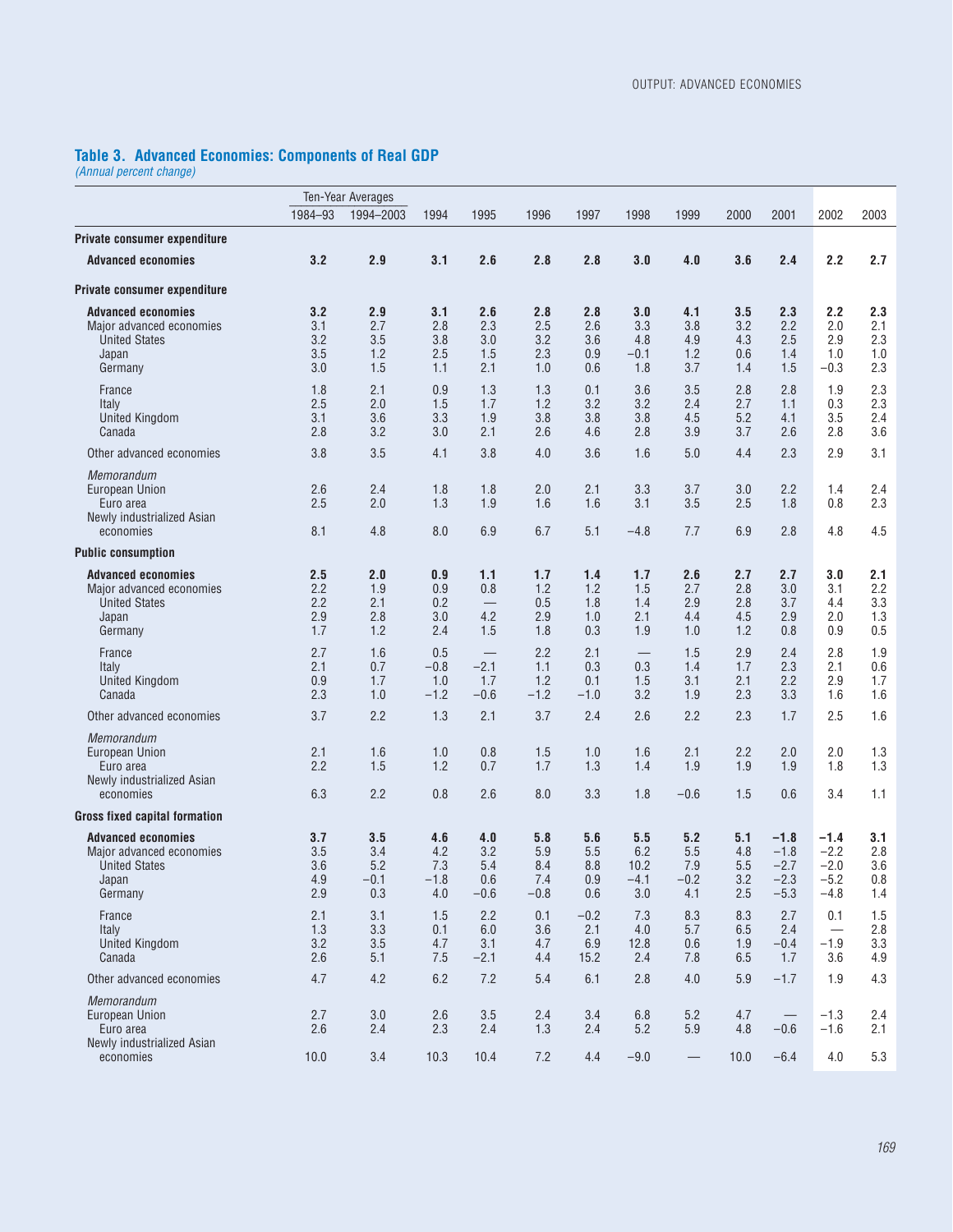## Table 3. Advanced Economies: Components of Real GDP

*(Annual percent change)*

| | Ten-Year Averages | | | | | | | | | | | |
|---|---|---|---|---|---|---|---|---|---|---|---|---|
| | 1984–93 | 1994–2003 | 1994 | 1995 | 1996 | 1997 | 1998 | 1999 | 2000 | 2001 | 2002 | 2003 |
| **Private consumer expenditure** | | | | | | | | | | | | |
| **Advanced economies** | **3.2** | **2.9** | **3.1** | **2.6** | **2.8** | **2.8** | **3.0** | **4.0** | **3.6** | **2.4** | **2.2** | **2.7** |
| **Private consumer expenditure** | | | | | | | | | | | | |
| **Advanced economies** | **3.2** | **2.9** | **3.1** | **2.6** | **2.8** | **2.8** | **3.0** | **4.1** | **3.5** | **2.3** | **2.2** | **2.3** |
| Major advanced economies | 3.1 | 2.7 | 2.8 | 2.3 | 2.5 | 2.6 | 3.3 | 3.8 | 3.2 | 2.2 | 2.0 | 2.1 |
| United States | 3.2 | 3.5 | 3.8 | 3.0 | 3.2 | 3.6 | 4.8 | 4.9 | 4.3 | 2.5 | 2.9 | 2.3 |
| Japan | 3.5 | 1.2 | 2.5 | 1.5 | 2.3 | 0.9 | –0.1 | 1.2 | 0.6 | 1.4 | 1.0 | 1.0 |
| Germany | 3.0 | 1.5 | 1.1 | 2.1 | 1.0 | 0.6 | 1.8 | 3.7 | 1.4 | 1.5 | –0.3 | 2.3 |
| France | 1.8 | 2.1 | 0.9 | 1.3 | 1.3 | 0.1 | 3.6 | 3.5 | 2.8 | 2.8 | 1.9 | 2.3 |
| Italy | 2.5 | 2.0 | 1.5 | 1.7 | 1.2 | 3.2 | 3.2 | 2.4 | 2.7 | 1.1 | 0.3 | 2.3 |
| United Kingdom | 3.1 | 3.6 | 3.3 | 1.9 | 3.8 | 3.8 | 3.8 | 4.5 | 5.2 | 4.1 | 3.5 | 2.4 |
| Canada | 2.8 | 3.2 | 3.0 | 2.1 | 2.6 | 4.6 | 2.8 | 3.9 | 3.7 | 2.6 | 2.8 | 3.6 |
| Other advanced economies | 3.8 | 3.5 | 4.1 | 3.8 | 4.0 | 3.6 | 1.6 | 5.0 | 4.4 | 2.3 | 2.9 | 3.1 |
| *Memorandum* | | | | | | | | | | | | |
| European Union | 2.6 | 2.4 | 1.8 | 1.8 | 2.0 | 2.1 | 3.3 | 3.7 | 3.0 | 2.2 | 1.4 | 2.4 |
| Euro area | 2.5 | 2.0 | 1.3 | 1.9 | 1.6 | 1.6 | 3.1 | 3.5 | 2.5 | 1.8 | 0.8 | 2.3 |
| Newly industrialized Asian economies | 8.1 | 4.8 | 8.0 | 6.9 | 6.7 | 5.1 | –4.8 | 7.7 | 6.9 | 2.8 | 4.8 | 4.5 |
| **Public consumption** | | | | | | | | | | | | |
| **Advanced economies** | **2.5** | **2.0** | **0.9** | **1.1** | **1.7** | **1.4** | **1.7** | **2.6** | **2.7** | **2.7** | **3.0** | **2.1** |
| Major advanced economies | 2.2 | 1.9 | 0.9 | 0.8 | 1.2 | 1.2 | 1.5 | 2.7 | 2.8 | 3.0 | 3.1 | 2.2 |
| United States | 2.2 | 2.1 | 0.2 | — | 0.5 | 1.8 | 1.4 | 2.9 | 2.8 | 3.7 | 4.4 | 3.3 |
| Japan | 2.9 | 2.8 | 3.0 | 4.2 | 2.9 | 1.0 | 2.1 | 4.4 | 4.5 | 2.9 | 2.0 | 1.3 |
| Germany | 1.7 | 1.2 | 2.4 | 1.5 | 1.8 | 0.3 | 1.9 | 1.0 | 1.2 | 0.8 | 0.9 | 0.5 |
| France | 2.7 | 1.6 | 0.5 | — | 2.2 | 2.1 | — | 1.5 | 2.9 | 2.4 | 2.8 | 1.9 |
| Italy | 2.1 | 0.7 | –0.8 | –2.1 | 1.1 | 0.3 | 0.3 | 1.4 | 1.7 | 2.3 | 2.1 | 0.6 |
| United Kingdom | 0.9 | 1.7 | 1.0 | 1.7 | 1.2 | 0.1 | 1.5 | 3.1 | 2.1 | 2.2 | 2.9 | 1.7 |
| Canada | 2.3 | 1.0 | –1.2 | –0.6 | –1.2 | –1.0 | 3.2 | 1.9 | 2.3 | 3.3 | 1.6 | 1.6 |
| Other advanced economies | 3.7 | 2.2 | 1.3 | 2.1 | 3.7 | 2.4 | 2.6 | 2.2 | 2.3 | 1.7 | 2.5 | 1.6 |
| *Memorandum* | | | | | | | | | | | | |
| European Union | 2.1 | 1.6 | 1.0 | 0.8 | 1.5 | 1.0 | 1.6 | 2.1 | 2.2 | 2.0 | 2.0 | 1.3 |
| Euro area | 2.2 | 1.5 | 1.2 | 0.7 | 1.7 | 1.3 | 1.4 | 1.9 | 1.9 | 1.9 | 1.8 | 1.3 |
| Newly industrialized Asian economies | 6.3 | 2.2 | 0.8 | 2.6 | 8.0 | 3.3 | 1.8 | –0.6 | 1.5 | 0.6 | 3.4 | 1.1 |
| **Gross fixed capital formation** | | | | | | | | | | | | |
| **Advanced economies** | **3.7** | **3.5** | **4.6** | **4.0** | **5.8** | **5.6** | **5.5** | **5.2** | **5.1** | **–1.8** | **–1.4** | **3.1** |
| Major advanced economies | 3.5 | 3.4 | 4.2 | 3.2 | 5.9 | 5.5 | 6.2 | 5.5 | 4.8 | –1.8 | –2.2 | 2.8 |
| United States | 3.6 | 5.2 | 7.3 | 5.4 | 8.4 | 8.8 | 10.2 | 7.9 | 5.5 | –2.7 | –2.0 | 3.6 |
| Japan | 4.9 | –0.1 | –1.8 | 0.6 | 7.4 | 0.9 | –4.1 | –0.2 | 3.2 | –2.3 | –5.2 | 0.8 |
| Germany | 2.9 | 0.3 | 4.0 | –0.6 | –0.8 | 0.6 | 3.0 | 4.1 | 2.5 | –5.3 | –4.8 | 1.4 |
| France | 2.1 | 3.1 | 1.5 | 2.2 | 0.1 | –0.2 | 7.3 | 8.3 | 8.3 | 2.7 | 0.1 | 1.5 |
| Italy | 1.3 | 3.3 | 0.1 | 6.0 | 3.6 | 2.1 | 4.0 | 5.7 | 6.5 | 2.4 | — | 2.8 |
| United Kingdom | 3.2 | 3.5 | 4.7 | 3.1 | 4.7 | 6.9 | 12.8 | 0.6 | 1.9 | –0.4 | –1.9 | 3.3 |
| Canada | 2.6 | 5.1 | 7.5 | –2.1 | 4.4 | 15.2 | 2.4 | 7.8 | 6.5 | 1.7 | 3.6 | 4.9 |
| Other advanced economies | 4.7 | 4.2 | 6.2 | 7.2 | 5.4 | 6.1 | 2.8 | 4.0 | 5.9 | –1.7 | 1.9 | 4.3 |
| *Memorandum* | | | | | | | | | | | | |
| European Union | 2.7 | 3.0 | 2.6 | 3.5 | 2.4 | 3.4 | 6.8 | 5.2 | 4.7 | — | –1.3 | 2.4 |
| Euro area | 2.6 | 2.4 | 2.3 | 2.4 | 1.3 | 2.4 | 5.2 | 5.9 | 4.8 | –0.6 | –1.6 | 2.1 |
| Newly industrialized Asian economies | 10.0 | 3.4 | 10.3 | 10.4 | 7.2 | 4.4 | –9.0 | — | 10.0 | –6.4 | 4.0 | 5.3 |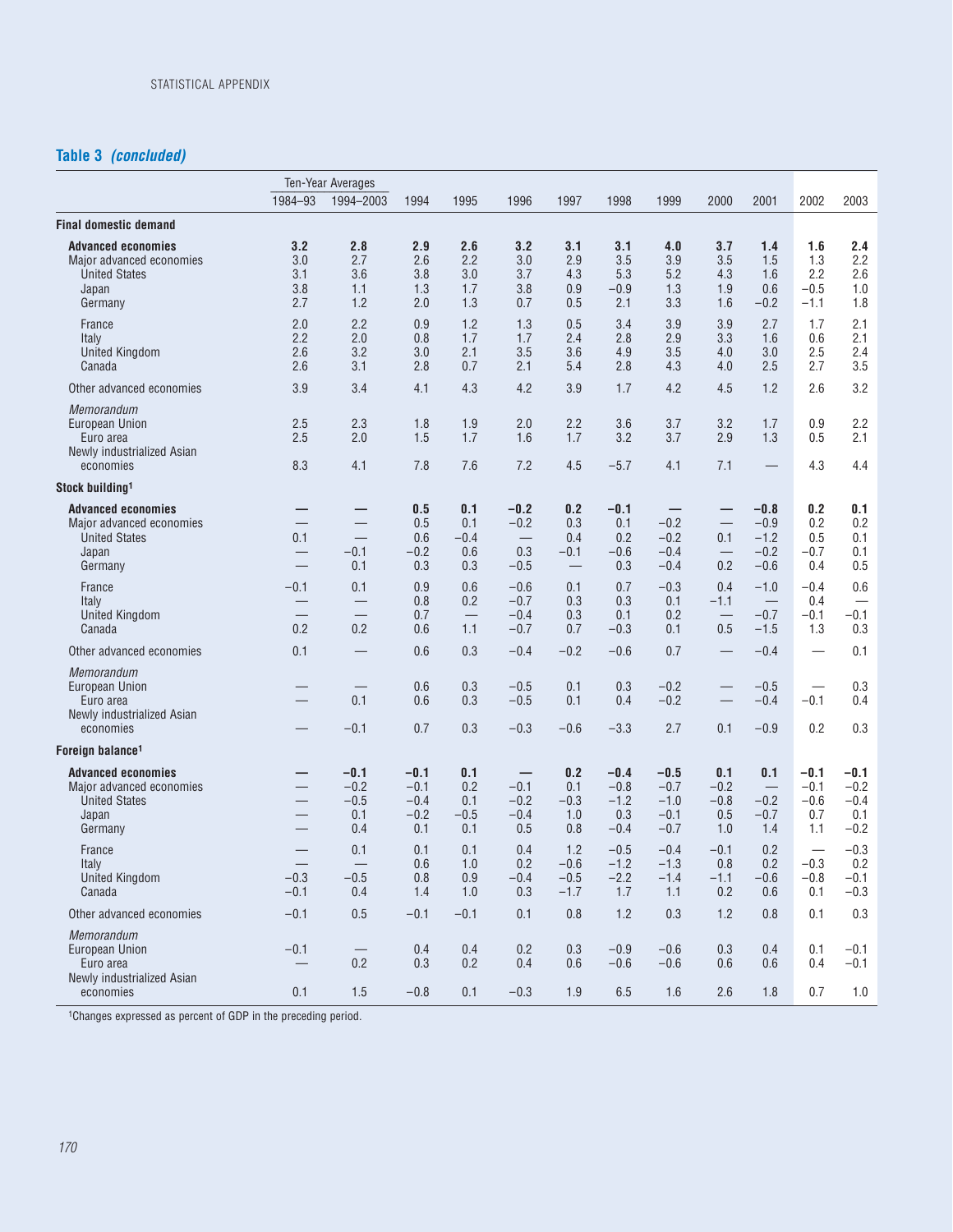## Table 3 *(concluded)*

| | Ten-Year Averages | | | | | | | | | | | |
|---|---|---|---|---|---|---|---|---|---|---|---|---|
| | 1984–93 | 1994–2003 | 1994 | 1995 | 1996 | 1997 | 1998 | 1999 | 2000 | 2001 | 2002 | 2003 |
| **Final domestic demand** | | | | | | | | | | | | |
| **Advanced economies** | **3.2** | **2.8** | **2.9** | **2.6** | **3.2** | **3.1** | **3.1** | **4.0** | **3.7** | **1.4** | **1.6** | **2.4** |
| Major advanced economies | 3.0 | 2.7 | 2.6 | 2.2 | 3.0 | 2.9 | 3.5 | 3.9 | 3.5 | 1.5 | 1.3 | 2.2 |
| United States | 3.1 | 3.6 | 3.8 | 3.0 | 3.7 | 4.3 | 5.3 | 5.2 | 4.3 | 1.6 | 2.2 | 2.6 |
| Japan | 3.8 | 1.1 | 1.3 | 1.7 | 3.8 | 0.9 | −0.9 | 1.3 | 1.9 | 0.6 | −0.5 | 1.0 |
| Germany | 2.7 | 1.2 | 2.0 | 1.3 | 0.7 | 0.5 | 2.1 | 3.3 | 1.6 | −0.2 | −1.1 | 1.8 |
| France | 2.0 | 2.2 | 0.9 | 1.2 | 1.3 | 0.5 | 3.4 | 3.9 | 3.9 | 2.7 | 1.7 | 2.1 |
| Italy | 2.2 | 2.0 | 0.8 | 1.7 | 1.7 | 2.4 | 2.8 | 2.9 | 3.3 | 1.6 | 0.6 | 2.1 |
| United Kingdom | 2.6 | 3.2 | 3.0 | 2.1 | 3.5 | 3.6 | 4.9 | 3.5 | 4.0 | 3.0 | 2.5 | 2.4 |
| Canada | 2.6 | 3.1 | 2.8 | 0.7 | 2.1 | 5.4 | 2.8 | 4.3 | 4.0 | 2.5 | 2.7 | 3.5 |
| Other advanced economies | 3.9 | 3.4 | 4.1 | 4.3 | 4.2 | 3.9 | 1.7 | 4.2 | 4.5 | 1.2 | 2.6 | 3.2 |
| *Memorandum* | | | | | | | | | | | | |
| European Union | 2.5 | 2.3 | 1.8 | 1.9 | 2.0 | 2.2 | 3.6 | 3.7 | 3.2 | 1.7 | 0.9 | 2.2 |
| Euro area | 2.5 | 2.0 | 1.5 | 1.7 | 1.6 | 1.7 | 3.2 | 3.7 | 2.9 | 1.3 | 0.5 | 2.1 |
| Newly industrialized Asian economies | 8.3 | 4.1 | 7.8 | 7.6 | 7.2 | 4.5 | −5.7 | 4.1 | 7.1 | — | 4.3 | 4.4 |
| **Stock building[1]** | | | | | | | | | | | | |
| **Advanced economies** | **—** | **—** | **0.5** | **0.1** | **−0.2** | **0.2** | **−0.1** | **—** | **—** | **−0.8** | **0.2** | **0.1** |
| Major advanced economies | — | — | 0.5 | 0.1 | −0.2 | 0.3 | 0.1 | −0.2 | — | −0.9 | 0.2 | 0.2 |
| United States | 0.1 | — | 0.6 | −0.4 | — | 0.4 | 0.2 | −0.2 | 0.1 | −1.2 | 0.5 | 0.1 |
| Japan | — | −0.1 | −0.2 | 0.6 | 0.3 | −0.1 | −0.6 | −0.4 | — | −0.2 | −0.7 | 0.1 |
| Germany | — | 0.1 | 0.3 | 0.3 | −0.5 | — | 0.3 | −0.4 | 0.2 | −0.6 | 0.4 | 0.5 |
| France | −0.1 | 0.1 | 0.9 | 0.6 | −0.6 | 0.1 | 0.7 | −0.3 | 0.4 | −1.0 | −0.4 | 0.6 |
| Italy | — | — | 0.8 | 0.2 | −0.7 | 0.3 | 0.3 | 0.1 | −1.1 | — | 0.4 | — |
| United Kingdom | — | — | 0.7 | — | −0.4 | 0.3 | 0.1 | 0.2 | — | −0.7 | −0.1 | −0.1 |
| Canada | 0.2 | 0.2 | 0.6 | 1.1 | −0.7 | 0.7 | −0.3 | 0.1 | 0.5 | −1.5 | 1.3 | 0.3 |
| Other advanced economies | 0.1 | — | 0.6 | 0.3 | −0.4 | −0.2 | −0.6 | 0.7 | — | −0.4 | — | 0.1 |
| *Memorandum* | | | | | | | | | | | | |
| European Union | — | — | 0.6 | 0.3 | −0.5 | 0.1 | 0.3 | −0.2 | — | −0.5 | — | 0.3 |
| Euro area | — | 0.1 | 0.6 | 0.3 | −0.5 | 0.1 | 0.4 | −0.2 | — | −0.4 | −0.1 | 0.4 |
| Newly industrialized Asian economies | — | −0.1 | 0.7 | 0.3 | −0.3 | −0.6 | −3.3 | 2.7 | 0.1 | −0.9 | 0.2 | 0.3 |
| **Foreign balance[1]** | | | | | | | | | | | | |
| **Advanced economies** | **—** | **−0.1** | **−0.1** | **0.1** | **—** | **0.2** | **−0.4** | **−0.5** | **0.1** | **0.1** | **−0.1** | **−0.1** |
| Major advanced economies | — | −0.2 | −0.1 | 0.2 | −0.1 | 0.1 | −0.8 | −0.7 | −0.2 | — | −0.1 | −0.2 |
| United States | — | −0.5 | −0.4 | 0.1 | −0.2 | −0.3 | −1.2 | −1.0 | −0.8 | −0.2 | −0.6 | −0.4 |
| Japan | — | 0.1 | −0.2 | −0.5 | −0.4 | 1.0 | 0.3 | −0.1 | 0.5 | −0.7 | 0.7 | 0.1 |
| Germany | — | 0.4 | 0.1 | 0.1 | 0.5 | 0.8 | −0.4 | −0.7 | 1.0 | 1.4 | 1.1 | −0.2 |
| France | — | 0.1 | 0.1 | 0.1 | 0.4 | 1.2 | −0.5 | −0.4 | −0.1 | 0.2 | — | −0.3 |
| Italy | — | — | 0.6 | 1.0 | 0.2 | −0.6 | −1.2 | −1.3 | 0.8 | 0.2 | −0.3 | 0.2 |
| United Kingdom | −0.3 | −0.5 | 0.8 | 0.9 | −0.4 | −0.5 | −2.2 | −1.4 | −1.1 | −0.6 | −0.8 | −0.1 |
| Canada | −0.1 | 0.4 | 1.4 | 1.0 | 0.3 | −1.7 | 1.7 | 1.1 | 0.2 | 0.6 | 0.1 | −0.3 |
| Other advanced economies | −0.1 | 0.5 | −0.1 | −0.1 | 0.1 | 0.8 | 1.2 | 0.3 | 1.2 | 0.8 | 0.1 | 0.3 |
| *Memorandum* | | | | | | | | | | | | |
| European Union | −0.1 | — | 0.4 | 0.4 | 0.2 | 0.3 | −0.9 | −0.6 | 0.3 | 0.4 | 0.1 | −0.1 |
| Euro area | — | 0.2 | 0.3 | 0.2 | 0.4 | 0.6 | −0.6 | −0.6 | 0.6 | 0.6 | 0.4 | −0.1 |
| Newly industrialized Asian economies | 0.1 | 1.5 | −0.8 | 0.1 | −0.3 | 1.9 | 6.5 | 1.6 | 2.6 | 1.8 | 0.7 | 1.0 |

[1]Changes expressed as percent of GDP in the preceding period.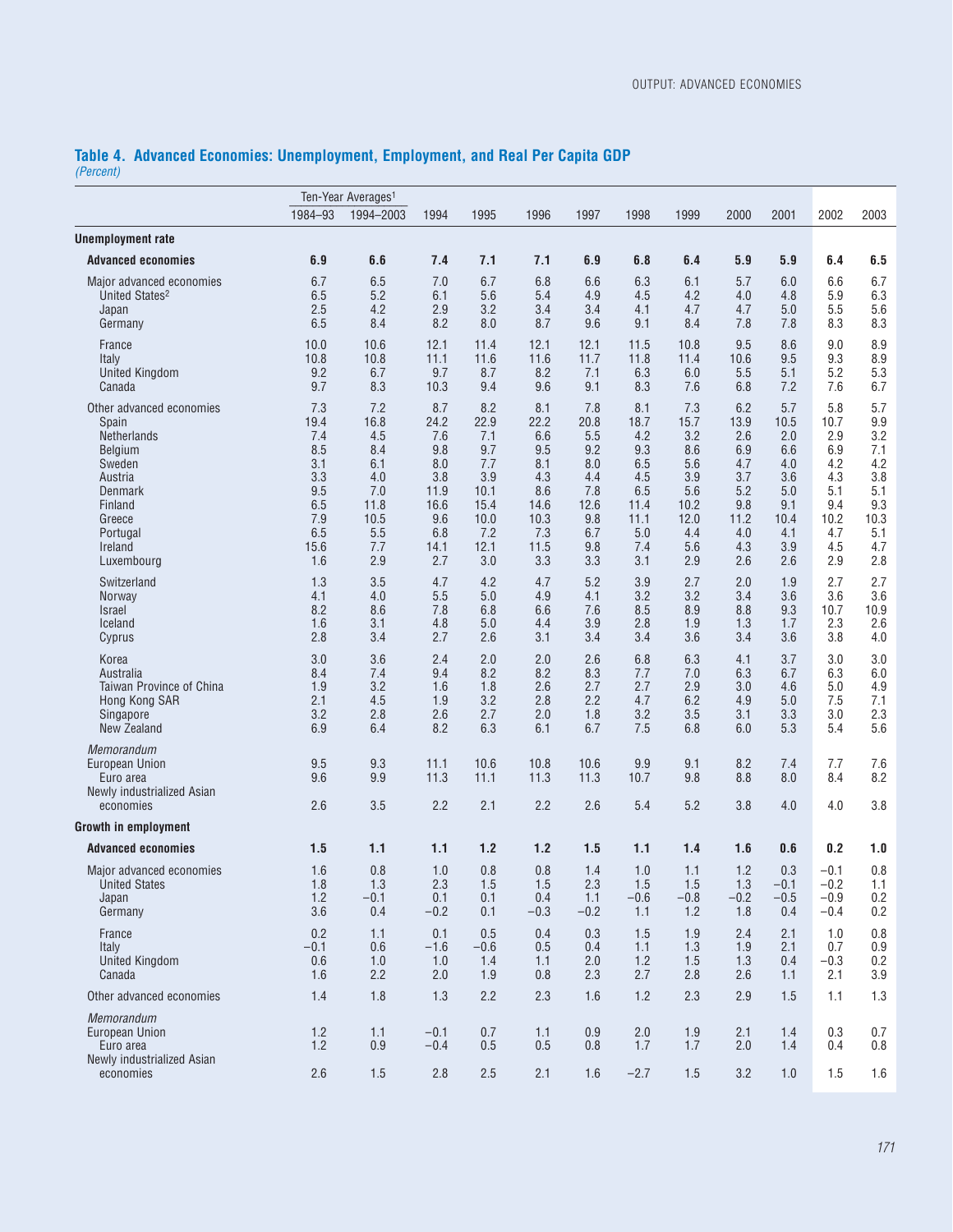## Table 4. Advanced Economies: Unemployment, Employment, and Real Per Capita GDP

*(Percent)*

| | Ten-Year Averages[1] | | | | | | | | | | | |
|---|---|---|---|---|---|---|---|---|---|---|---|---|
| | 1984–93 | 1994–2003 | 1994 | 1995 | 1996 | 1997 | 1998 | 1999 | 2000 | 2001 | 2002 | 2003 |
| **Unemployment rate** | | | | | | | | | | | | |
| **Advanced economies** | **6.9** | **6.6** | **7.4** | **7.1** | **7.1** | **6.9** | **6.8** | **6.4** | **5.9** | **5.9** | **6.4** | **6.5** |
| Major advanced economies | 6.7 | 6.5 | 7.0 | 6.7 | 6.8 | 6.6 | 6.3 | 6.1 | 5.7 | 6.0 | 6.6 | 6.7 |
| United States[2] | 6.5 | 5.2 | 6.1 | 5.6 | 5.4 | 4.9 | 4.5 | 4.2 | 4.0 | 4.8 | 5.9 | 6.3 |
| Japan | 2.5 | 4.2 | 2.9 | 3.2 | 3.4 | 3.4 | 4.1 | 4.7 | 4.7 | 5.0 | 5.5 | 5.6 |
| Germany | 6.5 | 8.4 | 8.2 | 8.0 | 8.7 | 9.6 | 9.1 | 8.4 | 7.8 | 7.8 | 8.3 | 8.3 |
| France | 10.0 | 10.6 | 12.1 | 11.4 | 12.1 | 12.1 | 11.5 | 10.8 | 9.5 | 8.6 | 9.0 | 8.9 |
| Italy | 10.8 | 10.8 | 11.1 | 11.6 | 11.6 | 11.7 | 11.8 | 11.4 | 10.6 | 9.5 | 9.3 | 8.9 |
| United Kingdom | 9.2 | 6.7 | 9.7 | 8.7 | 8.2 | 7.1 | 6.3 | 6.0 | 5.5 | 5.1 | 5.2 | 5.3 |
| Canada | 9.7 | 8.3 | 10.3 | 9.4 | 9.6 | 9.1 | 8.3 | 7.6 | 6.8 | 7.2 | 7.6 | 6.7 |
| Other advanced economies | 7.3 | 7.2 | 8.7 | 8.2 | 8.1 | 7.8 | 8.1 | 7.3 | 6.2 | 5.7 | 5.8 | 5.7 |
| Spain | 19.4 | 16.8 | 24.2 | 22.9 | 22.2 | 20.8 | 18.7 | 15.7 | 13.9 | 10.5 | 10.7 | 9.9 |
| Netherlands | 7.4 | 4.5 | 7.6 | 7.1 | 6.6 | 5.5 | 4.2 | 3.2 | 2.6 | 2.0 | 2.9 | 3.2 |
| Belgium | 8.5 | 8.4 | 9.8 | 9.7 | 9.5 | 9.2 | 9.3 | 8.6 | 6.9 | 6.6 | 6.9 | 7.1 |
| Sweden | 3.1 | 6.1 | 8.0 | 7.7 | 8.1 | 8.0 | 6.5 | 5.6 | 4.7 | 4.0 | 4.2 | 4.2 |
| Austria | 3.3 | 4.0 | 3.8 | 3.9 | 4.3 | 4.4 | 4.5 | 3.9 | 3.7 | 3.6 | 4.3 | 3.8 |
| Denmark | 9.5 | 7.0 | 11.9 | 10.1 | 8.6 | 7.8 | 6.5 | 5.6 | 5.2 | 5.0 | 5.1 | 5.1 |
| Finland | 6.5 | 11.8 | 16.6 | 15.4 | 14.6 | 12.6 | 11.4 | 10.2 | 9.8 | 9.1 | 9.4 | 9.3 |
| Greece | 7.9 | 10.5 | 9.6 | 10.0 | 10.3 | 9.8 | 11.1 | 12.0 | 11.2 | 10.4 | 10.2 | 10.3 |
| Portugal | 6.5 | 5.5 | 6.8 | 7.2 | 7.3 | 6.7 | 5.0 | 4.4 | 4.0 | 4.1 | 4.7 | 5.1 |
| Ireland | 15.6 | 7.7 | 14.1 | 12.1 | 11.5 | 9.8 | 7.4 | 5.6 | 4.3 | 3.9 | 4.5 | 4.7 |
| Luxembourg | 1.6 | 2.9 | 2.7 | 3.0 | 3.3 | 3.3 | 3.1 | 2.9 | 2.6 | 2.6 | 2.9 | 2.8 |
| Switzerland | 1.3 | 3.5 | 4.7 | 4.2 | 4.7 | 5.2 | 3.9 | 2.7 | 2.0 | 1.9 | 2.7 | 2.7 |
| Norway | 4.1 | 4.0 | 5.5 | 5.0 | 4.9 | 4.1 | 3.2 | 3.2 | 3.4 | 3.6 | 3.6 | 3.6 |
| Israel | 8.2 | 8.6 | 7.8 | 6.8 | 6.6 | 7.6 | 8.5 | 8.9 | 8.8 | 9.3 | 10.7 | 10.9 |
| Iceland | 1.6 | 3.1 | 4.8 | 5.0 | 4.4 | 3.9 | 2.8 | 1.9 | 1.3 | 1.7 | 2.3 | 2.6 |
| Cyprus | 2.8 | 3.4 | 2.7 | 2.6 | 3.1 | 3.4 | 3.4 | 3.6 | 3.4 | 3.6 | 3.8 | 4.0 |
| Korea | 3.0 | 3.6 | 2.4 | 2.0 | 2.0 | 2.6 | 6.8 | 6.3 | 4.1 | 3.7 | 3.0 | 3.0 |
| Australia | 8.4 | 7.4 | 9.4 | 8.2 | 8.2 | 8.3 | 7.7 | 7.0 | 6.3 | 6.7 | 6.3 | 6.0 |
| Taiwan Province of China | 1.9 | 3.2 | 1.6 | 1.8 | 2.6 | 2.7 | 2.7 | 2.9 | 3.0 | 4.6 | 5.0 | 4.9 |
| Hong Kong SAR | 2.1 | 4.5 | 1.9 | 3.2 | 2.8 | 2.2 | 4.7 | 6.2 | 4.9 | 5.0 | 7.5 | 7.1 |
| Singapore | 3.2 | 2.8 | 2.6 | 2.7 | 2.0 | 1.8 | 3.2 | 3.5 | 3.1 | 3.3 | 3.0 | 2.3 |
| New Zealand | 6.9 | 6.4 | 8.2 | 6.3 | 6.1 | 6.7 | 7.5 | 6.8 | 6.0 | 5.3 | 5.4 | 5.6 |
| *Memorandum* | | | | | | | | | | | | |
| European Union | 9.5 | 9.3 | 11.1 | 10.6 | 10.8 | 10.6 | 9.9 | 9.1 | 8.2 | 7.4 | 7.7 | 7.6 |
| Euro area | 9.6 | 9.9 | 11.3 | 11.1 | 11.3 | 11.3 | 10.7 | 9.8 | 8.8 | 8.0 | 8.4 | 8.2 |
| Newly industrialized Asian economies | 2.6 | 3.5 | 2.2 | 2.1 | 2.2 | 2.6 | 5.4 | 5.2 | 3.8 | 4.0 | 4.0 | 3.8 |
| **Growth in employment** | | | | | | | | | | | | |
| **Advanced economies** | **1.5** | **1.1** | **1.1** | **1.2** | **1.2** | **1.5** | **1.1** | **1.4** | **1.6** | **0.6** | **0.2** | **1.0** |
| Major advanced economies | 1.6 | 0.8 | 1.0 | 0.8 | 0.8 | 1.4 | 1.0 | 1.1 | 1.2 | 0.3 | −0.1 | 0.8 |
| United States | 1.8 | 1.3 | 2.3 | 1.5 | 1.5 | 2.3 | 1.5 | 1.5 | 1.3 | −0.1 | −0.2 | 1.1 |
| Japan | 1.2 | −0.1 | 0.1 | 0.1 | 0.4 | 1.1 | −0.6 | −0.8 | −0.2 | −0.5 | −0.9 | 0.2 |
| Germany | 3.6 | 0.4 | −0.2 | 0.1 | −0.3 | −0.2 | 1.1 | 1.2 | 1.8 | 0.4 | −0.4 | 0.2 |
| France | 0.2 | 1.1 | 0.1 | 0.5 | 0.4 | 0.3 | 1.5 | 1.9 | 2.4 | 2.1 | 1.0 | 0.8 |
| Italy | −0.1 | 0.6 | −1.6 | −0.6 | 0.5 | 0.4 | 1.1 | 1.3 | 1.9 | 2.1 | 0.7 | 0.9 |
| United Kingdom | 0.6 | 1.0 | 1.0 | 1.4 | 1.1 | 2.0 | 1.2 | 1.5 | 1.3 | 0.4 | −0.3 | 0.2 |
| Canada | 1.6 | 2.2 | 2.0 | 1.9 | 0.8 | 2.3 | 2.7 | 2.8 | 2.6 | 1.1 | 2.1 | 3.9 |
| Other advanced economies | 1.4 | 1.8 | 1.3 | 2.2 | 2.3 | 1.6 | 1.2 | 2.3 | 2.9 | 1.5 | 1.1 | 1.3 |
| *Memorandum* | | | | | | | | | | | | |
| European Union | 1.2 | 1.1 | −0.1 | 0.7 | 1.1 | 0.9 | 2.0 | 1.9 | 2.1 | 1.4 | 0.3 | 0.7 |
| Euro area | 1.2 | 0.9 | −0.4 | 0.5 | 0.5 | 0.8 | 1.7 | 1.7 | 2.0 | 1.4 | 0.4 | 0.8 |
| Newly industrialized Asian economies | 2.6 | 1.5 | 2.8 | 2.5 | 2.1 | 1.6 | −2.7 | 1.5 | 3.2 | 1.0 | 1.5 | 1.6 |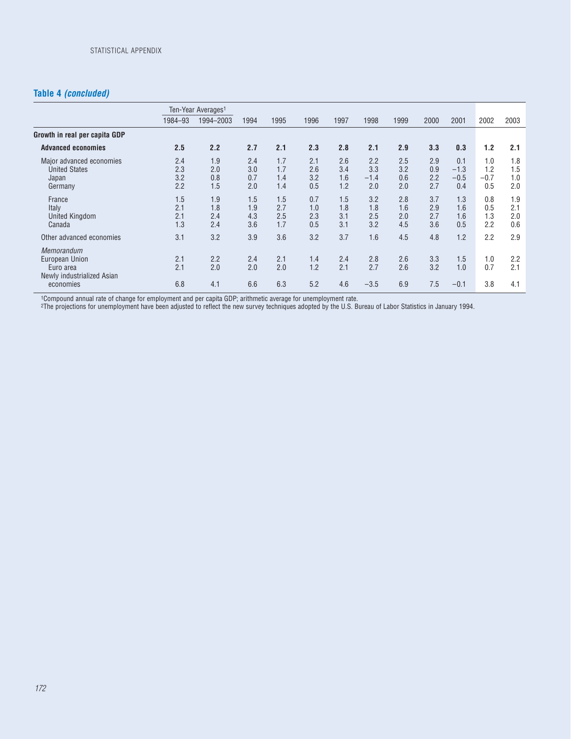## Table 4 *(concluded)*

| | Ten-Year Averages[1] | | | | | | | | | | | |
|---|---|---|---|---|---|---|---|---|---|---|---|---|
| | 1984–93 | 1994–2003 | 1994 | 1995 | 1996 | 1997 | 1998 | 1999 | 2000 | 2001 | 2002 | 2003 |
| **Growth in real per capita GDP** | | | | | | | | | | | | |
| **Advanced economies** | **2.5** | **2.2** | **2.7** | **2.1** | **2.3** | **2.8** | **2.1** | **2.9** | **3.3** | **0.3** | **1.2** | **2.1** |
| Major advanced economies | 2.4 | 1.9 | 2.4 | 1.7 | 2.1 | 2.6 | 2.2 | 2.5 | 2.9 | 0.1 | 1.0 | 1.8 |
| United States | 2.3 | 2.0 | 3.0 | 1.7 | 2.6 | 3.4 | 3.3 | 3.2 | 0.9 | −1.3 | 1.2 | 1.5 |
| Japan | 3.2 | 0.8 | 0.7 | 1.4 | 3.2 | 1.6 | −1.4 | 0.6 | 2.2 | −0.5 | −0.7 | 1.0 |
| Germany | 2.2 | 1.5 | 2.0 | 1.4 | 0.5 | 1.2 | 2.0 | 2.0 | 2.7 | 0.4 | 0.5 | 2.0 |
| France | 1.5 | 1.9 | 1.5 | 1.5 | 0.7 | 1.5 | 3.2 | 2.8 | 3.7 | 1.3 | 0.8 | 1.9 |
| Italy | 2.1 | 1.8 | 1.9 | 2.7 | 1.0 | 1.8 | 1.8 | 1.6 | 2.9 | 1.6 | 0.5 | 2.1 |
| United Kingdom | 2.1 | 2.4 | 4.3 | 2.5 | 2.3 | 3.1 | 2.5 | 2.0 | 2.7 | 1.6 | 1.3 | 2.0 |
| Canada | 1.3 | 2.4 | 3.6 | 1.7 | 0.5 | 3.1 | 3.2 | 4.5 | 3.6 | 0.5 | 2.2 | 0.6 |
| Other advanced economies | 3.1 | 3.2 | 3.9 | 3.6 | 3.2 | 3.7 | 1.6 | 4.5 | 4.8 | 1.2 | 2.2 | 2.9 |
| *Memorandum* | | | | | | | | | | | | |
| European Union | 2.1 | 2.2 | 2.4 | 2.1 | 1.4 | 2.4 | 2.8 | 2.6 | 3.3 | 1.5 | 1.0 | 2.2 |
| Euro area | 2.1 | 2.0 | 2.0 | 2.0 | 1.2 | 2.1 | 2.7 | 2.6 | 3.2 | 1.0 | 0.7 | 2.1 |
| Newly industrialized Asian economies | 6.8 | 4.1 | 6.6 | 6.3 | 5.2 | 4.6 | −3.5 | 6.9 | 7.5 | −0.1 | 3.8 | 4.1 |

[1]Compound annual rate of change for employment and per capita GDP; arithmetic average for unemployment rate.
[2]The projections for unemployment have been adjusted to reflect the new survey techniques adopted by the U.S. Bureau of Labor Statistics in January 1994.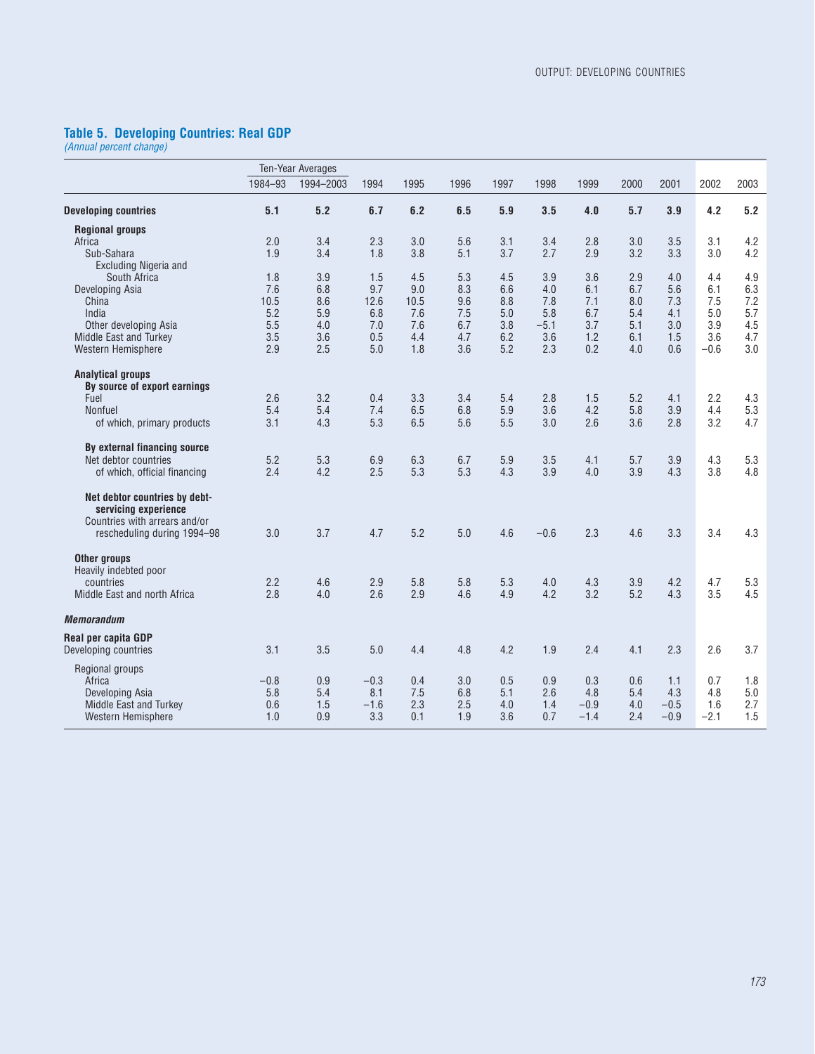## Table 5. Developing Countries: Real GDP

*(Annual percent change)*

| | Ten-Year Averages | | | | | | | | | | | |
|---|---|---|---|---|---|---|---|---|---|---|---|---|
| | 1984–93 | 1994–2003 | 1994 | 1995 | 1996 | 1997 | 1998 | 1999 | 2000 | 2001 | 2002 | 2003 |
| **Developing countries** | **5.1** | **5.2** | **6.7** | **6.2** | **6.5** | **5.9** | **3.5** | **4.0** | **5.7** | **3.9** | **4.2** | **5.2** |
| **Regional groups** | | | | | | | | | | | | |
| Africa | 2.0 | 3.4 | 2.3 | 3.0 | 5.6 | 3.1 | 3.4 | 2.8 | 3.0 | 3.5 | 3.1 | 4.2 |
| Sub-Sahara | 1.9 | 3.4 | 1.8 | 3.8 | 5.1 | 3.7 | 2.7 | 2.9 | 3.2 | 3.3 | 3.0 | 4.2 |
| Excluding Nigeria and South Africa | 1.8 | 3.9 | 1.5 | 4.5 | 5.3 | 4.5 | 3.9 | 3.6 | 2.9 | 4.0 | 4.4 | 4.9 |
| Developing Asia | 7.6 | 6.8 | 9.7 | 9.0 | 8.3 | 6.6 | 4.0 | 6.1 | 6.7 | 5.6 | 6.1 | 6.3 |
| China | 10.5 | 8.6 | 12.6 | 10.5 | 9.6 | 8.8 | 7.8 | 7.1 | 8.0 | 7.3 | 7.5 | 7.2 |
| India | 5.2 | 5.9 | 6.8 | 7.6 | 7.5 | 5.0 | 5.8 | 6.7 | 5.4 | 4.1 | 5.0 | 5.7 |
| Other developing Asia | 5.5 | 4.0 | 7.0 | 7.6 | 6.7 | 3.8 | −5.1 | 3.7 | 5.1 | 3.0 | 3.9 | 4.5 |
| Middle East and Turkey | 3.5 | 3.6 | 0.5 | 4.4 | 4.7 | 6.2 | 3.6 | 1.2 | 6.1 | 1.5 | 3.6 | 4.7 |
| Western Hemisphere | 2.9 | 2.5 | 5.0 | 1.8 | 3.6 | 5.2 | 2.3 | 0.2 | 4.0 | 0.6 | −0.6 | 3.0 |
| **Analytical groups** | | | | | | | | | | | | |
| **By source of export earnings** | | | | | | | | | | | | |
| Fuel | 2.6 | 3.2 | 0.4 | 3.3 | 3.4 | 5.4 | 2.8 | 1.5 | 5.2 | 4.1 | 2.2 | 4.3 |
| Nonfuel | 5.4 | 5.4 | 7.4 | 6.5 | 6.8 | 5.9 | 3.6 | 4.2 | 5.8 | 3.9 | 4.4 | 5.3 |
| of which, primary products | 3.1 | 4.3 | 5.3 | 6.5 | 5.6 | 5.5 | 3.0 | 2.6 | 3.6 | 2.8 | 3.2 | 4.7 |
| **By external financing source** | | | | | | | | | | | | |
| Net debtor countries | 5.2 | 5.3 | 6.9 | 6.3 | 6.7 | 5.9 | 3.5 | 4.1 | 5.7 | 3.9 | 4.3 | 5.3 |
| of which, official financing | 2.4 | 4.2 | 2.5 | 5.3 | 5.3 | 4.3 | 3.9 | 4.0 | 3.9 | 4.3 | 3.8 | 4.8 |
| **Net debtor countries by debt-servicing experience** | | | | | | | | | | | | |
| Countries with arrears and/or rescheduling during 1994–98 | 3.0 | 3.7 | 4.7 | 5.2 | 5.0 | 4.6 | −0.6 | 2.3 | 4.6 | 3.3 | 3.4 | 4.3 |
| **Other groups** | | | | | | | | | | | | |
| Heavily indebted poor countries | 2.2 | 4.6 | 2.9 | 5.8 | 5.8 | 5.3 | 4.0 | 4.3 | 3.9 | 4.2 | 4.7 | 5.3 |
| Middle East and north Africa | 2.8 | 4.0 | 2.6 | 2.9 | 4.6 | 4.9 | 4.2 | 3.2 | 5.2 | 4.3 | 3.5 | 4.5 |
| ***Memorandum*** | | | | | | | | | | | | |
| **Real per capita GDP** | | | | | | | | | | | | |
| Developing countries | 3.1 | 3.5 | 5.0 | 4.4 | 4.8 | 4.2 | 1.9 | 2.4 | 4.1 | 2.3 | 2.6 | 3.7 |
| Regional groups | | | | | | | | | | | | |
| Africa | −0.8 | 0.9 | −0.3 | 0.4 | 3.0 | 0.5 | 0.9 | 0.3 | 0.6 | 1.1 | 0.7 | 1.8 |
| Developing Asia | 5.8 | 5.4 | 8.1 | 7.5 | 6.8 | 5.1 | 2.6 | 4.8 | 5.4 | 4.3 | 4.8 | 5.0 |
| Middle East and Turkey | 0.6 | 1.5 | −1.6 | 2.3 | 2.5 | 4.0 | 1.4 | −0.9 | 4.0 | −0.5 | 1.6 | 2.7 |
| Western Hemisphere | 1.0 | 0.9 | 3.3 | 0.1 | 1.9 | 3.6 | 0.7 | −1.4 | 2.4 | −0.9 | −2.1 | 1.5 |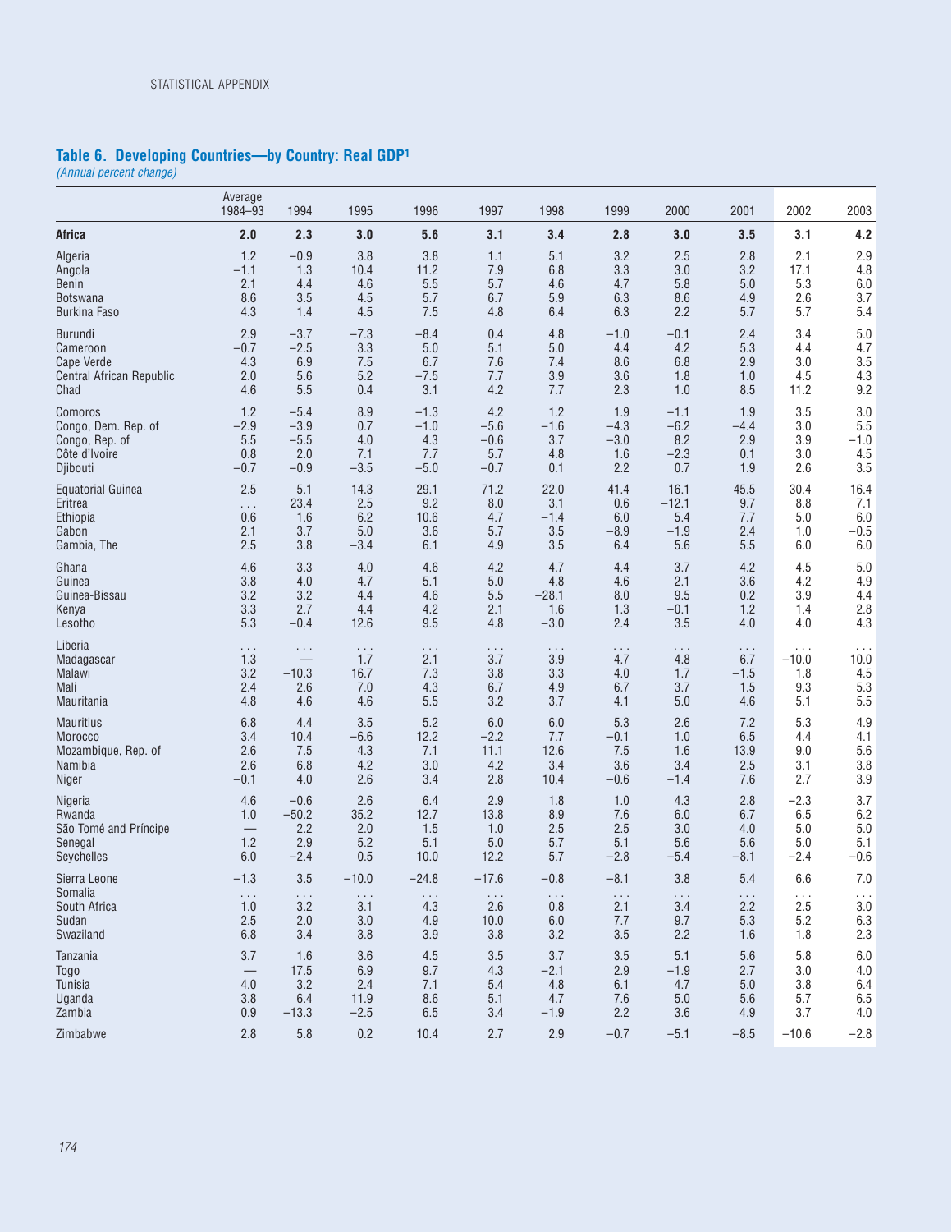## Table 6. Developing Countries—by Country: Real GDP[1]

*(Annual percent change)*

| | Average 1984–93 | 1994 | 1995 | 1996 | 1997 | 1998 | 1999 | 2000 | 2001 | 2002 | 2003 |
|---|---|---|---|---|---|---|---|---|---|---|---|
| **Africa** | **2.0** | **2.3** | **3.0** | **5.6** | **3.1** | **3.4** | **2.8** | **3.0** | **3.5** | **3.1** | **4.2** |
| Algeria | 1.2 | –0.9 | 3.8 | 3.8 | 1.1 | 5.1 | 3.2 | 2.5 | 2.8 | 2.1 | 2.9 |
| Angola | –1.1 | 1.3 | 10.4 | 11.2 | 7.9 | 6.8 | 3.3 | 3.0 | 3.2 | 17.1 | 4.8 |
| Benin | 2.1 | 4.4 | 4.6 | 5.5 | 5.7 | 4.6 | 4.7 | 5.8 | 5.0 | 5.3 | 6.0 |
| Botswana | 8.6 | 3.5 | 4.5 | 5.7 | 6.7 | 5.9 | 6.3 | 8.6 | 4.9 | 2.6 | 3.7 |
| Burkina Faso | 4.3 | 1.4 | 4.5 | 7.5 | 4.8 | 6.4 | 6.3 | 2.2 | 5.7 | 5.7 | 5.4 |
| Burundi | 2.9 | –3.7 | –7.3 | –8.4 | 0.4 | 4.8 | –1.0 | –0.1 | 2.4 | 3.4 | 5.0 |
| Cameroon | –0.7 | –2.5 | 3.3 | 5.0 | 5.1 | 5.0 | 4.4 | 4.2 | 5.3 | 4.4 | 4.7 |
| Cape Verde | 4.3 | 6.9 | 7.5 | 6.7 | 7.6 | 7.4 | 8.6 | 6.8 | 2.9 | 3.0 | 3.5 |
| Central African Republic | 2.0 | 5.6 | 5.2 | –7.5 | 7.7 | 3.9 | 3.6 | 1.8 | 1.0 | 4.5 | 4.3 |
| Chad | 4.6 | 5.5 | 0.4 | 3.1 | 4.2 | 7.7 | 2.3 | 1.0 | 8.5 | 11.2 | 9.2 |
| Comoros | 1.2 | –5.4 | 8.9 | –1.3 | 4.2 | 1.2 | 1.9 | –1.1 | 1.9 | 3.5 | 3.0 |
| Congo, Dem. Rep. of | –2.9 | –3.9 | 0.7 | –1.0 | –5.6 | –1.6 | –4.3 | –6.2 | –4.4 | 3.0 | 5.5 |
| Congo, Rep. of | 5.5 | –5.5 | 4.0 | 4.3 | –0.6 | 3.7 | –3.0 | 8.2 | 2.9 | 3.9 | –1.0 |
| Côte d'Ivoire | 0.8 | 2.0 | 7.1 | 7.7 | 5.7 | 4.8 | 1.6 | –2.3 | 0.1 | 3.0 | 4.5 |
| Djibouti | –0.7 | –0.9 | –3.5 | –5.0 | –0.7 | 0.1 | 2.2 | 0.7 | 1.9 | 2.6 | 3.5 |
| Equatorial Guinea | 2.5 | 5.1 | 14.3 | 29.1 | 71.2 | 22.0 | 41.4 | 16.1 | 45.5 | 30.4 | 16.4 |
| Eritrea | . . . | 23.4 | 2.5 | 9.2 | 8.0 | 3.1 | 0.6 | –12.1 | 9.7 | 8.8 | 7.1 |
| Ethiopia | 0.6 | 1.6 | 6.2 | 10.6 | 4.7 | –1.4 | 6.0 | 5.4 | 7.7 | 5.0 | 6.0 |
| Gabon | 2.1 | 3.7 | 5.0 | 3.6 | 5.7 | 3.5 | –8.9 | –1.9 | 2.4 | 1.0 | –0.5 |
| Gambia, The | 2.5 | 3.8 | –3.4 | 6.1 | 4.9 | 3.5 | 6.4 | 5.6 | 5.5 | 6.0 | 6.0 |
| Ghana | 4.6 | 3.3 | 4.0 | 4.6 | 4.2 | 4.7 | 4.4 | 3.7 | 4.2 | 4.5 | 5.0 |
| Guinea | 3.8 | 4.0 | 4.7 | 5.1 | 5.0 | 4.8 | 4.6 | 2.1 | 3.6 | 4.2 | 4.9 |
| Guinea-Bissau | 3.2 | 3.2 | 4.4 | 4.6 | 5.5 | –28.1 | 8.0 | 9.5 | 0.2 | 3.9 | 4.4 |
| Kenya | 3.3 | 2.7 | 4.4 | 4.2 | 2.1 | 1.6 | 1.3 | –0.1 | 1.2 | 1.4 | 2.8 |
| Lesotho | 5.3 | –0.4 | 12.6 | 9.5 | 4.8 | –3.0 | 2.4 | 3.5 | 4.0 | 4.0 | 4.3 |
| Liberia | . . . | . . . | . . . | . . . | . . . | . . . | . . . | . . . | . . . | . . . | . . . |
| Madagascar | 1.3 | — | 1.7 | 2.1 | 3.7 | 3.9 | 4.7 | 4.8 | 6.7 | –10.0 | 10.0 |
| Malawi | 3.2 | –10.3 | 16.7 | 7.3 | 3.8 | 3.3 | 4.0 | 1.7 | –1.5 | 1.8 | 4.5 |
| Mali | 2.4 | 2.6 | 7.0 | 4.3 | 6.7 | 4.9 | 6.7 | 3.7 | 1.5 | 9.3 | 5.3 |
| Mauritania | 4.8 | 4.6 | 4.6 | 5.5 | 3.2 | 3.7 | 4.1 | 5.0 | 4.6 | 5.1 | 5.5 |
| Mauritius | 6.8 | 4.4 | 3.5 | 5.2 | 6.0 | 6.0 | 5.3 | 2.6 | 7.2 | 5.3 | 4.9 |
| Morocco | 3.4 | 10.4 | –6.6 | 12.2 | –2.2 | 7.7 | –0.1 | 1.0 | 6.5 | 4.4 | 4.1 |
| Mozambique, Rep. of | 2.6 | 7.5 | 4.3 | 7.1 | 11.1 | 12.6 | 7.5 | 1.6 | 13.9 | 9.0 | 5.6 |
| Namibia | 2.6 | 6.8 | 4.2 | 3.0 | 4.2 | 3.4 | 3.6 | 3.4 | 2.5 | 3.1 | 3.8 |
| Niger | –0.1 | 4.0 | 2.6 | 3.4 | 2.8 | 10.4 | –0.6 | –1.4 | 7.6 | 2.7 | 3.9 |
| Nigeria | 4.6 | –0.6 | 2.6 | 6.4 | 2.9 | 1.8 | 1.0 | 4.3 | 2.8 | –2.3 | 3.7 |
| Rwanda | 1.0 | –50.2 | 35.2 | 12.7 | 13.8 | 8.9 | 7.6 | 6.0 | 6.7 | 6.5 | 6.2 |
| São Tomé and Príncipe | — | 2.2 | 2.0 | 1.5 | 1.0 | 2.5 | 2.5 | 3.0 | 4.0 | 5.0 | 5.0 |
| Senegal | 1.2 | 2.9 | 5.2 | 5.1 | 5.0 | 5.7 | 5.1 | 5.6 | 5.6 | 5.0 | 5.1 |
| Seychelles | 6.0 | –2.4 | 0.5 | 10.0 | 12.2 | 5.7 | –2.8 | –5.4 | –8.1 | –2.4 | –0.6 |
| Sierra Leone | –1.3 | 3.5 | –10.0 | –24.8 | –17.6 | –0.8 | –8.1 | 3.8 | 5.4 | 6.6 | 7.0 |
| Somalia | . . . | . . . | . . . | . . . | . . . | . . . | . . . | . . . | . . . | . . . | . . . |
| South Africa | 1.0 | 3.2 | 3.1 | 4.3 | 2.6 | 0.8 | 2.1 | 3.4 | 2.2 | 2.5 | 3.0 |
| Sudan | 2.5 | 2.0 | 3.0 | 4.9 | 10.0 | 6.0 | 7.7 | 9.7 | 5.3 | 5.2 | 6.3 |
| Swaziland | 6.8 | 3.4 | 3.8 | 3.9 | 3.8 | 3.2 | 3.5 | 2.2 | 1.6 | 1.8 | 2.3 |
| Tanzania | 3.7 | 1.6 | 3.6 | 4.5 | 3.5 | 3.7 | 3.5 | 5.1 | 5.6 | 5.8 | 6.0 |
| Togo | — | 17.5 | 6.9 | 9.7 | 4.3 | –2.1 | 2.9 | –1.9 | 2.7 | 3.0 | 4.0 |
| Tunisia | 4.0 | 3.2 | 2.4 | 7.1 | 5.4 | 4.8 | 6.1 | 4.7 | 5.0 | 3.8 | 6.4 |
| Uganda | 3.8 | 6.4 | 11.9 | 8.6 | 5.1 | 4.7 | 7.6 | 5.0 | 5.6 | 5.7 | 6.5 |
| Zambia | 0.9 | –13.3 | –2.5 | 6.5 | 3.4 | –1.9 | 2.2 | 3.6 | 4.9 | 3.7 | 4.0 |
| Zimbabwe | 2.8 | 5.8 | 0.2 | 10.4 | 2.7 | 2.9 | –0.7 | –5.1 | –8.5 | –10.6 | –2.8 |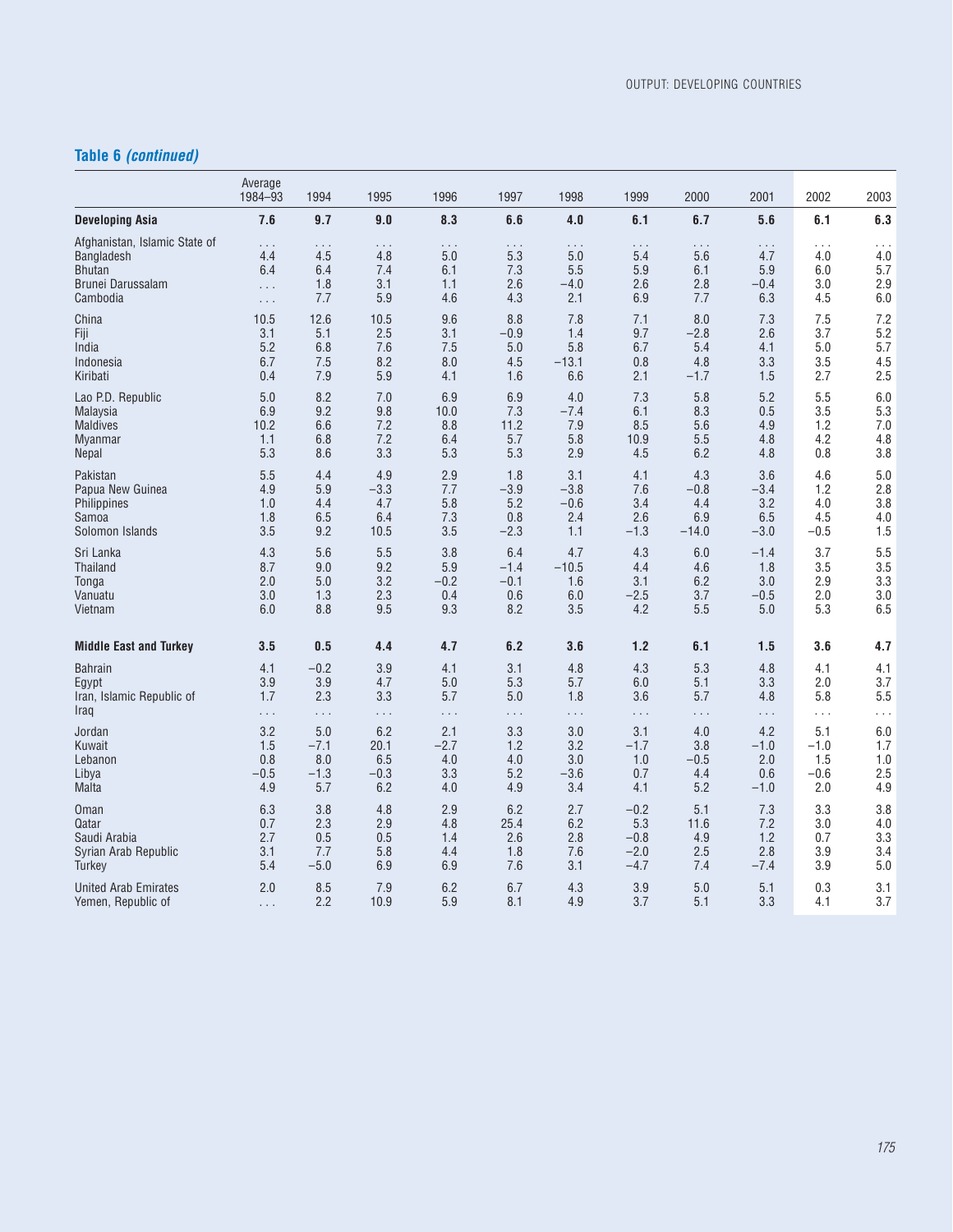## Table 6 *(continued)*

| | Average 1984–93 | 1994 | 1995 | 1996 | 1997 | 1998 | 1999 | 2000 | 2001 | 2002 | 2003 |
|---|---|---|---|---|---|---|---|---|---|---|---|
| **Developing Asia** | **7.6** | **9.7** | **9.0** | **8.3** | **6.6** | **4.0** | **6.1** | **6.7** | **5.6** | **6.1** | **6.3** |
| Afghanistan, Islamic State of | . . . | . . . | . . . | . . . | . . . | . . . | . . . | . . . | . . . | . . . | . . . |
| Bangladesh | 4.4 | 4.5 | 4.8 | 5.0 | 5.3 | 5.0 | 5.4 | 5.6 | 4.7 | 4.0 | 4.0 |
| Bhutan | 6.4 | 6.4 | 7.4 | 6.1 | 7.3 | 5.5 | 5.9 | 6.1 | 5.9 | 6.0 | 5.7 |
| Brunei Darussalam | . . . | 1.8 | 3.1 | 1.1 | 2.6 | −4.0 | 2.6 | 2.8 | −0.4 | 3.0 | 2.9 |
| Cambodia | . . . | 7.7 | 5.9 | 4.6 | 4.3 | 2.1 | 6.9 | 7.7 | 6.3 | 4.5 | 6.0 |
| China | 10.5 | 12.6 | 10.5 | 9.6 | 8.8 | 7.8 | 7.1 | 8.0 | 7.3 | 7.5 | 7.2 |
| Fiji | 3.1 | 5.1 | 2.5 | 3.1 | −0.9 | 1.4 | 9.7 | −2.8 | 2.6 | 3.7 | 5.2 |
| India | 5.2 | 6.8 | 7.6 | 7.5 | 5.0 | 5.8 | 6.7 | 5.4 | 4.1 | 5.0 | 5.7 |
| Indonesia | 6.7 | 7.5 | 8.2 | 8.0 | 4.5 | −13.1 | 0.8 | 4.8 | 3.3 | 3.5 | 4.5 |
| Kiribati | 0.4 | 7.9 | 5.9 | 4.1 | 1.6 | 6.6 | 2.1 | −1.7 | 1.5 | 2.7 | 2.5 |
| Lao P.D. Republic | 5.0 | 8.2 | 7.0 | 6.9 | 6.9 | 4.0 | 7.3 | 5.8 | 5.2 | 5.5 | 6.0 |
| Malaysia | 6.9 | 9.2 | 9.8 | 10.0 | 7.3 | −7.4 | 6.1 | 8.3 | 0.5 | 3.5 | 5.3 |
| Maldives | 10.2 | 6.6 | 7.2 | 8.8 | 11.2 | 7.9 | 8.5 | 5.6 | 4.9 | 1.2 | 7.0 |
| Myanmar | 1.1 | 6.8 | 7.2 | 6.4 | 5.7 | 5.8 | 10.9 | 5.5 | 4.8 | 4.2 | 4.8 |
| Nepal | 5.3 | 8.6 | 3.3 | 5.3 | 5.3 | 2.9 | 4.5 | 6.2 | 4.8 | 0.8 | 3.8 |
| Pakistan | 5.5 | 4.4 | 4.9 | 2.9 | 1.8 | 3.1 | 4.1 | 4.3 | 3.6 | 4.6 | 5.0 |
| Papua New Guinea | 4.9 | 5.9 | −3.3 | 7.7 | −3.9 | −3.8 | 7.6 | −0.8 | −3.4 | 1.2 | 2.8 |
| Philippines | 1.0 | 4.4 | 4.7 | 5.8 | 5.2 | −0.6 | 3.4 | 4.4 | 3.2 | 4.0 | 3.8 |
| Samoa | 1.8 | 6.5 | 6.4 | 7.3 | 0.8 | 2.4 | 2.6 | 6.9 | 6.5 | 4.5 | 4.0 |
| Solomon Islands | 3.5 | 9.2 | 10.5 | 3.5 | −2.3 | 1.1 | −1.3 | −14.0 | −3.0 | −0.5 | 1.5 |
| Sri Lanka | 4.3 | 5.6 | 5.5 | 3.8 | 6.4 | 4.7 | 4.3 | 6.0 | −1.4 | 3.7 | 5.5 |
| Thailand | 8.7 | 9.0 | 9.2 | 5.9 | −1.4 | −10.5 | 4.4 | 4.6 | 1.8 | 3.5 | 3.5 |
| Tonga | 2.0 | 5.0 | 3.2 | −0.2 | −0.1 | 1.6 | 3.1 | 6.2 | 3.0 | 2.9 | 3.3 |
| Vanuatu | 3.0 | 1.3 | 2.3 | 0.4 | 0.6 | 6.0 | −2.5 | 3.7 | −0.5 | 2.0 | 3.0 |
| Vietnam | 6.0 | 8.8 | 9.5 | 9.3 | 8.2 | 3.5 | 4.2 | 5.5 | 5.0 | 5.3 | 6.5 |
| **Middle East and Turkey** | **3.5** | **0.5** | **4.4** | **4.7** | **6.2** | **3.6** | **1.2** | **6.1** | **1.5** | **3.6** | **4.7** |
| Bahrain | 4.1 | −0.2 | 3.9 | 4.1 | 3.1 | 4.8 | 4.3 | 5.3 | 4.8 | 4.1 | 4.1 |
| Egypt | 3.9 | 3.9 | 4.7 | 5.0 | 5.3 | 5.7 | 6.0 | 5.1 | 3.3 | 2.0 | 3.7 |
| Iran, Islamic Republic of | 1.7 | 2.3 | 3.3 | 5.7 | 5.0 | 1.8 | 3.6 | 5.7 | 4.8 | 5.8 | 5.5 |
| Iraq | . . . | . . . | . . . | . . . | . . . | . . . | . . . | . . . | . . . | . . . | . . . |
| Jordan | 3.2 | 5.0 | 6.2 | 2.1 | 3.3 | 3.0 | 3.1 | 4.0 | 4.2 | 5.1 | 6.0 |
| Kuwait | 1.5 | −7.1 | 20.1 | −2.7 | 1.2 | 3.2 | −1.7 | 3.8 | −1.0 | −1.0 | 1.7 |
| Lebanon | 0.8 | 8.0 | 6.5 | 4.0 | 4.0 | 3.0 | 1.0 | −0.5 | 2.0 | 1.5 | 1.0 |
| Libya | −0.5 | −1.3 | −0.3 | 3.3 | 5.2 | −3.6 | 0.7 | 4.4 | 0.6 | −0.6 | 2.5 |
| Malta | 4.9 | 5.7 | 6.2 | 4.0 | 4.9 | 3.4 | 4.1 | 5.2 | −1.0 | 2.0 | 4.9 |
| Oman | 6.3 | 3.8 | 4.8 | 2.9 | 6.2 | 2.7 | −0.2 | 5.1 | 7.3 | 3.3 | 3.8 |
| Qatar | 0.7 | 2.3 | 2.9 | 4.8 | 25.4 | 6.2 | 5.3 | 11.6 | 7.2 | 3.0 | 4.0 |
| Saudi Arabia | 2.7 | 0.5 | 0.5 | 1.4 | 2.6 | 2.8 | −0.8 | 4.9 | 1.2 | 0.7 | 3.3 |
| Syrian Arab Republic | 3.1 | 7.7 | 5.8 | 4.4 | 1.8 | 7.6 | −2.0 | 2.5 | 2.8 | 3.9 | 3.4 |
| Turkey | 5.4 | −5.0 | 6.9 | 6.9 | 7.6 | 3.1 | −4.7 | 7.4 | −7.4 | 3.9 | 5.0 |
| United Arab Emirates | 2.0 | 8.5 | 7.9 | 6.2 | 6.7 | 4.3 | 3.9 | 5.0 | 5.1 | 0.3 | 3.1 |
| Yemen, Republic of | . . . | 2.2 | 10.9 | 5.9 | 8.1 | 4.9 | 3.7 | 5.1 | 3.3 | 4.1 | 3.7 |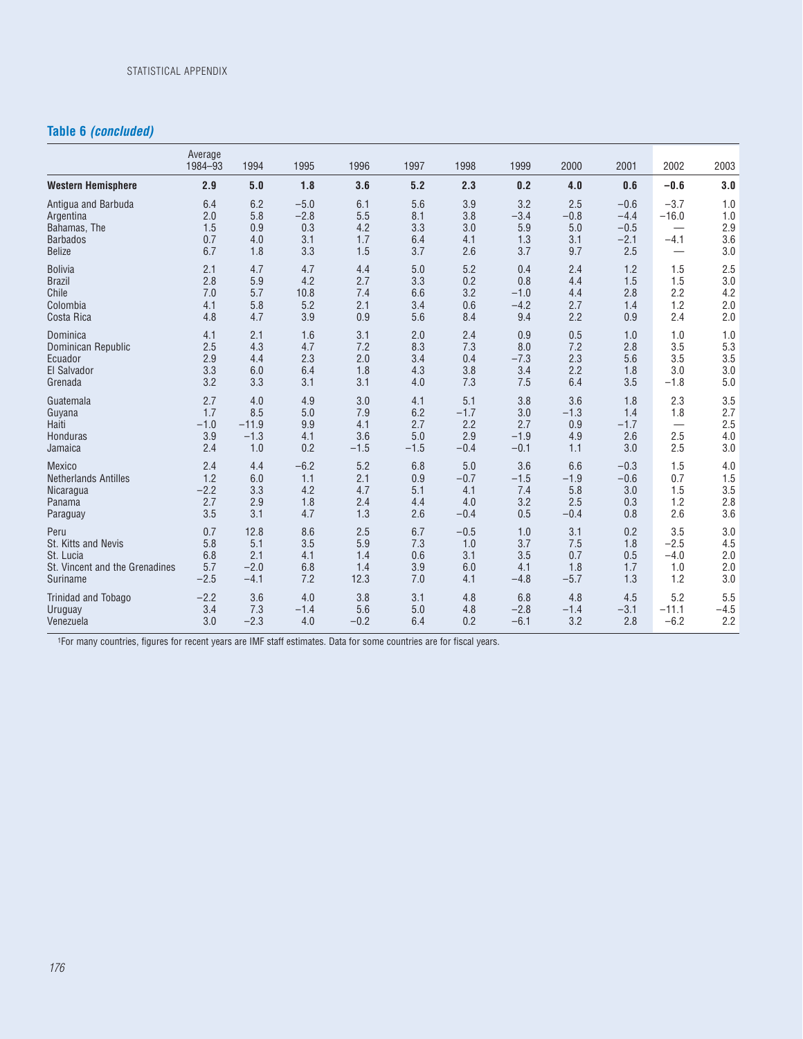## Table 6 *(concluded)*

| | Average 1984–93 | 1994 | 1995 | 1996 | 1997 | 1998 | 1999 | 2000 | 2001 | 2002 | 2003 |
|---|---|---|---|---|---|---|---|---|---|---|---|
| **Western Hemisphere** | **2.9** | **5.0** | **1.8** | **3.6** | **5.2** | **2.3** | **0.2** | **4.0** | **0.6** | **−0.6** | **3.0** |
| Antigua and Barbuda | 6.4 | 6.2 | −5.0 | 6.1 | 5.6 | 3.9 | 3.2 | 2.5 | −0.6 | −3.7 | 1.0 |
| Argentina | 2.0 | 5.8 | −2.8 | 5.5 | 8.1 | 3.8 | −3.4 | −0.8 | −4.4 | −16.0 | 1.0 |
| Bahamas, The | 1.5 | 0.9 | 0.3 | 4.2 | 3.3 | 3.0 | 5.9 | 5.0 | −0.5 | — | 2.9 |
| Barbados | 0.7 | 4.0 | 3.1 | 1.7 | 6.4 | 4.1 | 1.3 | 3.1 | −2.1 | −4.1 | 3.6 |
| Belize | 6.7 | 1.8 | 3.3 | 1.5 | 3.7 | 2.6 | 3.7 | 9.7 | 2.5 | — | 3.0 |
| Bolivia | 2.1 | 4.7 | 4.7 | 4.4 | 5.0 | 5.2 | 0.4 | 2.4 | 1.2 | 1.5 | 2.5 |
| Brazil | 2.8 | 5.9 | 4.2 | 2.7 | 3.3 | 0.2 | 0.8 | 4.4 | 1.5 | 1.5 | 3.0 |
| Chile | 7.0 | 5.7 | 10.8 | 7.4 | 6.6 | 3.2 | −1.0 | 4.4 | 2.8 | 2.2 | 4.2 |
| Colombia | 4.1 | 5.8 | 5.2 | 2.1 | 3.4 | 0.6 | −4.2 | 2.7 | 1.4 | 1.2 | 2.0 |
| Costa Rica | 4.8 | 4.7 | 3.9 | 0.9 | 5.6 | 8.4 | 9.4 | 2.2 | 0.9 | 2.4 | 2.0 |
| Dominica | 4.1 | 2.1 | 1.6 | 3.1 | 2.0 | 2.4 | 0.9 | 0.5 | 1.0 | 1.0 | 1.0 |
| Dominican Republic | 2.5 | 4.3 | 4.7 | 7.2 | 8.3 | 7.3 | 8.0 | 7.2 | 2.8 | 3.5 | 5.3 |
| Ecuador | 2.9 | 4.4 | 2.3 | 2.0 | 3.4 | 0.4 | −7.3 | 2.3 | 5.6 | 3.5 | 3.5 |
| El Salvador | 3.3 | 6.0 | 6.4 | 1.8 | 4.3 | 3.8 | 3.4 | 2.2 | 1.8 | 3.0 | 3.0 |
| Grenada | 3.2 | 3.3 | 3.1 | 3.1 | 4.0 | 7.3 | 7.5 | 6.4 | 3.5 | −1.8 | 5.0 |
| Guatemala | 2.7 | 4.0 | 4.9 | 3.0 | 4.1 | 5.1 | 3.8 | 3.6 | 1.8 | 2.3 | 3.5 |
| Guyana | 1.7 | 8.5 | 5.0 | 7.9 | 6.2 | −1.7 | 3.0 | −1.3 | 1.4 | 1.8 | 2.7 |
| Haiti | −1.0 | −11.9 | 9.9 | 4.1 | 2.7 | 2.2 | 2.7 | 0.9 | −1.7 | — | 2.5 |
| Honduras | 3.9 | −1.3 | 4.1 | 3.6 | 5.0 | 2.9 | −1.9 | 4.9 | 2.6 | 2.5 | 4.0 |
| Jamaica | 2.4 | 1.0 | 0.2 | −1.5 | −1.5 | −0.4 | −0.1 | 1.1 | 3.0 | 2.5 | 3.0 |
| Mexico | 2.4 | 4.4 | −6.2 | 5.2 | 6.8 | 5.0 | 3.6 | 6.6 | −0.3 | 1.5 | 4.0 |
| Netherlands Antilles | 1.2 | 6.0 | 1.1 | 2.1 | 0.9 | −0.7 | −1.5 | −1.9 | −0.6 | 0.7 | 1.5 |
| Nicaragua | −2.2 | 3.3 | 4.2 | 4.7 | 5.1 | 4.1 | 7.4 | 5.8 | 3.0 | 1.5 | 3.5 |
| Panama | 2.7 | 2.9 | 1.8 | 2.4 | 4.4 | 4.0 | 3.2 | 2.5 | 0.3 | 1.2 | 2.8 |
| Paraguay | 3.5 | 3.1 | 4.7 | 1.3 | 2.6 | −0.4 | 0.5 | −0.4 | 0.8 | 2.6 | 3.6 |
| Peru | 0.7 | 12.8 | 8.6 | 2.5 | 6.7 | −0.5 | 1.0 | 3.1 | 0.2 | 3.5 | 3.0 |
| St. Kitts and Nevis | 5.8 | 5.1 | 3.5 | 5.9 | 7.3 | 1.0 | 3.7 | 7.5 | 1.8 | −2.5 | 4.5 |
| St. Lucia | 6.8 | 2.1 | 4.1 | 1.4 | 0.6 | 3.1 | 3.5 | 0.7 | 0.5 | −4.0 | 2.0 |
| St. Vincent and the Grenadines | 5.7 | −2.0 | 6.8 | 1.4 | 3.9 | 6.0 | 4.1 | 1.8 | 1.7 | 1.0 | 2.0 |
| Suriname | −2.5 | −4.1 | 7.2 | 12.3 | 7.0 | 4.1 | −4.8 | −5.7 | 1.3 | 1.2 | 3.0 |
| Trinidad and Tobago | −2.2 | 3.6 | 4.0 | 3.8 | 3.1 | 4.8 | 6.8 | 4.8 | 4.5 | 5.2 | 5.5 |
| Uruguay | 3.4 | 7.3 | −1.4 | 5.6 | 5.0 | 4.8 | −2.8 | −1.4 | −3.1 | −11.1 | −4.5 |
| Venezuela | 3.0 | −2.3 | 4.0 | −0.2 | 6.4 | 0.2 | −6.1 | 3.2 | 2.8 | −6.2 | 2.2 |

[1]For many countries, figures for recent years are IMF staff estimates. Data for some countries are for fiscal years.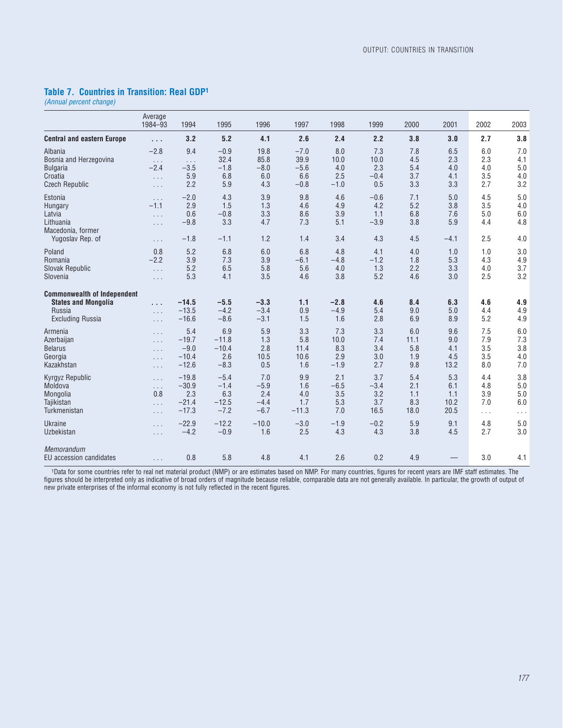## Table 7. Countries in Transition: Real GDP[1]

*(Annual percent change)*

| | Average 1984–93 | 1994 | 1995 | 1996 | 1997 | 1998 | 1999 | 2000 | 2001 | 2002 | 2003 |
|---|---|---|---|---|---|---|---|---|---|---|---|
| **Central and eastern Europe** | **. . .** | **3.2** | **5.2** | **4.1** | **2.6** | **2.4** | **2.2** | **3.8** | **3.0** | **2.7** | **3.8** |
| Albania | −2.8 | 9.4 | −0.9 | 19.8 | −7.0 | 8.0 | 7.3 | 7.8 | 6.5 | 6.0 | 7.0 |
| Bosnia and Herzegovina | . . . | . . . | 32.4 | 85.8 | 39.9 | 10.0 | 10.0 | 4.5 | 2.3 | 2.3 | 4.1 |
| Bulgaria | −2.4 | −3.5 | −1.8 | −8.0 | −5.6 | 4.0 | 2.3 | 5.4 | 4.0 | 4.0 | 5.0 |
| Croatia | . . . | 5.9 | 6.8 | 6.0 | 6.6 | 2.5 | −0.4 | 3.7 | 4.1 | 3.5 | 4.0 |
| Czech Republic | . . . | 2.2 | 5.9 | 4.3 | −0.8 | −1.0 | 0.5 | 3.3 | 3.3 | 2.7 | 3.2 |
| Estonia | . . . | −2.0 | 4.3 | 3.9 | 9.8 | 4.6 | −0.6 | 7.1 | 5.0 | 4.5 | 5.0 |
| Hungary | −1.1 | 2.9 | 1.5 | 1.3 | 4.6 | 4.9 | 4.2 | 5.2 | 3.8 | 3.5 | 4.0 |
| Latvia | . . . | 0.6 | −0.8 | 3.3 | 8.6 | 3.9 | 1.1 | 6.8 | 7.6 | 5.0 | 6.0 |
| Lithuania | . . . | −9.8 | 3.3 | 4.7 | 7.3 | 5.1 | −3.9 | 3.8 | 5.9 | 4.4 | 4.8 |
| Macedonia, former Yugoslav Rep. of | . . . | −1.8 | −1.1 | 1.2 | 1.4 | 3.4 | 4.3 | 4.5 | −4.1 | 2.5 | 4.0 |
| Poland | 0.8 | 5.2 | 6.8 | 6.0 | 6.8 | 4.8 | 4.1 | 4.0 | 1.0 | 1.0 | 3.0 |
| Romania | −2.2 | 3.9 | 7.3 | 3.9 | −6.1 | −4.8 | −1.2 | 1.8 | 5.3 | 4.3 | 4.9 |
| Slovak Republic | . . . | 5.2 | 6.5 | 5.8 | 5.6 | 4.0 | 1.3 | 2.2 | 3.3 | 4.0 | 3.7 |
| Slovenia | . . . | 5.3 | 4.1 | 3.5 | 4.6 | 3.8 | 5.2 | 4.6 | 3.0 | 2.5 | 3.2 |
| **Commonwealth of Independent States and Mongolia** | **. . .** | **−14.5** | **−5.5** | **−3.3** | **1.1** | **−2.8** | **4.6** | **8.4** | **6.3** | **4.6** | **4.9** |
| Russia | . . . | −13.5 | −4.2 | −3.4 | 0.9 | −4.9 | 5.4 | 9.0 | 5.0 | 4.4 | 4.9 |
| Excluding Russia | . . . | −16.6 | −8.6 | −3.1 | 1.5 | 1.6 | 2.8 | 6.9 | 8.9 | 5.2 | 4.9 |
| Armenia | . . . | 5.4 | 6.9 | 5.9 | 3.3 | 7.3 | 3.3 | 6.0 | 9.6 | 7.5 | 6.0 |
| Azerbaijan | . . . | −19.7 | −11.8 | 1.3 | 5.8 | 10.0 | 7.4 | 11.1 | 9.0 | 7.9 | 7.3 |
| Belarus | . . . | −9.0 | −10.4 | 2.8 | 11.4 | 8.3 | 3.4 | 5.8 | 4.1 | 3.5 | 3.8 |
| Georgia | . . . | −10.4 | 2.6 | 10.5 | 10.6 | 2.9 | 3.0 | 1.9 | 4.5 | 3.5 | 4.0 |
| Kazakhstan | . . . | −12.6 | −8.3 | 0.5 | 1.6 | −1.9 | 2.7 | 9.8 | 13.2 | 8.0 | 7.0 |
| Kyrgyz Republic | . . . | −19.8 | −5.4 | 7.0 | 9.9 | 2.1 | 3.7 | 5.4 | 5.3 | 4.4 | 3.8 |
| Moldova | . . . | −30.9 | −1.4 | −5.9 | 1.6 | −6.5 | −3.4 | 2.1 | 6.1 | 4.8 | 5.0 |
| Mongolia | 0.8 | 2.3 | 6.3 | 2.4 | 4.0 | 3.5 | 3.2 | 1.1 | 1.1 | 3.9 | 5.0 |
| Tajikistan | . . . | −21.4 | −12.5 | −4.4 | 1.7 | 5.3 | 3.7 | 8.3 | 10.2 | 7.0 | 6.0 |
| Turkmenistan | . . . | −17.3 | −7.2 | −6.7 | −11.3 | 7.0 | 16.5 | 18.0 | 20.5 | . . . | . . . |
| Ukraine | . . . | −22.9 | −12.2 | −10.0 | −3.0 | −1.9 | −0.2 | 5.9 | 9.1 | 4.8 | 5.0 |
| Uzbekistan | . . . | −4.2 | −0.9 | 1.6 | 2.5 | 4.3 | 4.3 | 3.8 | 4.5 | 2.7 | 3.0 |
| *Memorandum* | | | | | | | | | | | |
| EU accession candidates | . . . | 0.8 | 5.8 | 4.8 | 4.1 | 2.6 | 0.2 | 4.9 | — | 3.0 | 4.1 |

[1]Data for some countries refer to real net material product (NMP) or are estimates based on NMP. For many countries, figures for recent years are IMF staff estimates. The figures should be interpreted only as indicative of broad orders of magnitude because reliable, comparable data are not generally available. In particular, the growth of output of new private enterprises of the informal economy is not fully reflected in the recent figures.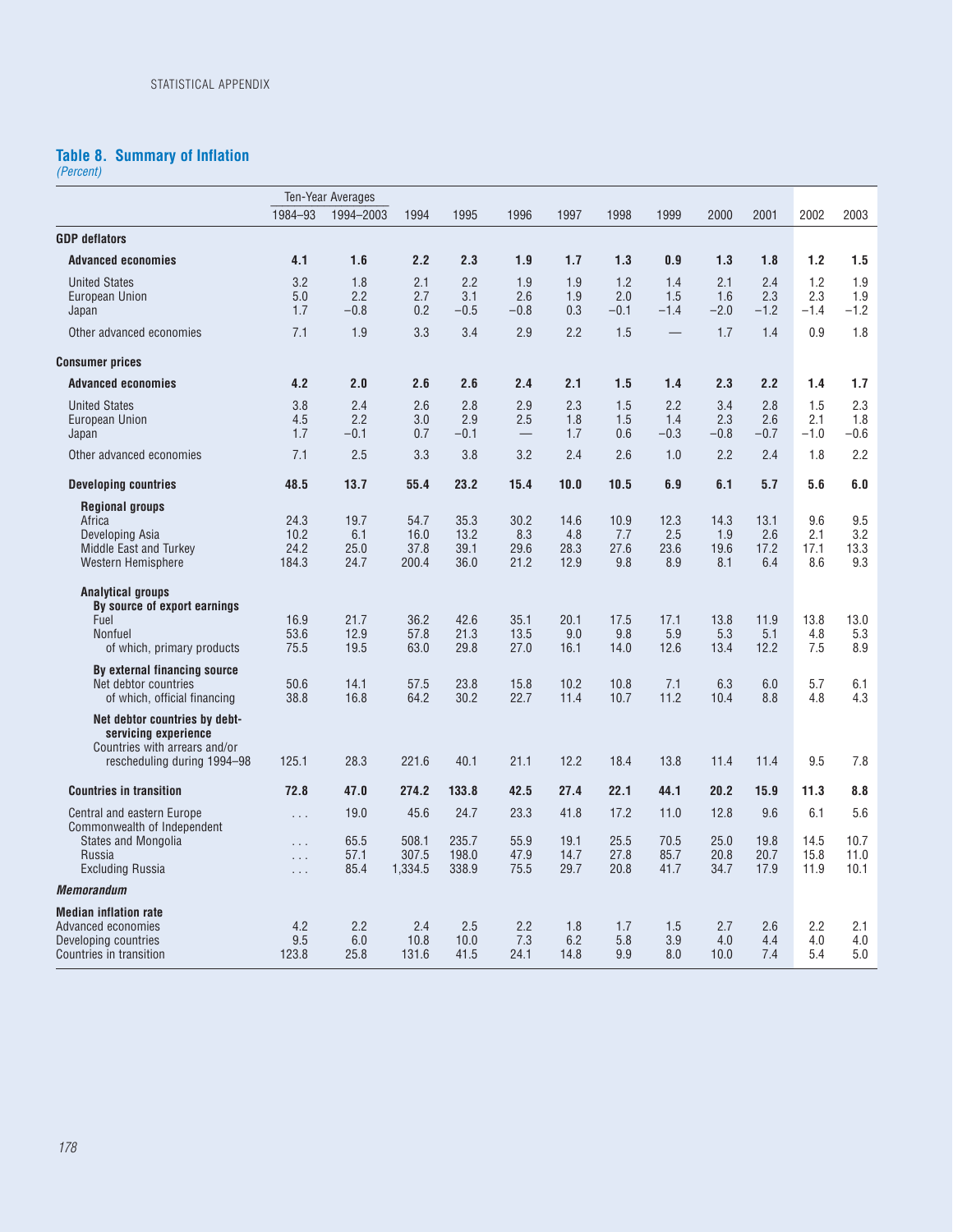## Table 8. Summary of Inflation

*(Percent)*

| | Ten-Year Averages | | | | | | | | | | | |
|---|---|---|---|---|---|---|---|---|---|---|---|---|
| | 1984–93 | 1994–2003 | 1994 | 1995 | 1996 | 1997 | 1998 | 1999 | 2000 | 2001 | 2002 | 2003 |
| **GDP deflators** | | | | | | | | | | | | |
| **Advanced economies** | **4.1** | **1.6** | **2.2** | **2.3** | **1.9** | **1.7** | **1.3** | **0.9** | **1.3** | **1.8** | **1.2** | **1.5** |
| United States | 3.2 | 1.8 | 2.1 | 2.2 | 1.9 | 1.9 | 1.2 | 1.4 | 2.1 | 2.4 | 1.2 | 1.9 |
| European Union | 5.0 | 2.2 | 2.7 | 3.1 | 2.6 | 1.9 | 2.0 | 1.5 | 1.6 | 2.3 | 2.3 | 1.9 |
| Japan | 1.7 | −0.8 | 0.2 | −0.5 | −0.8 | 0.3 | −0.1 | −1.4 | −2.0 | −1.2 | −1.4 | −1.2 |
| Other advanced economies | 7.1 | 1.9 | 3.3 | 3.4 | 2.9 | 2.2 | 1.5 | — | 1.7 | 1.4 | 0.9 | 1.8 |
| **Consumer prices** | | | | | | | | | | | | |
| **Advanced economies** | **4.2** | **2.0** | **2.6** | **2.6** | **2.4** | **2.1** | **1.5** | **1.4** | **2.3** | **2.2** | **1.4** | **1.7** |
| United States | 3.8 | 2.4 | 2.6 | 2.8 | 2.9 | 2.3 | 1.5 | 2.2 | 3.4 | 2.8 | 1.5 | 2.3 |
| European Union | 4.5 | 2.2 | 3.0 | 2.9 | 2.5 | 1.8 | 1.5 | 1.4 | 2.3 | 2.6 | 2.1 | 1.8 |
| Japan | 1.7 | −0.1 | 0.7 | −0.1 | — | 1.7 | 0.6 | −0.3 | −0.8 | −0.7 | −1.0 | −0.6 |
| Other advanced economies | 7.1 | 2.5 | 3.3 | 3.8 | 3.2 | 2.4 | 2.6 | 1.0 | 2.2 | 2.4 | 1.8 | 2.2 |
| **Developing countries** | **48.5** | **13.7** | **55.4** | **23.2** | **15.4** | **10.0** | **10.5** | **6.9** | **6.1** | **5.7** | **5.6** | **6.0** |
| **Regional groups** | | | | | | | | | | | | |
| Africa | 24.3 | 19.7 | 54.7 | 35.3 | 30.2 | 14.6 | 10.9 | 12.3 | 14.3 | 13.1 | 9.6 | 9.5 |
| Developing Asia | 10.2 | 6.1 | 16.0 | 13.2 | 8.3 | 4.8 | 7.7 | 2.5 | 1.9 | 2.6 | 2.1 | 3.2 |
| Middle East and Turkey | 24.2 | 25.0 | 37.8 | 39.1 | 29.6 | 28.3 | 27.6 | 23.6 | 19.6 | 17.2 | 17.1 | 13.3 |
| Western Hemisphere | 184.3 | 24.7 | 200.4 | 36.0 | 21.2 | 12.9 | 9.8 | 8.9 | 8.1 | 6.4 | 8.6 | 9.3 |
| **Analytical groups** | | | | | | | | | | | | |
| **By source of export earnings** | | | | | | | | | | | | |
| Fuel | 16.9 | 21.7 | 36.2 | 42.6 | 35.1 | 20.1 | 17.5 | 17.1 | 13.8 | 11.9 | 13.8 | 13.0 |
| Nonfuel | 53.6 | 12.9 | 57.8 | 21.3 | 13.5 | 9.0 | 9.8 | 5.9 | 5.3 | 5.1 | 4.8 | 5.3 |
| of which, primary products | 75.5 | 19.5 | 63.0 | 29.8 | 27.0 | 16.1 | 14.0 | 12.6 | 13.4 | 12.2 | 7.5 | 8.9 |
| **By external financing source** | | | | | | | | | | | | |
| Net debtor countries | 50.6 | 14.1 | 57.5 | 23.8 | 15.8 | 10.2 | 10.8 | 7.1 | 6.3 | 6.0 | 5.7 | 6.1 |
| of which, official financing | 38.8 | 16.8 | 64.2 | 30.2 | 22.7 | 11.4 | 10.7 | 11.2 | 10.4 | 8.8 | 4.8 | 4.3 |
| **Net debtor countries by debt-servicing experience** | | | | | | | | | | | | |
| Countries with arrears and/or rescheduling during 1994–98 | 125.1 | 28.3 | 221.6 | 40.1 | 21.1 | 12.2 | 18.4 | 13.8 | 11.4 | 11.4 | 9.5 | 7.8 |
| **Countries in transition** | **72.8** | **47.0** | **274.2** | **133.8** | **42.5** | **27.4** | **22.1** | **44.1** | **20.2** | **15.9** | **11.3** | **8.8** |
| Central and eastern Europe | . . . | 19.0 | 45.6 | 24.7 | 23.3 | 41.8 | 17.2 | 11.0 | 12.8 | 9.6 | 6.1 | 5.6 |
| Commonwealth of Independent States and Mongolia | . . . | 65.5 | 508.1 | 235.7 | 55.9 | 19.1 | 25.5 | 70.5 | 25.0 | 19.8 | 14.5 | 10.7 |
| Russia | . . . | 57.1 | 307.5 | 198.0 | 47.9 | 14.7 | 27.8 | 85.7 | 20.8 | 20.7 | 15.8 | 11.0 |
| Excluding Russia | . . . | 85.4 | 1,334.5 | 338.9 | 75.5 | 29.7 | 20.8 | 41.7 | 34.7 | 17.9 | 11.9 | 10.1 |
| ***Memorandum*** | | | | | | | | | | | | |
| **Median inflation rate** | | | | | | | | | | | | |
| Advanced economies | 4.2 | 2.2 | 2.4 | 2.5 | 2.2 | 1.8 | 1.7 | 1.5 | 2.7 | 2.6 | 2.2 | 2.1 |
| Developing countries | 9.5 | 6.0 | 10.8 | 10.0 | 7.3 | 6.2 | 5.8 | 3.9 | 4.0 | 4.4 | 4.0 | 4.0 |
| Countries in transition | 123.8 | 25.8 | 131.6 | 41.5 | 24.1 | 14.8 | 9.9 | 8.0 | 10.0 | 7.4 | 5.4 | 5.0 |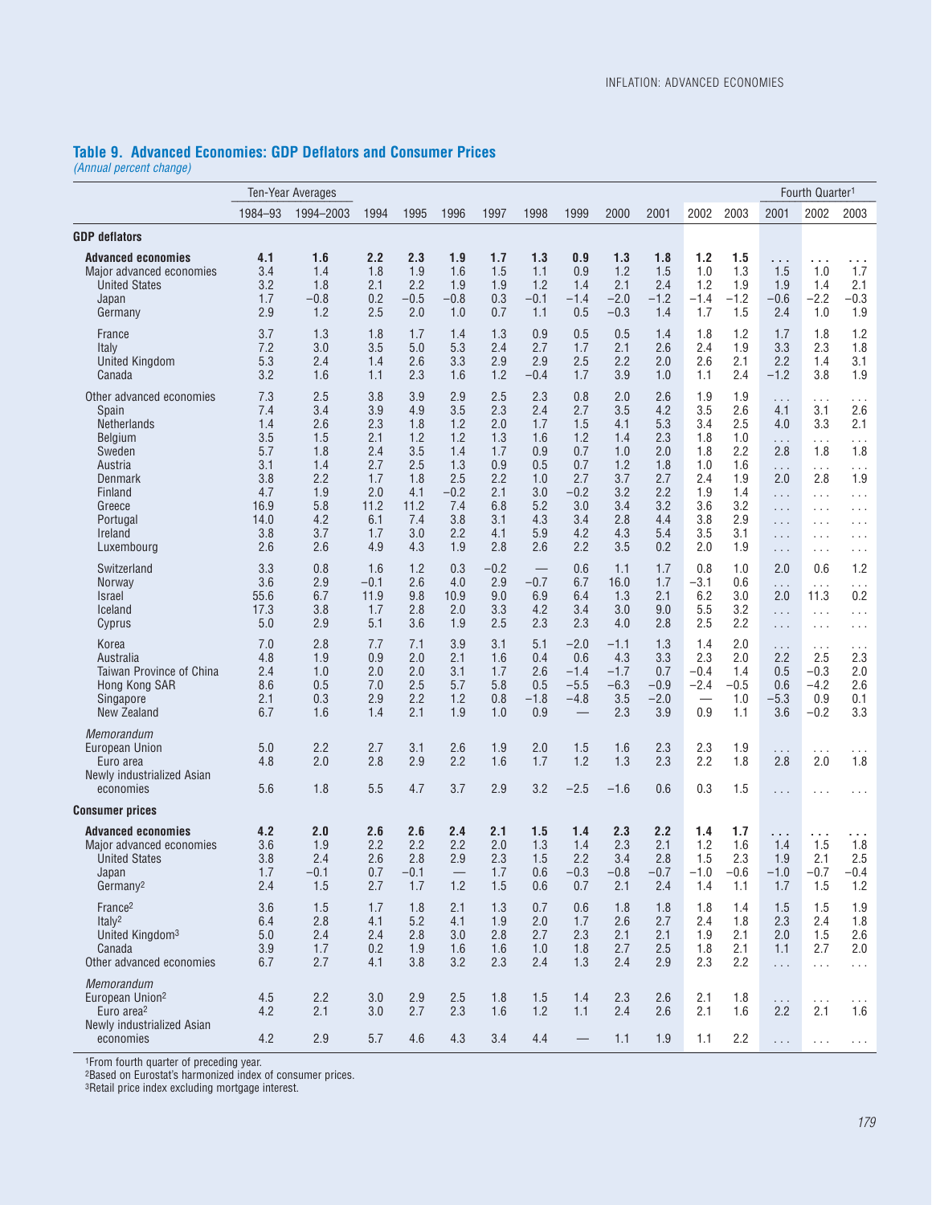## Table 9. Advanced Economies: GDP Deflators and Consumer Prices

*(Annual percent change)*

| | Ten-Year Averages | | | | | | | | | | | | Fourth Quarter[1] | | |
|---|---|---|---|---|---|---|---|---|---|---|---|---|---|---|---|
| | 1984–93 | 1994–2003 | 1994 | 1995 | 1996 | 1997 | 1998 | 1999 | 2000 | 2001 | 2002 | 2003 | 2001 | 2002 | 2003 |
| **GDP deflators** | | | | | | | | | | | | | | | |
| **Advanced economies** | **4.1** | **1.6** | **2.2** | **2.3** | **1.9** | **1.7** | **1.3** | **0.9** | **1.3** | **1.8** | **1.2** | **1.5** | **. . .** | **. . .** | **. . .** |
| Major advanced economies | 3.4 | 1.4 | 1.8 | 1.9 | 1.6 | 1.5 | 1.1 | 0.9 | 1.2 | 1.5 | 1.0 | 1.3 | 1.5 | 1.0 | 1.7 |
| United States | 3.2 | 1.8 | 2.1 | 2.2 | 1.9 | 1.9 | 1.2 | 1.4 | 2.1 | 2.4 | 1.2 | 1.9 | 1.9 | 1.4 | 2.1 |
| Japan | 1.7 | −0.8 | 0.2 | −0.5 | −0.8 | 0.3 | −0.1 | −1.4 | −2.0 | −1.2 | −1.4 | −1.2 | −0.6 | −2.2 | −0.3 |
| Germany | 2.9 | 1.2 | 2.5 | 2.0 | 1.0 | 0.7 | 1.1 | 0.5 | −0.3 | 1.4 | 1.7 | 1.5 | 2.4 | 1.0 | 1.9 |
| France | 3.7 | 1.3 | 1.8 | 1.7 | 1.4 | 1.3 | 0.9 | 0.5 | 0.5 | 1.4 | 1.8 | 1.2 | 1.7 | 1.8 | 1.2 |
| Italy | 7.2 | 3.0 | 3.5 | 5.0 | 5.3 | 2.4 | 2.7 | 1.7 | 2.1 | 2.6 | 2.4 | 1.9 | 3.3 | 2.3 | 1.8 |
| United Kingdom | 5.3 | 2.4 | 1.4 | 2.6 | 3.3 | 2.9 | 2.9 | 2.5 | 2.2 | 2.0 | 2.6 | 2.1 | 2.2 | 1.4 | 3.1 |
| Canada | 3.2 | 1.6 | 1.1 | 2.3 | 1.6 | 1.2 | −0.4 | 1.7 | 3.9 | 1.0 | 1.1 | 2.4 | −1.2 | 3.8 | 1.9 |
| Other advanced economies | 7.3 | 2.5 | 3.8 | 3.9 | 2.9 | 2.5 | 2.3 | 0.8 | 2.0 | 2.6 | 1.9 | 1.9 | . . . | . . . | . . . |
| Spain | 7.4 | 3.4 | 3.9 | 4.9 | 3.5 | 2.3 | 2.4 | 2.7 | 3.5 | 4.2 | 3.5 | 2.6 | 4.1 | 3.1 | 2.6 |
| Netherlands | 1.4 | 2.6 | 2.3 | 1.8 | 1.2 | 2.0 | 1.7 | 1.5 | 4.1 | 5.3 | 3.4 | 2.5 | 4.0 | 3.3 | 2.1 |
| Belgium | 3.5 | 1.5 | 2.1 | 1.2 | 1.2 | 1.3 | 1.6 | 1.2 | 1.4 | 2.3 | 1.8 | 1.0 | . . . | . . . | . . . |
| Sweden | 5.7 | 1.8 | 2.4 | 3.5 | 1.4 | 1.7 | 0.9 | 0.7 | 1.0 | 2.0 | 1.8 | 2.2 | 2.8 | 1.8 | 1.8 |
| Austria | 3.1 | 1.4 | 2.7 | 2.5 | 1.3 | 0.9 | 0.5 | 0.7 | 1.2 | 1.8 | 1.0 | 1.6 | . . . | . . . | . . . |
| Denmark | 3.8 | 2.2 | 1.7 | 1.8 | 2.5 | 2.2 | 1.0 | 2.7 | 3.7 | 2.7 | 2.4 | 1.9 | 2.0 | 2.8 | 1.9 |
| Finland | 4.7 | 1.9 | 2.0 | 4.1 | −0.2 | 2.1 | 3.0 | −0.2 | 3.2 | 2.2 | 1.9 | 1.4 | . . . | . . . | . . . |
| Greece | 16.9 | 5.8 | 11.2 | 11.2 | 7.4 | 6.8 | 5.2 | 3.0 | 3.4 | 3.2 | 3.6 | 3.2 | . . . | . . . | . . . |
| Portugal | 14.0 | 4.2 | 6.1 | 7.4 | 3.8 | 3.1 | 4.3 | 3.4 | 2.8 | 4.4 | 3.8 | 2.9 | . . . | . . . | . . . |
| Ireland | 3.8 | 3.7 | 1.7 | 3.0 | 2.2 | 4.1 | 5.9 | 4.2 | 4.3 | 5.4 | 3.5 | 3.1 | . . . | . . . | . . . |
| Luxembourg | 2.6 | 2.6 | 4.9 | 4.3 | 1.9 | 2.8 | 2.6 | 2.2 | 3.5 | 0.2 | 2.0 | 1.9 | . . . | . . . | . . . |
| Switzerland | 3.3 | 0.8 | 1.6 | 1.2 | 0.3 | −0.2 | — | 0.6 | 1.1 | 1.7 | 0.8 | 1.0 | 2.0 | 0.6 | 1.2 |
| Norway | 3.6 | 2.9 | −0.1 | 2.6 | 4.0 | 2.9 | −0.7 | 6.7 | 16.0 | 1.7 | −3.1 | 0.6 | . . . | . . . | . . . |
| Israel | 55.6 | 6.7 | 11.9 | 9.8 | 10.9 | 9.0 | 6.9 | 6.4 | 1.3 | 2.1 | 6.2 | 3.0 | 2.0 | 11.3 | 0.2 |
| Iceland | 17.3 | 3.8 | 1.7 | 2.8 | 2.0 | 3.3 | 4.2 | 3.4 | 3.0 | 9.0 | 5.5 | 3.2 | . . . | . . . | . . . |
| Cyprus | 5.0 | 2.9 | 5.1 | 3.6 | 1.9 | 2.5 | 2.3 | 2.3 | 4.0 | 2.8 | 2.5 | 2.2 | . . . | . . . | . . . |
| Korea | 7.0 | 2.8 | 7.7 | 7.1 | 3.9 | 3.1 | 5.1 | −2.0 | −1.1 | 1.3 | 1.4 | 2.0 | . . . | . . . | . . . |
| Australia | 4.8 | 1.9 | 0.9 | 2.0 | 2.1 | 1.6 | 0.4 | 0.6 | 4.3 | 3.3 | 2.3 | 2.0 | 2.2 | 2.5 | 2.3 |
| Taiwan Province of China | 2.4 | 1.0 | 2.0 | 2.0 | 3.1 | 1.7 | 2.6 | −1.4 | −1.7 | 0.7 | −0.4 | 1.4 | 0.5 | −0.3 | 2.0 |
| Hong Kong SAR | 8.6 | 0.5 | 7.0 | 2.5 | 5.7 | 5.8 | 0.5 | −5.5 | −6.3 | −0.9 | −2.4 | −0.5 | 0.6 | −4.2 | 2.6 |
| Singapore | 2.1 | 0.3 | 2.9 | 2.2 | 1.2 | 0.8 | −1.8 | −4.8 | 3.5 | −2.0 | — | 1.0 | −5.3 | 0.9 | 0.1 |
| New Zealand | 6.7 | 1.6 | 1.4 | 2.1 | 1.9 | 1.0 | 0.9 | — | 2.3 | 3.9 | 0.9 | 1.1 | 3.6 | −0.2 | 3.3 |
| *Memorandum* | | | | | | | | | | | | | | | |
| European Union | 5.0 | 2.2 | 2.7 | 3.1 | 2.6 | 1.9 | 2.0 | 1.5 | 1.6 | 2.3 | 2.3 | 1.9 | . . . | . . . | . . . |
| Euro area | 4.8 | 2.0 | 2.8 | 2.9 | 2.2 | 1.6 | 1.7 | 1.2 | 1.3 | 2.3 | 2.2 | 1.8 | 2.8 | 2.0 | 1.8 |
| Newly industrialized Asian economies | 5.6 | 1.8 | 5.5 | 4.7 | 3.7 | 2.9 | 3.2 | −2.5 | −1.6 | 0.6 | 0.3 | 1.5 | . . . | . . . | . . . |
| **Consumer prices** | | | | | | | | | | | | | | | |
| **Advanced economies** | **4.2** | **2.0** | **2.6** | **2.6** | **2.4** | **2.1** | **1.5** | **1.4** | **2.3** | **2.2** | **1.4** | **1.7** | **. . .** | **. . .** | **. . .** |
| Major advanced economies | 3.6 | 1.9 | 2.2 | 2.2 | 2.2 | 2.0 | 1.3 | 1.4 | 2.3 | 2.1 | 1.2 | 1.6 | 1.4 | 1.5 | 1.8 |
| United States | 3.8 | 2.4 | 2.6 | 2.8 | 2.9 | 2.3 | 1.5 | 2.2 | 3.4 | 2.8 | 1.5 | 2.3 | 1.9 | 2.1 | 2.5 |
| Japan | 1.7 | −0.1 | 0.7 | −0.1 | — | 1.7 | 0.6 | −0.3 | −0.8 | −0.7 | −1.0 | −0.6 | −1.0 | −0.7 | −0.4 |
| Germany[2] | 2.4 | 1.5 | 2.7 | 1.7 | 1.2 | 1.5 | 0.6 | 0.7 | 2.1 | 2.4 | 1.4 | 1.1 | 1.7 | 1.5 | 1.2 |
| France[2] | 3.6 | 1.5 | 1.7 | 1.8 | 2.1 | 1.3 | 0.7 | 0.6 | 1.8 | 1.8 | 1.8 | 1.4 | 1.5 | 1.5 | 1.9 |
| Italy[2] | 6.4 | 2.8 | 4.1 | 5.2 | 4.1 | 1.9 | 2.0 | 1.7 | 2.6 | 2.7 | 2.4 | 1.8 | 2.3 | 2.4 | 1.8 |
| United Kingdom[3] | 5.0 | 2.4 | 2.4 | 2.8 | 3.0 | 2.8 | 2.7 | 2.3 | 2.1 | 2.1 | 1.9 | 2.1 | 2.0 | 1.5 | 2.6 |
| Canada | 3.9 | 1.7 | 0.2 | 1.9 | 1.6 | 1.6 | 1.0 | 1.8 | 2.7 | 2.5 | 1.8 | 2.1 | 1.1 | 2.7 | 2.0 |
| Other advanced economies | 6.7 | 2.7 | 4.1 | 3.8 | 3.2 | 2.3 | 2.4 | 1.3 | 2.4 | 2.9 | 2.3 | 2.2 | . . . | . . . | . . . |
| *Memorandum* | | | | | | | | | | | | | | | |
| European Union[2] | 4.5 | 2.2 | 3.0 | 2.9 | 2.5 | 1.8 | 1.5 | 1.4 | 2.3 | 2.6 | 2.1 | 1.8 | . . . | . . . | . . . |
| Euro area[2] | 4.2 | 2.1 | 3.0 | 2.7 | 2.3 | 1.6 | 1.2 | 1.1 | 2.4 | 2.6 | 2.1 | 1.6 | 2.2 | 2.1 | 1.6 |
| Newly industrialized Asian economies | 4.2 | 2.9 | 5.7 | 4.6 | 4.3 | 3.4 | 4.4 | — | 1.1 | 1.9 | 1.1 | 2.2 | . . . | . . . | . . . |

[1]From fourth quarter of preceding year.
[2]Based on Eurostat's harmonized index of consumer prices.
[3]Retail price index excluding mortgage interest.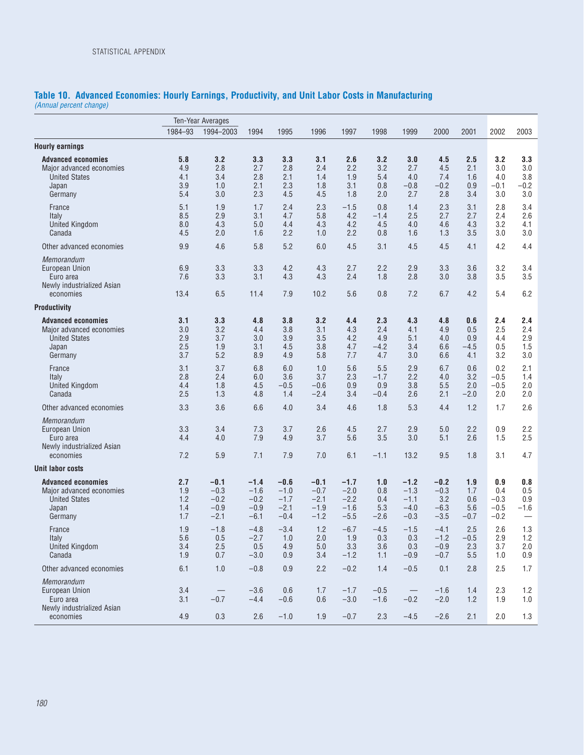## Table 10. Advanced Economies: Hourly Earnings, Productivity, and Unit Labor Costs in Manufacturing

*(Annual percent change)*

| | Ten-Year Averages | | | | | | | | | | | |
|---|---|---|---|---|---|---|---|---|---|---|---|---|
| | 1984–93 | 1994–2003 | 1994 | 1995 | 1996 | 1997 | 1998 | 1999 | 2000 | 2001 | 2002 | 2003 |
| **Hourly earnings** | | | | | | | | | | | | |
| **Advanced economies** | **5.8** | **3.2** | **3.3** | **3.3** | **3.1** | **2.6** | **3.2** | **3.0** | **4.5** | **2.5** | **3.2** | **3.3** |
| Major advanced economies | 4.9 | 2.8 | 2.7 | 2.8 | 2.4 | 2.2 | 3.2 | 2.7 | 4.5 | 2.1 | 3.0 | 3.0 |
| United States | 4.1 | 3.4 | 2.8 | 2.1 | 1.4 | 1.9 | 5.4 | 4.0 | 7.4 | 1.6 | 4.0 | 3.8 |
| Japan | 3.9 | 1.0 | 2.1 | 2.3 | 1.8 | 3.1 | 0.8 | −0.8 | −0.2 | 0.9 | −0.1 | −0.2 |
| Germany | 5.4 | 3.0 | 2.3 | 4.5 | 4.5 | 1.8 | 2.0 | 2.7 | 2.8 | 3.4 | 3.0 | 3.0 |
| France | 5.1 | 1.9 | 1.7 | 2.4 | 2.3 | −1.5 | 0.8 | 1.4 | 2.3 | 3.1 | 2.8 | 3.4 |
| Italy | 8.5 | 2.9 | 3.1 | 4.7 | 5.8 | 4.2 | −1.4 | 2.5 | 2.7 | 2.7 | 2.4 | 2.6 |
| United Kingdom | 8.0 | 4.3 | 5.0 | 4.4 | 4.3 | 4.2 | 4.5 | 4.0 | 4.6 | 4.3 | 3.2 | 4.1 |
| Canada | 4.5 | 2.0 | 1.6 | 2.2 | 1.0 | 2.2 | 0.8 | 1.6 | 1.3 | 3.5 | 3.0 | 3.0 |
| Other advanced economies | 9.9 | 4.6 | 5.8 | 5.2 | 6.0 | 4.5 | 3.1 | 4.5 | 4.5 | 4.1 | 4.2 | 4.4 |
| *Memorandum* | | | | | | | | | | | | |
| European Union | 6.9 | 3.3 | 3.3 | 4.2 | 4.3 | 2.7 | 2.2 | 2.9 | 3.3 | 3.6 | 3.2 | 3.4 |
| Euro area | 7.6 | 3.3 | 3.1 | 4.3 | 4.3 | 2.4 | 1.8 | 2.8 | 3.0 | 3.8 | 3.5 | 3.5 |
| Newly industrialized Asian economies | 13.4 | 6.5 | 11.4 | 7.9 | 10.2 | 5.6 | 0.8 | 7.2 | 6.7 | 4.2 | 5.4 | 6.2 |
| **Productivity** | | | | | | | | | | | | |
| **Advanced economies** | **3.1** | **3.3** | **4.8** | **3.8** | **3.2** | **4.4** | **2.3** | **4.3** | **4.8** | **0.6** | **2.4** | **2.4** |
| Major advanced economies | 3.0 | 3.2 | 4.4 | 3.8 | 3.1 | 4.3 | 2.4 | 4.1 | 4.9 | 0.5 | 2.5 | 2.4 |
| United States | 2.9 | 3.7 | 3.0 | 3.9 | 3.5 | 4.2 | 4.9 | 5.1 | 4.0 | 0.9 | 4.4 | 2.9 |
| Japan | 2.5 | 1.9 | 3.1 | 4.5 | 3.8 | 4.7 | −4.2 | 3.4 | 6.6 | −4.5 | 0.5 | 1.5 |
| Germany | 3.7 | 5.2 | 8.9 | 4.9 | 5.8 | 7.7 | 4.7 | 3.0 | 6.6 | 4.1 | 3.2 | 3.0 |
| France | 3.1 | 3.7 | 6.8 | 6.0 | 1.0 | 5.6 | 5.5 | 2.9 | 6.7 | 0.6 | 0.2 | 2.1 |
| Italy | 2.8 | 2.4 | 6.0 | 3.6 | 3.7 | 2.3 | −1.7 | 2.2 | 4.0 | 3.2 | −0.5 | 1.4 |
| United Kingdom | 4.4 | 1.8 | 4.5 | −0.5 | −0.6 | 0.9 | 0.9 | 3.8 | 5.5 | 2.0 | −0.5 | 2.0 |
| Canada | 2.5 | 1.3 | 4.8 | 1.4 | −2.4 | 3.4 | −0.4 | 2.6 | 2.1 | −2.0 | 2.0 | 2.0 |
| Other advanced economies | 3.3 | 3.6 | 6.6 | 4.0 | 3.4 | 4.6 | 1.8 | 5.3 | 4.4 | 1.2 | 1.7 | 2.6 |
| *Memorandum* | | | | | | | | | | | | |
| European Union | 3.3 | 3.4 | 7.3 | 3.7 | 2.6 | 4.5 | 2.7 | 2.9 | 5.0 | 2.2 | 0.9 | 2.2 |
| Euro area | 4.4 | 4.0 | 7.9 | 4.9 | 3.7 | 5.6 | 3.5 | 3.0 | 5.1 | 2.6 | 1.5 | 2.5 |
| Newly industrialized Asian economies | 7.2 | 5.9 | 7.1 | 7.9 | 7.0 | 6.1 | −1.1 | 13.2 | 9.5 | 1.8 | 3.1 | 4.7 |
| **Unit labor costs** | | | | | | | | | | | | |
| **Advanced economies** | **2.7** | **−0.1** | **−1.4** | **−0.6** | **−0.1** | **−1.7** | **1.0** | **−1.2** | **−0.2** | **1.9** | **0.9** | **0.8** |
| Major advanced economies | 1.9 | −0.3 | −1.6 | −1.0 | −0.7 | −2.0 | 0.8 | −1.3 | −0.3 | 1.7 | 0.4 | 0.5 |
| United States | 1.2 | −0.2 | −0.2 | −1.7 | −2.1 | −2.2 | 0.4 | −1.1 | 3.2 | 0.6 | −0.3 | 0.9 |
| Japan | 1.4 | −0.9 | −0.9 | −2.1 | −1.9 | −1.6 | 5.3 | −4.0 | −6.3 | 5.6 | −0.5 | −1.6 |
| Germany | 1.7 | −2.1 | −6.1 | −0.4 | −1.2 | −5.5 | −2.6 | −0.3 | −3.5 | −0.7 | −0.2 | — |
| France | 1.9 | −1.8 | −4.8 | −3.4 | 1.2 | −6.7 | −4.5 | −1.5 | −4.1 | 2.5 | 2.6 | 1.3 |
| Italy | 5.6 | 0.5 | −2.7 | 1.0 | 2.0 | 1.9 | 0.3 | 0.3 | −1.2 | −0.5 | 2.9 | 1.2 |
| United Kingdom | 3.4 | 2.5 | 0.5 | 4.9 | 5.0 | 3.3 | 3.6 | 0.3 | −0.9 | 2.3 | 3.7 | 2.0 |
| Canada | 1.9 | 0.7 | −3.0 | 0.9 | 3.4 | −1.2 | 1.1 | −0.9 | −0.7 | 5.5 | 1.0 | 0.9 |
| Other advanced economies | 6.1 | 1.0 | −0.8 | 0.9 | 2.2 | −0.2 | 1.4 | −0.5 | 0.1 | 2.8 | 2.5 | 1.7 |
| *Memorandum* | | | | | | | | | | | | |
| European Union | 3.4 | — | −3.6 | 0.6 | 1.7 | −1.7 | −0.5 | — | −1.6 | 1.4 | 2.3 | 1.2 |
| Euro area | 3.1 | −0.7 | −4.4 | −0.6 | 0.6 | −3.0 | −1.6 | −0.2 | −2.0 | 1.2 | 1.9 | 1.0 |
| Newly industrialized Asian economies | 4.9 | 0.3 | 2.6 | −1.0 | 1.9 | −0.7 | 2.3 | −4.5 | −2.6 | 2.1 | 2.0 | 1.3 |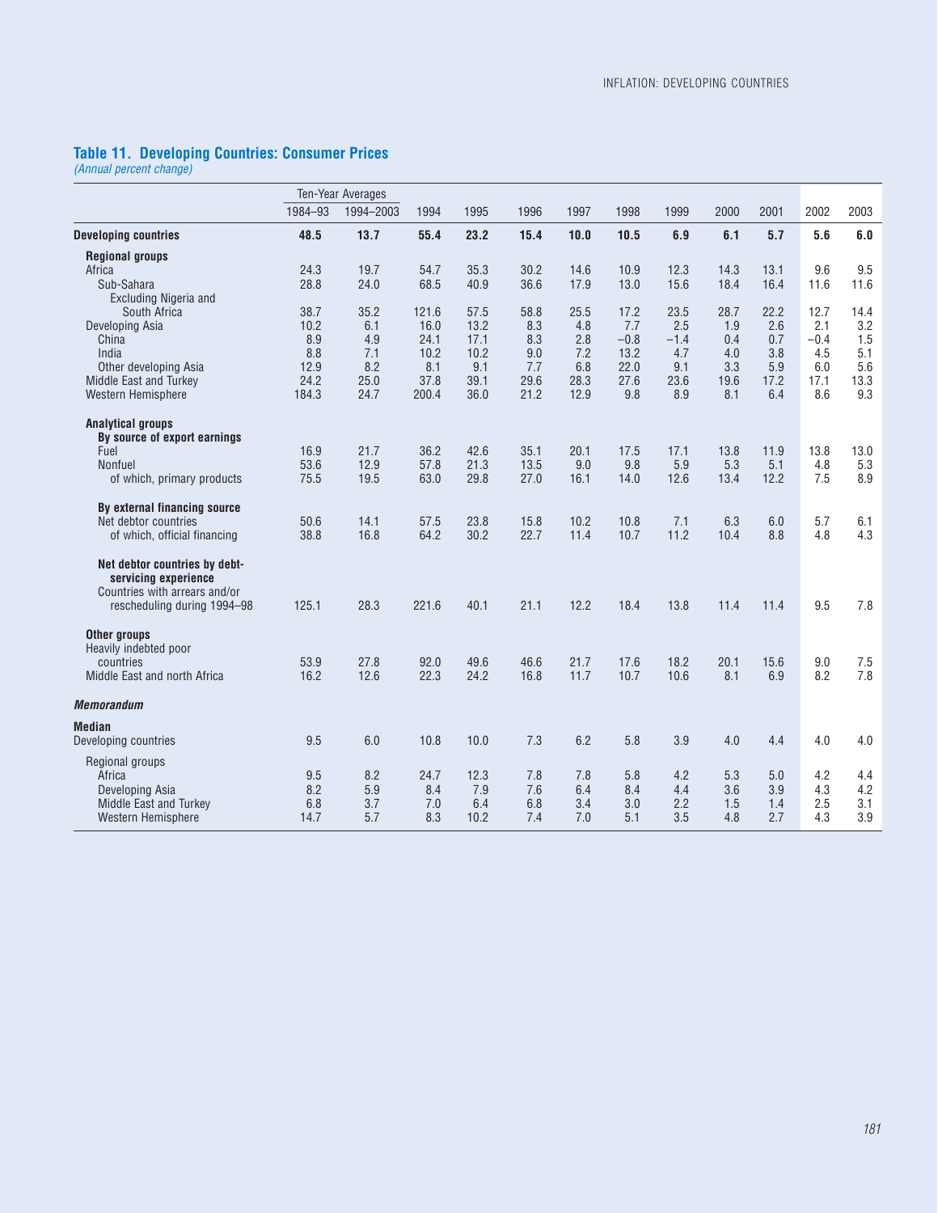## Table 11. Developing Countries: Consumer Prices

*(Annual percent change)*

| | Ten-Year Averages | | | | | | | | | | | |
|---|---|---|---|---|---|---|---|---|---|---|---|---|
| | 1984–93 | 1994–2003 | 1994 | 1995 | 1996 | 1997 | 1998 | 1999 | 2000 | 2001 | 2002 | 2003 |
| **Developing countries** | **48.5** | **13.7** | **55.4** | **23.2** | **15.4** | **10.0** | **10.5** | **6.9** | **6.1** | **5.7** | **5.6** | **6.0** |
| **Regional groups** | | | | | | | | | | | | |
| Africa | 24.3 | 19.7 | 54.7 | 35.3 | 30.2 | 14.6 | 10.9 | 12.3 | 14.3 | 13.1 | 9.6 | 9.5 |
| Sub-Sahara | 28.8 | 24.0 | 68.5 | 40.9 | 36.6 | 17.9 | 13.0 | 15.6 | 18.4 | 16.4 | 11.6 | 11.6 |
| Excluding Nigeria and South Africa | 38.7 | 35.2 | 121.6 | 57.5 | 58.8 | 25.5 | 17.2 | 23.5 | 28.7 | 22.2 | 12.7 | 14.4 |
| Developing Asia | 10.2 | 6.1 | 16.0 | 13.2 | 8.3 | 4.8 | 7.7 | 2.5 | 1.9 | 2.6 | 2.1 | 3.2 |
| China | 8.9 | 4.9 | 24.1 | 17.1 | 8.3 | 2.8 | –0.8 | –1.4 | 0.4 | 0.7 | –0.4 | 1.5 |
| India | 8.8 | 7.1 | 10.2 | 10.2 | 9.0 | 7.2 | 13.2 | 4.7 | 4.0 | 3.8 | 4.5 | 5.1 |
| Other developing Asia | 12.9 | 8.2 | 8.1 | 9.1 | 7.7 | 6.8 | 22.0 | 9.1 | 3.3 | 5.9 | 6.0 | 5.6 |
| Middle East and Turkey | 24.2 | 25.0 | 37.8 | 39.1 | 29.6 | 28.3 | 27.6 | 23.6 | 19.6 | 17.2 | 17.1 | 13.3 |
| Western Hemisphere | 184.3 | 24.7 | 200.4 | 36.0 | 21.2 | 12.9 | 9.8 | 8.9 | 8.1 | 6.4 | 8.6 | 9.3 |
| **Analytical groups** | | | | | | | | | | | | |
| **By source of export earnings** | | | | | | | | | | | | |
| Fuel | 16.9 | 21.7 | 36.2 | 42.6 | 35.1 | 20.1 | 17.5 | 17.1 | 13.8 | 11.9 | 13.8 | 13.0 |
| Nonfuel | 53.6 | 12.9 | 57.8 | 21.3 | 13.5 | 9.0 | 9.8 | 5.9 | 5.3 | 5.1 | 4.8 | 5.3 |
| of which, primary products | 75.5 | 19.5 | 63.0 | 29.8 | 27.0 | 16.1 | 14.0 | 12.6 | 13.4 | 12.2 | 7.5 | 8.9 |
| **By external financing source** | | | | | | | | | | | | |
| Net debtor countries | 50.6 | 14.1 | 57.5 | 23.8 | 15.8 | 10.2 | 10.8 | 7.1 | 6.3 | 6.0 | 5.7 | 6.1 |
| of which, official financing | 38.8 | 16.8 | 64.2 | 30.2 | 22.7 | 11.4 | 10.7 | 11.2 | 10.4 | 8.8 | 4.8 | 4.3 |
| **Net debtor countries by debt-servicing experience** | | | | | | | | | | | | |
| Countries with arrears and/or rescheduling during 1994–98 | 125.1 | 28.3 | 221.6 | 40.1 | 21.1 | 12.2 | 18.4 | 13.8 | 11.4 | 11.4 | 9.5 | 7.8 |
| **Other groups** | | | | | | | | | | | | |
| Heavily indebted poor countries | 53.9 | 27.8 | 92.0 | 49.6 | 46.6 | 21.7 | 17.6 | 18.2 | 20.1 | 15.6 | 9.0 | 7.5 |
| Middle East and north Africa | 16.2 | 12.6 | 22.3 | 24.2 | 16.8 | 11.7 | 10.7 | 10.6 | 8.1 | 6.9 | 8.2 | 7.8 |
| ***Memorandum*** | | | | | | | | | | | | |
| **Median** | | | | | | | | | | | | |
| Developing countries | 9.5 | 6.0 | 10.8 | 10.0 | 7.3 | 6.2 | 5.8 | 3.9 | 4.0 | 4.4 | 4.0 | 4.0 |
| Regional groups | | | | | | | | | | | | |
| Africa | 9.5 | 8.2 | 24.7 | 12.3 | 7.8 | 7.8 | 5.8 | 4.2 | 5.3 | 5.0 | 4.2 | 4.4 |
| Developing Asia | 8.2 | 5.9 | 8.4 | 7.9 | 7.6 | 6.4 | 8.4 | 4.4 | 3.6 | 3.9 | 4.3 | 4.2 |
| Middle East and Turkey | 6.8 | 3.7 | 7.0 | 6.4 | 6.8 | 3.4 | 3.0 | 2.2 | 1.5 | 1.4 | 2.5 | 3.1 |
| Western Hemisphere | 14.7 | 5.7 | 8.3 | 10.2 | 7.4 | 7.0 | 5.1 | 3.5 | 4.8 | 2.7 | 4.3 | 3.9 |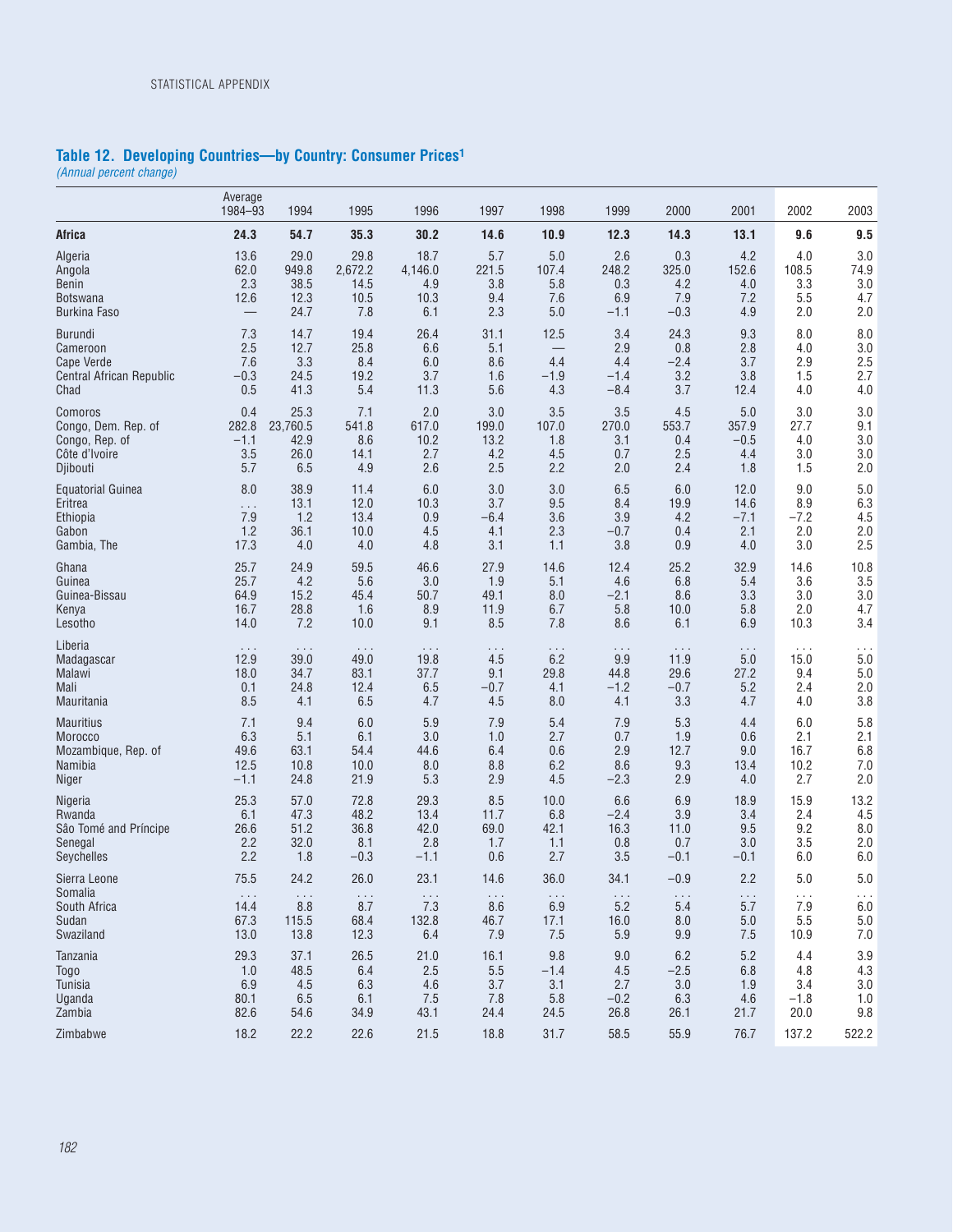## Table 12. Developing Countries—by Country: Consumer Prices[1]

*(Annual percent change)*

| | Average 1984–93 | 1994 | 1995 | 1996 | 1997 | 1998 | 1999 | 2000 | 2001 | 2002 | 2003 |
|---|---|---|---|---|---|---|---|---|---|---|---|
| **Africa** | **24.3** | **54.7** | **35.3** | **30.2** | **14.6** | **10.9** | **12.3** | **14.3** | **13.1** | **9.6** | **9.5** |
| Algeria | 13.6 | 29.0 | 29.8 | 18.7 | 5.7 | 5.0 | 2.6 | 0.3 | 4.2 | 4.0 | 3.0 |
| Angola | 62.0 | 949.8 | 2,672.2 | 4,146.0 | 221.5 | 107.4 | 248.2 | 325.0 | 152.6 | 108.5 | 74.9 |
| Benin | 2.3 | 38.5 | 14.5 | 4.9 | 3.8 | 5.8 | 0.3 | 4.2 | 4.0 | 3.3 | 3.0 |
| Botswana | 12.6 | 12.3 | 10.5 | 10.3 | 9.4 | 7.6 | 6.9 | 7.9 | 7.2 | 5.5 | 4.7 |
| Burkina Faso | — | 24.7 | 7.8 | 6.1 | 2.3 | 5.0 | –1.1 | –0.3 | 4.9 | 2.0 | 2.0 |
| Burundi | 7.3 | 14.7 | 19.4 | 26.4 | 31.1 | 12.5 | 3.4 | 24.3 | 9.3 | 8.0 | 8.0 |
| Cameroon | 2.5 | 12.7 | 25.8 | 6.6 | 5.1 | — | 2.9 | 0.8 | 2.8 | 4.0 | 3.0 |
| Cape Verde | 7.6 | 3.3 | 8.4 | 6.0 | 8.6 | 4.4 | 4.4 | –2.4 | 3.7 | 2.9 | 2.5 |
| Central African Republic | –0.3 | 24.5 | 19.2 | 3.7 | 1.6 | –1.9 | –1.4 | 3.2 | 3.8 | 1.5 | 2.7 |
| Chad | 0.5 | 41.3 | 5.4 | 11.3 | 5.6 | 4.3 | –8.4 | 3.7 | 12.4 | 4.0 | 4.0 |
| Comoros | 0.4 | 25.3 | 7.1 | 2.0 | 3.0 | 3.5 | 3.5 | 4.5 | 5.0 | 3.0 | 3.0 |
| Congo, Dem. Rep. of | 282.8 | 23,760.5 | 541.8 | 617.0 | 199.0 | 107.0 | 270.0 | 553.7 | 357.9 | 27.7 | 9.1 |
| Congo, Rep. of | –1.1 | 42.9 | 8.6 | 10.2 | 13.2 | 1.8 | 3.1 | 0.4 | –0.5 | 4.0 | 3.0 |
| Côte d'Ivoire | 3.5 | 26.0 | 14.1 | 2.7 | 4.2 | 4.5 | 0.7 | 2.5 | 4.4 | 3.0 | 3.0 |
| Djibouti | 5.7 | 6.5 | 4.9 | 2.6 | 2.5 | 2.2 | 2.0 | 2.4 | 1.8 | 1.5 | 2.0 |
| Equatorial Guinea | 8.0 | 38.9 | 11.4 | 6.0 | 3.0 | 3.0 | 6.5 | 6.0 | 12.0 | 9.0 | 5.0 |
| Eritrea | . . . | 13.1 | 12.0 | 10.3 | 3.7 | 9.5 | 8.4 | 19.9 | 14.6 | 8.9 | 6.3 |
| Ethiopia | 7.9 | 1.2 | 13.4 | 0.9 | –6.4 | 3.6 | 3.9 | 4.2 | –7.1 | –7.2 | 4.5 |
| Gabon | 1.2 | 36.1 | 10.0 | 4.5 | 4.1 | 2.3 | –0.7 | 0.4 | 2.1 | 2.0 | 2.0 |
| Gambia, The | 17.3 | 4.0 | 4.0 | 4.8 | 3.1 | 1.1 | 3.8 | 0.9 | 4.0 | 3.0 | 2.5 |
| Ghana | 25.7 | 24.9 | 59.5 | 46.6 | 27.9 | 14.6 | 12.4 | 25.2 | 32.9 | 14.6 | 10.8 |
| Guinea | 25.7 | 4.2 | 5.6 | 3.0 | 1.9 | 5.1 | 4.6 | 6.8 | 5.4 | 3.6 | 3.5 |
| Guinea-Bissau | 64.9 | 15.2 | 45.4 | 50.7 | 49.1 | 8.0 | –2.1 | 8.6 | 3.3 | 3.0 | 3.0 |
| Kenya | 16.7 | 28.8 | 1.6 | 8.9 | 11.9 | 6.7 | 5.8 | 10.0 | 5.8 | 2.0 | 4.7 |
| Lesotho | 14.0 | 7.2 | 10.0 | 9.1 | 8.5 | 7.8 | 8.6 | 6.1 | 6.9 | 10.3 | 3.4 |
| Liberia | . . . | . . . | . . . | . . . | . . . | . . . | . . . | . . . | . . . | . . . | . . . |
| Madagascar | 12.9 | 39.0 | 49.0 | 19.8 | 4.5 | 6.2 | 9.9 | 11.9 | 5.0 | 15.0 | 5.0 |
| Malawi | 18.0 | 34.7 | 83.1 | 37.7 | 9.1 | 29.8 | 44.8 | 29.6 | 27.2 | 9.4 | 5.0 |
| Mali | 0.1 | 24.8 | 12.4 | 6.5 | –0.7 | 4.1 | –1.2 | –0.7 | 5.2 | 2.4 | 2.0 |
| Mauritania | 8.5 | 4.1 | 6.5 | 4.7 | 4.5 | 8.0 | 4.1 | 3.3 | 4.7 | 4.0 | 3.8 |
| Mauritius | 7.1 | 9.4 | 6.0 | 5.9 | 7.9 | 5.4 | 7.9 | 5.3 | 4.4 | 6.0 | 5.8 |
| Morocco | 6.3 | 5.1 | 6.1 | 3.0 | 1.0 | 2.7 | 0.7 | 1.9 | 0.6 | 2.1 | 2.1 |
| Mozambique, Rep. of | 49.6 | 63.1 | 54.4 | 44.6 | 6.4 | 0.6 | 2.9 | 12.7 | 9.0 | 16.7 | 6.8 |
| Namibia | 12.5 | 10.8 | 10.0 | 8.0 | 8.8 | 6.2 | 8.6 | 9.3 | 13.4 | 10.2 | 7.0 |
| Niger | –1.1 | 24.8 | 21.9 | 5.3 | 2.9 | 4.5 | –2.3 | 2.9 | 4.0 | 2.7 | 2.0 |
| Nigeria | 25.3 | 57.0 | 72.8 | 29.3 | 8.5 | 10.0 | 6.6 | 6.9 | 18.9 | 15.9 | 13.2 |
| Rwanda | 6.1 | 47.3 | 48.2 | 13.4 | 11.7 | 6.8 | –2.4 | 3.9 | 3.4 | 2.4 | 4.5 |
| São Tomé and Príncipe | 26.6 | 51.2 | 36.8 | 42.0 | 69.0 | 42.1 | 16.3 | 11.0 | 9.5 | 9.2 | 8.0 |
| Senegal | 2.2 | 32.0 | 8.1 | 2.8 | 1.7 | 1.1 | 0.8 | 0.7 | 3.0 | 3.5 | 2.0 |
| Seychelles | 2.2 | 1.8 | –0.3 | –1.1 | 0.6 | 2.7 | 3.5 | –0.1 | –0.1 | 6.0 | 6.0 |
| Sierra Leone | 75.5 | 24.2 | 26.0 | 23.1 | 14.6 | 36.0 | 34.1 | –0.9 | 2.2 | 5.0 | 5.0 |
| Somalia | . . . | . . . | . . . | . . . | . . . | . . . | . . . | . . . | . . . | . . . | . . . |
| South Africa | 14.4 | 8.8 | 8.7 | 7.3 | 8.6 | 6.9 | 5.2 | 5.4 | 5.7 | 7.9 | 6.0 |
| Sudan | 67.3 | 115.5 | 68.4 | 132.8 | 46.7 | 17.1 | 16.0 | 8.0 | 5.0 | 5.5 | 5.0 |
| Swaziland | 13.0 | 13.8 | 12.3 | 6.4 | 7.9 | 7.5 | 5.9 | 9.9 | 7.5 | 10.9 | 7.0 |
| Tanzania | 29.3 | 37.1 | 26.5 | 21.0 | 16.1 | 9.8 | 9.0 | 6.2 | 5.2 | 4.4 | 3.9 |
| Togo | 1.0 | 48.5 | 6.4 | 2.5 | 5.5 | –1.4 | 4.5 | –2.5 | 6.8 | 4.8 | 4.3 |
| Tunisia | 6.9 | 4.5 | 6.3 | 4.6 | 3.7 | 3.1 | 2.7 | 3.0 | 1.9 | 3.4 | 3.0 |
| Uganda | 80.1 | 6.5 | 6.1 | 7.5 | 7.8 | 5.8 | –0.2 | 6.3 | 4.6 | –1.8 | 1.0 |
| Zambia | 82.6 | 54.6 | 34.9 | 43.1 | 24.4 | 24.5 | 26.8 | 26.1 | 21.7 | 20.0 | 9.8 |
| Zimbabwe | 18.2 | 22.2 | 22.6 | 21.5 | 18.8 | 31.7 | 58.5 | 55.9 | 76.7 | 137.2 | 522.2 |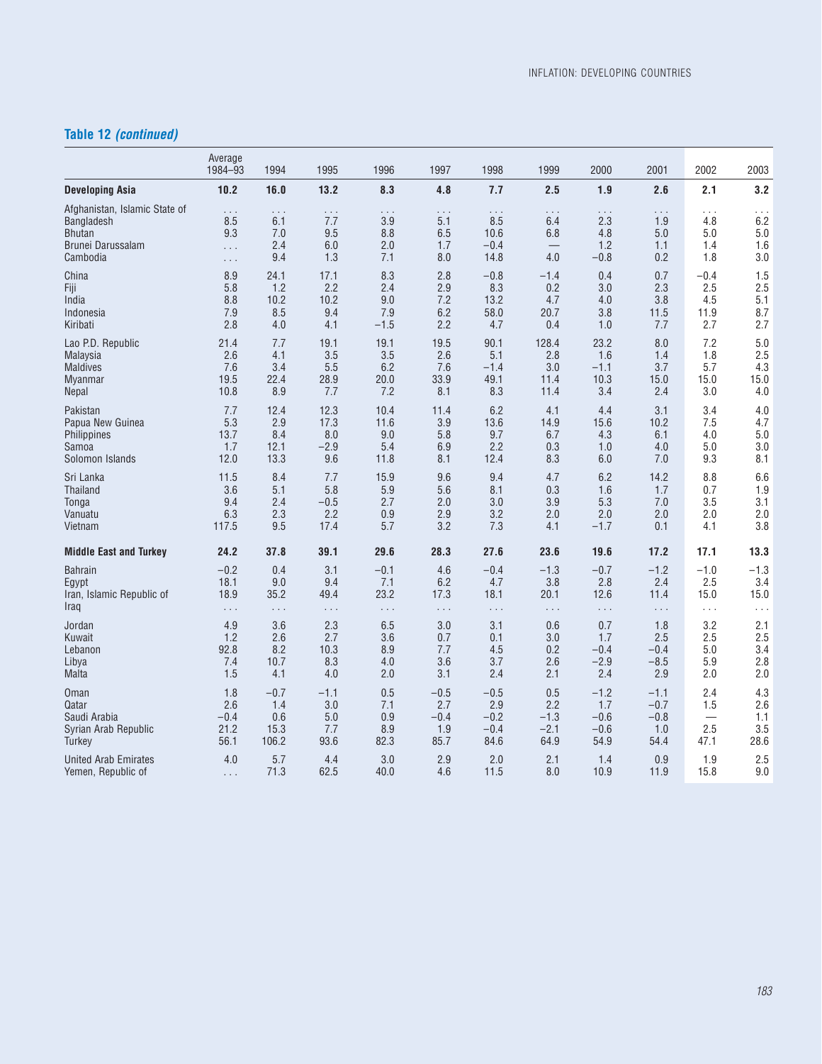## Table 12 *(continued)*

| | Average 1984–93 | 1994 | 1995 | 1996 | 1997 | 1998 | 1999 | 2000 | 2001 | 2002 | 2003 |
|---|---|---|---|---|---|---|---|---|---|---|---|
| **Developing Asia** | **10.2** | **16.0** | **13.2** | **8.3** | **4.8** | **7.7** | **2.5** | **1.9** | **2.6** | **2.1** | **3.2** |
| Afghanistan, Islamic State of | . . . | . . . | . . . | . . . | . . . | . . . | . . . | . . . | . . . | . . . | . . . |
| Bangladesh | 8.5 | 6.1 | 7.7 | 3.9 | 5.1 | 8.5 | 6.4 | 2.3 | 1.9 | 4.8 | 6.2 |
| Bhutan | 9.3 | 7.0 | 9.5 | 8.8 | 6.5 | 10.6 | 6.8 | 4.8 | 5.0 | 5.0 | 5.0 |
| Brunei Darussalam | . . . | 2.4 | 6.0 | 2.0 | 1.7 | −0.4 | — | 1.2 | 1.1 | 1.4 | 1.6 |
| Cambodia | . . . | 9.4 | 1.3 | 7.1 | 8.0 | 14.8 | 4.0 | −0.8 | 0.2 | 1.8 | 3.0 |
| China | 8.9 | 24.1 | 17.1 | 8.3 | 2.8 | −0.8 | −1.4 | 0.4 | 0.7 | −0.4 | 1.5 |
| Fiji | 5.8 | 1.2 | 2.2 | 2.4 | 2.9 | 8.3 | 0.2 | 3.0 | 2.3 | 2.5 | 2.5 |
| India | 8.8 | 10.2 | 10.2 | 9.0 | 7.2 | 13.2 | 4.7 | 4.0 | 3.8 | 4.5 | 5.1 |
| Indonesia | 7.9 | 8.5 | 9.4 | 7.9 | 6.2 | 58.0 | 20.7 | 3.8 | 11.5 | 11.9 | 8.7 |
| Kiribati | 2.8 | 4.0 | 4.1 | −1.5 | 2.2 | 4.7 | 0.4 | 1.0 | 7.7 | 2.7 | 2.7 |
| Lao P.D. Republic | 21.4 | 7.7 | 19.1 | 19.1 | 19.5 | 90.1 | 128.4 | 23.2 | 8.0 | 7.2 | 5.0 |
| Malaysia | 2.6 | 4.1 | 3.5 | 3.5 | 2.6 | 5.1 | 2.8 | 1.6 | 1.4 | 1.8 | 2.5 |
| Maldives | 7.6 | 3.4 | 5.5 | 6.2 | 7.6 | −1.4 | 3.0 | −1.1 | 3.7 | 5.7 | 4.3 |
| Myanmar | 19.5 | 22.4 | 28.9 | 20.0 | 33.9 | 49.1 | 11.4 | 10.3 | 15.0 | 15.0 | 15.0 |
| Nepal | 10.8 | 8.9 | 7.7 | 7.2 | 8.1 | 8.3 | 11.4 | 3.4 | 2.4 | 3.0 | 4.0 |
| Pakistan | 7.7 | 12.4 | 12.3 | 10.4 | 11.4 | 6.2 | 4.1 | 4.4 | 3.1 | 3.4 | 4.0 |
| Papua New Guinea | 5.3 | 2.9 | 17.3 | 11.6 | 3.9 | 13.6 | 14.9 | 15.6 | 10.2 | 7.5 | 4.7 |
| Philippines | 13.7 | 8.4 | 8.0 | 9.0 | 5.8 | 9.7 | 6.7 | 4.3 | 6.1 | 4.0 | 5.0 |
| Samoa | 1.7 | 12.1 | −2.9 | 5.4 | 6.9 | 2.2 | 0.3 | 1.0 | 4.0 | 5.0 | 3.0 |
| Solomon Islands | 12.0 | 13.3 | 9.6 | 11.8 | 8.1 | 12.4 | 8.3 | 6.0 | 7.0 | 9.3 | 8.1 |
| Sri Lanka | 11.5 | 8.4 | 7.7 | 15.9 | 9.6 | 9.4 | 4.7 | 6.2 | 14.2 | 8.8 | 6.6 |
| Thailand | 3.6 | 5.1 | 5.8 | 5.9 | 5.6 | 8.1 | 0.3 | 1.6 | 1.7 | 0.7 | 1.9 |
| Tonga | 9.4 | 2.4 | −0.5 | 2.7 | 2.0 | 3.0 | 3.9 | 5.3 | 7.0 | 3.5 | 3.1 |
| Vanuatu | 6.3 | 2.3 | 2.2 | 0.9 | 2.9 | 3.2 | 2.0 | 2.0 | 2.0 | 2.0 | 2.0 |
| Vietnam | 117.5 | 9.5 | 17.4 | 5.7 | 3.2 | 7.3 | 4.1 | −1.7 | 0.1 | 4.1 | 3.8 |
| **Middle East and Turkey** | **24.2** | **37.8** | **39.1** | **29.6** | **28.3** | **27.6** | **23.6** | **19.6** | **17.2** | **17.1** | **13.3** |
| Bahrain | −0.2 | 0.4 | 3.1 | −0.1 | 4.6 | −0.4 | −1.3 | −0.7 | −1.2 | −1.0 | −1.3 |
| Egypt | 18.1 | 9.0 | 9.4 | 7.1 | 6.2 | 4.7 | 3.8 | 2.8 | 2.4 | 2.5 | 3.4 |
| Iran, Islamic Republic of | 18.9 | 35.2 | 49.4 | 23.2 | 17.3 | 18.1 | 20.1 | 12.6 | 11.4 | 15.0 | 15.0 |
| Iraq | . . . | . . . | . . . | . . . | . . . | . . . | . . . | . . . | . . . | . . . | . . . |
| Jordan | 4.9 | 3.6 | 2.3 | 6.5 | 3.0 | 3.1 | 0.6 | 0.7 | 1.8 | 3.2 | 2.1 |
| Kuwait | 1.2 | 2.6 | 2.7 | 3.6 | 0.7 | 0.1 | 3.0 | 1.7 | 2.5 | 2.5 | 2.5 |
| Lebanon | 92.8 | 8.2 | 10.3 | 8.9 | 7.7 | 4.5 | 0.2 | −0.4 | −0.4 | 5.0 | 3.4 |
| Libya | 7.4 | 10.7 | 8.3 | 4.0 | 3.6 | 3.7 | 2.6 | −2.9 | −8.5 | 5.9 | 2.8 |
| Malta | 1.5 | 4.1 | 4.0 | 2.0 | 3.1 | 2.4 | 2.1 | 2.4 | 2.9 | 2.0 | 2.0 |
| Oman | 1.8 | −0.7 | −1.1 | 0.5 | −0.5 | −0.5 | 0.5 | −1.2 | −1.1 | 2.4 | 4.3 |
| Qatar | 2.6 | 1.4 | 3.0 | 7.1 | 2.7 | 2.9 | 2.2 | 1.7 | −0.7 | 1.5 | 2.6 |
| Saudi Arabia | −0.4 | 0.6 | 5.0 | 0.9 | −0.4 | −0.2 | −1.3 | −0.6 | −0.8 | — | 1.1 |
| Syrian Arab Republic | 21.2 | 15.3 | 7.7 | 8.9 | 1.9 | −0.4 | −2.1 | −0.6 | 1.0 | 2.5 | 3.5 |
| Turkey | 56.1 | 106.2 | 93.6 | 82.3 | 85.7 | 84.6 | 64.9 | 54.9 | 54.4 | 47.1 | 28.6 |
| United Arab Emirates | 4.0 | 5.7 | 4.4 | 3.0 | 2.9 | 2.0 | 2.1 | 1.4 | 0.9 | 1.9 | 2.5 |
| Yemen, Republic of | . . . | 71.3 | 62.5 | 40.0 | 4.6 | 11.5 | 8.0 | 10.9 | 11.9 | 15.8 | 9.0 |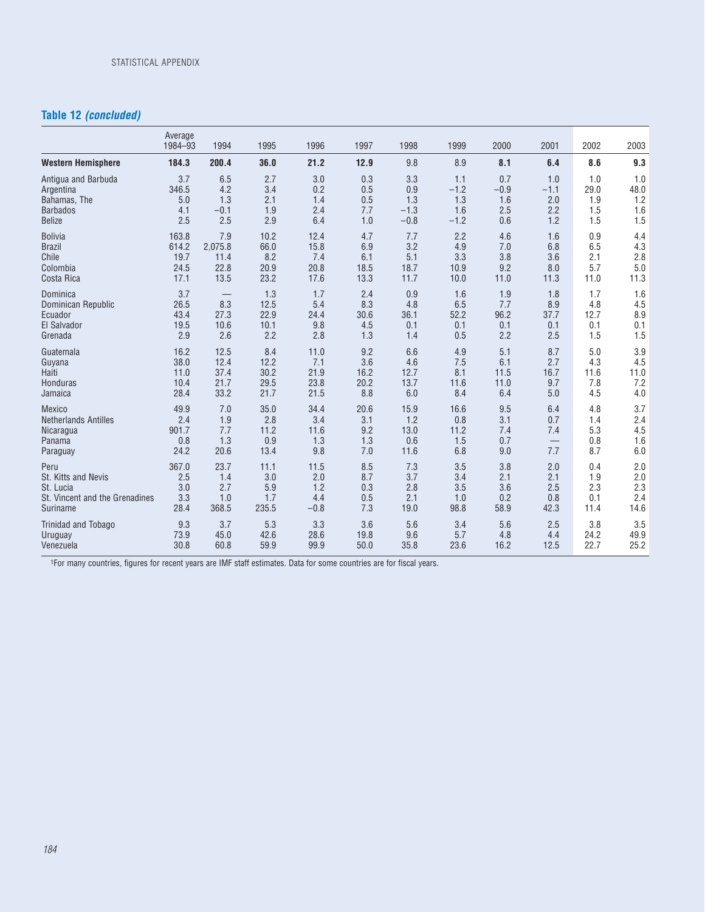## Table 12 *(concluded)*

| | Average 1984–93 | 1994 | 1995 | 1996 | 1997 | 1998 | 1999 | 2000 | 2001 | 2002 | 2003 |
|---|---|---|---|---|---|---|---|---|---|---|---|
| **Western Hemisphere** | **184.3** | **200.4** | **36.0** | **21.2** | **12.9** | 9.8 | 8.9 | **8.1** | **6.4** | **8.6** | **9.3** |
| Antigua and Barbuda | 3.7 | 6.5 | 2.7 | 3.0 | 0.3 | 3.3 | 1.1 | 0.7 | 1.0 | 1.0 | 1.0 |
| Argentina | 346.5 | 4.2 | 3.4 | 0.2 | 0.5 | 0.9 | −1.2 | −0.9 | −1.1 | 29.0 | 48.0 |
| Bahamas, The | 5.0 | 1.3 | 2.1 | 1.4 | 0.5 | 1.3 | 1.3 | 1.6 | 2.0 | 1.9 | 1.2 |
| Barbados | 4.1 | −0.1 | 1.9 | 2.4 | 7.7 | −1.3 | 1.6 | 2.5 | 2.2 | 1.5 | 1.6 |
| Belize | 2.5 | 2.5 | 2.9 | 6.4 | 1.0 | −0.8 | −1.2 | 0.6 | 1.2 | 1.5 | 1.5 |
| Bolivia | 163.8 | 7.9 | 10.2 | 12.4 | 4.7 | 7.7 | 2.2 | 4.6 | 1.6 | 0.9 | 4.4 |
| Brazil | 614.2 | 2,075.8 | 66.0 | 15.8 | 6.9 | 3.2 | 4.9 | 7.0 | 6.8 | 6.5 | 4.3 |
| Chile | 19.7 | 11.4 | 8.2 | 7.4 | 6.1 | 5.1 | 3.3 | 3.8 | 3.6 | 2.1 | 2.8 |
| Colombia | 24.5 | 22.8 | 20.9 | 20.8 | 18.5 | 18.7 | 10.9 | 9.2 | 8.0 | 5.7 | 5.0 |
| Costa Rica | 17.1 | 13.5 | 23.2 | 17.6 | 13.3 | 11.7 | 10.0 | 11.0 | 11.3 | 11.0 | 11.3 |
| Dominica | 3.7 | — | 1.3 | 1.7 | 2.4 | 0.9 | 1.6 | 1.9 | 1.8 | 1.7 | 1.6 |
| Dominican Republic | 26.5 | 8.3 | 12.5 | 5.4 | 8.3 | 4.8 | 6.5 | 7.7 | 8.9 | 4.8 | 4.5 |
| Ecuador | 43.4 | 27.3 | 22.9 | 24.4 | 30.6 | 36.1 | 52.2 | 96.2 | 37.7 | 12.7 | 8.9 |
| El Salvador | 19.5 | 10.6 | 10.1 | 9.8 | 4.5 | 0.1 | 0.1 | 0.1 | 0.1 | 0.1 | 0.1 |
| Grenada | 2.9 | 2.6 | 2.2 | 2.8 | 1.3 | 1.4 | 0.5 | 2.2 | 2.5 | 1.5 | 1.5 |
| Guatemala | 16.2 | 12.5 | 8.4 | 11.0 | 9.2 | 6.6 | 4.9 | 5.1 | 8.7 | 5.0 | 3.9 |
| Guyana | 38.0 | 12.4 | 12.2 | 7.1 | 3.6 | 4.6 | 7.5 | 6.1 | 2.7 | 4.3 | 4.5 |
| Haiti | 11.0 | 37.4 | 30.2 | 21.9 | 16.2 | 12.7 | 8.1 | 11.5 | 16.7 | 11.6 | 11.0 |
| Honduras | 10.4 | 21.7 | 29.5 | 23.8 | 20.2 | 13.7 | 11.6 | 11.0 | 9.7 | 7.8 | 7.2 |
| Jamaica | 28.4 | 33.2 | 21.7 | 21.5 | 8.8 | 6.0 | 8.4 | 6.4 | 5.0 | 4.5 | 4.0 |
| Mexico | 49.9 | 7.0 | 35.0 | 34.4 | 20.6 | 15.9 | 16.6 | 9.5 | 6.4 | 4.8 | 3.7 |
| Netherlands Antilles | 2.4 | 1.9 | 2.8 | 3.4 | 3.1 | 1.2 | 0.8 | 3.1 | 0.7 | 1.4 | 2.4 |
| Nicaragua | 901.7 | 7.7 | 11.2 | 11.6 | 9.2 | 13.0 | 11.2 | 7.4 | 7.4 | 5.3 | 4.5 |
| Panama | 0.8 | 1.3 | 0.9 | 1.3 | 1.3 | 0.6 | 1.5 | 0.7 | — | 0.8 | 1.6 |
| Paraguay | 24.2 | 20.6 | 13.4 | 9.8 | 7.0 | 11.6 | 6.8 | 9.0 | 7.7 | 8.7 | 6.0 |
| Peru | 367.0 | 23.7 | 11.1 | 11.5 | 8.5 | 7.3 | 3.5 | 3.8 | 2.0 | 0.4 | 2.0 |
| St. Kitts and Nevis | 2.5 | 1.4 | 3.0 | 2.0 | 8.7 | 3.7 | 3.4 | 2.1 | 2.1 | 1.9 | 2.0 |
| St. Lucia | 3.0 | 2.7 | 5.9 | 1.2 | 0.3 | 2.8 | 3.5 | 3.6 | 2.5 | 2.3 | 2.3 |
| St. Vincent and the Grenadines | 3.3 | 1.0 | 1.7 | 4.4 | 0.5 | 2.1 | 1.0 | 0.2 | 0.8 | 0.1 | 2.4 |
| Suriname | 28.4 | 368.5 | 235.5 | −0.8 | 7.3 | 19.0 | 98.8 | 58.9 | 42.3 | 11.4 | 14.6 |
| Trinidad and Tobago | 9.3 | 3.7 | 5.3 | 3.3 | 3.6 | 5.6 | 3.4 | 5.6 | 2.5 | 3.8 | 3.5 |
| Uruguay | 73.9 | 45.0 | 42.6 | 28.6 | 19.8 | 9.6 | 5.7 | 4.8 | 4.4 | 24.2 | 49.9 |
| Venezuela | 30.8 | 60.8 | 59.9 | 99.9 | 50.0 | 35.8 | 23.6 | 16.2 | 12.5 | 22.7 | 25.2 |

[1]For many countries, figures for recent years are IMF staff estimates. Data for some countries are for fiscal years.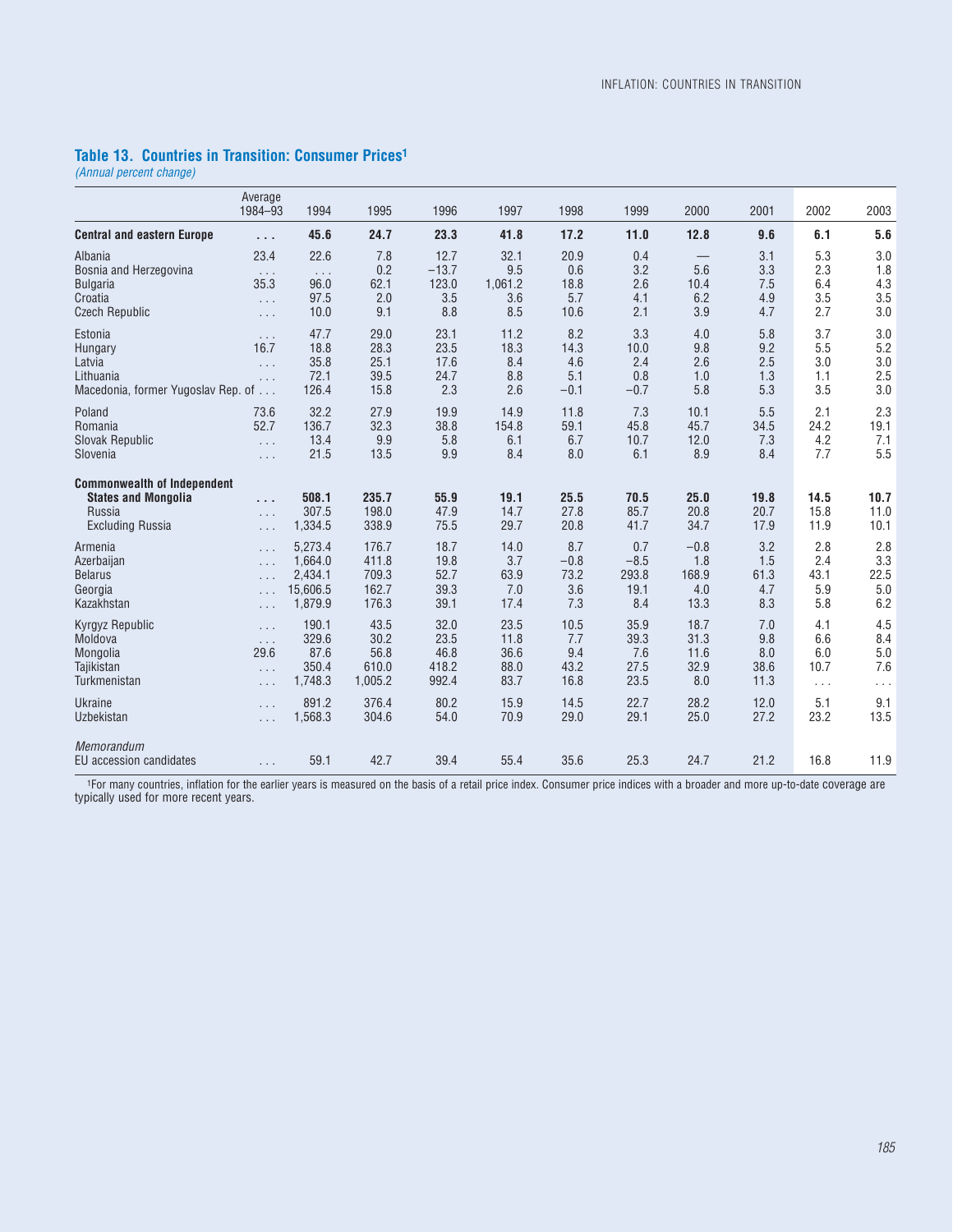## Table 13. Countries in Transition: Consumer Prices[1]

*(Annual percent change)*

| | Average 1984–93 | 1994 | 1995 | 1996 | 1997 | 1998 | 1999 | 2000 | 2001 | 2002 | 2003 |
|---|---|---|---|---|---|---|---|---|---|---|---|
| **Central and eastern Europe** | **. . .** | **45.6** | **24.7** | **23.3** | **41.8** | **17.2** | **11.0** | **12.8** | **9.6** | **6.1** | **5.6** |
| Albania | 23.4 | 22.6 | 7.8 | 12.7 | 32.1 | 20.9 | 0.4 | — | 3.1 | 5.3 | 3.0 |
| Bosnia and Herzegovina | . . . | . . . | 0.2 | –13.7 | 9.5 | 0.6 | 3.2 | 5.6 | 3.3 | 2.3 | 1.8 |
| Bulgaria | 35.3 | 96.0 | 62.1 | 123.0 | 1,061.2 | 18.8 | 2.6 | 10.4 | 7.5 | 6.4 | 4.3 |
| Croatia | . . . | 97.5 | 2.0 | 3.5 | 3.6 | 5.7 | 4.1 | 6.2 | 4.9 | 3.5 | 3.5 |
| Czech Republic | . . . | 10.0 | 9.1 | 8.8 | 8.5 | 10.6 | 2.1 | 3.9 | 4.7 | 2.7 | 3.0 |
| Estonia | . . . | 47.7 | 29.0 | 23.1 | 11.2 | 8.2 | 3.3 | 4.0 | 5.8 | 3.7 | 3.0 |
| Hungary | 16.7 | 18.8 | 28.3 | 23.5 | 18.3 | 14.3 | 10.0 | 9.8 | 9.2 | 5.5 | 5.2 |
| Latvia | . . . | 35.8 | 25.1 | 17.6 | 8.4 | 4.6 | 2.4 | 2.6 | 2.5 | 3.0 | 3.0 |
| Lithuania | . . . | 72.1 | 39.5 | 24.7 | 8.8 | 5.1 | 0.8 | 1.0 | 1.3 | 1.1 | 2.5 |
| Macedonia, former Yugoslav Rep. of | . . . | 126.4 | 15.8 | 2.3 | 2.6 | –0.1 | –0.7 | 5.8 | 5.3 | 3.5 | 3.0 |
| Poland | 73.6 | 32.2 | 27.9 | 19.9 | 14.9 | 11.8 | 7.3 | 10.1 | 5.5 | 2.1 | 2.3 |
| Romania | 52.7 | 136.7 | 32.3 | 38.8 | 154.8 | 59.1 | 45.8 | 45.7 | 34.5 | 24.2 | 19.1 |
| Slovak Republic | . . . | 13.4 | 9.9 | 5.8 | 6.1 | 6.7 | 10.7 | 12.0 | 7.3 | 4.2 | 7.1 |
| Slovenia | . . . | 21.5 | 13.5 | 9.9 | 8.4 | 8.0 | 6.1 | 8.9 | 8.4 | 7.7 | 5.5 |
| **Commonwealth of Independent States and Mongolia** | **. . .** | **508.1** | **235.7** | **55.9** | **19.1** | **25.5** | **70.5** | **25.0** | **19.8** | **14.5** | **10.7** |
| Russia | . . . | 307.5 | 198.0 | 47.9 | 14.7 | 27.8 | 85.7 | 20.8 | 20.7 | 15.8 | 11.0 |
| Excluding Russia | . . . | 1,334.5 | 338.9 | 75.5 | 29.7 | 20.8 | 41.7 | 34.7 | 17.9 | 11.9 | 10.1 |
| Armenia | . . . | 5,273.4 | 176.7 | 18.7 | 14.0 | 8.7 | 0.7 | –0.8 | 3.2 | 2.8 | 2.8 |
| Azerbaijan | . . . | 1,664.0 | 411.8 | 19.8 | 3.7 | –0.8 | –8.5 | 1.8 | 1.5 | 2.4 | 3.3 |
| Belarus | . . . | 2,434.1 | 709.3 | 52.7 | 63.9 | 73.2 | 293.8 | 168.9 | 61.3 | 43.1 | 22.5 |
| Georgia | . . . | 15,606.5 | 162.7 | 39.3 | 7.0 | 3.6 | 19.1 | 4.0 | 4.7 | 5.9 | 5.0 |
| Kazakhstan | . . . | 1,879.9 | 176.3 | 39.1 | 17.4 | 7.3 | 8.4 | 13.3 | 8.3 | 5.8 | 6.2 |
| Kyrgyz Republic | . . . | 190.1 | 43.5 | 32.0 | 23.5 | 10.5 | 35.9 | 18.7 | 7.0 | 4.1 | 4.5 |
| Moldova | . . . | 329.6 | 30.2 | 23.5 | 11.8 | 7.7 | 39.3 | 31.3 | 9.8 | 6.6 | 8.4 |
| Mongolia | 29.6 | 87.6 | 56.8 | 46.8 | 36.6 | 9.4 | 7.6 | 11.6 | 8.0 | 6.0 | 5.0 |
| Tajikistan | . . . | 350.4 | 610.0 | 418.2 | 88.0 | 43.2 | 27.5 | 32.9 | 38.6 | 10.7 | 7.6 |
| Turkmenistan | . . . | 1,748.3 | 1,005.2 | 992.4 | 83.7 | 16.8 | 23.5 | 8.0 | 11.3 | . . . | . . . |
| Ukraine | . . . | 891.2 | 376.4 | 80.2 | 15.9 | 14.5 | 22.7 | 28.2 | 12.0 | 5.1 | 9.1 |
| Uzbekistan | . . . | 1,568.3 | 304.6 | 54.0 | 70.9 | 29.0 | 29.1 | 25.0 | 27.2 | 23.2 | 13.5 |
| *Memorandum* | | | | | | | | | | | |
| EU accession candidates | . . . | 59.1 | 42.7 | 39.4 | 55.4 | 35.6 | 25.3 | 24.7 | 21.2 | 16.8 | 11.9 |

[1]For many countries, inflation for the earlier years is measured on the basis of a retail price index. Consumer price indices with a broader and more up-to-date coverage are typically used for more recent years.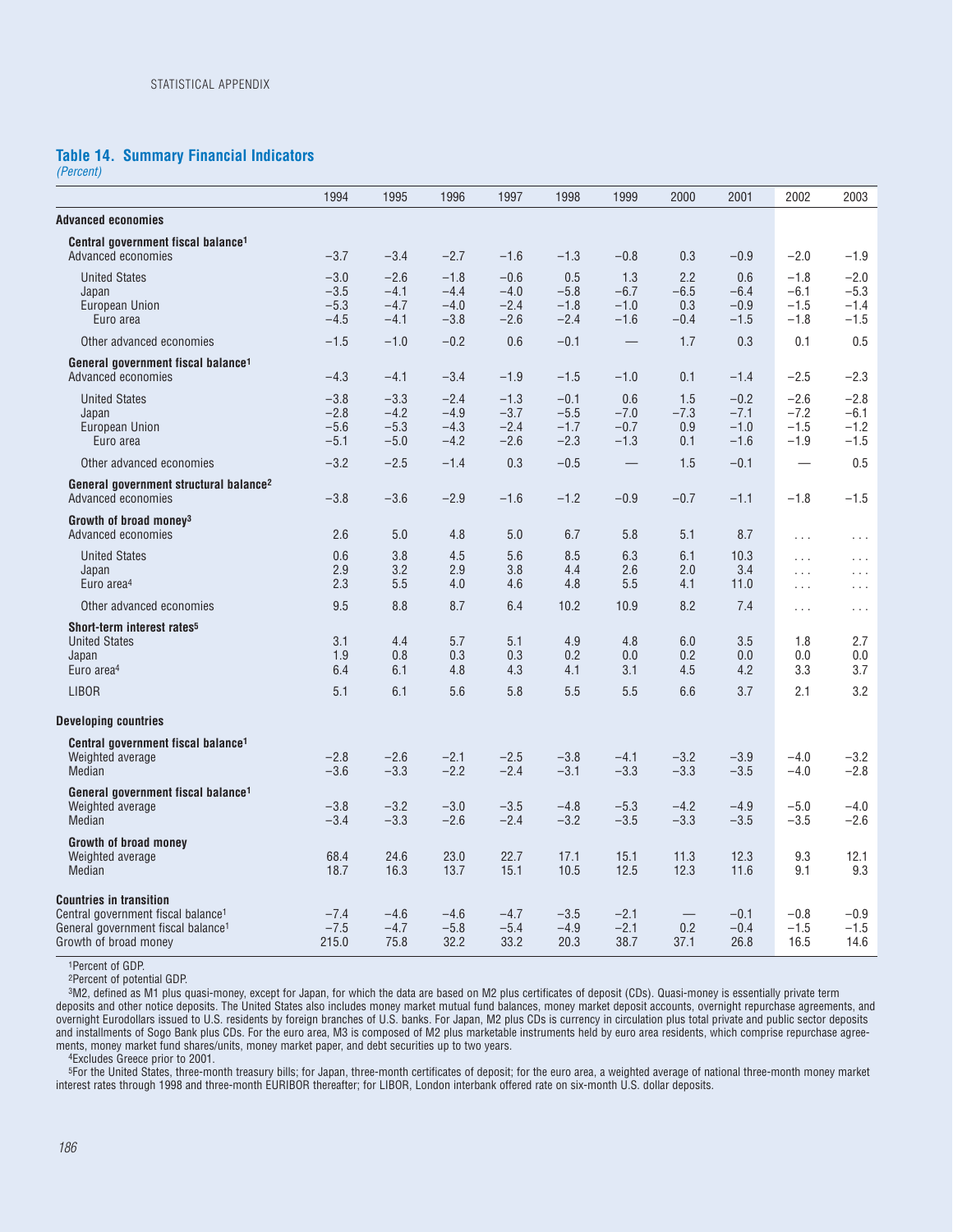### Table 14. Summary Financial Indicators

*(Percent)*

| | 1994 | 1995 | 1996 | 1997 | 1998 | 1999 | 2000 | 2001 | 2002 | 2003 |
|---|---|---|---|---|---|---|---|---|---|---|
| **Advanced economies** | | | | | | | | | | |
| **Central government fiscal balance**[1] | | | | | | | | | | |
| Advanced economies | −3.7 | −3.4 | −2.7 | −1.6 | −1.3 | −0.8 | 0.3 | −0.9 | −2.0 | −1.9 |
| United States | −3.0 | −2.6 | −1.8 | −0.6 | 0.5 | 1.3 | 2.2 | 0.6 | −1.8 | −2.0 |
| Japan | −3.5 | −4.1 | −4.4 | −4.0 | −5.8 | −6.7 | −6.5 | −6.4 | −6.1 | −5.3 |
| European Union | −5.3 | −4.7 | −4.0 | −2.4 | −1.8 | −1.0 | 0.3 | −0.9 | −1.5 | −1.4 |
| Euro area | −4.5 | −4.1 | −3.8 | −2.6 | −2.4 | −1.6 | −0.4 | −1.5 | −1.8 | −1.5 |
| Other advanced economies | −1.5 | −1.0 | −0.2 | 0.6 | −0.1 | — | 1.7 | 0.3 | 0.1 | 0.5 |
| **General government fiscal balance**[1] | | | | | | | | | | |
| Advanced economies | −4.3 | −4.1 | −3.4 | −1.9 | −1.5 | −1.0 | 0.1 | −1.4 | −2.5 | −2.3 |
| United States | −3.8 | −3.3 | −2.4 | −1.3 | −0.1 | 0.6 | 1.5 | −0.2 | −2.6 | −2.8 |
| Japan | −2.8 | −4.2 | −4.9 | −3.7 | −5.5 | −7.0 | −7.3 | −7.1 | −7.2 | −6.1 |
| European Union | −5.6 | −5.3 | −4.3 | −2.4 | −1.7 | −0.7 | 0.9 | −1.0 | −1.5 | −1.2 |
| Euro area | −5.1 | −5.0 | −4.2 | −2.6 | −2.3 | −1.3 | 0.1 | −1.6 | −1.9 | −1.5 |
| Other advanced economies | −3.2 | −2.5 | −1.4 | 0.3 | −0.5 | — | 1.5 | −0.1 | — | 0.5 |
| **General government structural balance**[2] | | | | | | | | | | |
| Advanced economies | −3.8 | −3.6 | −2.9 | −1.6 | −1.2 | −0.9 | −0.7 | −1.1 | −1.8 | −1.5 |
| **Growth of broad money**[3] | | | | | | | | | | |
| Advanced economies | 2.6 | 5.0 | 4.8 | 5.0 | 6.7 | 5.8 | 5.1 | 8.7 | . . . | . . . |
| United States | 0.6 | 3.8 | 4.5 | 5.6 | 8.5 | 6.3 | 6.1 | 10.3 | . . . | . . . |
| Japan | 2.9 | 3.2 | 2.9 | 3.8 | 4.4 | 2.6 | 2.0 | 3.4 | . . . | . . . |
| Euro area[4] | 2.3 | 5.5 | 4.0 | 4.6 | 4.8 | 5.5 | 4.1 | 11.0 | . . . | . . . |
| Other advanced economies | 9.5 | 8.8 | 8.7 | 6.4 | 10.2 | 10.9 | 8.2 | 7.4 | . . . | . . . |
| **Short-term interest rates**[5] | | | | | | | | | | |
| United States | 3.1 | 4.4 | 5.7 | 5.1 | 4.9 | 4.8 | 6.0 | 3.5 | 1.8 | 2.7 |
| Japan | 1.9 | 0.8 | 0.3 | 0.3 | 0.2 | 0.0 | 0.2 | 0.0 | 0.0 | 0.0 |
| Euro area[4] | 6.4 | 6.1 | 4.8 | 4.3 | 4.1 | 3.1 | 4.5 | 4.2 | 3.3 | 3.7 |
| LIBOR | 5.1 | 6.1 | 5.6 | 5.8 | 5.5 | 5.5 | 6.6 | 3.7 | 2.1 | 3.2 |
| **Developing countries** | | | | | | | | | | |
| **Central government fiscal balance**[1] | | | | | | | | | | |
| Weighted average | −2.8 | −2.6 | −2.1 | −2.5 | −3.8 | −4.1 | −3.2 | −3.9 | −4.0 | −3.2 |
| Median | −3.6 | −3.3 | −2.2 | −2.4 | −3.1 | −3.3 | −3.3 | −3.5 | −4.0 | −2.8 |
| **General government fiscal balance**[1] | | | | | | | | | | |
| Weighted average | −3.8 | −3.2 | −3.0 | −3.5 | −4.8 | −5.3 | −4.2 | −4.9 | −5.0 | −4.0 |
| Median | −3.4 | −3.3 | −2.6 | −2.4 | −3.2 | −3.5 | −3.3 | −3.5 | −3.5 | −2.6 |
| **Growth of broad money** | | | | | | | | | | |
| Weighted average | 68.4 | 24.6 | 23.0 | 22.7 | 17.1 | 15.1 | 11.3 | 12.3 | 9.3 | 12.1 |
| Median | 18.7 | 16.3 | 13.7 | 15.1 | 10.5 | 12.5 | 12.3 | 11.6 | 9.1 | 9.3 |
| **Countries in transition** | | | | | | | | | | |
| Central government fiscal balance[1] | −7.4 | −4.6 | −4.6 | −4.7 | −3.5 | −2.1 | — | −0.1 | −0.8 | −0.9 |
| General government fiscal balance[1] | −7.5 | −4.7 | −5.8 | −5.4 | −4.9 | −2.1 | 0.2 | −0.4 | −1.5 | −1.5 |
| Growth of broad money | 215.0 | 75.8 | 32.2 | 33.2 | 20.3 | 38.7 | 37.1 | 26.8 | 16.5 | 14.6 |

[1]Percent of GDP.

[2]Percent of potential GDP.

[3]M2, defined as M1 plus quasi-money, except for Japan, for which the data are based on M2 plus certificates of deposit (CDs). Quasi-money is essentially private term deposits and other notice deposits. The United States also includes money market mutual fund balances, money market deposit accounts, overnight repurchase agreements, and overnight Eurodollars issued to U.S. residents by foreign branches of U.S. banks. For Japan, M2 plus CDs is currency in circulation plus total private and public sector deposits and installments of Sogo Bank plus CDs. For the euro area, M3 is composed of M2 plus marketable instruments held by euro area residents, which comprise repurchase agreements, money market fund shares/units, money market paper, and debt securities up to two years.

[4]Excludes Greece prior to 2001.

[5]For the United States, three-month treasury bills; for Japan, three-month certificates of deposit; for the euro area, a weighted average of national three-month money market interest rates through 1998 and three-month EURIBOR thereafter; for LIBOR, London interbank offered rate on six-month U.S. dollar deposits.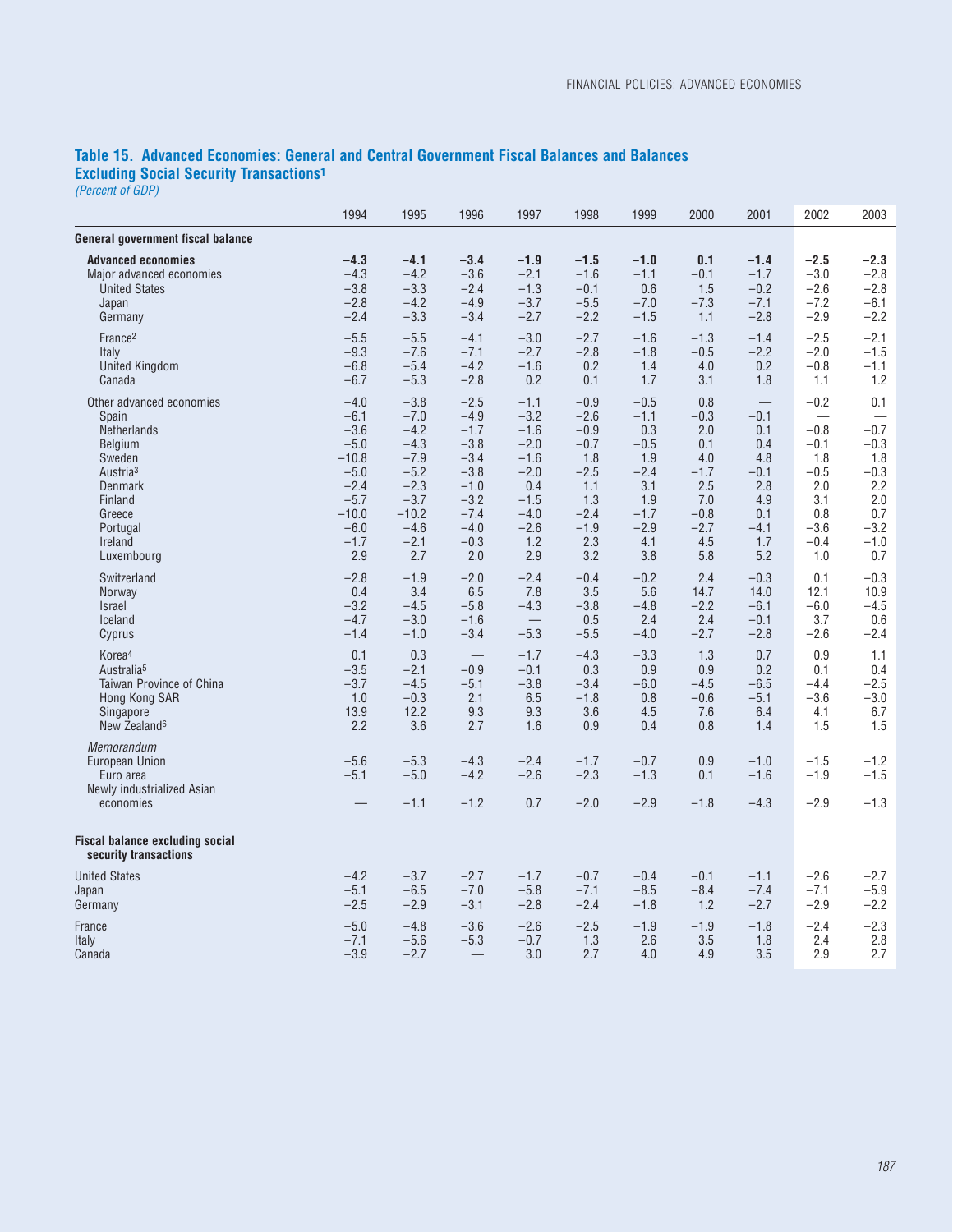## Table 15. Advanced Economies: General and Central Government Fiscal Balances and Balances Excluding Social Security Transactions[1]

*(Percent of GDP)*

| | 1994 | 1995 | 1996 | 1997 | 1998 | 1999 | 2000 | 2001 | 2002 | 2003 |
|---|---|---|---|---|---|---|---|---|---|---|
| **General government fiscal balance** | | | | | | | | | | |
| **Advanced economies** | **−4.3** | **−4.1** | **−3.4** | **−1.9** | **−1.5** | **−1.0** | **0.1** | **−1.4** | **−2.5** | **−2.3** |
| Major advanced economies | −4.3 | −4.2 | −3.6 | −2.1 | −1.6 | −1.1 | −0.1 | −1.7 | −3.0 | −2.8 |
| United States | −3.8 | −3.3 | −2.4 | −1.3 | −0.1 | 0.6 | 1.5 | −0.2 | −2.6 | −2.8 |
| Japan | −2.8 | −4.2 | −4.9 | −3.7 | −5.5 | −7.0 | −7.3 | −7.1 | −7.2 | −6.1 |
| Germany | −2.4 | −3.3 | −3.4 | −2.7 | −2.2 | −1.5 | 1.1 | −2.8 | −2.9 | −2.2 |
| France[2] | −5.5 | −5.5 | −4.1 | −3.0 | −2.7 | −1.6 | −1.3 | −1.4 | −2.5 | −2.1 |
| Italy | −9.3 | −7.6 | −7.1 | −2.7 | −2.8 | −1.8 | −0.5 | −2.2 | −2.0 | −1.5 |
| United Kingdom | −6.8 | −5.4 | −4.2 | −1.6 | 0.2 | 1.4 | 4.0 | 0.2 | −0.8 | −1.1 |
| Canada | −6.7 | −5.3 | −2.8 | 0.2 | 0.1 | 1.7 | 3.1 | 1.8 | 1.1 | 1.2 |
| Other advanced economies | −4.0 | −3.8 | −2.5 | −1.1 | −0.9 | −0.5 | 0.8 | — | −0.2 | 0.1 |
| Spain | −6.1 | −7.0 | −4.9 | −3.2 | −2.6 | −1.1 | −0.3 | −0.1 | — | — |
| Netherlands | −3.6 | −4.2 | −1.7 | −1.6 | −0.9 | 0.3 | 2.0 | 0.1 | −0.8 | −0.7 |
| Belgium | −5.0 | −4.3 | −3.8 | −2.0 | −0.7 | −0.5 | 0.1 | 0.4 | −0.1 | −0.3 |
| Sweden | −10.8 | −7.9 | −3.4 | −1.6 | 1.8 | 1.9 | 4.0 | 4.8 | 1.8 | 1.8 |
| Austria[3] | −5.0 | −5.2 | −3.8 | −2.0 | −2.5 | −2.4 | −1.7 | −0.1 | −0.5 | −0.3 |
| Denmark | −2.4 | −2.3 | −1.0 | 0.4 | 1.1 | 3.1 | 2.5 | 2.8 | 2.0 | 2.2 |
| Finland | −5.7 | −3.7 | −3.2 | −1.5 | 1.3 | 1.9 | 7.0 | 4.9 | 3.1 | 2.0 |
| Greece | −10.0 | −10.2 | −7.4 | −4.0 | −2.4 | −1.7 | −0.8 | 0.1 | 0.8 | 0.7 |
| Portugal | −6.0 | −4.6 | −4.0 | −2.6 | −1.9 | −2.9 | −2.7 | −4.1 | −3.6 | −3.2 |
| Ireland | −1.7 | −2.1 | −0.3 | 1.2 | 2.3 | 4.1 | 4.5 | 1.7 | −0.4 | −1.0 |
| Luxembourg | 2.9 | 2.7 | 2.0 | 2.9 | 3.2 | 3.8 | 5.8 | 5.2 | 1.0 | 0.7 |
| Switzerland | −2.8 | −1.9 | −2.0 | −2.4 | −0.4 | −0.2 | 2.4 | −0.3 | 0.1 | −0.3 |
| Norway | 0.4 | 3.4 | 6.5 | 7.8 | 3.5 | 5.6 | 14.7 | 14.0 | 12.1 | 10.9 |
| Israel | −3.2 | −4.5 | −5.8 | −4.3 | −3.8 | −4.8 | −2.2 | −6.1 | −6.0 | −4.5 |
| Iceland | −4.7 | −3.0 | −1.6 | — | 0.5 | 2.4 | 2.4 | −0.1 | 3.7 | 0.6 |
| Cyprus | −1.4 | −1.0 | −3.4 | −5.3 | −5.5 | −4.0 | −2.7 | −2.8 | −2.6 | −2.4 |
| Korea[4] | 0.1 | 0.3 | — | −1.7 | −4.3 | −3.3 | 1.3 | 0.7 | 0.9 | 1.1 |
| Australia[5] | −3.5 | −2.1 | −0.9 | −0.1 | 0.3 | 0.9 | 0.9 | 0.2 | 0.1 | 0.4 |
| Taiwan Province of China | −3.7 | −4.5 | −5.1 | −3.8 | −3.4 | −6.0 | −4.5 | −6.5 | −4.4 | −2.5 |
| Hong Kong SAR | 1.0 | −0.3 | 2.1 | 6.5 | −1.8 | 0.8 | −0.6 | −5.1 | −3.6 | −3.0 |
| Singapore | 13.9 | 12.2 | 9.3 | 9.3 | 3.6 | 4.5 | 7.6 | 6.4 | 4.1 | 6.7 |
| New Zealand[6] | 2.2 | 3.6 | 2.7 | 1.6 | 0.9 | 0.4 | 0.8 | 1.4 | 1.5 | 1.5 |
| *Memorandum* | | | | | | | | | | |
| European Union | −5.6 | −5.3 | −4.3 | −2.4 | −1.7 | −0.7 | 0.9 | −1.0 | −1.5 | −1.2 |
| Euro area | −5.1 | −5.0 | −4.2 | −2.6 | −2.3 | −1.3 | 0.1 | −1.6 | −1.9 | −1.5 |
| Newly industrialized Asian economies | — | −1.1 | −1.2 | 0.7 | −2.0 | −2.9 | −1.8 | −4.3 | −2.9 | −1.3 |
| **Fiscal balance excluding social security transactions** | | | | | | | | | | |
| United States | −4.2 | −3.7 | −2.7 | −1.7 | −0.7 | −0.4 | −0.1 | −1.1 | −2.6 | −2.7 |
| Japan | −5.1 | −6.5 | −7.0 | −5.8 | −7.1 | −8.5 | −8.4 | −7.4 | −7.1 | −5.9 |
| Germany | −2.5 | −2.9 | −3.1 | −2.8 | −2.4 | −1.8 | 1.2 | −2.7 | −2.9 | −2.2 |
| France | −5.0 | −4.8 | −3.6 | −2.6 | −2.5 | −1.9 | −1.9 | −1.8 | −2.4 | −2.3 |
| Italy | −7.1 | −5.6 | −5.3 | −0.7 | 1.3 | 2.6 | 3.5 | 1.8 | 2.4 | 2.8 |
| Canada | −3.9 | −2.7 | — | 3.0 | 2.7 | 4.0 | 4.9 | 3.5 | 2.9 | 2.7 |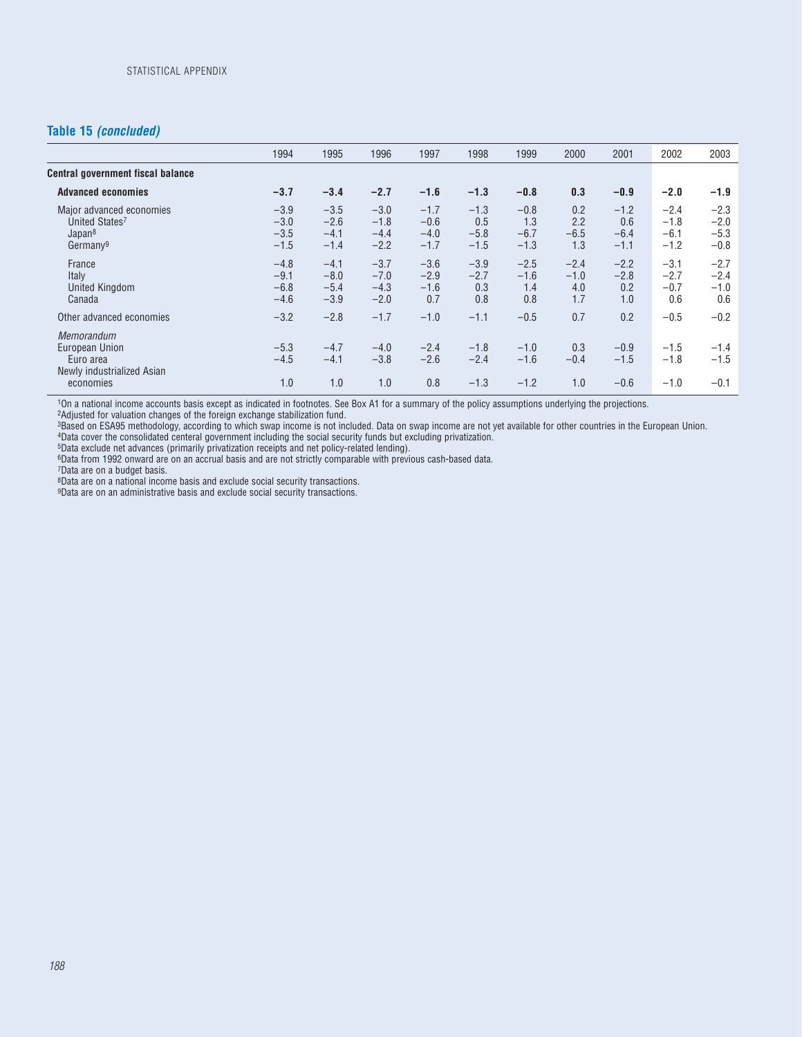## Table 15 *(concluded)*

| | 1994 | 1995 | 1996 | 1997 | 1998 | 1999 | 2000 | 2001 | 2002 | 2003 |
|---|---|---|---|---|---|---|---|---|---|---|
| **Central government fiscal balance** | | | | | | | | | | |
| **Advanced economies** | **−3.7** | **−3.4** | **−2.7** | **−1.6** | **−1.3** | **−0.8** | **0.3** | **−0.9** | **−2.0** | **−1.9** |
| Major advanced economies | −3.9 | −3.5 | −3.0 | −1.7 | −1.3 | −0.8 | 0.2 | −1.2 | −2.4 | −2.3 |
| United States[7] | −3.0 | −2.6 | −1.8 | −0.6 | 0.5 | 1.3 | 2.2 | 0.6 | −1.8 | −2.0 |
| Japan[8] | −3.5 | −4.1 | −4.4 | −4.0 | −5.8 | −6.7 | −6.5 | −6.4 | −6.1 | −5.3 |
| Germany[9] | −1.5 | −1.4 | −2.2 | −1.7 | −1.5 | −1.3 | 1.3 | −1.1 | −1.2 | −0.8 |
| France | −4.8 | −4.1 | −3.7 | −3.6 | −3.9 | −2.5 | −2.4 | −2.2 | −3.1 | −2.7 |
| Italy | −9.1 | −8.0 | −7.0 | −2.9 | −2.7 | −1.6 | −1.0 | −2.8 | −2.7 | −2.4 |
| United Kingdom | −6.8 | −5.4 | −4.3 | −1.6 | 0.3 | 1.4 | 4.0 | 0.2 | −0.7 | −1.0 |
| Canada | −4.6 | −3.9 | −2.0 | 0.7 | 0.8 | 0.8 | 1.7 | 1.0 | 0.6 | 0.6 |
| Other advanced economies | −3.2 | −2.8 | −1.7 | −1.0 | −1.1 | −0.5 | 0.7 | 0.2 | −0.5 | −0.2 |
| *Memorandum* | | | | | | | | | | |
| European Union | −5.3 | −4.7 | −4.0 | −2.4 | −1.8 | −1.0 | 0.3 | −0.9 | −1.5 | −1.4 |
| Euro area | −4.5 | −4.1 | −3.8 | −2.6 | −2.4 | −1.6 | −0.4 | −1.5 | −1.8 | −1.5 |
| Newly industrialized Asian economies | 1.0 | 1.0 | 1.0 | 0.8 | −1.3 | −1.2 | 1.0 | −0.6 | −1.0 | −0.1 |

[1]On a national income accounts basis except as indicated in footnotes. See Box A1 for a summary of the policy assumptions underlying the projections.
[2]Adjusted for valuation changes of the foreign exchange stabilization fund.
[3]Based on ESA95 methodology, according to which swap income is not included. Data on swap income are not yet available for other countries in the European Union.
[4]Data cover the consolidated centeral government including the social security funds but excluding privatization.
[5]Data exclude net advances (primarily privatization receipts and net policy-related lending).
[6]Data from 1992 onward are on an accrual basis and are not strictly comparable with previous cash-based data.
[7]Data are on a budget basis.
[8]Data are on a national income basis and exclude social security transactions.
[9]Data are on an administrative basis and exclude social security transactions.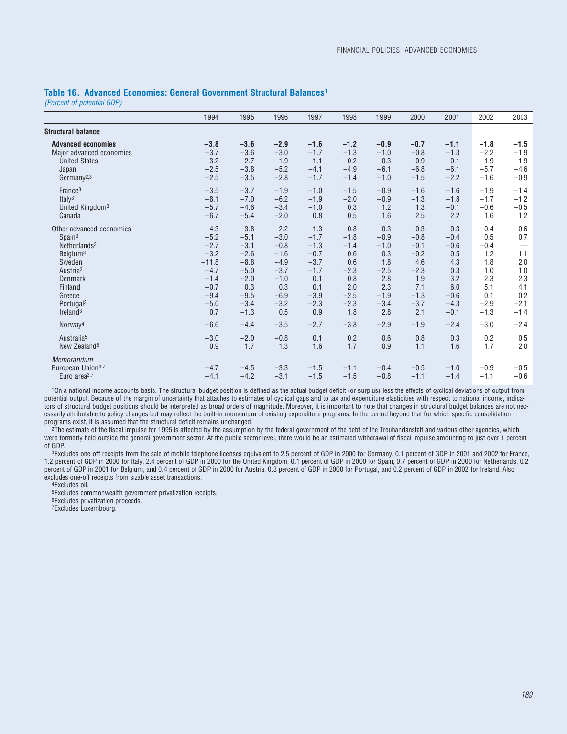## Table 16. Advanced Economies: General Government Structural Balances[1]

*(Percent of potential GDP)*

| | 1994 | 1995 | 1996 | 1997 | 1998 | 1999 | 2000 | 2001 | 2002 | 2003 |
|---|---|---|---|---|---|---|---|---|---|---|
| **Structural balance** | | | | | | | | | | |
| **Advanced economies** | **−3.8** | **−3.6** | **−2.9** | **−1.6** | **−1.2** | **−0.9** | **−0.7** | **−1.1** | **−1.8** | **−1.5** |
| Major advanced economies | −3.7 | −3.6 | −3.0 | −1.7 | −1.3 | −1.0 | −0.8 | −1.3 | −2.2 | −1.9 |
| United States | −3.2 | −2.7 | −1.9 | −1.1 | −0.2 | 0.3 | 0.9 | 0.1 | −1.9 | −1.9 |
| Japan | −2.5 | −3.8 | −5.2 | −4.1 | −4.9 | −6.1 | −6.8 | −6.1 | −5.7 | −4.6 |
| Germany[2,3] | −2.5 | −3.5 | −2.8 | −1.7 | −1.4 | −1.0 | −1.5 | −2.2 | −1.6 | −0.9 |
| France[3] | −3.5 | −3.7 | −1.9 | −1.0 | −1.5 | −0.9 | −1.6 | −1.6 | −1.9 | −1.4 |
| Italy[3] | −8.1 | −7.0 | −6.2 | −1.9 | −2.0 | −0.9 | −1.3 | −1.8 | −1.7 | −1.2 |
| United Kingdom[3] | −5.7 | −4.6 | −3.4 | −1.0 | 0.3 | 1.2 | 1.3 | −0.1 | −0.6 | −0.5 |
| Canada | −6.7 | −5.4 | −2.0 | 0.8 | 0.5 | 1.6 | 2.5 | 2.2 | 1.6 | 1.2 |
| Other advanced economies | −4.3 | −3.8 | −2.2 | −1.3 | −0.8 | −0.3 | 0.3 | 0.3 | 0.4 | 0.6 |
| Spain[3] | −5.2 | −5.1 | −3.0 | −1.7 | −1.8 | −0.9 | −0.8 | −0.4 | 0.5 | 0.7 |
| Netherlands[3] | −2.7 | −3.1 | −0.8 | −1.3 | −1.4 | −1.0 | −0.1 | −0.6 | −0.4 | — |
| Belgium[3] | −3.2 | −2.6 | −1.6 | −0.7 | 0.6 | 0.3 | −0.2 | 0.5 | 1.2 | 1.1 |
| Sweden | −11.8 | −8.8 | −4.9 | −3.7 | 0.6 | 1.8 | 4.6 | 4.3 | 1.8 | 2.0 |
| Austria[3] | −4.7 | −5.0 | −3.7 | −1.7 | −2.3 | −2.5 | −2.3 | 0.3 | 1.0 | 1.0 |
| Denmark | −1.4 | −2.0 | −1.0 | 0.1 | 0.8 | 2.8 | 1.9 | 3.2 | 2.3 | 2.3 |
| Finland | −0.7 | 0.3 | 0.3 | 0.1 | 2.0 | 2.3 | 7.1 | 6.0 | 5.1 | 4.1 |
| Greece | −9.4 | −9.5 | −6.9 | −3.9 | −2.5 | −1.9 | −1.3 | −0.6 | 0.1 | 0.2 |
| Portugal[3] | −5.0 | −3.4 | −3.2 | −2.3 | −2.3 | −3.4 | −3.7 | −4.3 | −2.9 | −2.1 |
| Ireland[3] | 0.7 | −1.3 | 0.5 | 0.9 | 1.8 | 2.8 | 2.1 | −0.1 | −1.3 | −1.4 |
| Norway[4] | −6.6 | −4.4 | −3.5 | −2.7 | −3.8 | −2.9 | −1.9 | −2.4 | −3.0 | −2.4 |
| Australia[5] | −3.0 | −2.0 | −0.8 | 0.1 | 0.2 | 0.6 | 0.8 | 0.3 | 0.2 | 0.5 |
| New Zealand[6] | 0.9 | 1.7 | 1.3 | 1.6 | 1.7 | 0.9 | 1.1 | 1.6 | 1.7 | 2.0 |
| *Memorandum* | | | | | | | | | | |
| European Union[3,7] | −4.7 | −4.5 | −3.3 | −1.5 | −1.1 | −0.4 | −0.5 | −1.0 | −0.9 | −0.5 |
| Euro area[3,7] | −4.1 | −4.2 | −3.1 | −1.5 | −1.5 | −0.8 | −1.1 | −1.4 | −1.1 | −0.6 |

[1]On a national income accounts basis. The structural budget position is defined as the actual budget deficit (or surplus) less the effects of cyclical deviations of output from potential output. Because of the margin of uncertainty that attaches to estimates of cyclical gaps and to tax and expenditure elasticities with respect to national income, indicators of structural budget positions should be interpreted as broad orders of magnitude. Moreover, it is important to note that changes in structural budget balances are not necessarily attributable to policy changes but may reflect the built-in momentum of existing expenditure programs. In the period beyond that for which specific consolidation programs exist, it is assumed that the structural deficit remains unchanged.

[2]The estimate of the fiscal impulse for 1995 is affected by the assumption by the federal government of the debt of the Treuhandanstalt and various other agencies, which were formerly held outside the general government sector. At the public sector level, there would be an estimated withdrawal of fiscal impulse amounting to just over 1 percent of GDP.

[3]Excludes one-off receipts from the sale of mobile telephone licenses equivalent to 2.5 percent of GDP in 2000 for Germany, 0.1 percent of GDP in 2001 and 2002 for France, 1.2 percent of GDP in 2000 for Italy, 2.4 percent of GDP in 2000 for the United Kingdom, 0.1 percent of GDP in 2000 for Spain, 0.7 percent of GDP in 2000 for Netherlands, 0.2 percent of GDP in 2001 for Belgium, and 0.4 percent of GDP in 2000 for Austria, 0.3 percent of GDP in 2000 for Portugal, and 0.2 percent of GDP in 2002 for Ireland. Also excludes one-off receipts from sizable asset transactions.

[4]Excludes oil.

[5]Excludes commonwealth government privatization receipts.

[6]Excludes privatization proceeds.

[7]Excludes Luxembourg.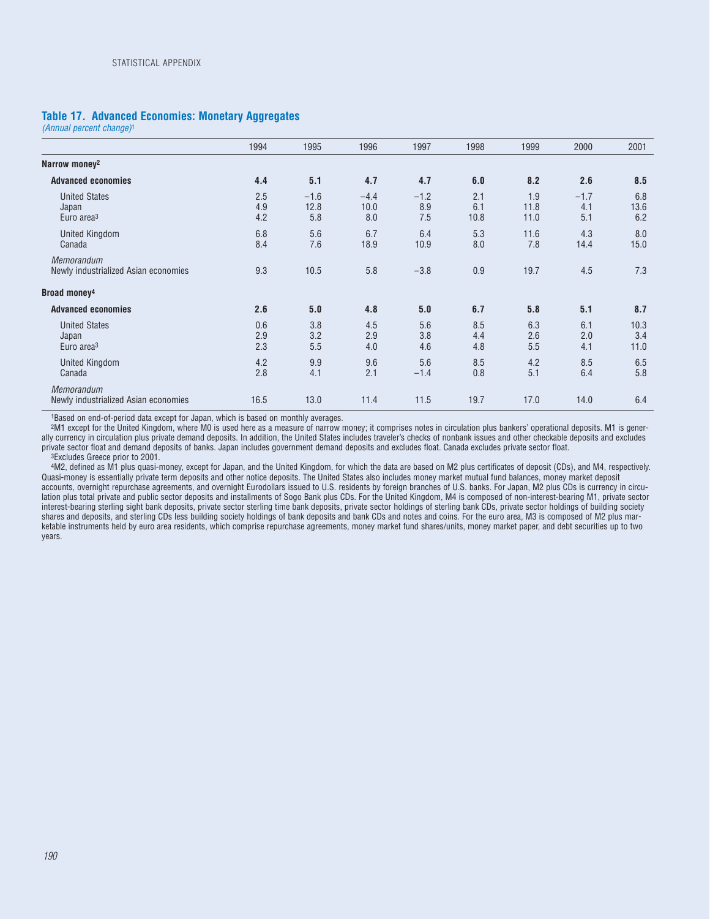### Table 17. Advanced Economies: Monetary Aggregates

*(Annual percent change)*[1]

| | 1994 | 1995 | 1996 | 1997 | 1998 | 1999 | 2000 | 2001 |
|---|---|---|---|---|---|---|---|---|
| **Narrow money**[2] | | | | | | | | |
| **Advanced economies** | **4.4** | **5.1** | **4.7** | **4.7** | **6.0** | **8.2** | **2.6** | **8.5** |
| United States | 2.5 | −1.6 | −4.4 | −1.2 | 2.1 | 1.9 | −1.7 | 6.8 |
| Japan | 4.9 | 12.8 | 10.0 | 8.9 | 6.1 | 11.8 | 4.1 | 13.6 |
| Euro area[3] | 4.2 | 5.8 | 8.0 | 7.5 | 10.8 | 11.0 | 5.1 | 6.2 |
| United Kingdom | 6.8 | 5.6 | 6.7 | 6.4 | 5.3 | 11.6 | 4.3 | 8.0 |
| Canada | 8.4 | 7.6 | 18.9 | 10.9 | 8.0 | 7.8 | 14.4 | 15.0 |
| *Memorandum* | | | | | | | | |
| Newly industrialized Asian economies | 9.3 | 10.5 | 5.8 | −3.8 | 0.9 | 19.7 | 4.5 | 7.3 |
| **Broad money**[4] | | | | | | | | |
| **Advanced economies** | **2.6** | **5.0** | **4.8** | **5.0** | **6.7** | **5.8** | **5.1** | **8.7** |
| United States | 0.6 | 3.8 | 4.5 | 5.6 | 8.5 | 6.3 | 6.1 | 10.3 |
| Japan | 2.9 | 3.2 | 2.9 | 3.8 | 4.4 | 2.6 | 2.0 | 3.4 |
| Euro area[3] | 2.3 | 5.5 | 4.0 | 4.6 | 4.8 | 5.5 | 4.1 | 11.0 |
| United Kingdom | 4.2 | 9.9 | 9.6 | 5.6 | 8.5 | 4.2 | 8.5 | 6.5 |
| Canada | 2.8 | 4.1 | 2.1 | −1.4 | 0.8 | 5.1 | 6.4 | 5.8 |
| *Memorandum* | | | | | | | | |
| Newly industrialized Asian economies | 16.5 | 13.0 | 11.4 | 11.5 | 19.7 | 17.0 | 14.0 | 6.4 |

[1]Based on end-of-period data except for Japan, which is based on monthly averages.

[2]M1 except for the United Kingdom, where M0 is used here as a measure of narrow money; it comprises notes in circulation plus bankers' operational deposits. M1 is generally currency in circulation plus private demand deposits. In addition, the United States includes traveler's checks of nonbank issues and other checkable deposits and excludes private sector float and demand deposits of banks. Japan includes government demand deposits and excludes float. Canada excludes private sector float.

[3]Excludes Greece prior to 2001.

[4]M2, defined as M1 plus quasi-money, except for Japan, and the United Kingdom, for which the data are based on M2 plus certificates of deposit (CDs), and M4, respectively. Quasi-money is essentially private term deposits and other notice deposits. The United States also includes money market mutual fund balances, money market deposit accounts, overnight repurchase agreements, and overnight Eurodollars issued to U.S. residents by foreign branches of U.S. banks. For Japan, M2 plus CDs is currency in circulation plus total private and public sector deposits and installments of Sogo Bank plus CDs. For the United Kingdom, M4 is composed of non-interest-bearing M1, private sector interest-bearing sterling sight bank deposits, private sector sterling time bank deposits, private sector holdings of sterling bank CDs, private sector holdings of building society shares and deposits, and sterling CDs less building society holdings of bank deposits and bank CDs and notes and coins. For the euro area, M3 is composed of M2 plus marketable instruments held by euro area residents, which comprise repurchase agreements, money market fund shares/units, money market paper, and debt securities up to two years.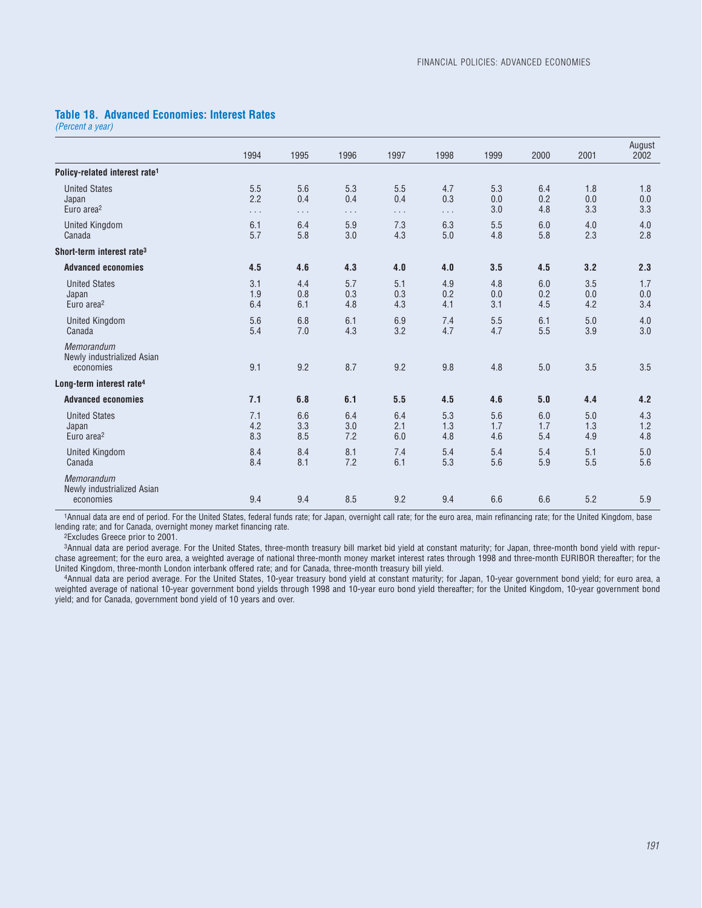### Table 18. Advanced Economies: Interest Rates

*(Percent a year)*

| | 1994 | 1995 | 1996 | 1997 | 1998 | 1999 | 2000 | 2001 | August 2002 |
|---|---|---|---|---|---|---|---|---|---|
| **Policy-related interest rate[1]** | | | | | | | | | |
| United States | 5.5 | 5.6 | 5.3 | 5.5 | 4.7 | 5.3 | 6.4 | 1.8 | 1.8 |
| Japan | 2.2 | 0.4 | 0.4 | 0.4 | 0.3 | 0.0 | 0.2 | 0.0 | 0.0 |
| Euro area[2] | . . . | . . . | . . . | . . . | . . . | 3.0 | 4.8 | 3.3 | 3.3 |
| United Kingdom | 6.1 | 6.4 | 5.9 | 7.3 | 6.3 | 5.5 | 6.0 | 4.0 | 4.0 |
| Canada | 5.7 | 5.8 | 3.0 | 4.3 | 5.0 | 4.8 | 5.8 | 2.3 | 2.8 |
| **Short-term interest rate[3]** | | | | | | | | | |
| **Advanced economies** | **4.5** | **4.6** | **4.3** | **4.0** | **4.0** | **3.5** | **4.5** | **3.2** | **2.3** |
| United States | 3.1 | 4.4 | 5.7 | 5.1 | 4.9 | 4.8 | 6.0 | 3.5 | 1.7 |
| Japan | 1.9 | 0.8 | 0.3 | 0.3 | 0.2 | 0.0 | 0.2 | 0.0 | 0.0 |
| Euro area[2] | 6.4 | 6.1 | 4.8 | 4.3 | 4.1 | 3.1 | 4.5 | 4.2 | 3.4 |
| United Kingdom | 5.6 | 6.8 | 6.1 | 6.9 | 7.4 | 5.5 | 6.1 | 5.0 | 4.0 |
| Canada | 5.4 | 7.0 | 4.3 | 3.2 | 4.7 | 4.7 | 5.5 | 3.9 | 3.0 |
| *Memorandum* | | | | | | | | | |
| Newly industrialized Asian economies | 9.1 | 9.2 | 8.7 | 9.2 | 9.8 | 4.8 | 5.0 | 3.5 | 3.5 |
| **Long-term interest rate[4]** | | | | | | | | | |
| **Advanced economies** | **7.1** | **6.8** | **6.1** | **5.5** | **4.5** | **4.6** | **5.0** | **4.4** | **4.2** |
| United States | 7.1 | 6.6 | 6.4 | 6.4 | 5.3 | 5.6 | 6.0 | 5.0 | 4.3 |
| Japan | 4.2 | 3.3 | 3.0 | 2.1 | 1.3 | 1.7 | 1.7 | 1.3 | 1.2 |
| Euro area[2] | 8.3 | 8.5 | 7.2 | 6.0 | 4.8 | 4.6 | 5.4 | 4.9 | 4.8 |
| United Kingdom | 8.4 | 8.4 | 8.1 | 7.4 | 5.4 | 5.4 | 5.4 | 5.1 | 5.0 |
| Canada | 8.4 | 8.1 | 7.2 | 6.1 | 5.3 | 5.6 | 5.9 | 5.5 | 5.6 |
| *Memorandum* | | | | | | | | | |
| Newly industrialized Asian economies | 9.4 | 9.4 | 8.5 | 9.2 | 9.4 | 6.6 | 6.6 | 5.2 | 5.9 |

[1]Annual data are end of period. For the United States, federal funds rate; for Japan, overnight call rate; for the euro area, main refinancing rate; for the United Kingdom, base lending rate; and for Canada, overnight money market financing rate.

[2]Excludes Greece prior to 2001.

[3]Annual data are period average. For the United States, three-month treasury bill market bid yield at constant maturity; for Japan, three-month bond yield with repurchase agreement; for the euro area, a weighted average of national three-month money market interest rates through 1998 and three-month EURIBOR thereafter; for the United Kingdom, three-month London interbank offered rate; and for Canada, three-month treasury bill yield.

[4]Annual data are period average. For the United States, 10-year treasury bond yield at constant maturity; for Japan, 10-year government bond yield; for euro area, a weighted average of national 10-year government bond yields through 1998 and 10-year euro bond yield thereafter; for the United Kingdom, 10-year government bond yield; and for Canada, government bond yield of 10 years and over.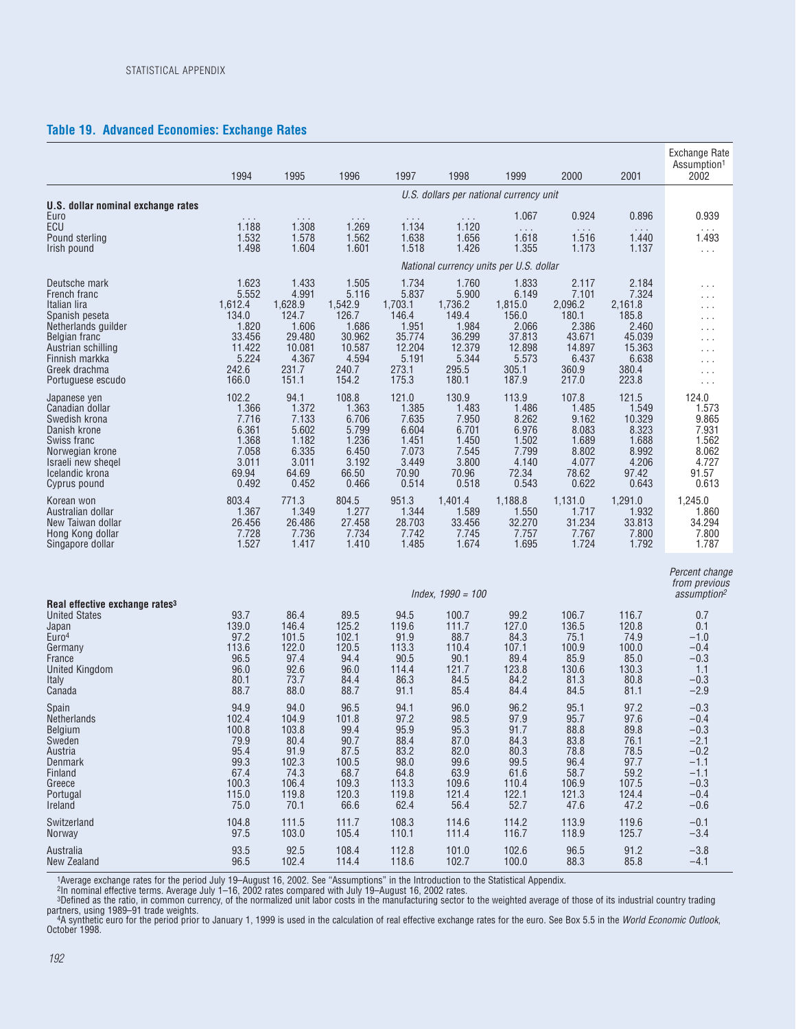## Table 19. Advanced Economies: Exchange Rates

| | 1994 | 1995 | 1996 | 1997 | 1998 | 1999 | 2000 | 2001 | Exchange Rate Assumption[1] 2002 |
|---|---|---|---|---|---|---|---|---|---|
| | *U.S. dollars per national currency unit* | | | | | | | | |
| **U.S. dollar nominal exchange rates** | | | | | | | | | |
| Euro | . . . | . . . | . . . | . . . | . . . | 1.067 | 0.924 | 0.896 | 0.939 |
| ECU | 1.188 | 1.308 | 1.269 | 1.134 | 1.120 | . . . | . . . | . . . | . . . |
| Pound sterling | 1.532 | 1.578 | 1.562 | 1.638 | 1.656 | 1.618 | 1.516 | 1.440 | 1.493 |
| Irish pound | 1.498 | 1.604 | 1.601 | 1.518 | 1.426 | 1.355 | 1.173 | 1.137 | . . . |
| | *National currency units per U.S. dollar* | | | | | | | | |
| Deutsche mark | 1.623 | 1.433 | 1.505 | 1.734 | 1.760 | 1.833 | 2.117 | 2.184 | . . . |
| French franc | 5.552 | 4.991 | 5.116 | 5.837 | 5.900 | 6.149 | 7.101 | 7.324 | . . . |
| Italian lira | 1,612.4 | 1,628.9 | 1,542.9 | 1,703.1 | 1,736.2 | 1,815.0 | 2,096.2 | 2,161.8 | . . . |
| Spanish peseta | 134.0 | 124.7 | 126.7 | 146.4 | 149.4 | 156.0 | 180.1 | 185.8 | . . . |
| Netherlands guilder | 1.820 | 1.606 | 1.686 | 1.951 | 1.984 | 2.066 | 2.386 | 2.460 | . . . |
| Belgian franc | 33.456 | 29.480 | 30.962 | 35.774 | 36.299 | 37.813 | 43.671 | 45.039 | . . . |
| Austrian schilling | 11.422 | 10.081 | 10.587 | 12.204 | 12.379 | 12.898 | 14.897 | 15.363 | . . . |
| Finnish markka | 5.224 | 4.367 | 4.594 | 5.191 | 5.344 | 5.573 | 6.437 | 6.638 | . . . |
| Greek drachma | 242.6 | 231.7 | 240.7 | 273.1 | 295.5 | 305.1 | 360.9 | 380.4 | . . . |
| Portuguese escudo | 166.0 | 151.1 | 154.2 | 175.3 | 180.1 | 187.9 | 217.0 | 223.8 | . . . |
| Japanese yen | 102.2 | 94.1 | 108.8 | 121.0 | 130.9 | 113.9 | 107.8 | 121.5 | 124.0 |
| Canadian dollar | 1.366 | 1.372 | 1.363 | 1.385 | 1.483 | 1.486 | 1.485 | 1.549 | 1.573 |
| Swedish krona | 7.716 | 7.133 | 6.706 | 7.635 | 7.950 | 8.262 | 9.162 | 10.329 | 9.865 |
| Danish krone | 6.361 | 5.602 | 5.799 | 6.604 | 6.701 | 6.976 | 8.083 | 8.323 | 7.931 |
| Swiss franc | 1.368 | 1.182 | 1.236 | 1.451 | 1.450 | 1.502 | 1.689 | 1.688 | 1.562 |
| Norwegian krone | 7.058 | 6.335 | 6.450 | 7.073 | 7.545 | 7.799 | 8.802 | 8.992 | 8.062 |
| Israeli new sheqel | 3.011 | 3.011 | 3.192 | 3.449 | 3.800 | 4.140 | 4.077 | 4.206 | 4.727 |
| Icelandic krona | 69.94 | 64.69 | 66.50 | 70.90 | 70.96 | 72.34 | 78.62 | 97.42 | 91.57 |
| Cyprus pound | 0.492 | 0.452 | 0.466 | 0.514 | 0.518 | 0.543 | 0.622 | 0.643 | 0.613 |
| Korean won | 803.4 | 771.3 | 804.5 | 951.3 | 1,401.4 | 1,188.8 | 1,131.0 | 1,291.0 | 1,245.0 |
| Australian dollar | 1.367 | 1.349 | 1.277 | 1.344 | 1.589 | 1.550 | 1.717 | 1.932 | 1.860 |
| New Taiwan dollar | 26.456 | 26.486 | 27.458 | 28.703 | 33.456 | 32.270 | 31.234 | 33.813 | 34.294 |
| Hong Kong dollar | 7.728 | 7.736 | 7.734 | 7.742 | 7.745 | 7.757 | 7.767 | 7.800 | 7.800 |
| Singapore dollar | 1.527 | 1.417 | 1.410 | 1.485 | 1.674 | 1.695 | 1.724 | 1.792 | 1.787 |
| | *Index, 1990 = 100* | | | | | | | | *Percent change from previous assumption*[2] |
| **Real effective exchange rates**[3] | | | | | | | | | |
| United States | 93.7 | 86.4 | 89.5 | 94.5 | 100.7 | 99.2 | 106.7 | 116.7 | 0.7 |
| Japan | 139.0 | 146.4 | 125.2 | 119.6 | 111.7 | 127.0 | 136.5 | 120.8 | 0.1 |
| Euro[4] | 97.2 | 101.5 | 102.1 | 91.9 | 88.7 | 84.3 | 75.1 | 74.9 | −1.0 |
| Germany | 113.6 | 122.0 | 120.5 | 113.3 | 110.4 | 107.1 | 100.9 | 100.0 | −0.4 |
| France | 96.5 | 97.4 | 94.4 | 90.5 | 90.1 | 89.4 | 85.9 | 85.0 | −0.3 |
| United Kingdom | 96.0 | 92.6 | 96.0 | 114.4 | 121.7 | 123.8 | 130.6 | 130.3 | 1.1 |
| Italy | 80.1 | 73.7 | 84.4 | 86.3 | 84.5 | 84.2 | 81.3 | 80.8 | −0.3 |
| Canada | 88.7 | 88.0 | 88.7 | 91.1 | 85.4 | 84.4 | 84.5 | 81.1 | −2.9 |
| Spain | 94.9 | 94.0 | 96.5 | 94.1 | 96.0 | 96.2 | 95.1 | 97.2 | −0.3 |
| Netherlands | 102.4 | 104.9 | 101.8 | 97.2 | 98.5 | 97.9 | 95.7 | 97.6 | −0.4 |
| Belgium | 100.8 | 103.8 | 99.4 | 95.9 | 95.3 | 91.7 | 88.8 | 89.8 | −0.3 |
| Sweden | 79.9 | 80.4 | 90.7 | 88.4 | 87.0 | 84.3 | 83.8 | 76.1 | −2.1 |
| Austria | 95.4 | 91.9 | 87.5 | 83.2 | 82.0 | 80.3 | 78.8 | 78.5 | −0.2 |
| Denmark | 99.3 | 102.3 | 100.5 | 98.0 | 99.6 | 99.5 | 96.4 | 97.7 | −1.1 |
| Finland | 67.4 | 74.3 | 68.7 | 64.8 | 63.9 | 61.6 | 58.7 | 59.2 | −1.1 |
| Greece | 100.3 | 106.4 | 109.3 | 113.3 | 109.6 | 110.4 | 106.9 | 107.5 | −0.3 |
| Portugal | 115.0 | 119.8 | 120.3 | 119.8 | 121.4 | 122.1 | 121.3 | 124.4 | −0.4 |
| Ireland | 75.0 | 70.1 | 66.6 | 62.4 | 56.4 | 52.7 | 47.6 | 47.2 | −0.6 |
| Switzerland | 104.8 | 111.5 | 111.7 | 108.3 | 114.6 | 114.2 | 113.9 | 119.6 | −0.1 |
| Norway | 97.5 | 103.0 | 105.4 | 110.1 | 111.4 | 116.7 | 118.9 | 125.7 | −3.4 |
| Australia | 93.5 | 92.5 | 108.4 | 112.8 | 101.0 | 102.6 | 96.5 | 91.2 | −3.8 |
| New Zealand | 96.5 | 102.4 | 114.4 | 118.6 | 102.7 | 100.0 | 88.3 | 85.8 | −4.1 |

[1]Average exchange rates for the period July 19–August 16, 2002. See "Assumptions" in the Introduction to the Statistical Appendix.
[2]In nominal effective terms. Average July 1–16, 2002 rates compared with July 19–August 16, 2002 rates.
[3]Defined as the ratio, in common currency, of the normalized unit labor costs in the manufacturing sector to the weighted average of those of its industrial country trading partners, using 1989–91 trade weights.
[4]A synthetic euro for the period prior to January 1, 1999 is used in the calculation of real effective exchange rates for the euro. See Box 5.5 in the *World Economic Outlook*, October 1998.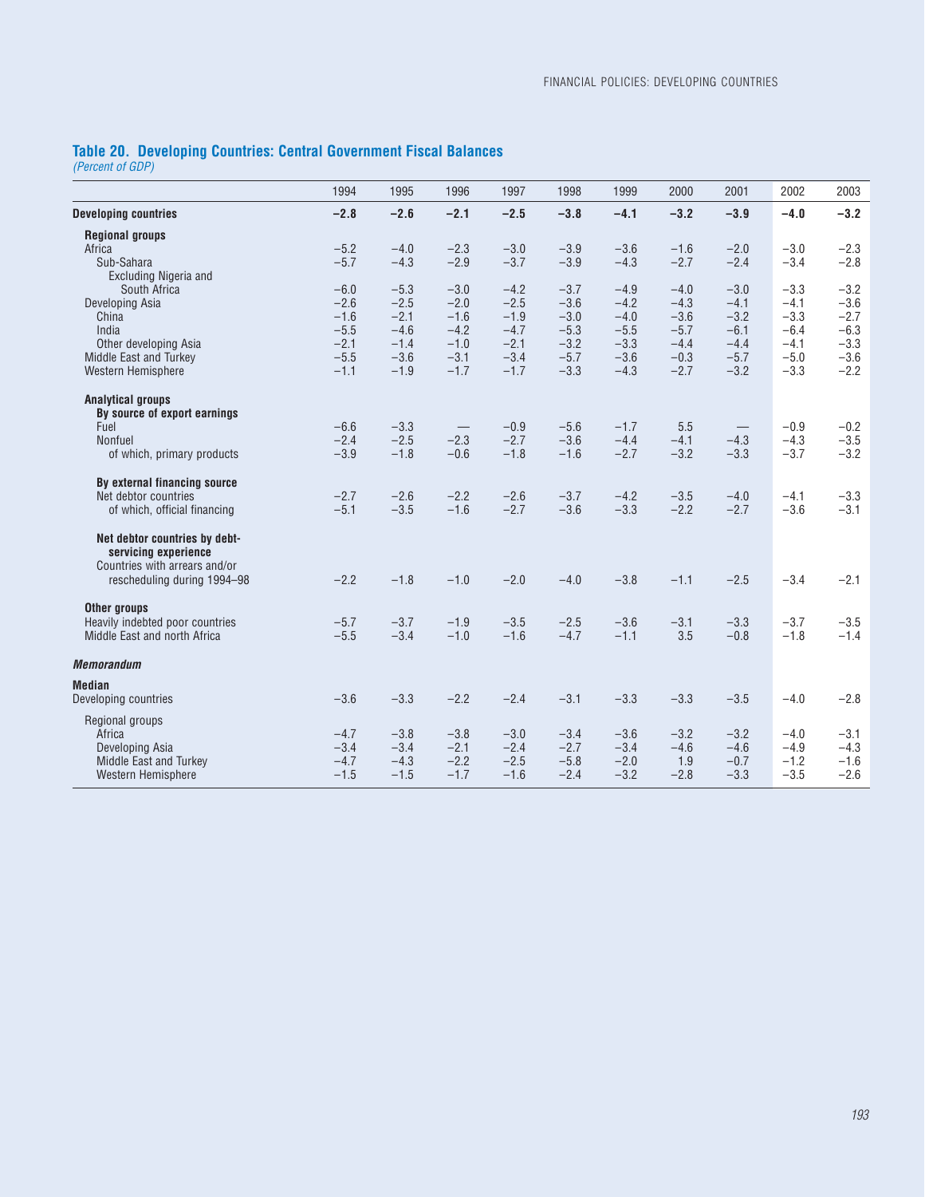## Table 20. Developing Countries: Central Government Fiscal Balances

*(Percent of GDP)*

| | 1994 | 1995 | 1996 | 1997 | 1998 | 1999 | 2000 | 2001 | 2002 | 2003 |
|---|---|---|---|---|---|---|---|---|---|---|
| **Developing countries** | **–2.8** | **–2.6** | **–2.1** | **–2.5** | **–3.8** | **–4.1** | **–3.2** | **–3.9** | **–4.0** | **–3.2** |
| **Regional groups** | | | | | | | | | | |
| Africa | –5.2 | –4.0 | –2.3 | –3.0 | –3.9 | –3.6 | –1.6 | –2.0 | –3.0 | –2.3 |
| Sub-Sahara | –5.7 | –4.3 | –2.9 | –3.7 | –3.9 | –4.3 | –2.7 | –2.4 | –3.4 | –2.8 |
| Excluding Nigeria and South Africa | –6.0 | –5.3 | –3.0 | –4.2 | –3.7 | –4.9 | –4.0 | –3.0 | –3.3 | –3.2 |
| Developing Asia | –2.6 | –2.5 | –2.0 | –2.5 | –3.6 | –4.2 | –4.3 | –4.1 | –4.1 | –3.6 |
| China | –1.6 | –2.1 | –1.6 | –1.9 | –3.0 | –4.0 | –3.6 | –3.2 | –3.3 | –2.7 |
| India | –5.5 | –4.6 | –4.2 | –4.7 | –5.3 | –5.5 | –5.7 | –6.1 | –6.4 | –6.3 |
| Other developing Asia | –2.1 | –1.4 | –1.0 | –2.1 | –3.2 | –3.3 | –4.4 | –4.4 | –4.1 | –3.3 |
| Middle East and Turkey | –5.5 | –3.6 | –3.1 | –3.4 | –5.7 | –3.6 | –0.3 | –5.7 | –5.0 | –3.6 |
| Western Hemisphere | –1.1 | –1.9 | –1.7 | –1.7 | –3.3 | –4.3 | –2.7 | –3.2 | –3.3 | –2.2 |
| **Analytical groups** | | | | | | | | | | |
| **By source of export earnings** | | | | | | | | | | |
| Fuel | –6.6 | –3.3 | — | –0.9 | –5.6 | –1.7 | 5.5 | — | –0.9 | –0.2 |
| Nonfuel | –2.4 | –2.5 | –2.3 | –2.7 | –3.6 | –4.4 | –4.1 | –4.3 | –4.3 | –3.5 |
| of which, primary products | –3.9 | –1.8 | –0.6 | –1.8 | –1.6 | –2.7 | –3.2 | –3.3 | –3.7 | –3.2 |
| **By external financing source** | | | | | | | | | | |
| Net debtor countries | –2.7 | –2.6 | –2.2 | –2.6 | –3.7 | –4.2 | –3.5 | –4.0 | –4.1 | –3.3 |
| of which, official financing | –5.1 | –3.5 | –1.6 | –2.7 | –3.6 | –3.3 | –2.2 | –2.7 | –3.6 | –3.1 |
| **Net debtor countries by debt-servicing experience** | | | | | | | | | | |
| Countries with arrears and/or rescheduling during 1994–98 | –2.2 | –1.8 | –1.0 | –2.0 | –4.0 | –3.8 | –1.1 | –2.5 | –3.4 | –2.1 |
| **Other groups** | | | | | | | | | | |
| Heavily indebted poor countries | –5.7 | –3.7 | –1.9 | –3.5 | –2.5 | –3.6 | –3.1 | –3.3 | –3.7 | –3.5 |
| Middle East and north Africa | –5.5 | –3.4 | –1.0 | –1.6 | –4.7 | –1.1 | 3.5 | –0.8 | –1.8 | –1.4 |
| ***Memorandum*** | | | | | | | | | | |
| **Median** | | | | | | | | | | |
| Developing countries | –3.6 | –3.3 | –2.2 | –2.4 | –3.1 | –3.3 | –3.3 | –3.5 | –4.0 | –2.8 |
| Regional groups | | | | | | | | | | |
| Africa | –4.7 | –3.8 | –3.8 | –3.0 | –3.4 | –3.6 | –3.2 | –3.2 | –4.0 | –3.1 |
| Developing Asia | –3.4 | –3.4 | –2.1 | –2.4 | –2.7 | –3.4 | –4.6 | –4.6 | –4.9 | –4.3 |
| Middle East and Turkey | –4.7 | –4.3 | –2.2 | –2.5 | –5.8 | –2.0 | 1.9 | –0.7 | –1.2 | –1.6 |
| Western Hemisphere | –1.5 | –1.5 | –1.7 | –1.6 | –2.4 | –3.2 | –2.8 | –3.3 | –3.5 | –2.6 |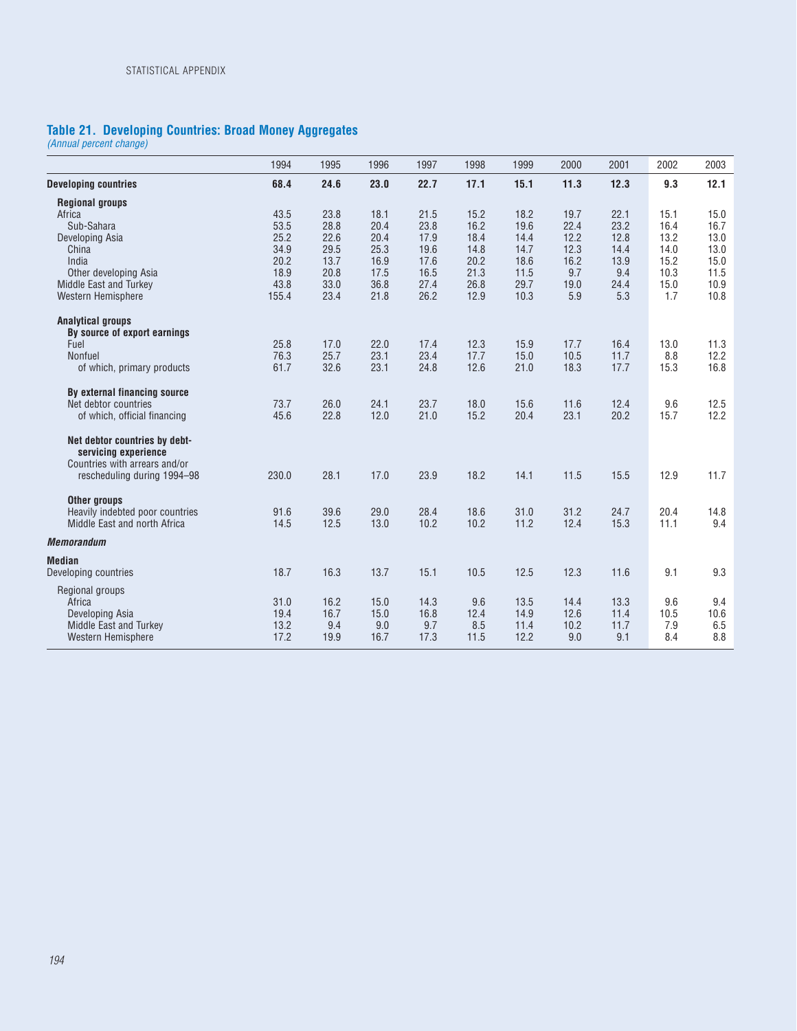## Table 21. Developing Countries: Broad Money Aggregates

*(Annual percent change)*

| | 1994 | 1995 | 1996 | 1997 | 1998 | 1999 | 2000 | 2001 | 2002 | 2003 |
|---|---|---|---|---|---|---|---|---|---|---|
| **Developing countries** | **68.4** | **24.6** | **23.0** | **22.7** | **17.1** | **15.1** | **11.3** | **12.3** | **9.3** | **12.1** |
| **Regional groups** | | | | | | | | | | |
| Africa | 43.5 | 23.8 | 18.1 | 21.5 | 15.2 | 18.2 | 19.7 | 22.1 | 15.1 | 15.0 |
| Sub-Sahara | 53.5 | 28.8 | 20.4 | 23.8 | 16.2 | 19.6 | 22.4 | 23.2 | 16.4 | 16.7 |
| Developing Asia | 25.2 | 22.6 | 20.4 | 17.9 | 18.4 | 14.4 | 12.2 | 12.8 | 13.2 | 13.0 |
| China | 34.9 | 29.5 | 25.3 | 19.6 | 14.8 | 14.7 | 12.3 | 14.4 | 14.0 | 13.0 |
| India | 20.2 | 13.7 | 16.9 | 17.6 | 20.2 | 18.6 | 16.2 | 13.9 | 15.2 | 15.0 |
| Other developing Asia | 18.9 | 20.8 | 17.5 | 16.5 | 21.3 | 11.5 | 9.7 | 9.4 | 10.3 | 11.5 |
| Middle East and Turkey | 43.8 | 33.0 | 36.8 | 27.4 | 26.8 | 29.7 | 19.0 | 24.4 | 15.0 | 10.9 |
| Western Hemisphere | 155.4 | 23.4 | 21.8 | 26.2 | 12.9 | 10.3 | 5.9 | 5.3 | 1.7 | 10.8 |
| **Analytical groups** | | | | | | | | | | |
| **By source of export earnings** | | | | | | | | | | |
| Fuel | 25.8 | 17.0 | 22.0 | 17.4 | 12.3 | 15.9 | 17.7 | 16.4 | 13.0 | 11.3 |
| Nonfuel | 76.3 | 25.7 | 23.1 | 23.4 | 17.7 | 15.0 | 10.5 | 11.7 | 8.8 | 12.2 |
| of which, primary products | 61.7 | 32.6 | 23.1 | 24.8 | 12.6 | 21.0 | 18.3 | 17.7 | 15.3 | 16.8 |
| **By external financing source** | | | | | | | | | | |
| Net debtor countries | 73.7 | 26.0 | 24.1 | 23.7 | 18.0 | 15.6 | 11.6 | 12.4 | 9.6 | 12.5 |
| of which, official financing | 45.6 | 22.8 | 12.0 | 21.0 | 15.2 | 20.4 | 23.1 | 20.2 | 15.7 | 12.2 |
| **Net debtor countries by debt-servicing experience** | | | | | | | | | | |
| Countries with arrears and/or rescheduling during 1994–98 | 230.0 | 28.1 | 17.0 | 23.9 | 18.2 | 14.1 | 11.5 | 15.5 | 12.9 | 11.7 |
| **Other groups** | | | | | | | | | | |
| Heavily indebted poor countries | 91.6 | 39.6 | 29.0 | 28.4 | 18.6 | 31.0 | 31.2 | 24.7 | 20.4 | 14.8 |
| Middle East and north Africa | 14.5 | 12.5 | 13.0 | 10.2 | 10.2 | 11.2 | 12.4 | 15.3 | 11.1 | 9.4 |
| ***Memorandum*** | | | | | | | | | | |
| **Median** | | | | | | | | | | |
| Developing countries | 18.7 | 16.3 | 13.7 | 15.1 | 10.5 | 12.5 | 12.3 | 11.6 | 9.1 | 9.3 |
| Regional groups | | | | | | | | | | |
| Africa | 31.0 | 16.2 | 15.0 | 14.3 | 9.6 | 13.5 | 14.4 | 13.3 | 9.6 | 9.4 |
| Developing Asia | 19.4 | 16.7 | 15.0 | 16.8 | 12.4 | 14.9 | 12.6 | 11.4 | 10.5 | 10.6 |
| Middle East and Turkey | 13.2 | 9.4 | 9.0 | 9.7 | 8.5 | 11.4 | 10.2 | 11.7 | 7.9 | 6.5 |
| Western Hemisphere | 17.2 | 19.9 | 16.7 | 17.3 | 11.5 | 12.2 | 9.0 | 9.1 | 8.4 | 8.8 |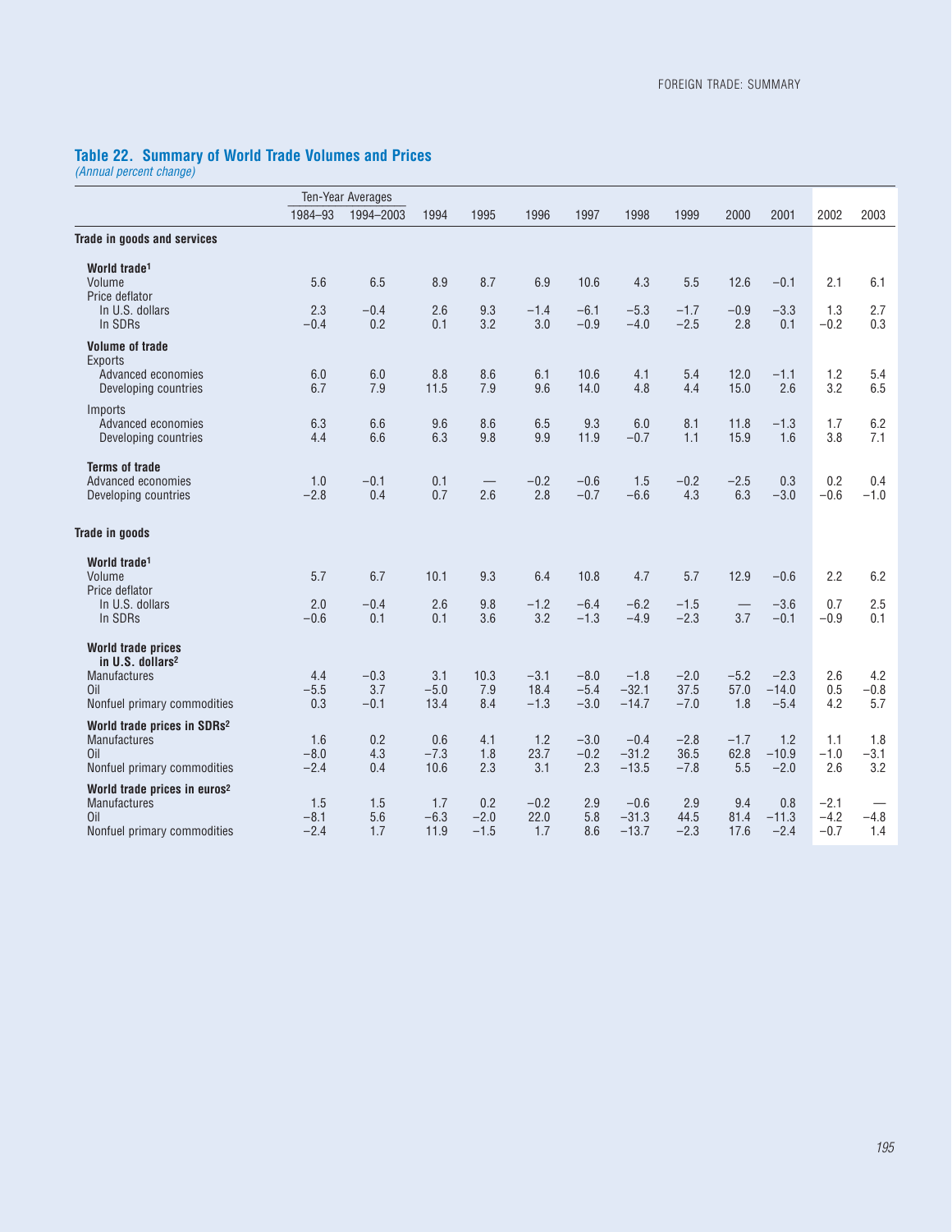## Table 22. Summary of World Trade Volumes and Prices

*(Annual percent change)*

| | Ten-Year Averages | | | | | | | | | | | |
|---|---|---|---|---|---|---|---|---|---|---|---|---|
| | 1984–93 | 1994–2003 | 1994 | 1995 | 1996 | 1997 | 1998 | 1999 | 2000 | 2001 | 2002 | 2003 |
| **Trade in goods and services** | | | | | | | | | | | | |
| **World trade[1]** | | | | | | | | | | | | |
| Volume | 5.6 | 6.5 | 8.9 | 8.7 | 6.9 | 10.6 | 4.3 | 5.5 | 12.6 | −0.1 | 2.1 | 6.1 |
| Price deflator | | | | | | | | | | | | |
| In U.S. dollars | 2.3 | −0.4 | 2.6 | 9.3 | −1.4 | −6.1 | −5.3 | −1.7 | −0.9 | −3.3 | 1.3 | 2.7 |
| In SDRs | −0.4 | 0.2 | 0.1 | 3.2 | 3.0 | −0.9 | −4.0 | −2.5 | 2.8 | 0.1 | −0.2 | 0.3 |
| **Volume of trade** | | | | | | | | | | | | |
| Exports | | | | | | | | | | | | |
| Advanced economies | 6.0 | 6.0 | 8.8 | 8.6 | 6.1 | 10.6 | 4.1 | 5.4 | 12.0 | −1.1 | 1.2 | 5.4 |
| Developing countries | 6.7 | 7.9 | 11.5 | 7.9 | 9.6 | 14.0 | 4.8 | 4.4 | 15.0 | 2.6 | 3.2 | 6.5 |
| Imports | | | | | | | | | | | | |
| Advanced economies | 6.3 | 6.6 | 9.6 | 8.6 | 6.5 | 9.3 | 6.0 | 8.1 | 11.8 | −1.3 | 1.7 | 6.2 |
| Developing countries | 4.4 | 6.6 | 6.3 | 9.8 | 9.9 | 11.9 | −0.7 | 1.1 | 15.9 | 1.6 | 3.8 | 7.1 |
| **Terms of trade** | | | | | | | | | | | | |
| Advanced economies | 1.0 | −0.1 | 0.1 | — | −0.2 | −0.6 | 1.5 | −0.2 | −2.5 | 0.3 | 0.2 | 0.4 |
| Developing countries | −2.8 | 0.4 | 0.7 | 2.6 | 2.8 | −0.7 | −6.6 | 4.3 | 6.3 | −3.0 | −0.6 | −1.0 |
| **Trade in goods** | | | | | | | | | | | | |
| **World trade[1]** | | | | | | | | | | | | |
| Volume | 5.7 | 6.7 | 10.1 | 9.3 | 6.4 | 10.8 | 4.7 | 5.7 | 12.9 | −0.6 | 2.2 | 6.2 |
| Price deflator | | | | | | | | | | | | |
| In U.S. dollars | 2.0 | −0.4 | 2.6 | 9.8 | −1.2 | −6.4 | −6.2 | −1.5 | — | −3.6 | 0.7 | 2.5 |
| In SDRs | −0.6 | 0.1 | 0.1 | 3.6 | 3.2 | −1.3 | −4.9 | −2.3 | 3.7 | −0.1 | −0.9 | 0.1 |
| **World trade prices in U.S. dollars[2]** | | | | | | | | | | | | |
| Manufactures | 4.4 | −0.3 | 3.1 | 10.3 | −3.1 | −8.0 | −1.8 | −2.0 | −5.2 | −2.3 | 2.6 | 4.2 |
| Oil | −5.5 | 3.7 | −5.0 | 7.9 | 18.4 | −5.4 | −32.1 | 37.5 | 57.0 | −14.0 | 0.5 | −0.8 |
| Nonfuel primary commodities | 0.3 | −0.1 | 13.4 | 8.4 | −1.3 | −3.0 | −14.7 | −7.0 | 1.8 | −5.4 | 4.2 | 5.7 |
| **World trade prices in SDRs[2]** | | | | | | | | | | | | |
| Manufactures | 1.6 | 0.2 | 0.6 | 4.1 | 1.2 | −3.0 | −0.4 | −2.8 | −1.7 | 1.2 | 1.1 | 1.8 |
| Oil | −8.0 | 4.3 | −7.3 | 1.8 | 23.7 | −0.2 | −31.2 | 36.5 | 62.8 | −10.9 | −1.0 | −3.1 |
| Nonfuel primary commodities | −2.4 | 0.4 | 10.6 | 2.3 | 3.1 | 2.3 | −13.5 | −7.8 | 5.5 | −2.0 | 2.6 | 3.2 |
| **World trade prices in euros[2]** | | | | | | | | | | | | |
| Manufactures | 1.5 | 1.5 | 1.7 | 0.2 | −0.2 | 2.9 | −0.6 | 2.9 | 9.4 | 0.8 | −2.1 | — |
| Oil | −8.1 | 5.6 | −6.3 | −2.0 | 22.0 | 5.8 | −31.3 | 44.5 | 81.4 | −11.3 | −4.2 | −4.8 |
| Nonfuel primary commodities | −2.4 | 1.7 | 11.9 | −1.5 | 1.7 | 8.6 | −13.7 | −2.3 | 17.6 | −2.4 | −0.7 | 1.4 |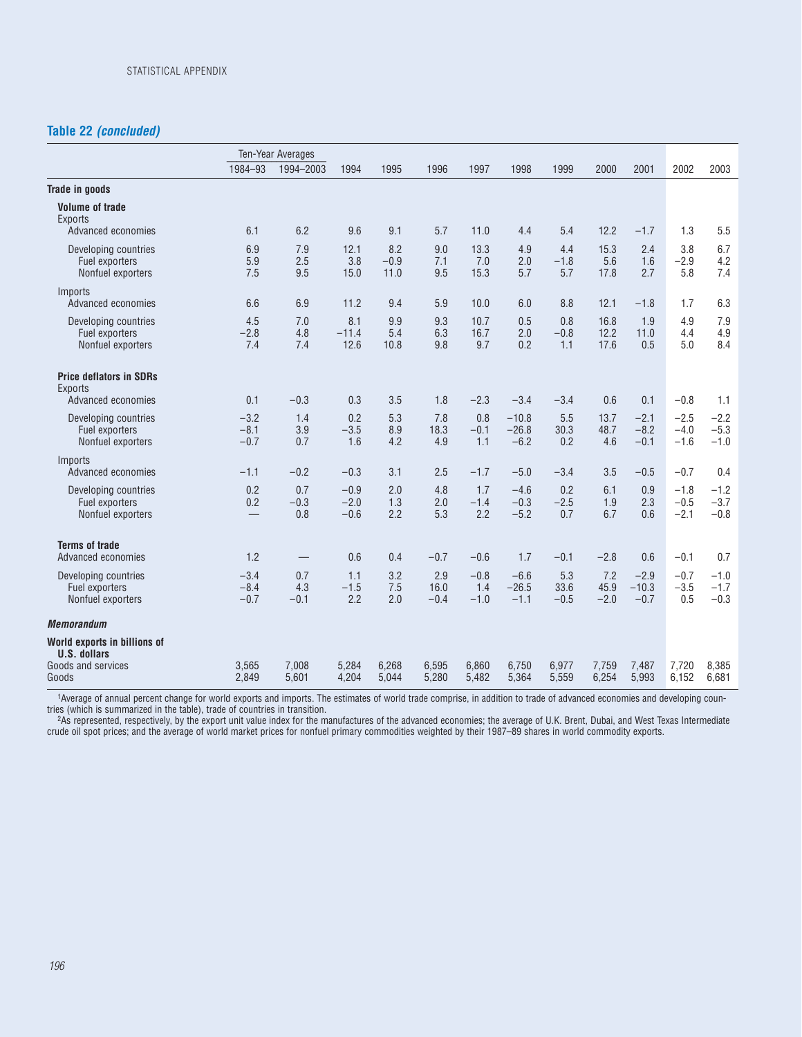## Table 22 *(concluded)*

| | Ten-Year Averages | | | | | | | | | | | |
|---|---|---|---|---|---|---|---|---|---|---|---|---|
| | 1984–93 | 1994–2003 | 1994 | 1995 | 1996 | 1997 | 1998 | 1999 | 2000 | 2001 | 2002 | 2003 |
| **Trade in goods** | | | | | | | | | | | | |
| **Volume of trade** | | | | | | | | | | | | |
| Exports | | | | | | | | | | | | |
| Advanced economies | 6.1 | 6.2 | 9.6 | 9.1 | 5.7 | 11.0 | 4.4 | 5.4 | 12.2 | −1.7 | 1.3 | 5.5 |
| Developing countries | 6.9 | 7.9 | 12.1 | 8.2 | 9.0 | 13.3 | 4.9 | 4.4 | 15.3 | 2.4 | 3.8 | 6.7 |
| Fuel exporters | 5.9 | 2.5 | 3.8 | −0.9 | 7.1 | 7.0 | 2.0 | −1.8 | 5.6 | 1.6 | −2.9 | 4.2 |
| Nonfuel exporters | 7.5 | 9.5 | 15.0 | 11.0 | 9.5 | 15.3 | 5.7 | 5.7 | 17.8 | 2.7 | 5.8 | 7.4 |
| Imports | | | | | | | | | | | | |
| Advanced economies | 6.6 | 6.9 | 11.2 | 9.4 | 5.9 | 10.0 | 6.0 | 8.8 | 12.1 | −1.8 | 1.7 | 6.3 |
| Developing countries | 4.5 | 7.0 | 8.1 | 9.9 | 9.3 | 10.7 | 0.5 | 0.8 | 16.8 | 1.9 | 4.9 | 7.9 |
| Fuel exporters | −2.8 | 4.8 | −11.4 | 5.4 | 6.3 | 16.7 | 2.0 | −0.8 | 12.2 | 11.0 | 4.4 | 4.9 |
| Nonfuel exporters | 7.4 | 7.4 | 12.6 | 10.8 | 9.8 | 9.7 | 0.2 | 1.1 | 17.6 | 0.5 | 5.0 | 8.4 |
| **Price deflators in SDRs** | | | | | | | | | | | | |
| Exports | | | | | | | | | | | | |
| Advanced economies | 0.1 | −0.3 | 0.3 | 3.5 | 1.8 | −2.3 | −3.4 | −3.4 | 0.6 | 0.1 | −0.8 | 1.1 |
| Developing countries | −3.2 | 1.4 | 0.2 | 5.3 | 7.8 | 0.8 | −10.8 | 5.5 | 13.7 | −2.1 | −2.5 | −2.2 |
| Fuel exporters | −8.1 | 3.9 | −3.5 | 8.9 | 18.3 | −0.1 | −26.8 | 30.3 | 48.7 | −8.2 | −4.0 | −5.3 |
| Nonfuel exporters | −0.7 | 0.7 | 1.6 | 4.2 | 4.9 | 1.1 | −6.2 | 0.2 | 4.6 | −0.1 | −1.6 | −1.0 |
| Imports | | | | | | | | | | | | |
| Advanced economies | −1.1 | −0.2 | −0.3 | 3.1 | 2.5 | −1.7 | −5.0 | −3.4 | 3.5 | −0.5 | −0.7 | 0.4 |
| Developing countries | 0.2 | 0.7 | −0.9 | 2.0 | 4.8 | 1.7 | −4.6 | 0.2 | 6.1 | 0.9 | −1.8 | −1.2 |
| Fuel exporters | 0.2 | −0.3 | −2.0 | 1.3 | 2.0 | −1.4 | −0.3 | −2.5 | 1.9 | 2.3 | −0.5 | −3.7 |
| Nonfuel exporters | — | 0.8 | −0.6 | 2.2 | 5.3 | 2.2 | −5.2 | 0.7 | 6.7 | 0.6 | −2.1 | −0.8 |
| **Terms of trade** | | | | | | | | | | | | |
| Advanced economies | 1.2 | — | 0.6 | 0.4 | −0.7 | −0.6 | 1.7 | −0.1 | −2.8 | 0.6 | −0.1 | 0.7 |
| Developing countries | −3.4 | 0.7 | 1.1 | 3.2 | 2.9 | −0.8 | −6.6 | 5.3 | 7.2 | −2.9 | −0.7 | −1.0 |
| Fuel exporters | −8.4 | 4.3 | −1.5 | 7.5 | 16.0 | 1.4 | −26.5 | 33.6 | 45.9 | −10.3 | −3.5 | −1.7 |
| Nonfuel exporters | −0.7 | −0.1 | 2.2 | 2.0 | −0.4 | −1.0 | −1.1 | −0.5 | −2.0 | −0.7 | 0.5 | −0.3 |
| ***Memorandum*** | | | | | | | | | | | | |
| **World exports in billions of U.S. dollars** | | | | | | | | | | | | |
| Goods and services | 3,565 | 7,008 | 5,284 | 6,268 | 6,595 | 6,860 | 6,750 | 6,977 | 7,759 | 7,487 | 7,720 | 8,385 |
| Goods | 2,849 | 5,601 | 4,204 | 5,044 | 5,280 | 5,482 | 5,364 | 5,559 | 6,254 | 5,993 | 6,152 | 6,681 |

[1]Average of annual percent change for world exports and imports. The estimates of world trade comprise, in addition to trade of advanced economies and developing countries (which is summarized in the table), trade of countries in transition.

[2]As represented, respectively, by the export unit value index for the manufactures of the advanced economies; the average of U.K. Brent, Dubai, and West Texas Intermediate crude oil spot prices; and the average of world market prices for nonfuel primary commodities weighted by their 1987–89 shares in world commodity exports.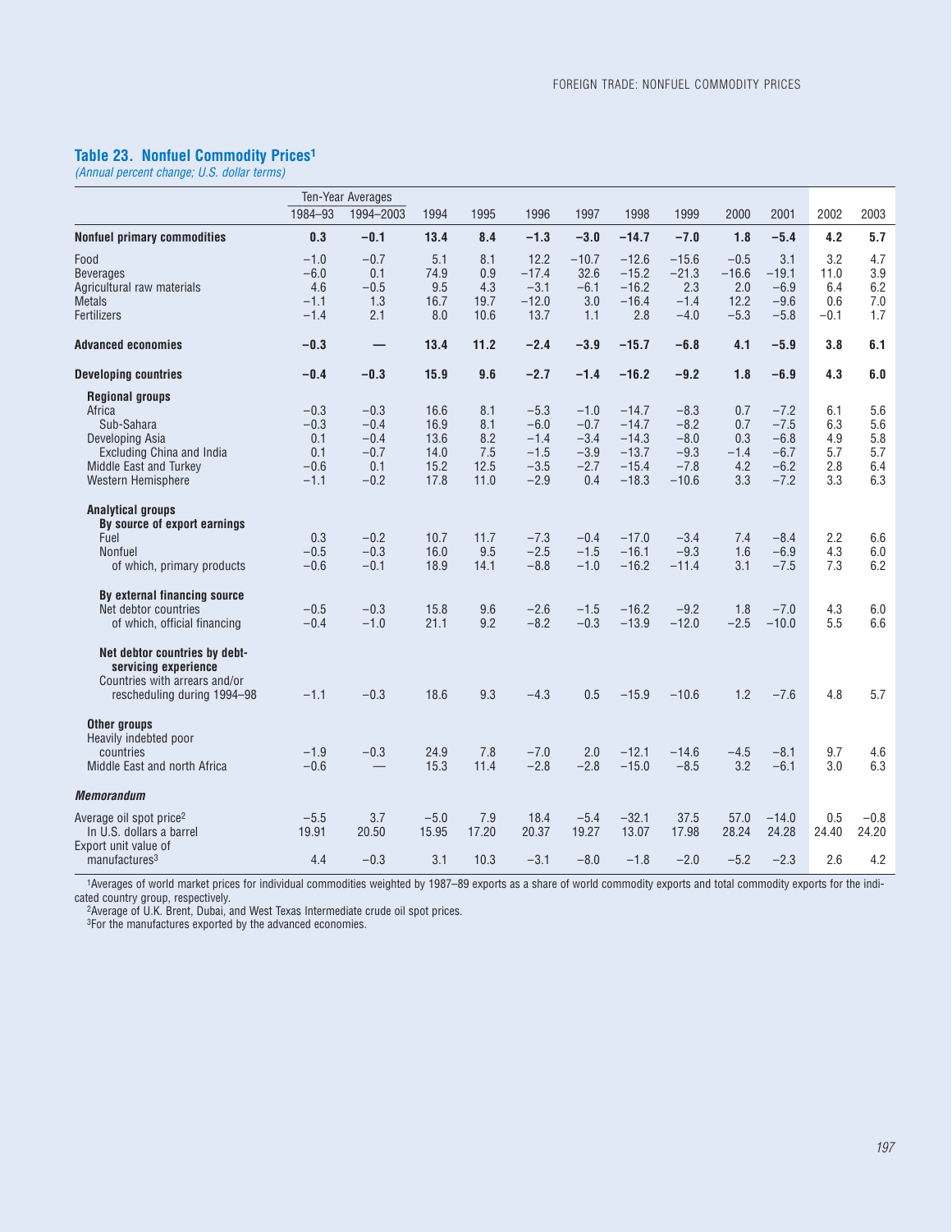## Table 23. Nonfuel Commodity Prices[1]

*(Annual percent change; U.S. dollar terms)*

| | Ten-Year Averages | | | | | | | | | | | |
|---|---|---|---|---|---|---|---|---|---|---|---|---|
| | 1984–93 | 1994–2003 | 1994 | 1995 | 1996 | 1997 | 1998 | 1999 | 2000 | 2001 | 2002 | 2003 |
| **Nonfuel primary commodities** | **0.3** | **−0.1** | **13.4** | **8.4** | **−1.3** | **−3.0** | **−14.7** | **−7.0** | **1.8** | **−5.4** | **4.2** | **5.7** |
| Food | −1.0 | −0.7 | 5.1 | 8.1 | 12.2 | −10.7 | −12.6 | −15.6 | −0.5 | 3.1 | 3.2 | 4.7 |
| Beverages | −6.0 | 0.1 | 74.9 | 0.9 | −17.4 | 32.6 | −15.2 | −21.3 | −16.6 | −19.1 | 11.0 | 3.9 |
| Agricultural raw materials | 4.6 | −0.5 | 9.5 | 4.3 | −3.1 | −6.1 | −16.2 | 2.3 | 2.0 | −6.9 | 6.4 | 6.2 |
| Metals | −1.1 | 1.3 | 16.7 | 19.7 | −12.0 | 3.0 | −16.4 | −1.4 | 12.2 | −9.6 | 0.6 | 7.0 |
| Fertilizers | −1.4 | 2.1 | 8.0 | 10.6 | 13.7 | 1.1 | 2.8 | −4.0 | −5.3 | −5.8 | −0.1 | 1.7 |
| **Advanced economies** | **−0.3** | **—** | **13.4** | **11.2** | **−2.4** | **−3.9** | **−15.7** | **−6.8** | **4.1** | **−5.9** | **3.8** | **6.1** |
| **Developing countries** | **−0.4** | **−0.3** | **15.9** | **9.6** | **−2.7** | **−1.4** | **−16.2** | **−9.2** | **1.8** | **−6.9** | **4.3** | **6.0** |
| **Regional groups** | | | | | | | | | | | | |
| Africa | −0.3 | −0.3 | 16.6 | 8.1 | −5.3 | −1.0 | −14.7 | −8.3 | 0.7 | −7.2 | 6.1 | 5.6 |
| Sub-Sahara | −0.3 | −0.4 | 16.9 | 8.1 | −6.0 | −0.7 | −14.7 | −8.2 | 0.7 | −7.5 | 6.3 | 5.6 |
| Developing Asia | 0.1 | −0.4 | 13.6 | 8.2 | −1.4 | −3.4 | −14.3 | −8.0 | 0.3 | −6.8 | 4.9 | 5.8 |
| Excluding China and India | 0.1 | −0.7 | 14.0 | 7.5 | −1.5 | −3.9 | −13.7 | −9.3 | −1.4 | −6.7 | 5.7 | 5.7 |
| Middle East and Turkey | −0.6 | 0.1 | 15.2 | 12.5 | −3.5 | −2.7 | −15.4 | −7.8 | 4.2 | −6.2 | 2.8 | 6.4 |
| Western Hemisphere | −1.1 | −0.2 | 17.8 | 11.0 | −2.9 | 0.4 | −18.3 | −10.6 | 3.3 | −7.2 | 3.3 | 6.3 |
| **Analytical groups** | | | | | | | | | | | | |
| **By source of export earnings** | | | | | | | | | | | | |
| Fuel | 0.3 | −0.2 | 10.7 | 11.7 | −7.3 | −0.4 | −17.0 | −3.4 | 7.4 | −8.4 | 2.2 | 6.6 |
| Nonfuel | −0.5 | −0.3 | 16.0 | 9.5 | −2.5 | −1.5 | −16.1 | −9.3 | 1.6 | −6.9 | 4.3 | 6.0 |
| of which, primary products | −0.6 | −0.1 | 18.9 | 14.1 | −8.8 | −1.0 | −16.2 | −11.4 | 3.1 | −7.5 | 7.3 | 6.2 |
| **By external financing source** | | | | | | | | | | | | |
| Net debtor countries | −0.5 | −0.3 | 15.8 | 9.6 | −2.6 | −1.5 | −16.2 | −9.2 | 1.8 | −7.0 | 4.3 | 6.0 |
| of which, official financing | −0.4 | −1.0 | 21.1 | 9.2 | −8.2 | −0.3 | −13.9 | −12.0 | −2.5 | −10.0 | 5.5 | 6.6 |
| **Net debtor countries by debt-servicing experience** | | | | | | | | | | | | |
| Countries with arrears and/or rescheduling during 1994–98 | −1.1 | −0.3 | 18.6 | 9.3 | −4.3 | 0.5 | −15.9 | −10.6 | 1.2 | −7.6 | 4.8 | 5.7 |
| **Other groups** | | | | | | | | | | | | |
| Heavily indebted poor countries | −1.9 | −0.3 | 24.9 | 7.8 | −7.0 | 2.0 | −12.1 | −14.6 | −4.5 | −8.1 | 9.7 | 4.6 |
| Middle East and north Africa | −0.6 | — | 15.3 | 11.4 | −2.8 | −2.8 | −15.0 | −8.5 | 3.2 | −6.1 | 3.0 | 6.3 |
| ***Memorandum*** | | | | | | | | | | | | |
| Average oil spot price[2] | −5.5 | 3.7 | −5.0 | 7.9 | 18.4 | −5.4 | −32.1 | 37.5 | 57.0 | −14.0 | 0.5 | −0.8 |
| In U.S. dollars a barrel | 19.91 | 20.50 | 15.95 | 17.20 | 20.37 | 19.27 | 13.07 | 17.98 | 28.24 | 24.28 | 24.40 | 24.20 |
| Export unit value of manufactures[3] | 4.4 | −0.3 | 3.1 | 10.3 | −3.1 | −8.0 | −1.8 | −2.0 | −5.2 | −2.3 | 2.6 | 4.2 |

[1]Averages of world market prices for individual commodities weighted by 1987–89 exports as a share of world commodity exports and total commodity exports for the indicated country group, respectively.
[2]Average of U.K. Brent, Dubai, and West Texas Intermediate crude oil spot prices.
[3]For the manufactures exported by the advanced economies.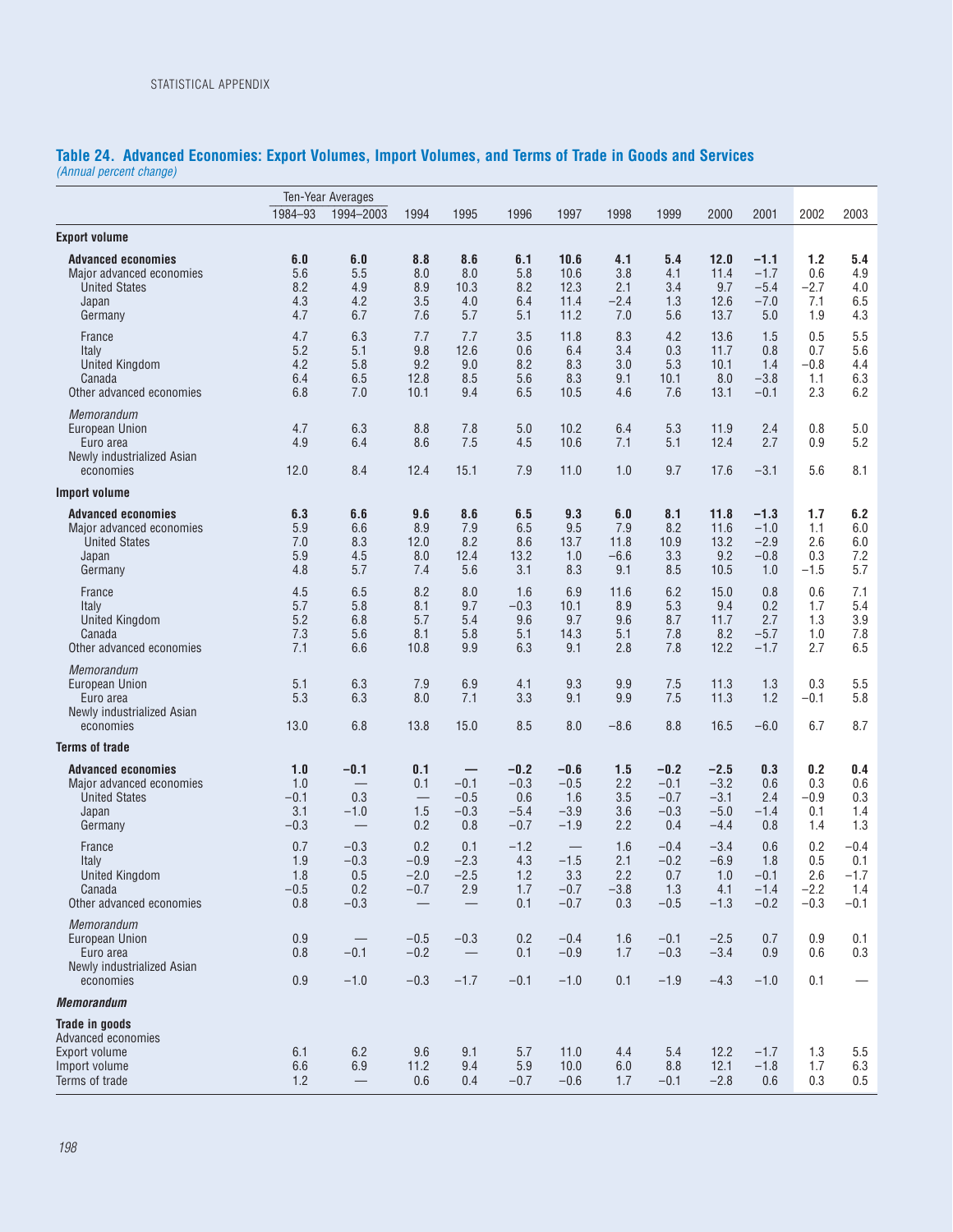## Table 24. Advanced Economies: Export Volumes, Import Volumes, and Terms of Trade in Goods and Services

*(Annual percent change)*

| | Ten-Year Averages | | | | | | | | | | | |
|---|---|---|---|---|---|---|---|---|---|---|---|---|
| | 1984–93 | 1994–2003 | 1994 | 1995 | 1996 | 1997 | 1998 | 1999 | 2000 | 2001 | 2002 | 2003 |
| **Export volume** | | | | | | | | | | | | |
| **Advanced economies** | **6.0** | **6.0** | **8.8** | **8.6** | **6.1** | **10.6** | **4.1** | **5.4** | **12.0** | **−1.1** | **1.2** | **5.4** |
| Major advanced economies | 5.6 | 5.5 | 8.0 | 8.0 | 5.8 | 10.6 | 3.8 | 4.1 | 11.4 | −1.7 | 0.6 | 4.9 |
| United States | 8.2 | 4.9 | 8.9 | 10.3 | 8.2 | 12.3 | 2.1 | 3.4 | 9.7 | −5.4 | −2.7 | 4.0 |
| Japan | 4.3 | 4.2 | 3.5 | 4.0 | 6.4 | 11.4 | −2.4 | 1.3 | 12.6 | −7.0 | 7.1 | 6.5 |
| Germany | 4.7 | 6.7 | 7.6 | 5.7 | 5.1 | 11.2 | 7.0 | 5.6 | 13.7 | 5.0 | 1.9 | 4.3 |
| France | 4.7 | 6.3 | 7.7 | 7.7 | 3.5 | 11.8 | 8.3 | 4.2 | 13.6 | 1.5 | 0.5 | 5.5 |
| Italy | 5.2 | 5.1 | 9.8 | 12.6 | 0.6 | 6.4 | 3.4 | 0.3 | 11.7 | 0.8 | 0.7 | 5.6 |
| United Kingdom | 4.2 | 5.8 | 9.2 | 9.0 | 8.2 | 8.3 | 3.0 | 5.3 | 10.1 | 1.4 | −0.8 | 4.4 |
| Canada | 6.4 | 6.5 | 12.8 | 8.5 | 5.6 | 8.3 | 9.1 | 10.1 | 8.0 | −3.8 | 1.1 | 6.3 |
| Other advanced economies | 6.8 | 7.0 | 10.1 | 9.4 | 6.5 | 10.5 | 4.6 | 7.6 | 13.1 | −0.1 | 2.3 | 6.2 |
| *Memorandum* | | | | | | | | | | | | |
| European Union | 4.7 | 6.3 | 8.8 | 7.8 | 5.0 | 10.2 | 6.4 | 5.3 | 11.9 | 2.4 | 0.8 | 5.0 |
| Euro area | 4.9 | 6.4 | 8.6 | 7.5 | 4.5 | 10.6 | 7.1 | 5.1 | 12.4 | 2.7 | 0.9 | 5.2 |
| Newly industrialized Asian economies | 12.0 | 8.4 | 12.4 | 15.1 | 7.9 | 11.0 | 1.0 | 9.7 | 17.6 | −3.1 | 5.6 | 8.1 |
| **Import volume** | | | | | | | | | | | | |
| **Advanced economies** | **6.3** | **6.6** | **9.6** | **8.6** | **6.5** | **9.3** | **6.0** | **8.1** | **11.8** | **−1.3** | **1.7** | **6.2** |
| Major advanced economies | 5.9 | 6.6 | 8.9 | 7.9 | 6.5 | 9.5 | 7.9 | 8.2 | 11.6 | −1.0 | 1.1 | 6.0 |
| United States | 7.0 | 8.3 | 12.0 | 8.2 | 8.6 | 13.7 | 11.8 | 10.9 | 13.2 | −2.9 | 2.6 | 6.0 |
| Japan | 5.9 | 4.5 | 8.0 | 12.4 | 13.2 | 1.0 | −6.6 | 3.3 | 9.2 | −0.8 | 0.3 | 7.2 |
| Germany | 4.8 | 5.7 | 7.4 | 5.6 | 3.1 | 8.3 | 9.1 | 8.5 | 10.5 | 1.0 | −1.5 | 5.7 |
| France | 4.5 | 6.5 | 8.2 | 8.0 | 1.6 | 6.9 | 11.6 | 6.2 | 15.0 | 0.8 | 0.6 | 7.1 |
| Italy | 5.7 | 5.8 | 8.1 | 9.7 | −0.3 | 10.1 | 8.9 | 5.3 | 9.4 | 0.2 | 1.7 | 5.4 |
| United Kingdom | 5.2 | 6.8 | 5.7 | 5.4 | 9.6 | 9.7 | 9.6 | 8.7 | 11.7 | 2.7 | 1.3 | 3.9 |
| Canada | 7.3 | 5.6 | 8.1 | 5.8 | 5.1 | 14.3 | 5.1 | 7.8 | 8.2 | −5.7 | 1.0 | 7.8 |
| Other advanced economies | 7.1 | 6.6 | 10.8 | 9.9 | 6.3 | 9.1 | 2.8 | 7.8 | 12.2 | −1.7 | 2.7 | 6.5 |
| *Memorandum* | | | | | | | | | | | | |
| European Union | 5.1 | 6.3 | 7.9 | 6.9 | 4.1 | 9.3 | 9.9 | 7.5 | 11.3 | 1.3 | 0.3 | 5.5 |
| Euro area | 5.3 | 6.3 | 8.0 | 7.1 | 3.3 | 9.1 | 9.9 | 7.5 | 11.3 | 1.2 | −0.1 | 5.8 |
| Newly industrialized Asian economies | 13.0 | 6.8 | 13.8 | 15.0 | 8.5 | 8.0 | −8.6 | 8.8 | 16.5 | −6.0 | 6.7 | 8.7 |
| **Terms of trade** | | | | | | | | | | | | |
| **Advanced economies** | **1.0** | **−0.1** | **0.1** | **—** | **−0.2** | **−0.6** | **1.5** | **−0.2** | **−2.5** | **0.3** | **0.2** | **0.4** |
| Major advanced economies | 1.0 | — | 0.1 | −0.1 | −0.3 | −0.5 | 2.2 | −0.1 | −3.2 | 0.6 | 0.3 | 0.6 |
| United States | −0.1 | 0.3 | — | −0.5 | 0.6 | 1.6 | 3.5 | −0.7 | −3.1 | 2.4 | −0.9 | 0.3 |
| Japan | 3.1 | −1.0 | 1.5 | −0.3 | −5.4 | −3.9 | 3.6 | −0.3 | −5.0 | −1.4 | 0.1 | 1.4 |
| Germany | −0.3 | — | 0.2 | 0.8 | −0.7 | −1.9 | 2.2 | 0.4 | −4.4 | 0.8 | 1.4 | 1.3 |
| France | 0.7 | −0.3 | 0.2 | 0.1 | −1.2 | — | 1.6 | −0.4 | −3.4 | 0.6 | 0.2 | −0.4 |
| Italy | 1.9 | −0.3 | −0.9 | −2.3 | 4.3 | −1.5 | 2.1 | −0.2 | −6.9 | 1.8 | 0.5 | 0.1 |
| United Kingdom | 1.8 | 0.5 | −2.0 | −2.5 | 1.2 | 3.3 | 2.2 | 0.7 | 1.0 | −0.1 | 2.6 | −1.7 |
| Canada | −0.5 | 0.2 | −0.7 | 2.9 | 1.7 | −0.7 | −3.8 | 1.3 | 4.1 | −1.4 | −2.2 | 1.4 |
| Other advanced economies | 0.8 | −0.3 | — | — | 0.1 | −0.7 | 0.3 | −0.5 | −1.3 | −0.2 | −0.3 | −0.1 |
| *Memorandum* | | | | | | | | | | | | |
| European Union | 0.9 | — | −0.5 | −0.3 | 0.2 | −0.4 | 1.6 | −0.1 | −2.5 | 0.7 | 0.9 | 0.1 |
| Euro area | 0.8 | −0.1 | −0.2 | — | 0.1 | −0.9 | 1.7 | −0.3 | −3.4 | 0.9 | 0.6 | 0.3 |
| Newly industrialized Asian economies | 0.9 | −1.0 | −0.3 | −1.7 | −0.1 | −1.0 | 0.1 | −1.9 | −4.3 | −1.0 | 0.1 | — |
| ***Memorandum*** | | | | | | | | | | | | |
| **Trade in goods** | | | | | | | | | | | | |
| Advanced economies | | | | | | | | | | | | |
| Export volume | 6.1 | 6.2 | 9.6 | 9.1 | 5.7 | 11.0 | 4.4 | 5.4 | 12.2 | −1.7 | 1.3 | 5.5 |
| Import volume | 6.6 | 6.9 | 11.2 | 9.4 | 5.9 | 10.0 | 6.0 | 8.8 | 12.1 | −1.8 | 1.7 | 6.3 |
| Terms of trade | 1.2 | — | 0.6 | 0.4 | −0.7 | −0.6 | 1.7 | −0.1 | −2.8 | 0.6 | 0.3 | 0.5 |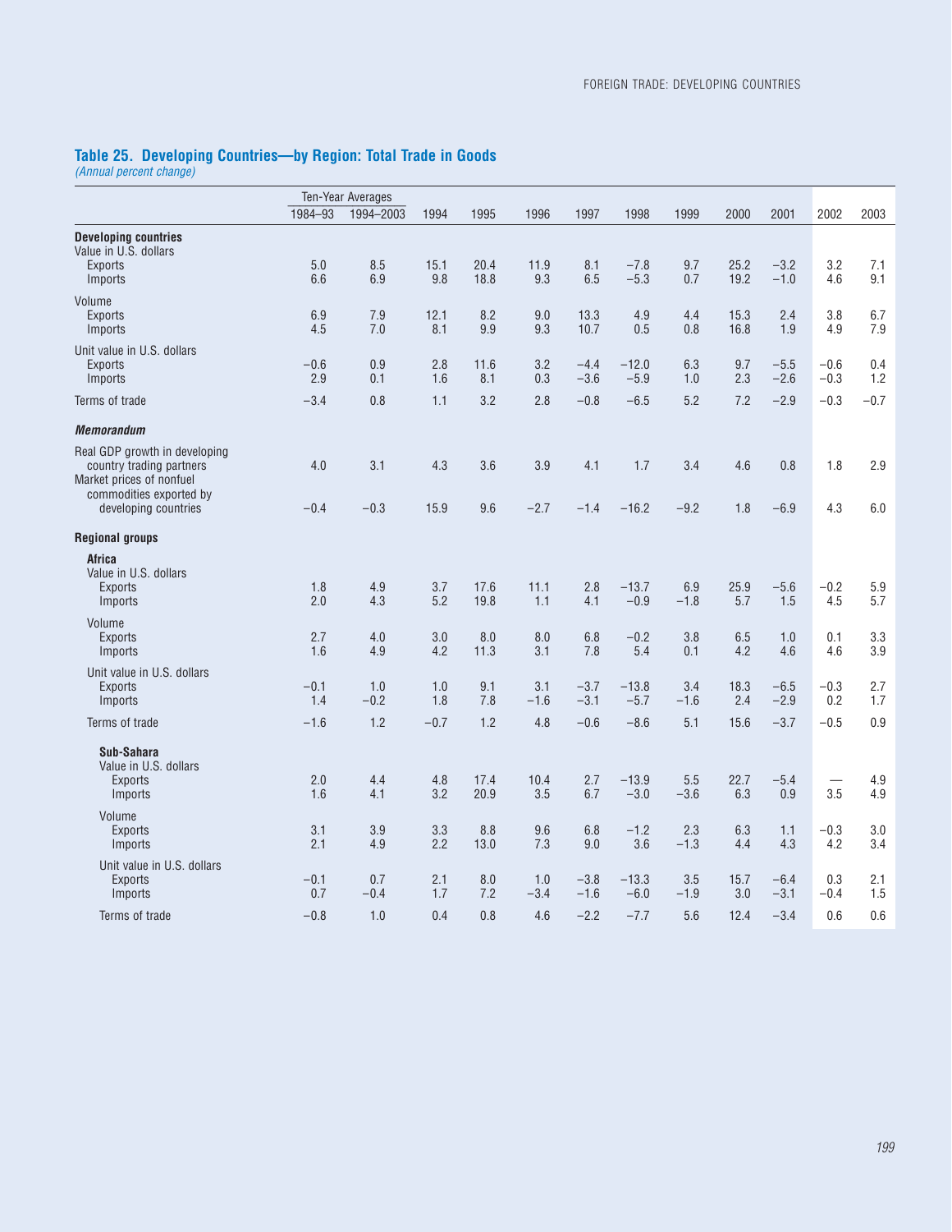## Table 25. Developing Countries—by Region: Total Trade in Goods

*(Annual percent change)*

| | Ten-Year Averages | | | | | | | | | | | |
|---|---|---|---|---|---|---|---|---|---|---|---|---|
| | 1984–93 | 1994–2003 | 1994 | 1995 | 1996 | 1997 | 1998 | 1999 | 2000 | 2001 | 2002 | 2003 |
| **Developing countries** | | | | | | | | | | | | |
| Value in U.S. dollars | | | | | | | | | | | | |
| Exports | 5.0 | 8.5 | 15.1 | 20.4 | 11.9 | 8.1 | −7.8 | 9.7 | 25.2 | −3.2 | 3.2 | 7.1 |
| Imports | 6.6 | 6.9 | 9.8 | 18.8 | 9.3 | 6.5 | −5.3 | 0.7 | 19.2 | −1.0 | 4.6 | 9.1 |
| Volume | | | | | | | | | | | | |
| Exports | 6.9 | 7.9 | 12.1 | 8.2 | 9.0 | 13.3 | 4.9 | 4.4 | 15.3 | 2.4 | 3.8 | 6.7 |
| Imports | 4.5 | 7.0 | 8.1 | 9.9 | 9.3 | 10.7 | 0.5 | 0.8 | 16.8 | 1.9 | 4.9 | 7.9 |
| Unit value in U.S. dollars | | | | | | | | | | | | |
| Exports | −0.6 | 0.9 | 2.8 | 11.6 | 3.2 | −4.4 | −12.0 | 6.3 | 9.7 | −5.5 | −0.6 | 0.4 |
| Imports | 2.9 | 0.1 | 1.6 | 8.1 | 0.3 | −3.6 | −5.9 | 1.0 | 2.3 | −2.6 | −0.3 | 1.2 |
| Terms of trade | −3.4 | 0.8 | 1.1 | 3.2 | 2.8 | −0.8 | −6.5 | 5.2 | 7.2 | −2.9 | −0.3 | −0.7 |
| ***Memorandum*** | | | | | | | | | | | | |
| Real GDP growth in developing country trading partners | 4.0 | 3.1 | 4.3 | 3.6 | 3.9 | 4.1 | 1.7 | 3.4 | 4.6 | 0.8 | 1.8 | 2.9 |
| Market prices of nonfuel commodities exported by developing countries | −0.4 | −0.3 | 15.9 | 9.6 | −2.7 | −1.4 | −16.2 | −9.2 | 1.8 | −6.9 | 4.3 | 6.0 |
| **Regional groups** | | | | | | | | | | | | |
| **Africa** | | | | | | | | | | | | |
| Value in U.S. dollars | | | | | | | | | | | | |
| Exports | 1.8 | 4.9 | 3.7 | 17.6 | 11.1 | 2.8 | −13.7 | 6.9 | 25.9 | −5.6 | −0.2 | 5.9 |
| Imports | 2.0 | 4.3 | 5.2 | 19.8 | 1.1 | 4.1 | −0.9 | −1.8 | 5.7 | 1.5 | 4.5 | 5.7 |
| Volume | | | | | | | | | | | | |
| Exports | 2.7 | 4.0 | 3.0 | 8.0 | 8.0 | 6.8 | −0.2 | 3.8 | 6.5 | 1.0 | 0.1 | 3.3 |
| Imports | 1.6 | 4.9 | 4.2 | 11.3 | 3.1 | 7.8 | 5.4 | 0.1 | 4.2 | 4.6 | 4.6 | 3.9 |
| Unit value in U.S. dollars | | | | | | | | | | | | |
| Exports | −0.1 | 1.0 | 1.0 | 9.1 | 3.1 | −3.7 | −13.8 | 3.4 | 18.3 | −6.5 | −0.3 | 2.7 |
| Imports | 1.4 | −0.2 | 1.8 | 7.8 | −1.6 | −3.1 | −5.7 | −1.6 | 2.4 | −2.9 | 0.2 | 1.7 |
| Terms of trade | −1.6 | 1.2 | −0.7 | 1.2 | 4.8 | −0.6 | −8.6 | 5.1 | 15.6 | −3.7 | −0.5 | 0.9 |
| **Sub-Sahara** | | | | | | | | | | | | |
| Value in U.S. dollars | | | | | | | | | | | | |
| Exports | 2.0 | 4.4 | 4.8 | 17.4 | 10.4 | 2.7 | −13.9 | 5.5 | 22.7 | −5.4 | — | 4.9 |
| Imports | 1.6 | 4.1 | 3.2 | 20.9 | 3.5 | 6.7 | −3.0 | −3.6 | 6.3 | 0.9 | 3.5 | 4.9 |
| Volume | | | | | | | | | | | | |
| Exports | 3.1 | 3.9 | 3.3 | 8.8 | 9.6 | 6.8 | −1.2 | 2.3 | 6.3 | 1.1 | −0.3 | 3.0 |
| Imports | 2.1 | 4.9 | 2.2 | 13.0 | 7.3 | 9.0 | 3.6 | −1.3 | 4.4 | 4.3 | 4.2 | 3.4 |
| Unit value in U.S. dollars | | | | | | | | | | | | |
| Exports | −0.1 | 0.7 | 2.1 | 8.0 | 1.0 | −3.8 | −13.3 | 3.5 | 15.7 | −6.4 | 0.3 | 2.1 |
| Imports | 0.7 | −0.4 | 1.7 | 7.2 | −3.4 | −1.6 | −6.0 | −1.9 | 3.0 | −3.1 | −0.4 | 1.5 |
| Terms of trade | −0.8 | 1.0 | 0.4 | 0.8 | 4.6 | −2.2 | −7.7 | 5.6 | 12.4 | −3.4 | 0.6 | 0.6 |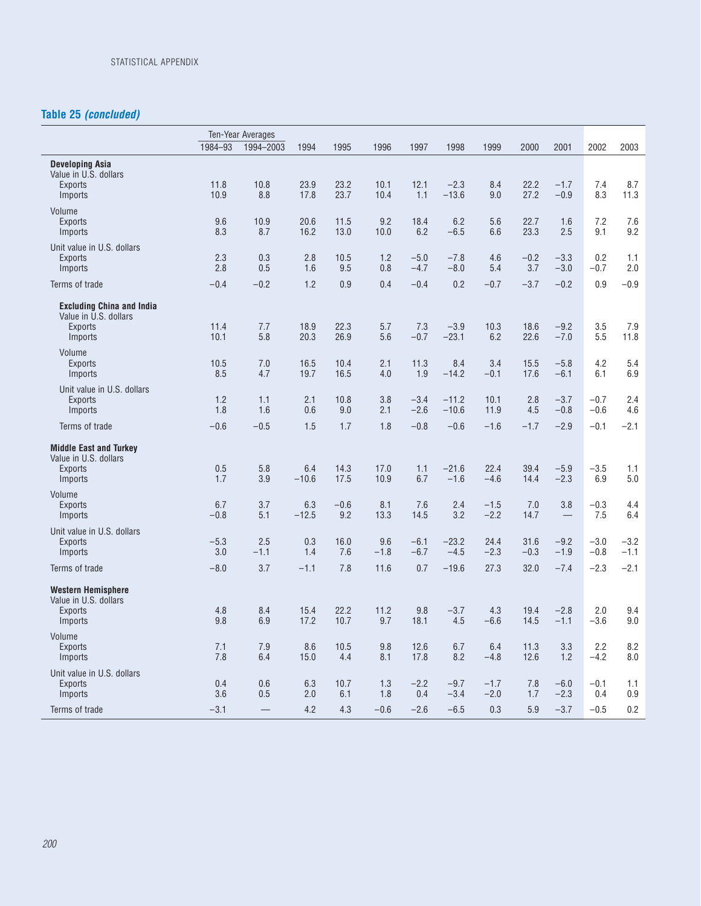## Table 25 *(concluded)*

| | Ten-Year Averages | | | | | | | | | | | |
|---|---|---|---|---|---|---|---|---|---|---|---|---|
| | 1984–93 | 1994–2003 | 1994 | 1995 | 1996 | 1997 | 1998 | 1999 | 2000 | 2001 | 2002 | 2003 |
| **Developing Asia** | | | | | | | | | | | | |
| Value in U.S. dollars | | | | | | | | | | | | |
| Exports | 11.8 | 10.8 | 23.9 | 23.2 | 10.1 | 12.1 | −2.3 | 8.4 | 22.2 | −1.7 | 7.4 | 8.7 |
| Imports | 10.9 | 8.8 | 17.8 | 23.7 | 10.4 | 1.1 | −13.6 | 9.0 | 27.2 | −0.9 | 8.3 | 11.3 |
| Volume | | | | | | | | | | | | |
| Exports | 9.6 | 10.9 | 20.6 | 11.5 | 9.2 | 18.4 | 6.2 | 5.6 | 22.7 | 1.6 | 7.2 | 7.6 |
| Imports | 8.3 | 8.7 | 16.2 | 13.0 | 10.0 | 6.2 | −6.5 | 6.6 | 23.3 | 2.5 | 9.1 | 9.2 |
| Unit value in U.S. dollars | | | | | | | | | | | | |
| Exports | 2.3 | 0.3 | 2.8 | 10.5 | 1.2 | −5.0 | −7.8 | 4.6 | −0.2 | −3.3 | 0.2 | 1.1 |
| Imports | 2.8 | 0.5 | 1.6 | 9.5 | 0.8 | −4.7 | −8.0 | 5.4 | 3.7 | −3.0 | −0.7 | 2.0 |
| Terms of trade | −0.4 | −0.2 | 1.2 | 0.9 | 0.4 | −0.4 | 0.2 | −0.7 | −3.7 | −0.2 | 0.9 | −0.9 |
| **Excluding China and India** | | | | | | | | | | | | |
| Value in U.S. dollars | | | | | | | | | | | | |
| Exports | 11.4 | 7.7 | 18.9 | 22.3 | 5.7 | 7.3 | −3.9 | 10.3 | 18.6 | −9.2 | 3.5 | 7.9 |
| Imports | 10.1 | 5.8 | 20.3 | 26.9 | 5.6 | −0.7 | −23.1 | 6.2 | 22.6 | −7.0 | 5.5 | 11.8 |
| Volume | | | | | | | | | | | | |
| Exports | 10.5 | 7.0 | 16.5 | 10.4 | 2.1 | 11.3 | 8.4 | 3.4 | 15.5 | −5.8 | 4.2 | 5.4 |
| Imports | 8.5 | 4.7 | 19.7 | 16.5 | 4.0 | 1.9 | −14.2 | −0.1 | 17.6 | −6.1 | 6.1 | 6.9 |
| Unit value in U.S. dollars | | | | | | | | | | | | |
| Exports | 1.2 | 1.1 | 2.1 | 10.8 | 3.8 | −3.4 | −11.2 | 10.1 | 2.8 | −3.7 | −0.7 | 2.4 |
| Imports | 1.8 | 1.6 | 0.6 | 9.0 | 2.1 | −2.6 | −10.6 | 11.9 | 4.5 | −0.8 | −0.6 | 4.6 |
| Terms of trade | −0.6 | −0.5 | 1.5 | 1.7 | 1.8 | −0.8 | −0.6 | −1.6 | −1.7 | −2.9 | −0.1 | −2.1 |
| **Middle East and Turkey** | | | | | | | | | | | | |
| Value in U.S. dollars | | | | | | | | | | | | |
| Exports | 0.5 | 5.8 | 6.4 | 14.3 | 17.0 | 1.1 | −21.6 | 22.4 | 39.4 | −5.9 | −3.5 | 1.1 |
| Imports | 1.7 | 3.9 | −10.6 | 17.5 | 10.9 | 6.7 | −1.6 | −4.6 | 14.4 | −2.3 | 6.9 | 5.0 |
| Volume | | | | | | | | | | | | |
| Exports | 6.7 | 3.7 | 6.3 | −0.6 | 8.1 | 7.6 | 2.4 | −1.5 | 7.0 | 3.8 | −0.3 | 4.4 |
| Imports | −0.8 | 5.1 | −12.5 | 9.2 | 13.3 | 14.5 | 3.2 | −2.2 | 14.7 | — | 7.5 | 6.4 |
| Unit value in U.S. dollars | | | | | | | | | | | | |
| Exports | −5.3 | 2.5 | 0.3 | 16.0 | 9.6 | −6.1 | −23.2 | 24.4 | 31.6 | −9.2 | −3.0 | −3.2 |
| Imports | 3.0 | −1.1 | 1.4 | 7.6 | −1.8 | −6.7 | −4.5 | −2.3 | −0.3 | −1.9 | −0.8 | −1.1 |
| Terms of trade | −8.0 | 3.7 | −1.1 | 7.8 | 11.6 | 0.7 | −19.6 | 27.3 | 32.0 | −7.4 | −2.3 | −2.1 |
| **Western Hemisphere** | | | | | | | | | | | | |
| Value in U.S. dollars | | | | | | | | | | | | |
| Exports | 4.8 | 8.4 | 15.4 | 22.2 | 11.2 | 9.8 | −3.7 | 4.3 | 19.4 | −2.8 | 2.0 | 9.4 |
| Imports | 9.8 | 6.9 | 17.2 | 10.7 | 9.7 | 18.1 | 4.5 | −6.6 | 14.5 | −1.1 | −3.6 | 9.0 |
| Volume | | | | | | | | | | | | |
| Exports | 7.1 | 7.9 | 8.6 | 10.5 | 9.8 | 12.6 | 6.7 | 6.4 | 11.3 | 3.3 | 2.2 | 8.2 |
| Imports | 7.8 | 6.4 | 15.0 | 4.4 | 8.1 | 17.8 | 8.2 | −4.8 | 12.6 | 1.2 | −4.2 | 8.0 |
| Unit value in U.S. dollars | | | | | | | | | | | | |
| Exports | 0.4 | 0.6 | 6.3 | 10.7 | 1.3 | −2.2 | −9.7 | −1.7 | 7.8 | −6.0 | −0.1 | 1.1 |
| Imports | 3.6 | 0.5 | 2.0 | 6.1 | 1.8 | 0.4 | −3.4 | −2.0 | 1.7 | −2.3 | 0.4 | 0.9 |
| Terms of trade | −3.1 | — | 4.2 | 4.3 | −0.6 | −2.6 | −6.5 | 0.3 | 5.9 | −3.7 | −0.5 | 0.2 |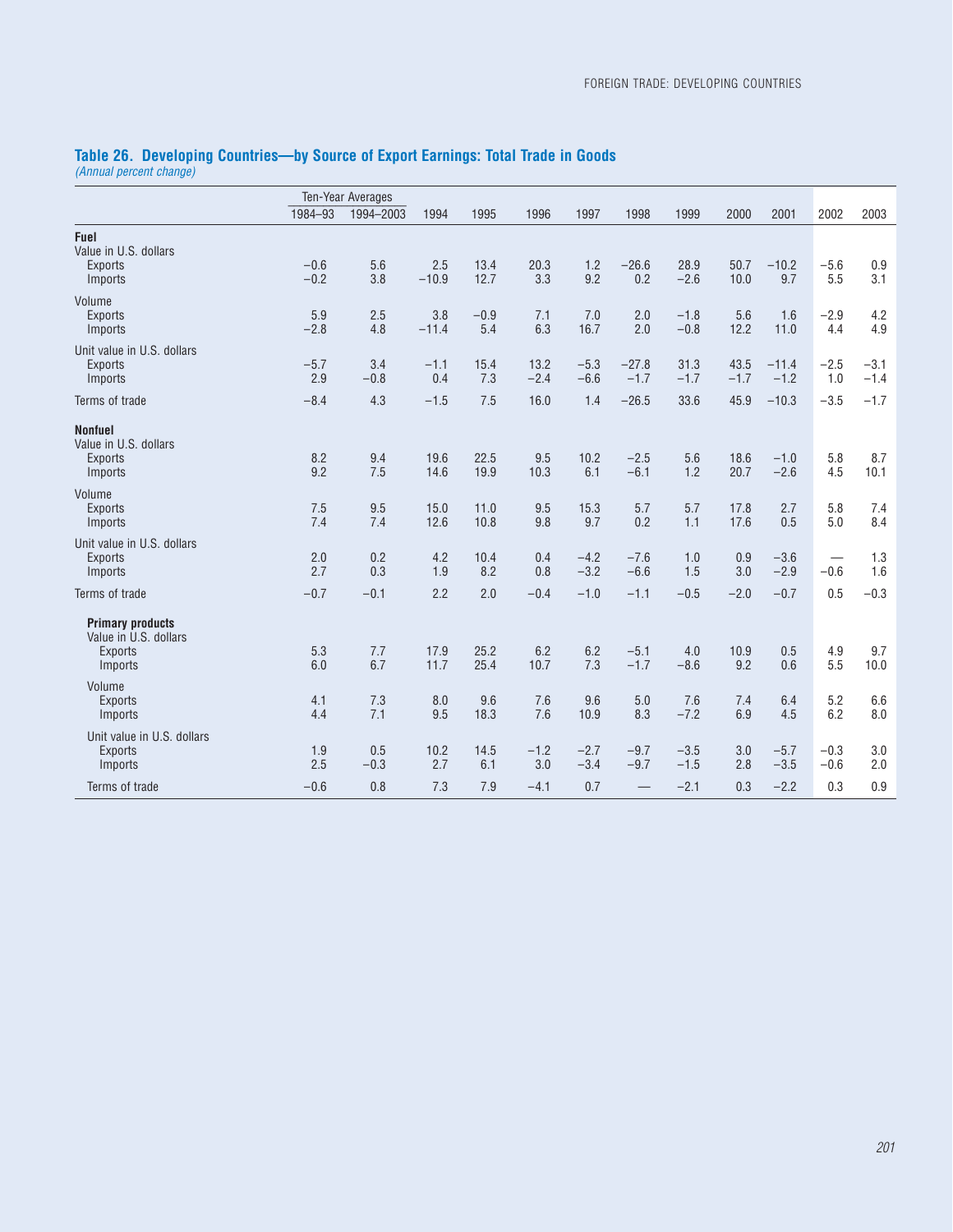## Table 26. Developing Countries—by Source of Export Earnings: Total Trade in Goods

*(Annual percent change)*

| | Ten-Year Averages | | | | | | | | | | | |
|---|---|---|---|---|---|---|---|---|---|---|---|---|
| | 1984–93 | 1994–2003 | 1994 | 1995 | 1996 | 1997 | 1998 | 1999 | 2000 | 2001 | 2002 | 2003 |
| **Fuel** | | | | | | | | | | | | |
| Value in U.S. dollars | | | | | | | | | | | | |
| Exports | −0.6 | 5.6 | 2.5 | 13.4 | 20.3 | 1.2 | −26.6 | 28.9 | 50.7 | −10.2 | −5.6 | 0.9 |
| Imports | −0.2 | 3.8 | −10.9 | 12.7 | 3.3 | 9.2 | 0.2 | −2.6 | 10.0 | 9.7 | 5.5 | 3.1 |
| Volume | | | | | | | | | | | | |
| Exports | 5.9 | 2.5 | 3.8 | −0.9 | 7.1 | 7.0 | 2.0 | −1.8 | 5.6 | 1.6 | −2.9 | 4.2 |
| Imports | −2.8 | 4.8 | −11.4 | 5.4 | 6.3 | 16.7 | 2.0 | −0.8 | 12.2 | 11.0 | 4.4 | 4.9 |
| Unit value in U.S. dollars | | | | | | | | | | | | |
| Exports | −5.7 | 3.4 | −1.1 | 15.4 | 13.2 | −5.3 | −27.8 | 31.3 | 43.5 | −11.4 | −2.5 | −3.1 |
| Imports | 2.9 | −0.8 | 0.4 | 7.3 | −2.4 | −6.6 | −1.7 | −1.7 | −1.7 | −1.2 | 1.0 | −1.4 |
| Terms of trade | −8.4 | 4.3 | −1.5 | 7.5 | 16.0 | 1.4 | −26.5 | 33.6 | 45.9 | −10.3 | −3.5 | −1.7 |
| **Nonfuel** | | | | | | | | | | | | |
| Value in U.S. dollars | | | | | | | | | | | | |
| Exports | 8.2 | 9.4 | 19.6 | 22.5 | 9.5 | 10.2 | −2.5 | 5.6 | 18.6 | −1.0 | 5.8 | 8.7 |
| Imports | 9.2 | 7.5 | 14.6 | 19.9 | 10.3 | 6.1 | −6.1 | 1.2 | 20.7 | −2.6 | 4.5 | 10.1 |
| Volume | | | | | | | | | | | | |
| Exports | 7.5 | 9.5 | 15.0 | 11.0 | 9.5 | 15.3 | 5.7 | 5.7 | 17.8 | 2.7 | 5.8 | 7.4 |
| Imports | 7.4 | 7.4 | 12.6 | 10.8 | 9.8 | 9.7 | 0.2 | 1.1 | 17.6 | 0.5 | 5.0 | 8.4 |
| Unit value in U.S. dollars | | | | | | | | | | | | |
| Exports | 2.0 | 0.2 | 4.2 | 10.4 | 0.4 | −4.2 | −7.6 | 1.0 | 0.9 | −3.6 | — | 1.3 |
| Imports | 2.7 | 0.3 | 1.9 | 8.2 | 0.8 | −3.2 | −6.6 | 1.5 | 3.0 | −2.9 | −0.6 | 1.6 |
| Terms of trade | −0.7 | −0.1 | 2.2 | 2.0 | −0.4 | −1.0 | −1.1 | −0.5 | −2.0 | −0.7 | 0.5 | −0.3 |
| **Primary products** | | | | | | | | | | | | |
| Value in U.S. dollars | | | | | | | | | | | | |
| Exports | 5.3 | 7.7 | 17.9 | 25.2 | 6.2 | 6.2 | −5.1 | 4.0 | 10.9 | 0.5 | 4.9 | 9.7 |
| Imports | 6.0 | 6.7 | 11.7 | 25.4 | 10.7 | 7.3 | −1.7 | −8.6 | 9.2 | 0.6 | 5.5 | 10.0 |
| Volume | | | | | | | | | | | | |
| Exports | 4.1 | 7.3 | 8.0 | 9.6 | 7.6 | 9.6 | 5.0 | 7.6 | 7.4 | 6.4 | 5.2 | 6.6 |
| Imports | 4.4 | 7.1 | 9.5 | 18.3 | 7.6 | 10.9 | 8.3 | −7.2 | 6.9 | 4.5 | 6.2 | 8.0 |
| Unit value in U.S. dollars | | | | | | | | | | | | |
| Exports | 1.9 | 0.5 | 10.2 | 14.5 | −1.2 | −2.7 | −9.7 | −3.5 | 3.0 | −5.7 | −0.3 | 3.0 |
| Imports | 2.5 | −0.3 | 2.7 | 6.1 | 3.0 | −3.4 | −9.7 | −1.5 | 2.8 | −3.5 | −0.6 | 2.0 |
| Terms of trade | −0.6 | 0.8 | 7.3 | 7.9 | −4.1 | 0.7 | — | −2.1 | 0.3 | −2.2 | 0.3 | 0.9 |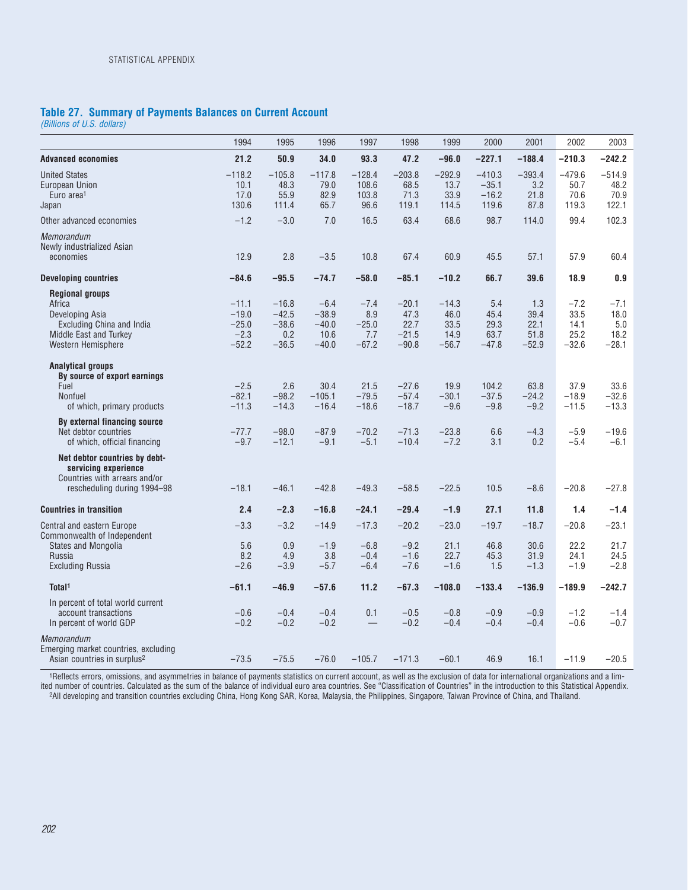## Table 27. Summary of Payments Balances on Current Account

*(Billions of U.S. dollars)*

| | 1994 | 1995 | 1996 | 1997 | 1998 | 1999 | 2000 | 2001 | 2002 | 2003 |
|---|---|---|---|---|---|---|---|---|---|---|
| **Advanced economies** | **21.2** | **50.9** | **34.0** | **93.3** | **47.2** | **−96.0** | **−227.1** | **−188.4** | **−210.3** | **−242.2** |
| United States | −118.2 | −105.8 | −117.8 | −128.4 | −203.8 | −292.9 | −410.3 | −393.4 | −479.6 | −514.9 |
| European Union | 10.1 | 48.3 | 79.0 | 108.6 | 68.5 | 13.7 | −35.1 | 3.2 | 50.7 | 48.2 |
| Euro area[1] | 17.0 | 55.9 | 82.9 | 103.8 | 71.3 | 33.9 | −16.2 | 21.8 | 70.6 | 70.9 |
| Japan | 130.6 | 111.4 | 65.7 | 96.6 | 119.1 | 114.5 | 119.6 | 87.8 | 119.3 | 122.1 |
| Other advanced economies | −1.2 | −3.0 | 7.0 | 16.5 | 63.4 | 68.6 | 98.7 | 114.0 | 99.4 | 102.3 |
| *Memorandum* | | | | | | | | | | |
| Newly industrialized Asian economies | 12.9 | 2.8 | −3.5 | 10.8 | 67.4 | 60.9 | 45.5 | 57.1 | 57.9 | 60.4 |
| **Developing countries** | **−84.6** | **−95.5** | **−74.7** | **−58.0** | **−85.1** | **−10.2** | **66.7** | **39.6** | **18.9** | **0.9** |
| **Regional groups** | | | | | | | | | | |
| Africa | −11.1 | −16.8 | −6.4 | −7.4 | −20.1 | −14.3 | 5.4 | 1.3 | −7.2 | −7.1 |
| Developing Asia | −19.0 | −42.5 | −38.9 | 8.9 | 47.3 | 46.0 | 45.4 | 39.4 | 33.5 | 18.0 |
| Excluding China and India | −25.0 | −38.6 | −40.0 | −25.0 | 22.7 | 33.5 | 29.3 | 22.1 | 14.1 | 5.0 |
| Middle East and Turkey | −2.3 | 0.2 | 10.6 | 7.7 | −21.5 | 14.9 | 63.7 | 51.8 | 25.2 | 18.2 |
| Western Hemisphere | −52.2 | −36.5 | −40.0 | −67.2 | −90.8 | −56.7 | −47.8 | −52.9 | −32.6 | −28.1 |
| **Analytical groups** | | | | | | | | | | |
| **By source of export earnings** | | | | | | | | | | |
| Fuel | −2.5 | 2.6 | 30.4 | 21.5 | −27.6 | 19.9 | 104.2 | 63.8 | 37.9 | 33.6 |
| Nonfuel | −82.1 | −98.2 | −105.1 | −79.5 | −57.4 | −30.1 | −37.5 | −24.2 | −18.9 | −32.6 |
| of which, primary products | −11.3 | −14.3 | −16.4 | −18.6 | −18.7 | −9.6 | −9.8 | −9.2 | −11.5 | −13.3 |
| **By external financing source** | | | | | | | | | | |
| Net debtor countries | −77.7 | −98.0 | −87.9 | −70.2 | −71.3 | −23.8 | 6.6 | −4.3 | −5.9 | −19.6 |
| of which, official financing | −9.7 | −12.1 | −9.1 | −5.1 | −10.4 | −7.2 | 3.1 | 0.2 | −5.4 | −6.1 |
| **Net debtor countries by debt-servicing experience** | | | | | | | | | | |
| Countries with arrears and/or rescheduling during 1994–98 | −18.1 | −46.1 | −42.8 | −49.3 | −58.5 | −22.5 | 10.5 | −8.6 | −20.8 | −27.8 |
| **Countries in transition** | **2.4** | **−2.3** | **−16.8** | **−24.1** | **−29.4** | **−1.9** | **27.1** | **11.8** | **1.4** | **−1.4** |
| Central and eastern Europe | −3.3 | −3.2 | −14.9 | −17.3 | −20.2 | −23.0 | −19.7 | −18.7 | −20.8 | −23.1 |
| Commonwealth of Independent States and Mongolia | 5.6 | 0.9 | −1.9 | −6.8 | −9.2 | 21.1 | 46.8 | 30.6 | 22.2 | 21.7 |
| Russia | 8.2 | 4.9 | 3.8 | −0.4 | −1.6 | 22.7 | 45.3 | 31.9 | 24.1 | 24.5 |
| Excluding Russia | −2.6 | −3.9 | −5.7 | −6.4 | −7.6 | −1.6 | 1.5 | −1.3 | −1.9 | −2.8 |
| **Total[1]** | **−61.1** | **−46.9** | **−57.6** | **11.2** | **−67.3** | **−108.0** | **−133.4** | **−136.9** | **−189.9** | **−242.7** |
| In percent of total world current account transactions | −0.6 | −0.4 | −0.4 | 0.1 | −0.5 | −0.8 | −0.9 | −0.9 | −1.2 | −1.4 |
| In percent of world GDP | −0.2 | −0.2 | −0.2 | — | −0.2 | −0.4 | −0.4 | −0.4 | −0.6 | −0.7 |
| *Memorandum* | | | | | | | | | | |
| Emerging market countries, excluding Asian countries in surplus[2] | −73.5 | −75.5 | −76.0 | −105.7 | −171.3 | −60.1 | 46.9 | 16.1 | −11.9 | −20.5 |

[1]Reflects errors, omissions, and asymmetries in balance of payments statistics on current account, as well as the exclusion of data for international organizations and a limited number of countries. Calculated as the sum of the balance of individual euro area countries. See "Classification of Countries" in the introduction to this Statistical Appendix.

[2]All developing and transition countries excluding China, Hong Kong SAR, Korea, Malaysia, the Philippines, Singapore, Taiwan Province of China, and Thailand.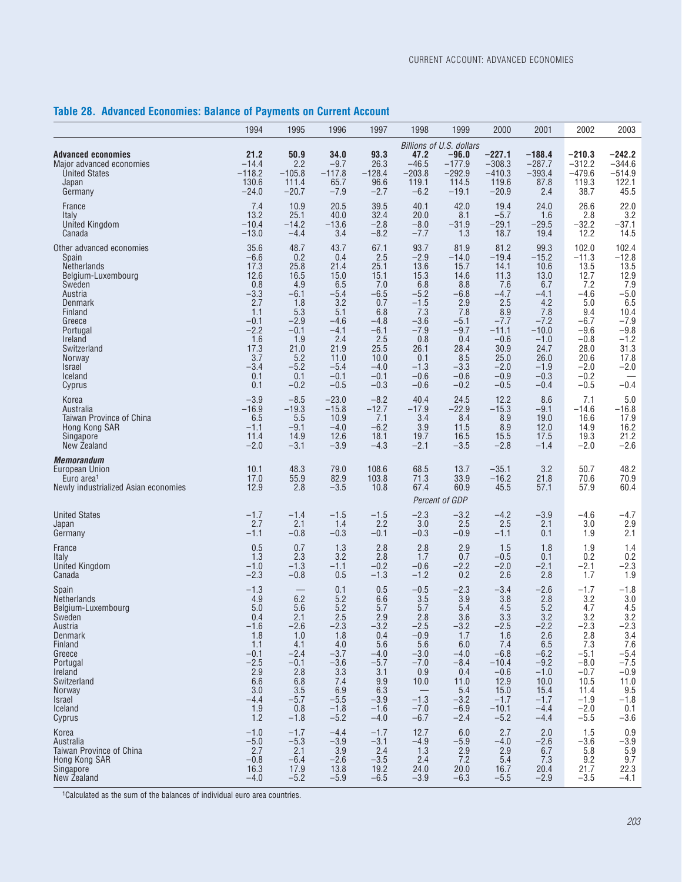## Table 28. Advanced Economies: Balance of Payments on Current Account

| | 1994 | 1995 | 1996 | 1997 | 1998 | 1999 | 2000 | 2001 | 2002 | 2003 |
|---|---|---|---|---|---|---|---|---|---|---|
| | | | | | *Billions of U.S. dollars* | | | | | |
| **Advanced economies** | **21.2** | **50.9** | **34.0** | **93.3** | **47.2** | **−96.0** | **−227.1** | **−188.4** | **−210.3** | **−242.2** |
| Major advanced economies | −14.4 | 2.2 | −9.7 | 26.3 | −46.5 | −177.9 | −308.3 | −287.7 | −312.2 | −344.6 |
| United States | −118.2 | −105.8 | −117.8 | −128.4 | −203.8 | −292.9 | −410.3 | −393.4 | −479.6 | −514.9 |
| Japan | 130.6 | 111.4 | 65.7 | 96.6 | 119.1 | 114.5 | 119.6 | 87.8 | 119.3 | 122.1 |
| Germany | −24.0 | −20.7 | −7.9 | −2.7 | −6.2 | −19.1 | −20.9 | 2.4 | 38.7 | 45.5 |
| France | 7.4 | 10.9 | 20.5 | 39.5 | 40.1 | 42.0 | 19.4 | 24.0 | 26.6 | 22.0 |
| Italy | 13.2 | 25.1 | 40.0 | 32.4 | 20.0 | 8.1 | −5.7 | 1.6 | 2.8 | 3.2 |
| United Kingdom | −10.4 | −14.2 | −13.6 | −2.8 | −8.0 | −31.9 | −29.1 | −29.5 | −32.2 | −37.1 |
| Canada | −13.0 | −4.4 | 3.4 | −8.2 | −7.7 | 1.3 | 18.7 | 19.4 | 12.2 | 14.5 |
| Other advanced economies | 35.6 | 48.7 | 43.7 | 67.1 | 93.7 | 81.9 | 81.2 | 99.3 | 102.0 | 102.4 |
| Spain | −6.6 | 0.2 | 0.4 | 2.5 | −2.9 | −14.0 | −19.4 | −15.2 | −11.3 | −12.8 |
| Netherlands | 17.3 | 25.8 | 21.4 | 25.1 | 13.6 | 15.7 | 14.1 | 10.6 | 13.5 | 13.5 |
| Belgium-Luxembourg | 12.6 | 16.5 | 15.0 | 15.1 | 15.3 | 14.6 | 11.3 | 13.0 | 12.7 | 12.9 |
| Sweden | 0.8 | 4.9 | 6.5 | 7.0 | 6.8 | 8.8 | 7.6 | 6.7 | 7.2 | 7.9 |
| Austria | −3.3 | −6.1 | −5.4 | −6.5 | −5.2 | −6.8 | −4.7 | −4.1 | −4.6 | −5.0 |
| Denmark | 2.7 | 1.8 | 3.2 | 0.7 | −1.5 | 2.9 | 2.5 | 4.2 | 5.0 | 6.5 |
| Finland | 1.1 | 5.3 | 5.1 | 6.8 | 7.3 | 7.8 | 8.9 | 7.8 | 9.4 | 10.4 |
| Greece | −0.1 | −2.9 | −4.6 | −4.8 | −3.6 | −5.1 | −7.7 | −7.2 | −6.7 | −7.9 |
| Portugal | −2.2 | −0.1 | −4.1 | −6.1 | −7.9 | −9.7 | −11.1 | −10.0 | −9.6 | −9.8 |
| Ireland | 1.6 | 1.9 | 2.4 | 2.5 | 0.8 | 0.4 | −0.6 | −1.0 | −0.8 | −1.2 |
| Switzerland | 17.3 | 21.0 | 21.9 | 25.5 | 26.1 | 28.4 | 30.9 | 24.7 | 28.0 | 31.3 |
| Norway | 3.7 | 5.2 | 11.0 | 10.0 | 0.1 | 8.5 | 25.0 | 26.0 | 20.6 | 17.8 |
| Israel | −3.4 | −5.2 | −5.4 | −4.0 | −1.3 | −3.3 | −2.0 | −1.9 | −2.0 | −2.0 |
| Iceland | 0.1 | 0.1 | −0.1 | −0.1 | −0.6 | −0.6 | −0.9 | −0.3 | −0.2 | — |
| Cyprus | 0.1 | −0.2 | −0.5 | −0.3 | −0.6 | −0.2 | −0.5 | −0.4 | −0.5 | −0.4 |
| Korea | −3.9 | −8.5 | −23.0 | −8.2 | 40.4 | 24.5 | 12.2 | 8.6 | 7.1 | 5.0 |
| Australia | −16.9 | −19.3 | −15.8 | −12.7 | −17.9 | −22.9 | −15.3 | −9.1 | −14.6 | −16.8 |
| Taiwan Province of China | 6.5 | 5.5 | 10.9 | 7.1 | 3.4 | 8.4 | 8.9 | 19.0 | 16.6 | 17.9 |
| Hong Kong SAR | −1.1 | −9.1 | −4.0 | −6.2 | 3.9 | 11.5 | 8.9 | 12.0 | 14.9 | 16.2 |
| Singapore | 11.4 | 14.9 | 12.6 | 18.1 | 19.7 | 16.5 | 15.5 | 17.5 | 19.3 | 21.2 |
| New Zealand | −2.0 | −3.1 | −3.9 | −4.3 | −2.1 | −3.5 | −2.8 | −1.4 | −2.0 | −2.6 |
| ***Memorandum*** | | | | | | | | | | |
| European Union | 10.1 | 48.3 | 79.0 | 108.6 | 68.5 | 13.7 | −35.1 | 3.2 | 50.7 | 48.2 |
| Euro area[1] | 17.0 | 55.9 | 82.9 | 103.8 | 71.3 | 33.9 | −16.2 | 21.8 | 70.6 | 70.9 |
| Newly industrialized Asian economies | 12.9 | 2.8 | −3.5 | 10.8 | 67.4 | 60.9 | 45.5 | 57.1 | 57.9 | 60.4 |
| | | | | | *Percent of GDP* | | | | | |
| United States | −1.7 | −1.4 | −1.5 | −1.5 | −2.3 | −3.2 | −4.2 | −3.9 | −4.6 | −4.7 |
| Japan | 2.7 | 2.1 | 1.4 | 2.2 | 3.0 | 2.5 | 2.5 | 2.1 | 3.0 | 2.9 |
| Germany | −1.1 | −0.8 | −0.3 | −0.1 | −0.3 | −0.9 | −1.1 | 0.1 | 1.9 | 2.1 |
| France | 0.5 | 0.7 | 1.3 | 2.8 | 2.8 | 2.9 | 1.5 | 1.8 | 1.9 | 1.4 |
| Italy | 1.3 | 2.3 | 3.2 | 2.8 | 1.7 | 0.7 | −0.5 | 0.1 | 0.2 | 0.2 |
| United Kingdom | −1.0 | −1.3 | −1.1 | −0.2 | −0.6 | −2.2 | −2.0 | −2.1 | −2.1 | −2.3 |
| Canada | −2.3 | −0.8 | 0.5 | −1.3 | −1.2 | 0.2 | 2.6 | 2.8 | 1.7 | 1.9 |
| Spain | −1.3 | — | 0.1 | 0.5 | −0.5 | −2.3 | −3.4 | −2.6 | −1.7 | −1.8 |
| Netherlands | 4.9 | 6.2 | 5.2 | 6.6 | 3.5 | 3.9 | 3.8 | 2.8 | 3.2 | 3.0 |
| Belgium-Luxembourg | 5.0 | 5.6 | 5.2 | 5.7 | 5.7 | 5.4 | 4.5 | 5.2 | 4.7 | 4.5 |
| Sweden | 0.4 | 2.1 | 2.5 | 2.9 | 2.8 | 3.6 | 3.3 | 3.2 | 3.2 | 3.2 |
| Austria | −1.6 | −2.6 | −2.3 | −3.2 | −2.5 | −3.2 | −2.5 | −2.2 | −2.3 | −2.3 |
| Denmark | 1.8 | 1.0 | 1.8 | 0.4 | −0.9 | 1.7 | 1.6 | 2.6 | 2.8 | 3.4 |
| Finland | 1.1 | 4.1 | 4.0 | 5.6 | 5.6 | 6.0 | 7.4 | 6.5 | 7.3 | 7.6 |
| Greece | −0.1 | −2.4 | −3.7 | −4.0 | −3.0 | −4.0 | −6.8 | −6.2 | −5.1 | −5.4 |
| Portugal | −2.5 | −0.1 | −3.6 | −5.7 | −7.0 | −8.4 | −10.4 | −9.2 | −8.0 | −7.5 |
| Ireland | 2.9 | 2.8 | 3.3 | 3.1 | 0.9 | 0.4 | −0.6 | −1.0 | −0.7 | −0.9 |
| Switzerland | 6.6 | 6.8 | 7.4 | 9.9 | 10.0 | 11.0 | 12.9 | 10.0 | 10.5 | 11.0 |
| Norway | 3.0 | 3.5 | 6.9 | 6.3 | — | 5.4 | 15.0 | 15.4 | 11.4 | 9.5 |
| Israel | −4.4 | −5.7 | −5.5 | −3.9 | −1.3 | −3.2 | −1.7 | −1.7 | −1.9 | −1.8 |
| Iceland | 1.9 | 0.8 | −1.8 | −1.6 | −7.0 | −6.9 | −10.1 | −4.4 | −2.0 | 0.1 |
| Cyprus | 1.2 | −1.8 | −5.2 | −4.0 | −6.7 | −2.4 | −5.2 | −4.4 | −5.5 | −3.6 |
| Korea | −1.0 | −1.7 | −4.4 | −1.7 | 12.7 | 6.0 | 2.7 | 2.0 | 1.5 | 0.9 |
| Australia | −5.0 | −5.3 | −3.9 | −3.1 | −4.9 | −5.9 | −4.0 | −2.6 | −3.6 | −3.9 |
| Taiwan Province of China | 2.7 | 2.1 | 3.9 | 2.4 | 1.3 | 2.9 | 2.9 | 6.7 | 5.8 | 5.9 |
| Hong Kong SAR | −0.8 | −6.4 | −2.6 | −3.5 | 2.4 | 7.2 | 5.4 | 7.3 | 9.2 | 9.7 |
| Singapore | 16.3 | 17.9 | 13.8 | 19.2 | 24.0 | 20.0 | 16.7 | 20.4 | 21.7 | 22.3 |
| New Zealand | −4.0 | −5.2 | −5.9 | −6.5 | −3.9 | −6.3 | −5.5 | −2.9 | −3.5 | −4.1 |

[1]Calculated as the sum of the balances of individual euro area countries.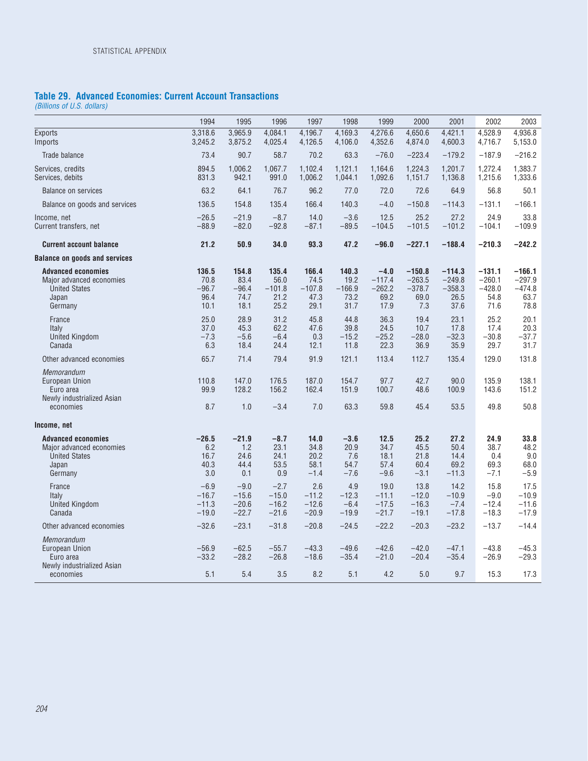## Table 29. Advanced Economies: Current Account Transactions

*(Billions of U.S. dollars)*

| | 1994 | 1995 | 1996 | 1997 | 1998 | 1999 | 2000 | 2001 | 2002 | 2003 |
|---|---|---|---|---|---|---|---|---|---|---|
| Exports | 3,318.6 | 3,965.9 | 4,084.1 | 4,196.7 | 4,169.3 | 4,276.6 | 4,650.6 | 4,421.1 | 4,528.9 | 4,936.8 |
| Imports | 3,245.2 | 3,875.2 | 4,025.4 | 4,126.5 | 4,106.0 | 4,352.6 | 4,874.0 | 4,600.3 | 4,716.7 | 5,153.0 |
| Trade balance | 73.4 | 90.7 | 58.7 | 70.2 | 63.3 | −76.0 | −223.4 | −179.2 | −187.9 | −216.2 |
| Services, credits | 894.5 | 1,006.2 | 1,067.7 | 1,102.4 | 1,121.1 | 1,164.6 | 1,224.3 | 1,201.7 | 1,272.4 | 1,383.7 |
| Services, debits | 831.3 | 942.1 | 991.0 | 1,006.2 | 1,044.1 | 1,092.6 | 1,151.7 | 1,136.8 | 1,215.6 | 1,333.6 |
| Balance on services | 63.2 | 64.1 | 76.7 | 96.2 | 77.0 | 72.0 | 72.6 | 64.9 | 56.8 | 50.1 |
| Balance on goods and services | 136.5 | 154.8 | 135.4 | 166.4 | 140.3 | −4.0 | −150.8 | −114.3 | −131.1 | −166.1 |
| Income, net | −26.5 | −21.9 | −8.7 | 14.0 | −3.6 | 12.5 | 25.2 | 27.2 | 24.9 | 33.8 |
| Current transfers, net | −88.9 | −82.0 | −92.8 | −87.1 | −89.5 | −104.5 | −101.5 | −101.2 | −104.1 | −109.9 |
| **Current account balance** | **21.2** | **50.9** | **34.0** | **93.3** | **47.2** | **−96.0** | **−227.1** | **−188.4** | **−210.3** | **−242.2** |
| **Balance on goods and services** | | | | | | | | | | |
| **Advanced economies** | **136.5** | **154.8** | **135.4** | **166.4** | **140.3** | **−4.0** | **−150.8** | **−114.3** | **−131.1** | **−166.1** |
| Major advanced economies | 70.8 | 83.4 | 56.0 | 74.5 | 19.2 | −117.4 | −263.5 | −249.8 | −260.1 | −297.9 |
| United States | −96.7 | −96.4 | −101.8 | −107.8 | −166.9 | −262.2 | −378.7 | −358.3 | −428.0 | −474.8 |
| Japan | 96.4 | 74.7 | 21.2 | 47.3 | 73.2 | 69.2 | 69.0 | 26.5 | 54.8 | 63.7 |
| Germany | 10.1 | 18.1 | 25.2 | 29.1 | 31.7 | 17.9 | 7.3 | 37.6 | 71.6 | 78.8 |
| France | 25.0 | 28.9 | 31.2 | 45.8 | 44.8 | 36.3 | 19.4 | 23.1 | 25.2 | 20.1 |
| Italy | 37.0 | 45.3 | 62.2 | 47.6 | 39.8 | 24.5 | 10.7 | 17.8 | 17.4 | 20.3 |
| United Kingdom | −7.3 | −5.6 | −6.4 | 0.3 | −15.2 | −25.2 | −28.0 | −32.3 | −30.8 | −37.7 |
| Canada | 6.3 | 18.4 | 24.4 | 12.1 | 11.8 | 22.3 | 36.9 | 35.9 | 29.7 | 31.7 |
| Other advanced economies | 65.7 | 71.4 | 79.4 | 91.9 | 121.1 | 113.4 | 112.7 | 135.4 | 129.0 | 131.8 |
| *Memorandum* | | | | | | | | | | |
| European Union | 110.8 | 147.0 | 176.5 | 187.0 | 154.7 | 97.7 | 42.7 | 90.0 | 135.9 | 138.1 |
| Euro area | 99.9 | 128.2 | 156.2 | 162.4 | 151.9 | 100.7 | 48.6 | 100.9 | 143.6 | 151.2 |
| Newly industrialized Asian economies | 8.7 | 1.0 | −3.4 | 7.0 | 63.3 | 59.8 | 45.4 | 53.5 | 49.8 | 50.8 |
| **Income, net** | | | | | | | | | | |
| **Advanced economies** | **−26.5** | **−21.9** | **−8.7** | **14.0** | **−3.6** | **12.5** | **25.2** | **27.2** | **24.9** | **33.8** |
| Major advanced economies | 6.2 | 1.2 | 23.1 | 34.8 | 20.9 | 34.7 | 45.5 | 50.4 | 38.7 | 48.2 |
| United States | 16.7 | 24.6 | 24.1 | 20.2 | 7.6 | 18.1 | 21.8 | 14.4 | 0.4 | 9.0 |
| Japan | 40.3 | 44.4 | 53.5 | 58.1 | 54.7 | 57.4 | 60.4 | 69.2 | 69.3 | 68.0 |
| Germany | 3.0 | 0.1 | 0.9 | −1.4 | −7.6 | −9.6 | −3.1 | −11.3 | −7.1 | −5.9 |
| France | −6.9 | −9.0 | −2.7 | 2.6 | 4.9 | 19.0 | 13.8 | 14.2 | 15.8 | 17.5 |
| Italy | −16.7 | −15.6 | −15.0 | −11.2 | −12.3 | −11.1 | −12.0 | −10.9 | −9.0 | −10.9 |
| United Kingdom | −11.3 | −20.6 | −16.2 | −12.6 | −6.4 | −17.5 | −16.3 | −7.4 | −12.4 | −11.6 |
| Canada | −19.0 | −22.7 | −21.6 | −20.9 | −19.9 | −21.7 | −19.1 | −17.8 | −18.3 | −17.9 |
| Other advanced economies | −32.6 | −23.1 | −31.8 | −20.8 | −24.5 | −22.2 | −20.3 | −23.2 | −13.7 | −14.4 |
| *Memorandum* | | | | | | | | | | |
| European Union | −56.9 | −62.5 | −55.7 | −43.3 | −49.6 | −42.6 | −42.0 | −47.1 | −43.8 | −45.3 |
| Euro area | −33.2 | −28.2 | −26.8 | −18.6 | −35.4 | −21.0 | −20.4 | −35.4 | −26.9 | −29.3 |
| Newly industrialized Asian economies | 5.1 | 5.4 | 3.5 | 8.2 | 5.1 | 4.2 | 5.0 | 9.7 | 15.3 | 17.3 |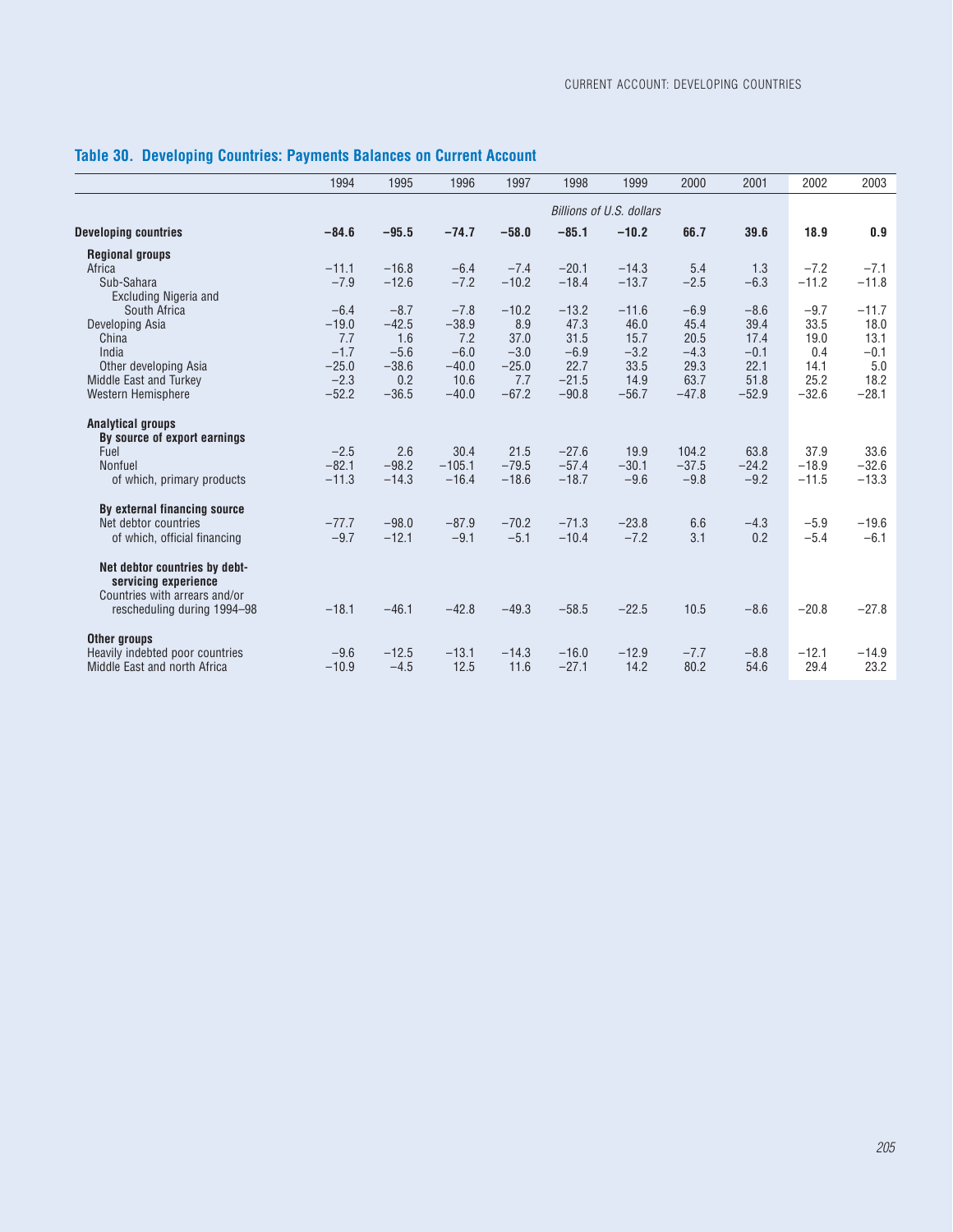## Table 30. Developing Countries: Payments Balances on Current Account

| | 1994 | 1995 | 1996 | 1997 | 1998 | 1999 | 2000 | 2001 | 2002 | 2003 |
|---|---|---|---|---|---|---|---|---|---|---|
| | *Billions of U.S. dollars* | | | | | | | | | |
| **Developing countries** | **−84.6** | **−95.5** | **−74.7** | **−58.0** | **−85.1** | **−10.2** | **66.7** | **39.6** | **18.9** | **0.9** |
| **Regional groups** | | | | | | | | | | |
| Africa | −11.1 | −16.8 | −6.4 | −7.4 | −20.1 | −14.3 | 5.4 | 1.3 | −7.2 | −7.1 |
| Sub-Sahara | −7.9 | −12.6 | −7.2 | −10.2 | −18.4 | −13.7 | −2.5 | −6.3 | −11.2 | −11.8 |
| Excluding Nigeria and South Africa | −6.4 | −8.7 | −7.8 | −10.2 | −13.2 | −11.6 | −6.9 | −8.6 | −9.7 | −11.7 |
| Developing Asia | −19.0 | −42.5 | −38.9 | 8.9 | 47.3 | 46.0 | 45.4 | 39.4 | 33.5 | 18.0 |
| China | 7.7 | 1.6 | 7.2 | 37.0 | 31.5 | 15.7 | 20.5 | 17.4 | 19.0 | 13.1 |
| India | −1.7 | −5.6 | −6.0 | −3.0 | −6.9 | −3.2 | −4.3 | −0.1 | 0.4 | −0.1 |
| Other developing Asia | −25.0 | −38.6 | −40.0 | −25.0 | 22.7 | 33.5 | 29.3 | 22.1 | 14.1 | 5.0 |
| Middle East and Turkey | −2.3 | 0.2 | 10.6 | 7.7 | −21.5 | 14.9 | 63.7 | 51.8 | 25.2 | 18.2 |
| Western Hemisphere | −52.2 | −36.5 | −40.0 | −67.2 | −90.8 | −56.7 | −47.8 | −52.9 | −32.6 | −28.1 |
| **Analytical groups** | | | | | | | | | | |
| **By source of export earnings** | | | | | | | | | | |
| Fuel | −2.5 | 2.6 | 30.4 | 21.5 | −27.6 | 19.9 | 104.2 | 63.8 | 37.9 | 33.6 |
| Nonfuel | −82.1 | −98.2 | −105.1 | −79.5 | −57.4 | −30.1 | −37.5 | −24.2 | −18.9 | −32.6 |
| of which, primary products | −11.3 | −14.3 | −16.4 | −18.6 | −18.7 | −9.6 | −9.8 | −9.2 | −11.5 | −13.3 |
| **By external financing source** | | | | | | | | | | |
| Net debtor countries | −77.7 | −98.0 | −87.9 | −70.2 | −71.3 | −23.8 | 6.6 | −4.3 | −5.9 | −19.6 |
| of which, official financing | −9.7 | −12.1 | −9.1 | −5.1 | −10.4 | −7.2 | 3.1 | 0.2 | −5.4 | −6.1 |
| **Net debtor countries by debt-servicing experience** | | | | | | | | | | |
| Countries with arrears and/or rescheduling during 1994–98 | −18.1 | −46.1 | −42.8 | −49.3 | −58.5 | −22.5 | 10.5 | −8.6 | −20.8 | −27.8 |
| **Other groups** | | | | | | | | | | |
| Heavily indebted poor countries | −9.6 | −12.5 | −13.1 | −14.3 | −16.0 | −12.9 | −7.7 | −8.8 | −12.1 | −14.9 |
| Middle East and north Africa | −10.9 | −4.5 | 12.5 | 11.6 | −27.1 | 14.2 | 80.2 | 54.6 | 29.4 | 23.2 |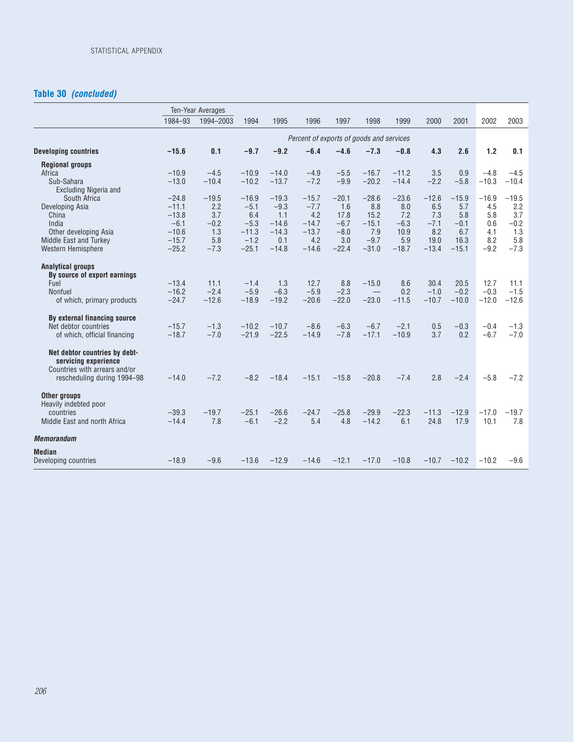## Table 30 *(concluded)*

| | Ten-Year Averages | | | | | | | | | | | |
|---|---|---|---|---|---|---|---|---|---|---|---|---|
| | 1984–93 | 1994–2003 | 1994 | 1995 | 1996 | 1997 | 1998 | 1999 | 2000 | 2001 | 2002 | 2003 |
| | *Percent of exports of goods and services* | | | | | | | | | | | |
| **Developing countries** | **−15.6** | **0.1** | **−9.7** | **−9.2** | **−6.4** | **−4.6** | **−7.3** | **−0.8** | **4.3** | **2.6** | **1.2** | **0.1** |
| **Regional groups** | | | | | | | | | | | | |
| Africa | −10.9 | −4.5 | −10.9 | −14.0 | −4.9 | −5.5 | −16.7 | −11.2 | 3.5 | 0.9 | −4.8 | −4.5 |
| Sub-Sahara | −13.0 | −10.4 | −10.2 | −13.7 | −7.2 | −9.9 | −20.2 | −14.4 | −2.2 | −5.8 | −10.3 | −10.4 |
| Excluding Nigeria and South Africa | −24.8 | −19.5 | −16.9 | −19.3 | −15.7 | −20.1 | −28.6 | −23.6 | −12.6 | −15.9 | −16.9 | −19.5 |
| Developing Asia | −11.1 | 2.2 | −5.1 | −9.3 | −7.7 | 1.6 | 8.8 | 8.0 | 6.5 | 5.7 | 4.5 | 2.2 |
| China | −13.8 | 3.7 | 6.4 | 1.1 | 4.2 | 17.8 | 15.2 | 7.2 | 7.3 | 5.8 | 5.8 | 3.7 |
| India | −6.1 | −0.2 | −5.3 | −14.6 | −14.7 | −6.7 | −15.1 | −6.3 | −7.1 | −0.1 | 0.6 | −0.2 |
| Other developing Asia | −10.6 | 1.3 | −11.3 | −14.3 | −13.7 | −8.0 | 7.9 | 10.9 | 8.2 | 6.7 | 4.1 | 1.3 |
| Middle East and Turkey | −15.7 | 5.8 | −1.2 | 0.1 | 4.2 | 3.0 | −9.7 | 5.9 | 19.0 | 16.3 | 8.2 | 5.8 |
| Western Hemisphere | −25.2 | −7.3 | −25.1 | −14.8 | −14.6 | −22.4 | −31.0 | −18.7 | −13.4 | −15.1 | −9.2 | −7.3 |
| **Analytical groups** | | | | | | | | | | | | |
| **By source of export earnings** | | | | | | | | | | | | |
| Fuel | −13.4 | 11.1 | −1.4 | 1.3 | 12.7 | 8.8 | −15.0 | 8.6 | 30.4 | 20.5 | 12.7 | 11.1 |
| Nonfuel | −16.2 | −2.4 | −5.9 | −6.3 | −5.9 | −2.3 | — | 0.2 | −1.0 | −0.2 | −0.3 | −1.5 |
| of which, primary products | −24.7 | −12.6 | −18.9 | −19.2 | −20.6 | −22.0 | −23.0 | −11.5 | −10.7 | −10.0 | −12.0 | −12.6 |
| **By external financing source** | | | | | | | | | | | | |
| Net debtor countries | −15.7 | −1.3 | −10.2 | −10.7 | −8.6 | −6.3 | −6.7 | −2.1 | 0.5 | −0.3 | −0.4 | −1.3 |
| of which, official financing | −18.7 | −7.0 | −21.9 | −22.5 | −14.9 | −7.8 | −17.1 | −10.9 | 3.7 | 0.2 | −6.7 | −7.0 |
| **Net debtor countries by debt-servicing experience** | | | | | | | | | | | | |
| Countries with arrears and/or rescheduling during 1994–98 | −14.0 | −7.2 | −8.2 | −18.4 | −15.1 | −15.8 | −20.8 | −7.4 | 2.8 | −2.4 | −5.8 | −7.2 |
| **Other groups** | | | | | | | | | | | | |
| Heavily indebted poor countries | −39.3 | −19.7 | −25.1 | −26.6 | −24.7 | −25.8 | −29.9 | −22.3 | −11.3 | −12.9 | −17.0 | −19.7 |
| Middle East and north Africa | −14.4 | 7.8 | −6.1 | −2.2 | 5.4 | 4.8 | −14.2 | 6.1 | 24.8 | 17.9 | 10.1 | 7.8 |
| ***Memorandum*** | | | | | | | | | | | | |
| **Median** | | | | | | | | | | | | |
| Developing countries | −18.9 | −9.6 | −13.6 | −12.9 | −14.6 | −12.1 | −17.0 | −10.8 | −10.7 | −10.2 | −10.2 | −9.6 |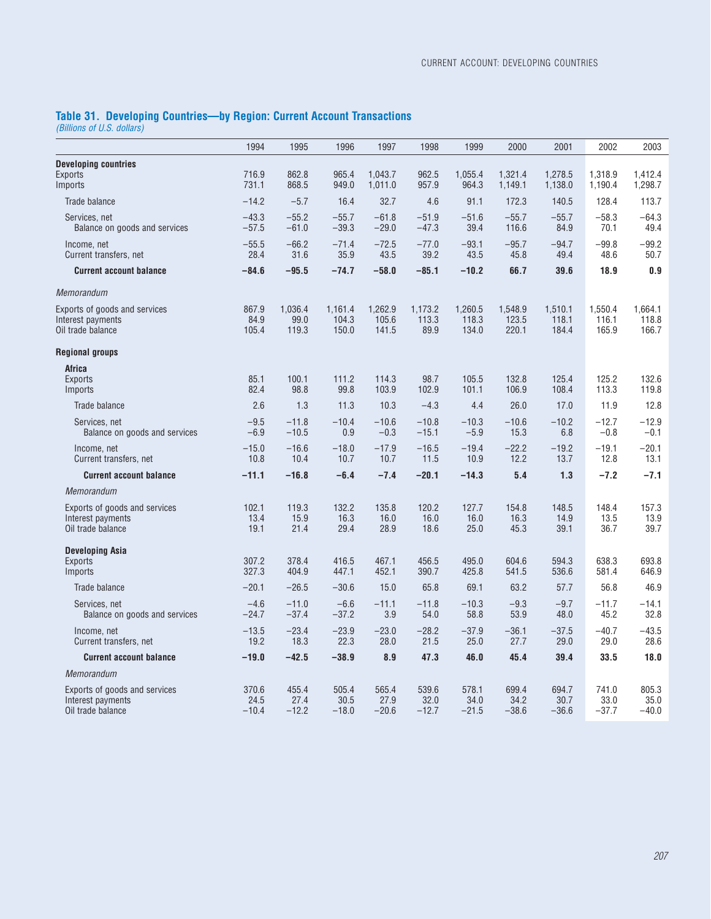## Table 31. Developing Countries—by Region: Current Account Transactions

*(Billions of U.S. dollars)*

| | 1994 | 1995 | 1996 | 1997 | 1998 | 1999 | 2000 | 2001 | 2002 | 2003 |
|---|---|---|---|---|---|---|---|---|---|---|
| **Developing countries** | | | | | | | | | | |
| Exports | 716.9 | 862.8 | 965.4 | 1,043.7 | 962.5 | 1,055.4 | 1,321.4 | 1,278.5 | 1,318.9 | 1,412.4 |
| Imports | 731.1 | 868.5 | 949.0 | 1,011.0 | 957.9 | 964.3 | 1,149.1 | 1,138.0 | 1,190.4 | 1,298.7 |
| Trade balance | −14.2 | −5.7 | 16.4 | 32.7 | 4.6 | 91.1 | 172.3 | 140.5 | 128.4 | 113.7 |
| Services, net | −43.3 | −55.2 | −55.7 | −61.8 | −51.9 | −51.6 | −55.7 | −55.7 | −58.3 | −64.3 |
| Balance on goods and services | −57.5 | −61.0 | −39.3 | −29.0 | −47.3 | 39.4 | 116.6 | 84.9 | 70.1 | 49.4 |
| Income, net | −55.5 | −66.2 | −71.4 | −72.5 | −77.0 | −93.1 | −95.7 | −94.7 | −99.8 | −99.2 |
| Current transfers, net | 28.4 | 31.6 | 35.9 | 43.5 | 39.2 | 43.5 | 45.8 | 49.4 | 48.6 | 50.7 |
| **Current account balance** | **−84.6** | **−95.5** | **−74.7** | **−58.0** | **−85.1** | **−10.2** | **66.7** | **39.6** | **18.9** | **0.9** |
| *Memorandum* | | | | | | | | | | |
| Exports of goods and services | 867.9 | 1,036.4 | 1,161.4 | 1,262.9 | 1,173.2 | 1,260.5 | 1,548.9 | 1,510.1 | 1,550.4 | 1,664.1 |
| Interest payments | 84.9 | 99.0 | 104.3 | 105.6 | 113.3 | 118.3 | 123.5 | 118.1 | 116.1 | 118.8 |
| Oil trade balance | 105.4 | 119.3 | 150.0 | 141.5 | 89.9 | 134.0 | 220.1 | 184.4 | 165.9 | 166.7 |
| **Regional groups** | | | | | | | | | | |
| **Africa** | | | | | | | | | | |
| Exports | 85.1 | 100.1 | 111.2 | 114.3 | 98.7 | 105.5 | 132.8 | 125.4 | 125.2 | 132.6 |
| Imports | 82.4 | 98.8 | 99.8 | 103.9 | 102.9 | 101.1 | 106.9 | 108.4 | 113.3 | 119.8 |
| Trade balance | 2.6 | 1.3 | 11.3 | 10.3 | −4.3 | 4.4 | 26.0 | 17.0 | 11.9 | 12.8 |
| Services, net | −9.5 | −11.8 | −10.4 | −10.6 | −10.8 | −10.3 | −10.6 | −10.2 | −12.7 | −12.9 |
| Balance on goods and services | −6.9 | −10.5 | 0.9 | −0.3 | −15.1 | −5.9 | 15.3 | 6.8 | −0.8 | −0.1 |
| Income, net | −15.0 | −16.6 | −18.0 | −17.9 | −16.5 | −19.4 | −22.2 | −19.2 | −19.1 | −20.1 |
| Current transfers, net | 10.8 | 10.4 | 10.7 | 10.7 | 11.5 | 10.9 | 12.2 | 13.7 | 12.8 | 13.1 |
| **Current account balance** | **−11.1** | **−16.8** | **−6.4** | **−7.4** | **−20.1** | **−14.3** | **5.4** | **1.3** | **−7.2** | **−7.1** |
| *Memorandum* | | | | | | | | | | |
| Exports of goods and services | 102.1 | 119.3 | 132.2 | 135.8 | 120.2 | 127.7 | 154.8 | 148.5 | 148.4 | 157.3 |
| Interest payments | 13.4 | 15.9 | 16.3 | 16.0 | 16.0 | 16.0 | 16.3 | 14.9 | 13.5 | 13.9 |
| Oil trade balance | 19.1 | 21.4 | 29.4 | 28.9 | 18.6 | 25.0 | 45.3 | 39.1 | 36.7 | 39.7 |
| **Developing Asia** | | | | | | | | | | |
| Exports | 307.2 | 378.4 | 416.5 | 467.1 | 456.5 | 495.0 | 604.6 | 594.3 | 638.3 | 693.8 |
| Imports | 327.3 | 404.9 | 447.1 | 452.1 | 390.7 | 425.8 | 541.5 | 536.6 | 581.4 | 646.9 |
| Trade balance | −20.1 | −26.5 | −30.6 | 15.0 | 65.8 | 69.1 | 63.2 | 57.7 | 56.8 | 46.9 |
| Services, net | −4.6 | −11.0 | −6.6 | −11.1 | −11.8 | −10.3 | −9.3 | −9.7 | −11.7 | −14.1 |
| Balance on goods and services | −24.7 | −37.4 | −37.2 | 3.9 | 54.0 | 58.8 | 53.9 | 48.0 | 45.2 | 32.8 |
| Income, net | −13.5 | −23.4 | −23.9 | −23.0 | −28.2 | −37.9 | −36.1 | −37.5 | −40.7 | −43.5 |
| Current transfers, net | 19.2 | 18.3 | 22.3 | 28.0 | 21.5 | 25.0 | 27.7 | 29.0 | 29.0 | 28.6 |
| **Current account balance** | **−19.0** | **−42.5** | **−38.9** | **8.9** | **47.3** | **46.0** | **45.4** | **39.4** | **33.5** | **18.0** |
| *Memorandum* | | | | | | | | | | |
| Exports of goods and services | 370.6 | 455.4 | 505.4 | 565.4 | 539.6 | 578.1 | 699.4 | 694.7 | 741.0 | 805.3 |
| Interest payments | 24.5 | 27.4 | 30.5 | 27.9 | 32.0 | 34.0 | 34.2 | 30.7 | 33.0 | 35.0 |
| Oil trade balance | −10.4 | −12.2 | −18.0 | −20.6 | −12.7 | −21.5 | −38.6 | −36.6 | −37.7 | −40.0 |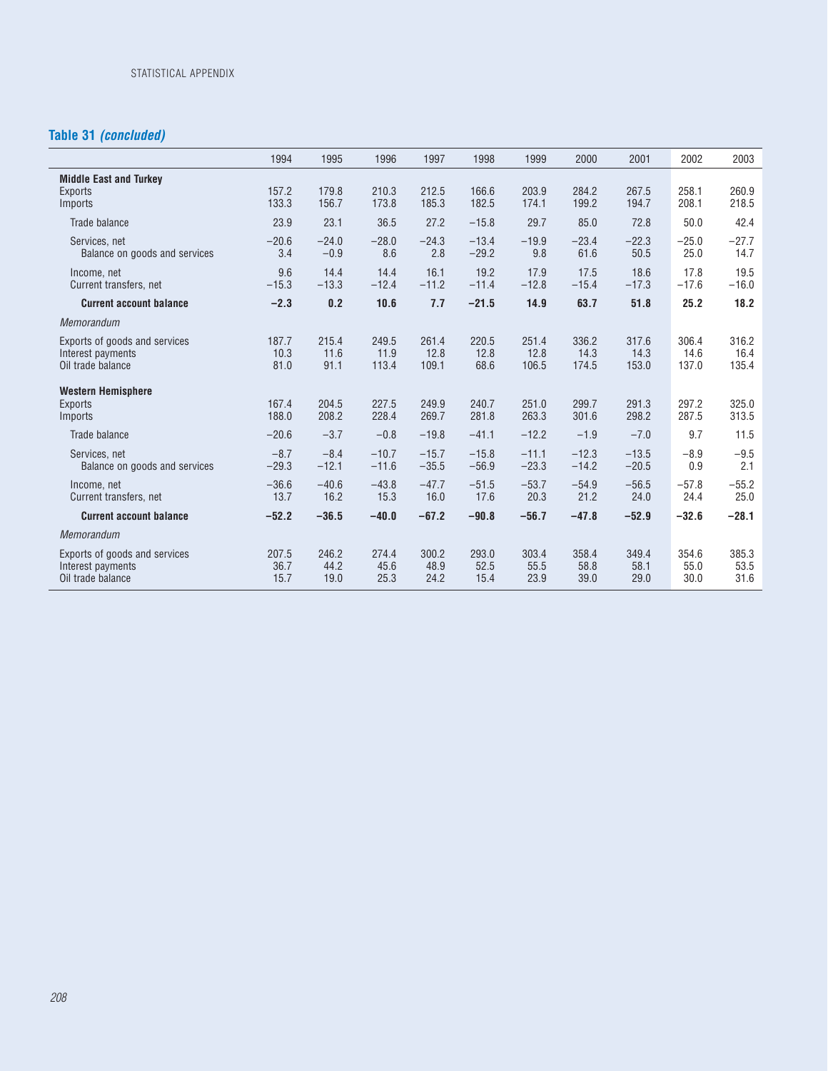## Table 31 *(concluded)*

| | 1994 | 1995 | 1996 | 1997 | 1998 | 1999 | 2000 | 2001 | 2002 | 2003 |
|---|---|---|---|---|---|---|---|---|---|---|
| **Middle East and Turkey** | | | | | | | | | | |
| Exports | 157.2 | 179.8 | 210.3 | 212.5 | 166.6 | 203.9 | 284.2 | 267.5 | 258.1 | 260.9 |
| Imports | 133.3 | 156.7 | 173.8 | 185.3 | 182.5 | 174.1 | 199.2 | 194.7 | 208.1 | 218.5 |
| Trade balance | 23.9 | 23.1 | 36.5 | 27.2 | −15.8 | 29.7 | 85.0 | 72.8 | 50.0 | 42.4 |
| Services, net | −20.6 | −24.0 | −28.0 | −24.3 | −13.4 | −19.9 | −23.4 | −22.3 | −25.0 | −27.7 |
| Balance on goods and services | 3.4 | −0.9 | 8.6 | 2.8 | −29.2 | 9.8 | 61.6 | 50.5 | 25.0 | 14.7 |
| Income, net | 9.6 | 14.4 | 14.4 | 16.1 | 19.2 | 17.9 | 17.5 | 18.6 | 17.8 | 19.5 |
| Current transfers, net | −15.3 | −13.3 | −12.4 | −11.2 | −11.4 | −12.8 | −15.4 | −17.3 | −17.6 | −16.0 |
| **Current account balance** | **−2.3** | **0.2** | **10.6** | **7.7** | **−21.5** | **14.9** | **63.7** | **51.8** | **25.2** | **18.2** |
| *Memorandum* | | | | | | | | | | |
| Exports of goods and services | 187.7 | 215.4 | 249.5 | 261.4 | 220.5 | 251.4 | 336.2 | 317.6 | 306.4 | 316.2 |
| Interest payments | 10.3 | 11.6 | 11.9 | 12.8 | 12.8 | 12.8 | 14.3 | 14.3 | 14.6 | 16.4 |
| Oil trade balance | 81.0 | 91.1 | 113.4 | 109.1 | 68.6 | 106.5 | 174.5 | 153.0 | 137.0 | 135.4 |
| **Western Hemisphere** | | | | | | | | | | |
| Exports | 167.4 | 204.5 | 227.5 | 249.9 | 240.7 | 251.0 | 299.7 | 291.3 | 297.2 | 325.0 |
| Imports | 188.0 | 208.2 | 228.4 | 269.7 | 281.8 | 263.3 | 301.6 | 298.2 | 287.5 | 313.5 |
| Trade balance | −20.6 | −3.7 | −0.8 | −19.8 | −41.1 | −12.2 | −1.9 | −7.0 | 9.7 | 11.5 |
| Services, net | −8.7 | −8.4 | −10.7 | −15.7 | −15.8 | −11.1 | −12.3 | −13.5 | −8.9 | −9.5 |
| Balance on goods and services | −29.3 | −12.1 | −11.6 | −35.5 | −56.9 | −23.3 | −14.2 | −20.5 | 0.9 | 2.1 |
| Income, net | −36.6 | −40.6 | −43.8 | −47.7 | −51.5 | −53.7 | −54.9 | −56.5 | −57.8 | −55.2 |
| Current transfers, net | 13.7 | 16.2 | 15.3 | 16.0 | 17.6 | 20.3 | 21.2 | 24.0 | 24.4 | 25.0 |
| **Current account balance** | **−52.2** | **−36.5** | **−40.0** | **−67.2** | **−90.8** | **−56.7** | **−47.8** | **−52.9** | **−32.6** | **−28.1** |
| *Memorandum* | | | | | | | | | | |
| Exports of goods and services | 207.5 | 246.2 | 274.4 | 300.2 | 293.0 | 303.4 | 358.4 | 349.4 | 354.6 | 385.3 |
| Interest payments | 36.7 | 44.2 | 45.6 | 48.9 | 52.5 | 55.5 | 58.8 | 58.1 | 55.0 | 53.5 |
| Oil trade balance | 15.7 | 19.0 | 25.3 | 24.2 | 15.4 | 23.9 | 39.0 | 29.0 | 30.0 | 31.6 |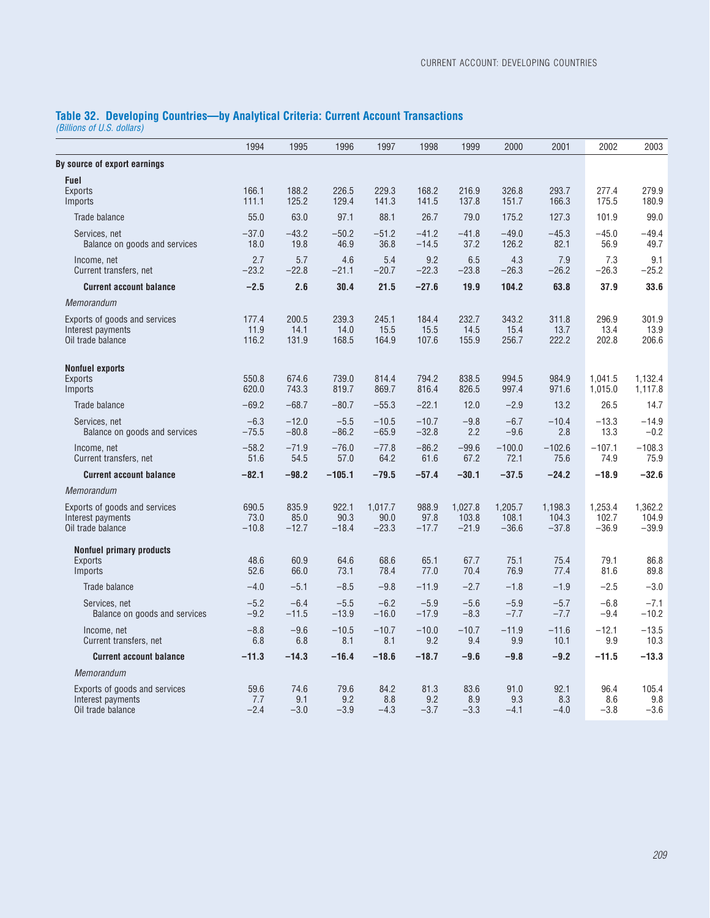## Table 32. Developing Countries—by Analytical Criteria: Current Account Transactions

*(Billions of U.S. dollars)*

| | 1994 | 1995 | 1996 | 1997 | 1998 | 1999 | 2000 | 2001 | 2002 | 2003 |
|---|---|---|---|---|---|---|---|---|---|---|
| **By source of export earnings** | | | | | | | | | | |
| **Fuel** | | | | | | | | | | |
| Exports | 166.1 | 188.2 | 226.5 | 229.3 | 168.2 | 216.9 | 326.8 | 293.7 | 277.4 | 279.9 |
| Imports | 111.1 | 125.2 | 129.4 | 141.3 | 141.5 | 137.8 | 151.7 | 166.3 | 175.5 | 180.9 |
| Trade balance | 55.0 | 63.0 | 97.1 | 88.1 | 26.7 | 79.0 | 175.2 | 127.3 | 101.9 | 99.0 |
| Services, net | −37.0 | −43.2 | −50.2 | −51.2 | −41.2 | −41.8 | −49.0 | −45.3 | −45.0 | −49.4 |
| Balance on goods and services | 18.0 | 19.8 | 46.9 | 36.8 | −14.5 | 37.2 | 126.2 | 82.1 | 56.9 | 49.7 |
| Income, net | 2.7 | 5.7 | 4.6 | 5.4 | 9.2 | 6.5 | 4.3 | 7.9 | 7.3 | 9.1 |
| Current transfers, net | −23.2 | −22.8 | −21.1 | −20.7 | −22.3 | −23.8 | −26.3 | −26.2 | −26.3 | −25.2 |
| **Current account balance** | **−2.5** | **2.6** | **30.4** | **21.5** | **−27.6** | **19.9** | **104.2** | **63.8** | **37.9** | **33.6** |
| *Memorandum* | | | | | | | | | | |
| Exports of goods and services | 177.4 | 200.5 | 239.3 | 245.1 | 184.4 | 232.7 | 343.2 | 311.8 | 296.9 | 301.9 |
| Interest payments | 11.9 | 14.1 | 14.0 | 15.5 | 15.5 | 14.5 | 15.4 | 13.7 | 13.4 | 13.9 |
| Oil trade balance | 116.2 | 131.9 | 168.5 | 164.9 | 107.6 | 155.9 | 256.7 | 222.2 | 202.8 | 206.6 |
| **Nonfuel exports** | | | | | | | | | | |
| Exports | 550.8 | 674.6 | 739.0 | 814.4 | 794.2 | 838.5 | 994.5 | 984.9 | 1,041.5 | 1,132.4 |
| Imports | 620.0 | 743.3 | 819.7 | 869.7 | 816.4 | 826.5 | 997.4 | 971.6 | 1,015.0 | 1,117.8 |
| Trade balance | −69.2 | −68.7 | −80.7 | −55.3 | −22.1 | 12.0 | −2.9 | 13.2 | 26.5 | 14.7 |
| Services, net | −6.3 | −12.0 | −5.5 | −10.5 | −10.7 | −9.8 | −6.7 | −10.4 | −13.3 | −14.9 |
| Balance on goods and services | −75.5 | −80.8 | −86.2 | −65.9 | −32.8 | 2.2 | −9.6 | 2.8 | 13.3 | −0.2 |
| Income, net | −58.2 | −71.9 | −76.0 | −77.8 | −86.2 | −99.6 | −100.0 | −102.6 | −107.1 | −108.3 |
| Current transfers, net | 51.6 | 54.5 | 57.0 | 64.2 | 61.6 | 67.2 | 72.1 | 75.6 | 74.9 | 75.9 |
| **Current account balance** | **−82.1** | **−98.2** | **−105.1** | **−79.5** | **−57.4** | **−30.1** | **−37.5** | **−24.2** | **−18.9** | **−32.6** |
| *Memorandum* | | | | | | | | | | |
| Exports of goods and services | 690.5 | 835.9 | 922.1 | 1,017.7 | 988.9 | 1,027.8 | 1,205.7 | 1,198.3 | 1,253.4 | 1,362.2 |
| Interest payments | 73.0 | 85.0 | 90.3 | 90.0 | 97.8 | 103.8 | 108.1 | 104.3 | 102.7 | 104.9 |
| Oil trade balance | −10.8 | −12.7 | −18.4 | −23.3 | −17.7 | −21.9 | −36.6 | −37.8 | −36.9 | −39.9 |
| **Nonfuel primary products** | | | | | | | | | | |
| Exports | 48.6 | 60.9 | 64.6 | 68.6 | 65.1 | 67.7 | 75.1 | 75.4 | 79.1 | 86.8 |
| Imports | 52.6 | 66.0 | 73.1 | 78.4 | 77.0 | 70.4 | 76.9 | 77.4 | 81.6 | 89.8 |
| Trade balance | −4.0 | −5.1 | −8.5 | −9.8 | −11.9 | −2.7 | −1.8 | −1.9 | −2.5 | −3.0 |
| Services, net | −5.2 | −6.4 | −5.5 | −6.2 | −5.9 | −5.6 | −5.9 | −5.7 | −6.8 | −7.1 |
| Balance on goods and services | −9.2 | −11.5 | −13.9 | −16.0 | −17.9 | −8.3 | −7.7 | −7.7 | −9.4 | −10.2 |
| Income, net | −8.8 | −9.6 | −10.5 | −10.7 | −10.0 | −10.7 | −11.9 | −11.6 | −12.1 | −13.5 |
| Current transfers, net | 6.8 | 6.8 | 8.1 | 8.1 | 9.2 | 9.4 | 9.9 | 10.1 | 9.9 | 10.3 |
| **Current account balance** | **−11.3** | **−14.3** | **−16.4** | **−18.6** | **−18.7** | **−9.6** | **−9.8** | **−9.2** | **−11.5** | **−13.3** |
| *Memorandum* | | | | | | | | | | |
| Exports of goods and services | 59.6 | 74.6 | 79.6 | 84.2 | 81.3 | 83.6 | 91.0 | 92.1 | 96.4 | 105.4 |
| Interest payments | 7.7 | 9.1 | 9.2 | 8.8 | 9.2 | 8.9 | 9.3 | 8.3 | 8.6 | 9.8 |
| Oil trade balance | −2.4 | −3.0 | −3.9 | −4.3 | −3.7 | −3.3 | −4.1 | −4.0 | −3.8 | −3.6 |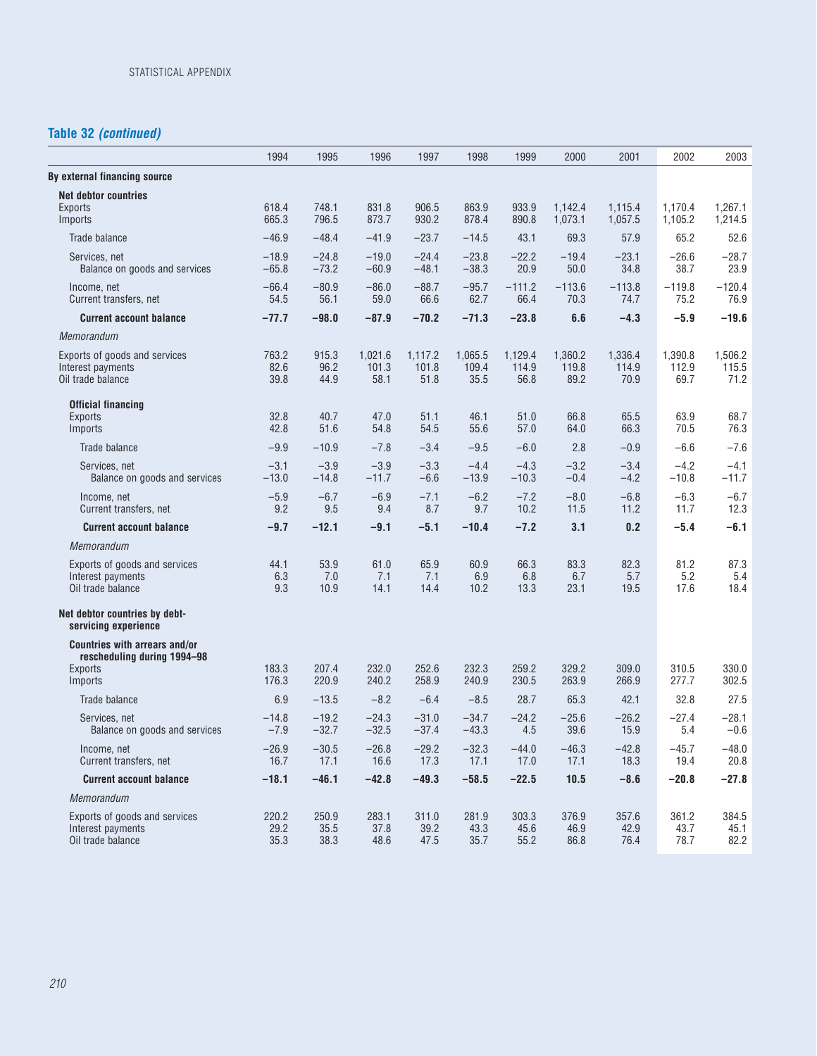## Table 32 *(continued)*

| | 1994 | 1995 | 1996 | 1997 | 1998 | 1999 | 2000 | 2001 | 2002 | 2003 |
|---|---|---|---|---|---|---|---|---|---|---|
| **By external financing source** | | | | | | | | | | |
| **Net debtor countries** | | | | | | | | | | |
| Exports | 618.4 | 748.1 | 831.8 | 906.5 | 863.9 | 933.9 | 1,142.4 | 1,115.4 | 1,170.4 | 1,267.1 |
| Imports | 665.3 | 796.5 | 873.7 | 930.2 | 878.4 | 890.8 | 1,073.1 | 1,057.5 | 1,105.2 | 1,214.5 |
| Trade balance | −46.9 | −48.4 | −41.9 | −23.7 | −14.5 | 43.1 | 69.3 | 57.9 | 65.2 | 52.6 |
| Services, net | −18.9 | −24.8 | −19.0 | −24.4 | −23.8 | −22.2 | −19.4 | −23.1 | −26.6 | −28.7 |
| Balance on goods and services | −65.8 | −73.2 | −60.9 | −48.1 | −38.3 | 20.9 | 50.0 | 34.8 | 38.7 | 23.9 |
| Income, net | −66.4 | −80.9 | −86.0 | −88.7 | −95.7 | −111.2 | −113.6 | −113.8 | −119.8 | −120.4 |
| Current transfers, net | 54.5 | 56.1 | 59.0 | 66.6 | 62.7 | 66.4 | 70.3 | 74.7 | 75.2 | 76.9 |
| **Current account balance** | **−77.7** | **−98.0** | **−87.9** | **−70.2** | **−71.3** | **−23.8** | **6.6** | **−4.3** | **−5.9** | **−19.6** |
| *Memorandum* | | | | | | | | | | |
| Exports of goods and services | 763.2 | 915.3 | 1,021.6 | 1,117.2 | 1,065.5 | 1,129.4 | 1,360.2 | 1,336.4 | 1,390.8 | 1,506.2 |
| Interest payments | 82.6 | 96.2 | 101.3 | 101.8 | 109.4 | 114.9 | 119.8 | 114.9 | 112.9 | 115.5 |
| Oil trade balance | 39.8 | 44.9 | 58.1 | 51.8 | 35.5 | 56.8 | 89.2 | 70.9 | 69.7 | 71.2 |
| **Official financing** | | | | | | | | | | |
| Exports | 32.8 | 40.7 | 47.0 | 51.1 | 46.1 | 51.0 | 66.8 | 65.5 | 63.9 | 68.7 |
| Imports | 42.8 | 51.6 | 54.8 | 54.5 | 55.6 | 57.0 | 64.0 | 66.3 | 70.5 | 76.3 |
| Trade balance | −9.9 | −10.9 | −7.8 | −3.4 | −9.5 | −6.0 | 2.8 | −0.9 | −6.6 | −7.6 |
| Services, net | −3.1 | −3.9 | −3.9 | −3.3 | −4.4 | −4.3 | −3.2 | −3.4 | −4.2 | −4.1 |
| Balance on goods and services | −13.0 | −14.8 | −11.7 | −6.6 | −13.9 | −10.3 | −0.4 | −4.2 | −10.8 | −11.7 |
| Income, net | −5.9 | −6.7 | −6.9 | −7.1 | −6.2 | −7.2 | −8.0 | −6.8 | −6.3 | −6.7 |
| Current transfers, net | 9.2 | 9.5 | 9.4 | 8.7 | 9.7 | 10.2 | 11.5 | 11.2 | 11.7 | 12.3 |
| **Current account balance** | **−9.7** | **−12.1** | **−9.1** | **−5.1** | **−10.4** | **−7.2** | **3.1** | **0.2** | **−5.4** | **−6.1** |
| *Memorandum* | | | | | | | | | | |
| Exports of goods and services | 44.1 | 53.9 | 61.0 | 65.9 | 60.9 | 66.3 | 83.3 | 82.3 | 81.2 | 87.3 |
| Interest payments | 6.3 | 7.0 | 7.1 | 7.1 | 6.9 | 6.8 | 6.7 | 5.7 | 5.2 | 5.4 |
| Oil trade balance | 9.3 | 10.9 | 14.1 | 14.4 | 10.2 | 13.3 | 23.1 | 19.5 | 17.6 | 18.4 |
| **Net debtor countries by debt-servicing experience** | | | | | | | | | | |
| **Countries with arrears and/or rescheduling during 1994–98** | | | | | | | | | | |
| Exports | 183.3 | 207.4 | 232.0 | 252.6 | 232.3 | 259.2 | 329.2 | 309.0 | 310.5 | 330.0 |
| Imports | 176.3 | 220.9 | 240.2 | 258.9 | 240.9 | 230.5 | 263.9 | 266.9 | 277.7 | 302.5 |
| Trade balance | 6.9 | −13.5 | −8.2 | −6.4 | −8.5 | 28.7 | 65.3 | 42.1 | 32.8 | 27.5 |
| Services, net | −14.8 | −19.2 | −24.3 | −31.0 | −34.7 | −24.2 | −25.6 | −26.2 | −27.4 | −28.1 |
| Balance on goods and services | −7.9 | −32.7 | −32.5 | −37.4 | −43.3 | 4.5 | 39.6 | 15.9 | 5.4 | −0.6 |
| Income, net | −26.9 | −30.5 | −26.8 | −29.2 | −32.3 | −44.0 | −46.3 | −42.8 | −45.7 | −48.0 |
| Current transfers, net | 16.7 | 17.1 | 16.6 | 17.3 | 17.1 | 17.0 | 17.1 | 18.3 | 19.4 | 20.8 |
| **Current account balance** | **−18.1** | **−46.1** | **−42.8** | **−49.3** | **−58.5** | **−22.5** | **10.5** | **−8.6** | **−20.8** | **−27.8** |
| *Memorandum* | | | | | | | | | | |
| Exports of goods and services | 220.2 | 250.9 | 283.1 | 311.0 | 281.9 | 303.3 | 376.9 | 357.6 | 361.2 | 384.5 |
| Interest payments | 29.2 | 35.5 | 37.8 | 39.2 | 43.3 | 45.6 | 46.9 | 42.9 | 43.7 | 45.1 |
| Oil trade balance | 35.3 | 38.3 | 48.6 | 47.5 | 35.7 | 55.2 | 86.8 | 76.4 | 78.7 | 82.2 |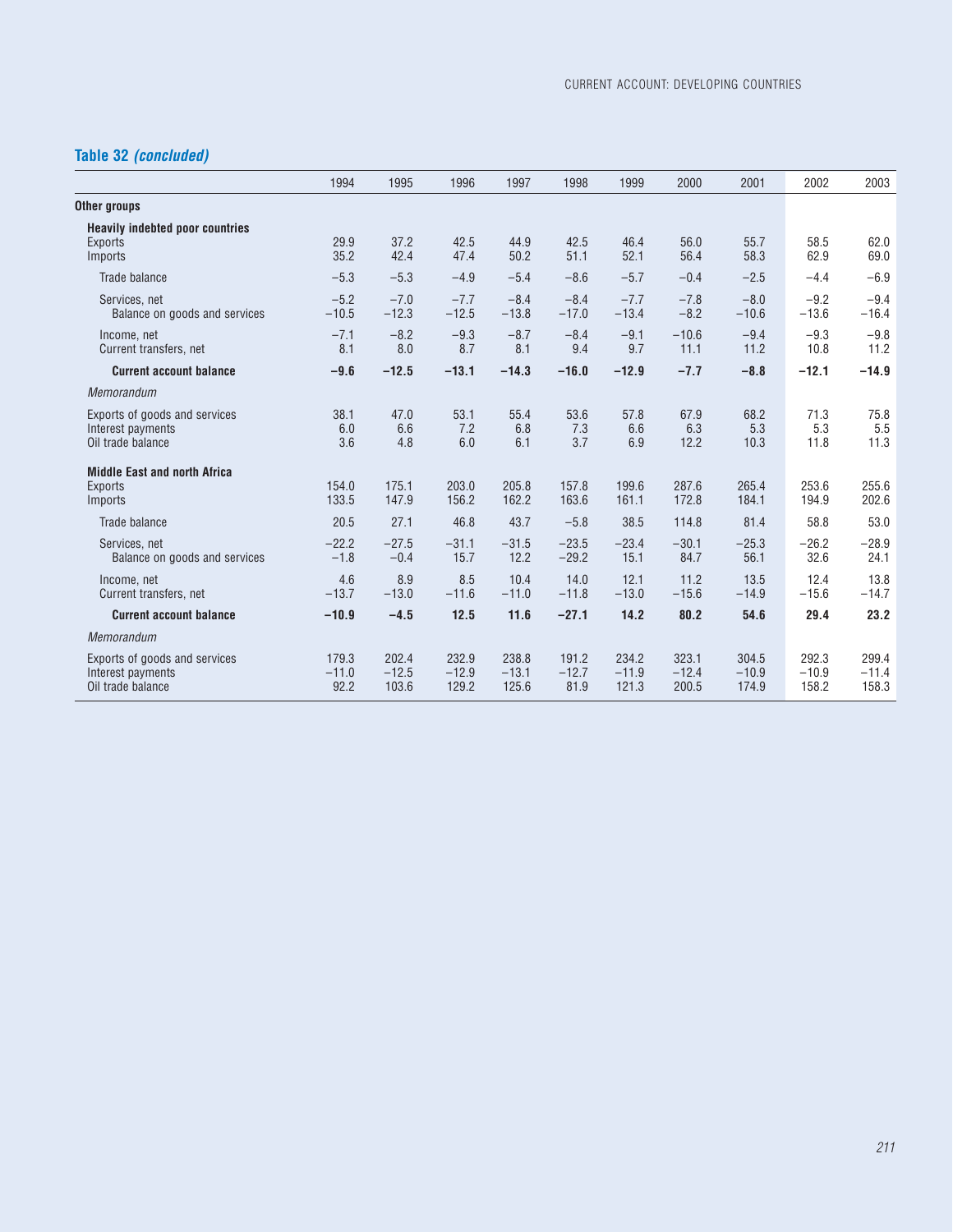## Table 32 *(concluded)*

| | 1994 | 1995 | 1996 | 1997 | 1998 | 1999 | 2000 | 2001 | 2002 | 2003 |
|---|---|---|---|---|---|---|---|---|---|---|
| **Other groups** | | | | | | | | | | |
| **Heavily indebted poor countries** | | | | | | | | | | |
| Exports | 29.9 | 37.2 | 42.5 | 44.9 | 42.5 | 46.4 | 56.0 | 55.7 | 58.5 | 62.0 |
| Imports | 35.2 | 42.4 | 47.4 | 50.2 | 51.1 | 52.1 | 56.4 | 58.3 | 62.9 | 69.0 |
| Trade balance | −5.3 | −5.3 | −4.9 | −5.4 | −8.6 | −5.7 | −0.4 | −2.5 | −4.4 | −6.9 |
| Services, net | −5.2 | −7.0 | −7.7 | −8.4 | −8.4 | −7.7 | −7.8 | −8.0 | −9.2 | −9.4 |
| Balance on goods and services | −10.5 | −12.3 | −12.5 | −13.8 | −17.0 | −13.4 | −8.2 | −10.6 | −13.6 | −16.4 |
| Income, net | −7.1 | −8.2 | −9.3 | −8.7 | −8.4 | −9.1 | −10.6 | −9.4 | −9.3 | −9.8 |
| Current transfers, net | 8.1 | 8.0 | 8.7 | 8.1 | 9.4 | 9.7 | 11.1 | 11.2 | 10.8 | 11.2 |
| **Current account balance** | **−9.6** | **−12.5** | **−13.1** | **−14.3** | **−16.0** | **−12.9** | **−7.7** | **−8.8** | **−12.1** | **−14.9** |
| *Memorandum* | | | | | | | | | | |
| Exports of goods and services | 38.1 | 47.0 | 53.1 | 55.4 | 53.6 | 57.8 | 67.9 | 68.2 | 71.3 | 75.8 |
| Interest payments | 6.0 | 6.6 | 7.2 | 6.8 | 7.3 | 6.6 | 6.3 | 5.3 | 5.3 | 5.5 |
| Oil trade balance | 3.6 | 4.8 | 6.0 | 6.1 | 3.7 | 6.9 | 12.2 | 10.3 | 11.8 | 11.3 |
| **Middle East and north Africa** | | | | | | | | | | |
| Exports | 154.0 | 175.1 | 203.0 | 205.8 | 157.8 | 199.6 | 287.6 | 265.4 | 253.6 | 255.6 |
| Imports | 133.5 | 147.9 | 156.2 | 162.2 | 163.6 | 161.1 | 172.8 | 184.1 | 194.9 | 202.6 |
| Trade balance | 20.5 | 27.1 | 46.8 | 43.7 | −5.8 | 38.5 | 114.8 | 81.4 | 58.8 | 53.0 |
| Services, net | −22.2 | −27.5 | −31.1 | −31.5 | −23.5 | −23.4 | −30.1 | −25.3 | −26.2 | −28.9 |
| Balance on goods and services | −1.8 | −0.4 | 15.7 | 12.2 | −29.2 | 15.1 | 84.7 | 56.1 | 32.6 | 24.1 |
| Income, net | 4.6 | 8.9 | 8.5 | 10.4 | 14.0 | 12.1 | 11.2 | 13.5 | 12.4 | 13.8 |
| Current transfers, net | −13.7 | −13.0 | −11.6 | −11.0 | −11.8 | −13.0 | −15.6 | −14.9 | −15.6 | −14.7 |
| **Current account balance** | **−10.9** | **−4.5** | **12.5** | **11.6** | **−27.1** | **14.2** | **80.2** | **54.6** | **29.4** | **23.2** |
| *Memorandum* | | | | | | | | | | |
| Exports of goods and services | 179.3 | 202.4 | 232.9 | 238.8 | 191.2 | 234.2 | 323.1 | 304.5 | 292.3 | 299.4 |
| Interest payments | −11.0 | −12.5 | −12.9 | −13.1 | −12.7 | −11.9 | −12.4 | −10.9 | −10.9 | −11.4 |
| Oil trade balance | 92.2 | 103.6 | 129.2 | 125.6 | 81.9 | 121.3 | 200.5 | 174.9 | 158.2 | 158.3 |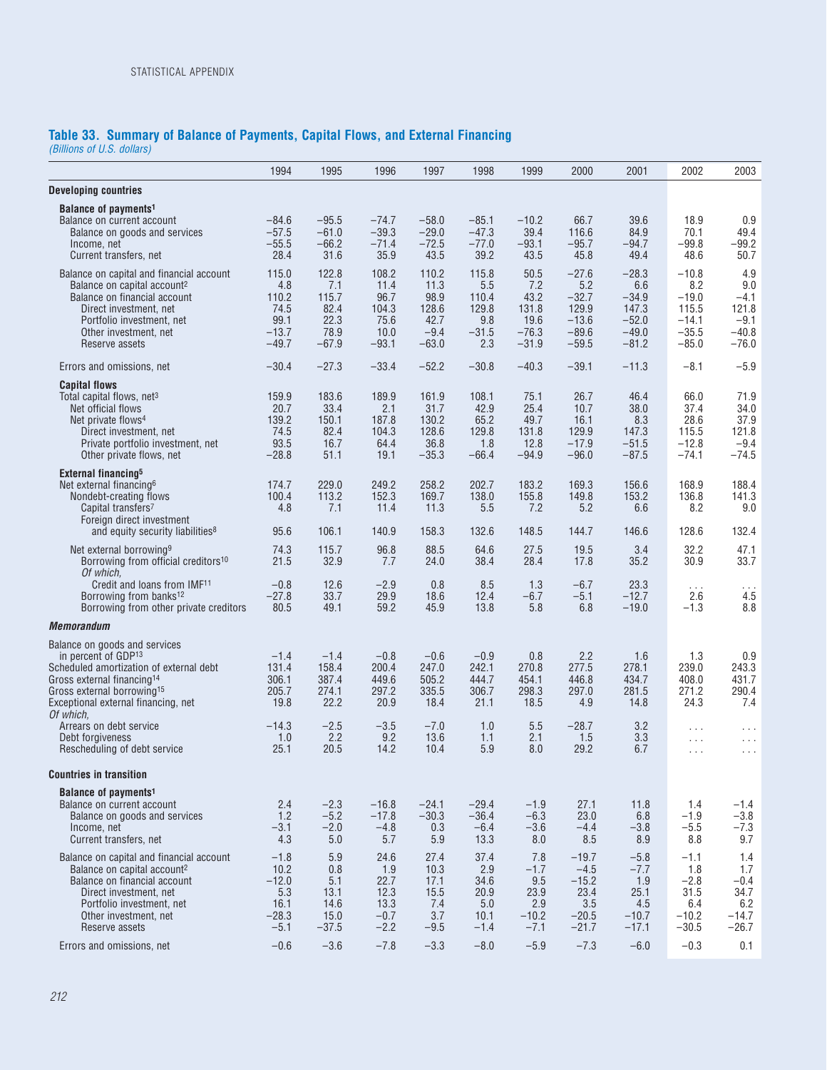## Table 33. Summary of Balance of Payments, Capital Flows, and External Financing

*(Billions of U.S. dollars)*

| | 1994 | 1995 | 1996 | 1997 | 1998 | 1999 | 2000 | 2001 | 2002 | 2003 |
|---|---|---|---|---|---|---|---|---|---|---|
| **Developing countries** | | | | | | | | | | |
| **Balance of payments**[1] | | | | | | | | | | |
| Balance on current account | −84.6 | −95.5 | −74.7 | −58.0 | −85.1 | −10.2 | 66.7 | 39.6 | 18.9 | 0.9 |
| Balance on goods and services | −57.5 | −61.0 | −39.3 | −29.0 | −47.3 | 39.4 | 116.6 | 84.9 | 70.1 | 49.4 |
| Income, net | −55.5 | −66.2 | −71.4 | −72.5 | −77.0 | −93.1 | −95.7 | −94.7 | −99.8 | −99.2 |
| Current transfers, net | 28.4 | 31.6 | 35.9 | 43.5 | 39.2 | 43.5 | 45.8 | 49.4 | 48.6 | 50.7 |
| Balance on capital and financial account | 115.0 | 122.8 | 108.2 | 110.2 | 115.8 | 50.5 | −27.6 | −28.3 | −10.8 | 4.9 |
| Balance on capital account[2] | 4.8 | 7.1 | 11.4 | 11.3 | 5.5 | 7.2 | 5.2 | 6.6 | 8.2 | 9.0 |
| Balance on financial account | 110.2 | 115.7 | 96.7 | 98.9 | 110.4 | 43.2 | −32.7 | −34.9 | −19.0 | −4.1 |
| Direct investment, net | 74.5 | 82.4 | 104.3 | 128.6 | 129.8 | 131.8 | 129.9 | 147.3 | 115.5 | 121.8 |
| Portfolio investment, net | 99.1 | 22.3 | 75.6 | 42.7 | 9.8 | 19.6 | −13.6 | −52.0 | −14.1 | −9.1 |
| Other investment, net | −13.7 | 78.9 | 10.0 | −9.4 | −31.5 | −76.3 | −89.6 | −49.0 | −35.5 | −40.8 |
| Reserve assets | −49.7 | −67.9 | −93.1 | −63.0 | 2.3 | −31.9 | −59.5 | −81.2 | −85.0 | −76.0 |
| Errors and omissions, net | −30.4 | −27.3 | −33.4 | −52.2 | −30.8 | −40.3 | −39.1 | −11.3 | −8.1 | −5.9 |
| **Capital flows** | | | | | | | | | | |
| Total capital flows, net[3] | 159.9 | 183.6 | 189.9 | 161.9 | 108.1 | 75.1 | 26.7 | 46.4 | 66.0 | 71.9 |
| Net official flows | 20.7 | 33.4 | 2.1 | 31.7 | 42.9 | 25.4 | 10.7 | 38.0 | 37.4 | 34.0 |
| Net private flows[4] | 139.2 | 150.1 | 187.8 | 130.2 | 65.2 | 49.7 | 16.1 | 8.3 | 28.6 | 37.9 |
| Direct investment, net | 74.5 | 82.4 | 104.3 | 128.6 | 129.8 | 131.8 | 129.9 | 147.3 | 115.5 | 121.8 |
| Private portfolio investment, net | 93.5 | 16.7 | 64.4 | 36.8 | 1.8 | 12.8 | −17.9 | −51.5 | −12.8 | −9.4 |
| Other private flows, net | −28.8 | 51.1 | 19.1 | −35.3 | −66.4 | −94.9 | −96.0 | −87.5 | −74.1 | −74.5 |
| **External financing**[5] | | | | | | | | | | |
| Net external financing[6] | 174.7 | 229.0 | 249.2 | 258.2 | 202.7 | 183.2 | 169.3 | 156.6 | 168.9 | 188.4 |
| Nondebt-creating flows | 100.4 | 113.2 | 152.3 | 169.7 | 138.0 | 155.8 | 149.8 | 153.2 | 136.8 | 141.3 |
| Capital transfers[7] | 4.8 | 7.1 | 11.4 | 11.3 | 5.5 | 7.2 | 5.2 | 6.6 | 8.2 | 9.0 |
| Foreign direct investment and equity security liabilities[8] | 95.6 | 106.1 | 140.9 | 158.3 | 132.6 | 148.5 | 144.7 | 146.6 | 128.6 | 132.4 |
| Net external borrowing[9] | 74.3 | 115.7 | 96.8 | 88.5 | 64.6 | 27.5 | 19.5 | 3.4 | 32.2 | 47.1 |
| Borrowing from official creditors[10] | 21.5 | 32.9 | 7.7 | 24.0 | 38.4 | 28.4 | 17.8 | 35.2 | 30.9 | 33.7 |
| *Of which,* | | | | | | | | | | |
| Credit and loans from IMF[11] | −0.8 | 12.6 | −2.9 | 0.8 | 8.5 | 1.3 | −6.7 | 23.3 | . . . | . . . |
| Borrowing from banks[12] | −27.8 | 33.7 | 29.9 | 18.6 | 12.4 | −6.7 | −5.1 | −12.7 | 2.6 | 4.5 |
| Borrowing from other private creditors | 80.5 | 49.1 | 59.2 | 45.9 | 13.8 | 5.8 | 6.8 | −19.0 | −1.3 | 8.8 |
| ***Memorandum*** | | | | | | | | | | |
| Balance on goods and services in percent of GDP[13] | −1.4 | −1.4 | −0.8 | −0.6 | −0.9 | 0.8 | 2.2 | 1.6 | 1.3 | 0.9 |
| Scheduled amortization of external debt | 131.4 | 158.4 | 200.4 | 247.0 | 242.1 | 270.8 | 277.5 | 278.1 | 239.0 | 243.3 |
| Gross external financing[14] | 306.1 | 387.4 | 449.6 | 505.2 | 444.7 | 454.1 | 446.8 | 434.7 | 408.0 | 431.7 |
| Gross external borrowing[15] | 205.7 | 274.1 | 297.2 | 335.5 | 306.7 | 298.3 | 297.0 | 281.5 | 271.2 | 290.4 |
| Exceptional external financing, net | 19.8 | 22.2 | 20.9 | 18.4 | 21.1 | 18.5 | 4.9 | 14.8 | 24.3 | 7.4 |
| *Of which,* | | | | | | | | | | |
| Arrears on debt service | −14.3 | −2.5 | −3.5 | −7.0 | 1.0 | 5.5 | −28.7 | 3.2 | . . . | . . . |
| Debt forgiveness | 1.0 | 2.2 | 9.2 | 13.6 | 1.1 | 2.1 | 1.5 | 3.3 | . . . | . . . |
| Rescheduling of debt service | 25.1 | 20.5 | 14.2 | 10.4 | 5.9 | 8.0 | 29.2 | 6.7 | . . . | . . . |
| **Countries in transition** | | | | | | | | | | |
| **Balance of payments**[1] | | | | | | | | | | |
| Balance on current account | 2.4 | −2.3 | −16.8 | −24.1 | −29.4 | −1.9 | 27.1 | 11.8 | 1.4 | −1.4 |
| Balance on goods and services | 1.2 | −5.2 | −17.8 | −30.3 | −36.4 | −6.3 | 23.0 | 6.8 | −1.9 | −3.8 |
| Income, net | −3.1 | −2.0 | −4.8 | 0.3 | −6.4 | −3.6 | −4.4 | −3.8 | −5.5 | −7.3 |
| Current transfers, net | 4.3 | 5.0 | 5.7 | 5.9 | 13.3 | 8.0 | 8.5 | 8.9 | 8.8 | 9.7 |
| Balance on capital and financial account | −1.8 | 5.9 | 24.6 | 27.4 | 37.4 | 7.8 | −19.7 | −5.8 | −1.1 | 1.4 |
| Balance on capital account[2] | 10.2 | 0.8 | 1.9 | 10.3 | 2.9 | −1.7 | −4.5 | −7.7 | 1.8 | 1.7 |
| Balance on financial account | −12.0 | 5.1 | 22.7 | 17.1 | 34.6 | 9.5 | −15.2 | 1.9 | −2.8 | −0.4 |
| Direct investment, net | 5.3 | 13.1 | 12.3 | 15.5 | 20.9 | 23.9 | 23.4 | 25.1 | 31.5 | 34.7 |
| Portfolio investment, net | 16.1 | 14.6 | 13.3 | 7.4 | 5.0 | 2.9 | 3.5 | 4.5 | 6.4 | 6.2 |
| Other investment, net | −28.3 | 15.0 | −0.7 | 3.7 | 10.1 | −10.2 | −20.5 | −10.7 | −10.2 | −14.7 |
| Reserve assets | −5.1 | −37.5 | −2.2 | −9.5 | −1.4 | −7.1 | −21.7 | −17.1 | −30.5 | −26.7 |
| Errors and omissions, net | −0.6 | −3.6 | −7.8 | −3.3 | −8.0 | −5.9 | −7.3 | −6.0 | −0.3 | 0.1 |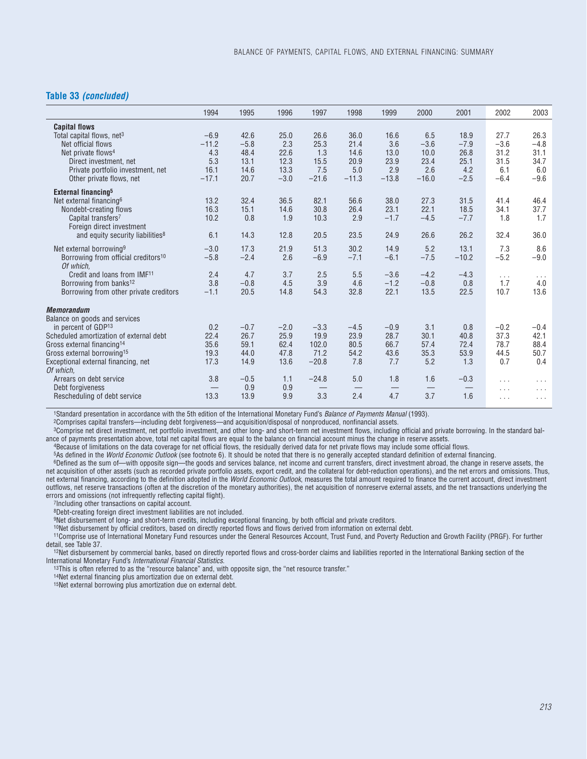## Table 33 *(concluded)*

| | 1994 | 1995 | 1996 | 1997 | 1998 | 1999 | 2000 | 2001 | 2002 | 2003 |
|---|---|---|---|---|---|---|---|---|---|---|
| **Capital flows** | | | | | | | | | | |
| Total capital flows, net[3] | −6.9 | 42.6 | 25.0 | 26.6 | 36.0 | 16.6 | 6.5 | 18.9 | 27.7 | 26.3 |
| Net official flows | −11.2 | −5.8 | 2.3 | 25.3 | 21.4 | 3.6 | −3.6 | −7.9 | −3.6 | −4.8 |
| Net private flows[4] | 4.3 | 48.4 | 22.6 | 1.3 | 14.6 | 13.0 | 10.0 | 26.8 | 31.2 | 31.1 |
| Direct investment, net | 5.3 | 13.1 | 12.3 | 15.5 | 20.9 | 23.9 | 23.4 | 25.1 | 31.5 | 34.7 |
| Private portfolio investment, net | 16.1 | 14.6 | 13.3 | 7.5 | 5.0 | 2.9 | 2.6 | 4.2 | 6.1 | 6.0 |
| Other private flows, net | −17.1 | 20.7 | −3.0 | −21.6 | −11.3 | −13.8 | −16.0 | −2.5 | −6.4 | −9.6 |
| **External financing[5]** | | | | | | | | | | |
| Net external financing[6] | 13.2 | 32.4 | 36.5 | 82.1 | 56.6 | 38.0 | 27.3 | 31.5 | 41.4 | 46.4 |
| Nondebt-creating flows | 16.3 | 15.1 | 14.6 | 30.8 | 26.4 | 23.1 | 22.1 | 18.5 | 34.1 | 37.7 |
| Capital transfers[7] | 10.2 | 0.8 | 1.9 | 10.3 | 2.9 | −1.7 | −4.5 | −7.7 | 1.8 | 1.7 |
| Foreign direct investment and equity security liabilities[8] | 6.1 | 14.3 | 12.8 | 20.5 | 23.5 | 24.9 | 26.6 | 26.2 | 32.4 | 36.0 |
| Net external borrowing[9] | −3.0 | 17.3 | 21.9 | 51.3 | 30.2 | 14.9 | 5.2 | 13.1 | 7.3 | 8.6 |
| Borrowing from official creditors[10] | −5.8 | −2.4 | 2.6 | −6.9 | −7.1 | −6.1 | −7.5 | −10.2 | −5.2 | −9.0 |
| *Of which,* | | | | | | | | | | |
| Credit and loans from IMF[11] | 2.4 | 4.7 | 3.7 | 2.5 | 5.5 | −3.6 | −4.2 | −4.3 | . . . | . . . |
| Borrowing from banks[12] | 3.8 | −0.8 | 4.5 | 3.9 | 4.6 | −1.2 | −0.8 | 0.8 | 1.7 | 4.0 |
| Borrowing from other private creditors | −1.1 | 20.5 | 14.8 | 54.3 | 32.8 | 22.1 | 13.5 | 22.5 | 10.7 | 13.6 |
| ***Memorandum*** | | | | | | | | | | |
| Balance on goods and services in percent of GDP[13] | 0.2 | −0.7 | −2.0 | −3.3 | −4.5 | −0.9 | 3.1 | 0.8 | −0.2 | −0.4 |
| Scheduled amortization of external debt | 22.4 | 26.7 | 25.9 | 19.9 | 23.9 | 28.7 | 30.1 | 40.8 | 37.3 | 42.1 |
| Gross external financing[14] | 35.6 | 59.1 | 62.4 | 102.0 | 80.5 | 66.7 | 57.4 | 72.4 | 78.7 | 88.4 |
| Gross external borrowing[15] | 19.3 | 44.0 | 47.8 | 71.2 | 54.2 | 43.6 | 35.3 | 53.9 | 44.5 | 50.7 |
| Exceptional external financing, net | 17.3 | 14.9 | 13.6 | −20.8 | 7.8 | 7.7 | 5.2 | 1.3 | 0.7 | 0.4 |
| *Of which,* | | | | | | | | | | |
| Arrears on debt service | 3.8 | −0.5 | 1.1 | −24.8 | 5.0 | 1.8 | 1.6 | −0.3 | . . . | . . . |
| Debt forgiveness | — | 0.9 | 0.9 | — | — | — | — | — | . . . | . . . |
| Rescheduling of debt service | 13.3 | 13.9 | 9.9 | 3.3 | 2.4 | 4.7 | 3.7 | 1.6 | . . . | . . . |

[1]Standard presentation in accordance with the 5th edition of the International Monetary Fund's *Balance of Payments Manual* (1993).
[2]Comprises capital transfers—including debt forgiveness—and acquisition/disposal of nonproduced, nonfinancial assets.
[3]Comprise net direct investment, net portfolio investment, and other long- and short-term net investment flows, including official and private borrowing. In the standard balance of payments presentation above, total net capital flows are equal to the balance on financial account minus the change in reserve assets.
[4]Because of limitations on the data coverage for net official flows, the residually derived data for net private flows may include some official flows.
[5]As defined in the *World Economic Outlook* (see footnote 6). It should be noted that there is no generally accepted standard definition of external financing.
[6]Defined as the sum of—with opposite sign—the goods and services balance, net income and current transfers, direct investment abroad, the change in reserve assets, the net acquisition of other assets (such as recorded private portfolio assets, export credit, and the collateral for debt-reduction operations), and the net errors and omissions. Thus, net external financing, according to the definition adopted in the *World Economic Outlook*, measures the total amount required to finance the current account, direct investment outflows, net reserve transactions (often at the discretion of the monetary authorities), the net acquisition of nonreserve external assets, and the net transactions underlying the errors and omissions (not infrequently reflecting capital flight).
[7]Including other transactions on capital account.
[8]Debt-creating foreign direct investment liabilities are not included.
[9]Net disbursement of long- and short-term credits, including exceptional financing, by both official and private creditors.
[10]Net disbursement by official creditors, based on directly reported flows and flows derived from information on external debt.
[11]Comprise use of International Monetary Fund resources under the General Resources Account, Trust Fund, and Poverty Reduction and Growth Facility (PRGF). For further detail, see Table 37.
[12]Net disbursement by commercial banks, based on directly reported flows and cross-border claims and liabilities reported in the International Banking section of the International Monetary Fund's *International Financial Statistics*.
[13]This is often referred to as the "resource balance" and, with opposite sign, the "net resource transfer."
[14]Net external financing plus amortization due on external debt.
[15]Net external borrowing plus amortization due on external debt.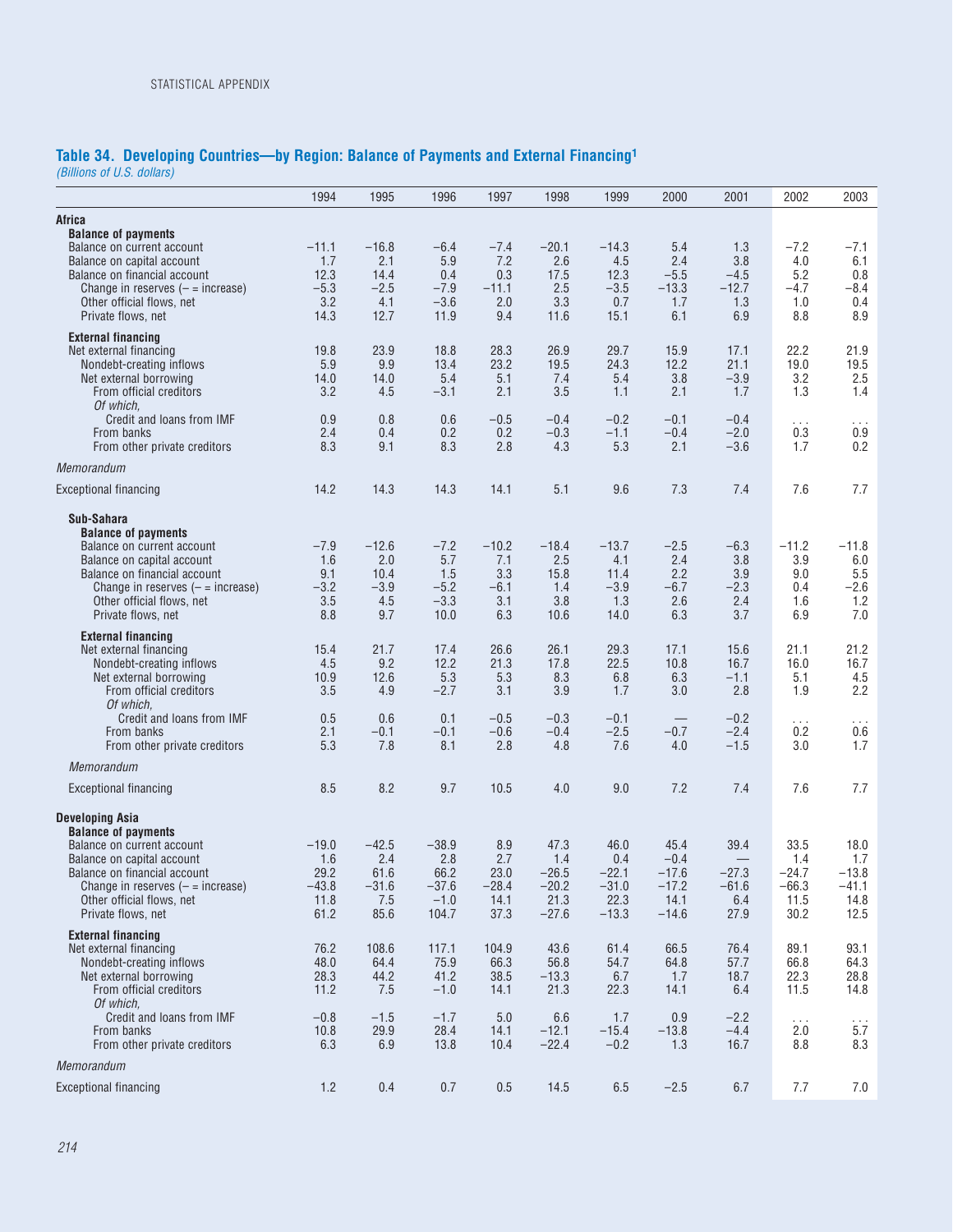## Table 34. Developing Countries—by Region: Balance of Payments and External Financing[1]

*(Billions of U.S. dollars)*

| | 1994 | 1995 | 1996 | 1997 | 1998 | 1999 | 2000 | 2001 | 2002 | 2003 |
|---|---|---|---|---|---|---|---|---|---|---|
| **Africa** | | | | | | | | | | |
| **Balance of payments** | | | | | | | | | | |
| Balance on current account | −11.1 | −16.8 | −6.4 | −7.4 | −20.1 | −14.3 | 5.4 | 1.3 | −7.2 | −7.1 |
| Balance on capital account | 1.7 | 2.1 | 5.9 | 7.2 | 2.6 | 4.5 | 2.4 | 3.8 | 4.0 | 6.1 |
| Balance on financial account | 12.3 | 14.4 | 0.4 | 0.3 | 17.5 | 12.3 | −5.5 | −4.5 | 5.2 | 0.8 |
| Change in reserves (− = increase) | −5.3 | −2.5 | −7.9 | −11.1 | 2.5 | −3.5 | −13.3 | −12.7 | −4.7 | −8.4 |
| Other official flows, net | 3.2 | 4.1 | −3.6 | 2.0 | 3.3 | 0.7 | 1.7 | 1.3 | 1.0 | 0.4 |
| Private flows, net | 14.3 | 12.7 | 11.9 | 9.4 | 11.6 | 15.1 | 6.1 | 6.9 | 8.8 | 8.9 |
| **External financing** | | | | | | | | | | |
| Net external financing | 19.8 | 23.9 | 18.8 | 28.3 | 26.9 | 29.7 | 15.9 | 17.1 | 22.2 | 21.9 |
| Nondebt-creating inflows | 5.9 | 9.9 | 13.4 | 23.2 | 19.5 | 24.3 | 12.2 | 21.1 | 19.0 | 19.5 |
| Net external borrowing | 14.0 | 14.0 | 5.4 | 5.1 | 7.4 | 5.4 | 3.8 | −3.9 | 3.2 | 2.5 |
| From official creditors | 3.2 | 4.5 | −3.1 | 2.1 | 3.5 | 1.1 | 2.1 | 1.7 | 1.3 | 1.4 |
| *Of which,* Credit and loans from IMF | 0.9 | 0.8 | 0.6 | −0.5 | −0.4 | −0.2 | −0.1 | −0.4 | . . . | . . . |
| From banks | 2.4 | 0.4 | 0.2 | 0.2 | −0.3 | −1.1 | −0.4 | −2.0 | 0.3 | 0.9 |
| From other private creditors | 8.3 | 9.1 | 8.3 | 2.8 | 4.3 | 5.3 | 2.1 | −3.6 | 1.7 | 0.2 |
| *Memorandum* | | | | | | | | | | |
| Exceptional financing | 14.2 | 14.3 | 14.3 | 14.1 | 5.1 | 9.6 | 7.3 | 7.4 | 7.6 | 7.7 |
| **Sub-Sahara** | | | | | | | | | | |
| **Balance of payments** | | | | | | | | | | |
| Balance on current account | −7.9 | −12.6 | −7.2 | −10.2 | −18.4 | −13.7 | −2.5 | −6.3 | −11.2 | −11.8 |
| Balance on capital account | 1.6 | 2.0 | 5.7 | 7.1 | 2.5 | 4.1 | 2.4 | 3.8 | 3.9 | 6.0 |
| Balance on financial account | 9.1 | 10.4 | 1.5 | 3.3 | 15.8 | 11.4 | 2.2 | 3.9 | 9.0 | 5.5 |
| Change in reserves (− = increase) | −3.2 | −3.9 | −5.2 | −6.1 | 1.4 | −3.9 | −6.7 | −2.3 | 0.4 | −2.6 |
| Other official flows, net | 3.5 | 4.5 | −3.3 | 3.1 | 3.8 | 1.3 | 2.6 | 2.4 | 1.6 | 1.2 |
| Private flows, net | 8.8 | 9.7 | 10.0 | 6.3 | 10.6 | 14.0 | 6.3 | 3.7 | 6.9 | 7.0 |
| **External financing** | | | | | | | | | | |
| Net external financing | 15.4 | 21.7 | 17.4 | 26.6 | 26.1 | 29.3 | 17.1 | 15.6 | 21.1 | 21.2 |
| Nondebt-creating inflows | 4.5 | 9.2 | 12.2 | 21.3 | 17.8 | 22.5 | 10.8 | 16.7 | 16.0 | 16.7 |
| Net external borrowing | 10.9 | 12.6 | 5.3 | 5.3 | 8.3 | 6.8 | 6.3 | −1.1 | 5.1 | 4.5 |
| From official creditors | 3.5 | 4.9 | −2.7 | 3.1 | 3.9 | 1.7 | 3.0 | 2.8 | 1.9 | 2.2 |
| *Of which,* Credit and loans from IMF | 0.5 | 0.6 | 0.1 | −0.5 | −0.3 | −0.1 | — | −0.2 | . . . | . . . |
| From banks | 2.1 | −0.1 | −0.1 | −0.6 | −0.4 | −2.5 | −0.7 | −2.4 | 0.2 | 0.6 |
| From other private creditors | 5.3 | 7.8 | 8.1 | 2.8 | 4.8 | 7.6 | 4.0 | −1.5 | 3.0 | 1.7 |
| *Memorandum* | | | | | | | | | | |
| Exceptional financing | 8.5 | 8.2 | 9.7 | 10.5 | 4.0 | 9.0 | 7.2 | 7.4 | 7.6 | 7.7 |
| **Developing Asia** | | | | | | | | | | |
| **Balance of payments** | | | | | | | | | | |
| Balance on current account | −19.0 | −42.5 | −38.9 | 8.9 | 47.3 | 46.0 | 45.4 | 39.4 | 33.5 | 18.0 |
| Balance on capital account | 1.6 | 2.4 | 2.8 | 2.7 | 1.4 | 0.4 | −0.4 | — | 1.4 | 1.7 |
| Balance on financial account | 29.2 | 61.6 | 66.2 | 23.0 | −26.5 | −22.1 | −17.6 | −27.3 | −24.7 | −13.8 |
| Change in reserves (− = increase) | −43.8 | −31.6 | −37.6 | −28.4 | −20.2 | −31.0 | −17.2 | −61.6 | −66.3 | −41.1 |
| Other official flows, net | 11.8 | 7.5 | −1.0 | 14.1 | 21.3 | 22.3 | 14.1 | 6.4 | 11.5 | 14.8 |
| Private flows, net | 61.2 | 85.6 | 104.7 | 37.3 | −27.6 | −13.3 | −14.6 | 27.9 | 30.2 | 12.5 |
| **External financing** | | | | | | | | | | |
| Net external financing | 76.2 | 108.6 | 117.1 | 104.9 | 43.6 | 61.4 | 66.5 | 76.4 | 89.1 | 93.1 |
| Nondebt-creating inflows | 48.0 | 64.4 | 75.9 | 66.3 | 56.8 | 54.7 | 64.8 | 57.7 | 66.8 | 64.3 |
| Net external borrowing | 28.3 | 44.2 | 41.2 | 38.5 | −13.3 | 6.7 | 1.7 | 18.7 | 22.3 | 28.8 |
| From official creditors | 11.2 | 7.5 | −1.0 | 14.1 | 21.3 | 22.3 | 14.1 | 6.4 | 11.5 | 14.8 |
| *Of which,* Credit and loans from IMF | −0.8 | −1.5 | −1.7 | 5.0 | 6.6 | 1.7 | 0.9 | −2.2 | . . . | . . . |
| From banks | 10.8 | 29.9 | 28.4 | 14.1 | −12.1 | −15.4 | −13.8 | −4.4 | 2.0 | 5.7 |
| From other private creditors | 6.3 | 6.9 | 13.8 | 10.4 | −22.4 | −0.2 | 1.3 | 16.7 | 8.8 | 8.3 |
| *Memorandum* | | | | | | | | | | |
| Exceptional financing | 1.2 | 0.4 | 0.7 | 0.5 | 14.5 | 6.5 | −2.5 | 6.7 | 7.7 | 7.0 |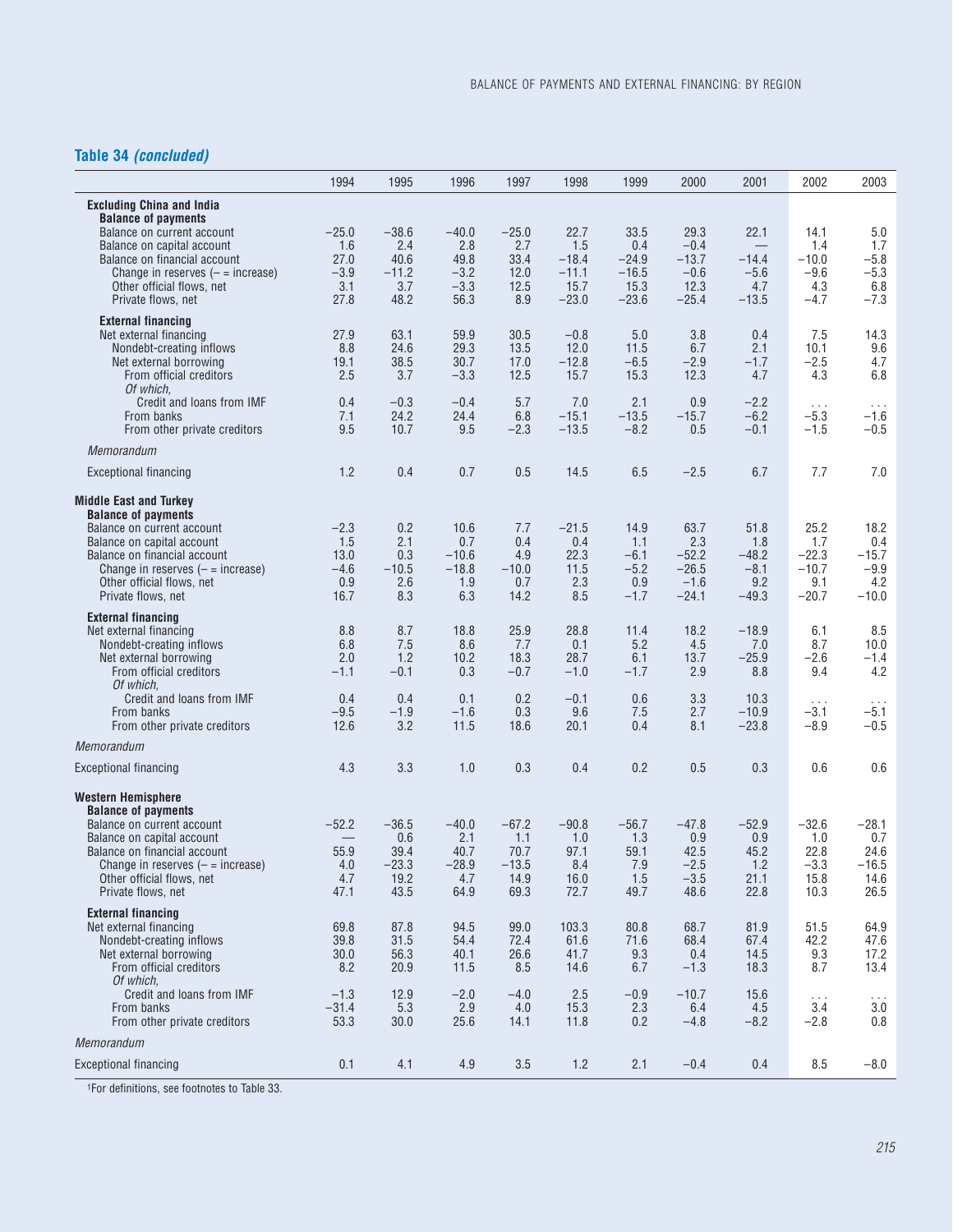## Table 34 *(concluded)*

| | 1994 | 1995 | 1996 | 1997 | 1998 | 1999 | 2000 | 2001 | 2002 | 2003 |
|---|---|---|---|---|---|---|---|---|---|---|
| **Excluding China and India** | | | | | | | | | | |
| **Balance of payments** | | | | | | | | | | |
| Balance on current account | −25.0 | −38.6 | −40.0 | −25.0 | 22.7 | 33.5 | 29.3 | 22.1 | 14.1 | 5.0 |
| Balance on capital account | 1.6 | 2.4 | 2.8 | 2.7 | 1.5 | 0.4 | −0.4 | — | 1.4 | 1.7 |
| Balance on financial account | 27.0 | 40.6 | 49.8 | 33.4 | −18.4 | −24.9 | −13.7 | −14.4 | −10.0 | −5.8 |
| Change in reserves (− = increase) | −3.9 | −11.2 | −3.2 | 12.0 | −11.1 | −16.5 | −0.6 | −5.6 | −9.6 | −5.3 |
| Other official flows, net | 3.1 | 3.7 | −3.3 | 12.5 | 15.7 | 15.3 | 12.3 | 4.7 | 4.3 | 6.8 |
| Private flows, net | 27.8 | 48.2 | 56.3 | 8.9 | −23.0 | −23.6 | −25.4 | −13.5 | −4.7 | −7.3 |
| **External financing** | | | | | | | | | | |
| Net external financing | 27.9 | 63.1 | 59.9 | 30.5 | −0.8 | 5.0 | 3.8 | 0.4 | 7.5 | 14.3 |
| Nondebt-creating inflows | 8.8 | 24.6 | 29.3 | 13.5 | 12.0 | 11.5 | 6.7 | 2.1 | 10.1 | 9.6 |
| Net external borrowing | 19.1 | 38.5 | 30.7 | 17.0 | −12.8 | −6.5 | −2.9 | −1.7 | −2.5 | 4.7 |
| From official creditors | 2.5 | 3.7 | −3.3 | 12.5 | 15.7 | 15.3 | 12.3 | 4.7 | 4.3 | 6.8 |
| *Of which,* | | | | | | | | | | |
| Credit and loans from IMF | 0.4 | −0.3 | −0.4 | 5.7 | 7.0 | 2.1 | 0.9 | −2.2 | . . . | . . . |
| From banks | 7.1 | 24.2 | 24.4 | 6.8 | −15.1 | −13.5 | −15.7 | −6.2 | −5.3 | −1.6 |
| From other private creditors | 9.5 | 10.7 | 9.5 | −2.3 | −13.5 | −8.2 | 0.5 | −0.1 | −1.5 | −0.5 |
| *Memorandum* | | | | | | | | | | |
| Exceptional financing | 1.2 | 0.4 | 0.7 | 0.5 | 14.5 | 6.5 | −2.5 | 6.7 | 7.7 | 7.0 |
| **Middle East and Turkey** | | | | | | | | | | |
| **Balance of payments** | | | | | | | | | | |
| Balance on current account | −2.3 | 0.2 | 10.6 | 7.7 | −21.5 | 14.9 | 63.7 | 51.8 | 25.2 | 18.2 |
| Balance on capital account | 1.5 | 2.1 | 0.7 | 0.4 | 0.4 | 1.1 | 2.3 | 1.8 | 1.7 | 0.4 |
| Balance on financial account | 13.0 | 0.3 | −10.6 | 4.9 | 22.3 | −6.1 | −52.2 | −48.2 | −22.3 | −15.7 |
| Change in reserves (− = increase) | −4.6 | −10.5 | −18.8 | −10.0 | 11.5 | −5.2 | −26.5 | −8.1 | −10.7 | −9.9 |
| Other official flows, net | 0.9 | 2.6 | 1.9 | 0.7 | 2.3 | 0.9 | −1.6 | 9.2 | 9.1 | 4.2 |
| Private flows, net | 16.7 | 8.3 | 6.3 | 14.2 | 8.5 | −1.7 | −24.1 | −49.3 | −20.7 | −10.0 |
| **External financing** | | | | | | | | | | |
| Net external financing | 8.8 | 8.7 | 18.8 | 25.9 | 28.8 | 11.4 | 18.2 | −18.9 | 6.1 | 8.5 |
| Nondebt-creating inflows | 6.8 | 7.5 | 8.6 | 7.7 | 0.1 | 5.2 | 4.5 | 7.0 | 8.7 | 10.0 |
| Net external borrowing | 2.0 | 1.2 | 10.2 | 18.3 | 28.7 | 6.1 | 13.7 | −25.9 | −2.6 | −1.4 |
| From official creditors | −1.1 | −0.1 | 0.3 | −0.7 | −1.0 | −1.7 | 2.9 | 8.8 | 9.4 | 4.2 |
| *Of which,* | | | | | | | | | | |
| Credit and loans from IMF | 0.4 | 0.4 | 0.1 | 0.2 | −0.1 | 0.6 | 3.3 | 10.3 | . . . | . . . |
| From banks | −9.5 | −1.9 | −1.6 | 0.3 | 9.6 | 7.5 | 2.7 | −10.9 | −3.1 | −5.1 |
| From other private creditors | 12.6 | 3.2 | 11.5 | 18.6 | 20.1 | 0.4 | 8.1 | −23.8 | −8.9 | −0.5 |
| *Memorandum* | | | | | | | | | | |
| Exceptional financing | 4.3 | 3.3 | 1.0 | 0.3 | 0.4 | 0.2 | 0.5 | 0.3 | 0.6 | 0.6 |
| **Western Hemisphere** | | | | | | | | | | |
| **Balance of payments** | | | | | | | | | | |
| Balance on current account | −52.2 | −36.5 | −40.0 | −67.2 | −90.8 | −56.7 | −47.8 | −52.9 | −32.6 | −28.1 |
| Balance on capital account | — | 0.6 | 2.1 | 1.1 | 1.0 | 1.3 | 0.9 | 0.9 | 1.0 | 0.7 |
| Balance on financial account | 55.9 | 39.4 | 40.7 | 70.7 | 97.1 | 59.1 | 42.5 | 45.2 | 22.8 | 24.6 |
| Change in reserves (− = increase) | 4.0 | −23.3 | −28.9 | −13.5 | 8.4 | 7.9 | −2.5 | 1.2 | −3.3 | −16.5 |
| Other official flows, net | 4.7 | 19.2 | 4.7 | 14.9 | 16.0 | 1.5 | −3.5 | 21.1 | 15.8 | 14.6 |
| Private flows, net | 47.1 | 43.5 | 64.9 | 69.3 | 72.7 | 49.7 | 48.6 | 22.8 | 10.3 | 26.5 |
| **External financing** | | | | | | | | | | |
| Net external financing | 69.8 | 87.8 | 94.5 | 99.0 | 103.3 | 80.8 | 68.7 | 81.9 | 51.5 | 64.9 |
| Nondebt-creating inflows | 39.8 | 31.5 | 54.4 | 72.4 | 61.6 | 71.6 | 68.4 | 67.4 | 42.2 | 47.6 |
| Net external borrowing | 30.0 | 56.3 | 40.1 | 26.6 | 41.7 | 9.3 | 0.4 | 14.5 | 9.3 | 17.2 |
| From official creditors | 8.2 | 20.9 | 11.5 | 8.5 | 14.6 | 6.7 | −1.3 | 18.3 | 8.7 | 13.4 |
| *Of which,* | | | | | | | | | | |
| Credit and loans from IMF | −1.3 | 12.9 | −2.0 | −4.0 | 2.5 | −0.9 | −10.7 | 15.6 | . . . | . . . |
| From banks | −31.4 | 5.3 | 2.9 | 4.0 | 15.3 | 2.3 | 6.4 | 4.5 | 3.4 | 3.0 |
| From other private creditors | 53.3 | 30.0 | 25.6 | 14.1 | 11.8 | 0.2 | −4.8 | −8.2 | −2.8 | 0.8 |
| *Memorandum* | | | | | | | | | | |
| Exceptional financing | 0.1 | 4.1 | 4.9 | 3.5 | 1.2 | 2.1 | −0.4 | 0.4 | 8.5 | −8.0 |

[1]For definitions, see footnotes to Table 33.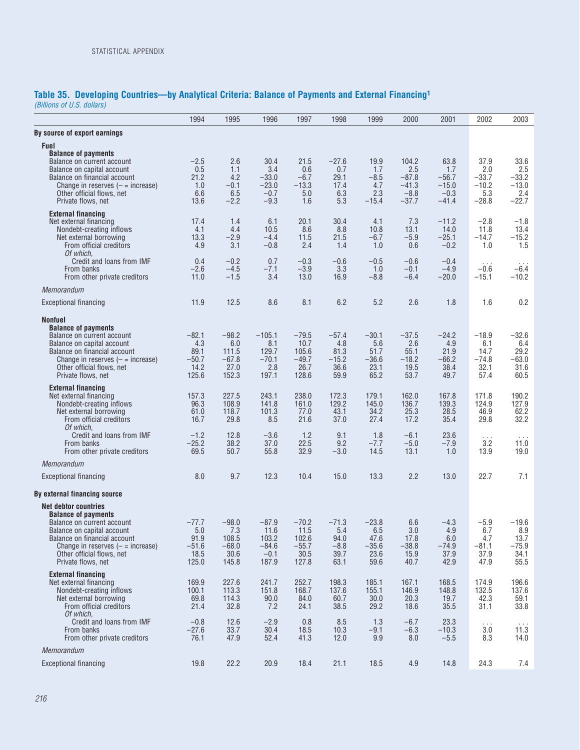## Table 35. Developing Countries—by Analytical Criteria: Balance of Payments and External Financing[1]

*(Billions of U.S. dollars)*

| | 1994 | 1995 | 1996 | 1997 | 1998 | 1999 | 2000 | 2001 | 2002 | 2003 |
|---|---|---|---|---|---|---|---|---|---|---|
| **By source of export earnings** | | | | | | | | | | |
| **Fuel** | | | | | | | | | | |
| **Balance of payments** | | | | | | | | | | |
| Balance on current account | –2.5 | 2.6 | 30.4 | 21.5 | –27.6 | 19.9 | 104.2 | 63.8 | 37.9 | 33.6 |
| Balance on capital account | 0.5 | 1.1 | 3.4 | 0.6 | 0.7 | 1.7 | 2.5 | 1.7 | 2.0 | 2.5 |
| Balance on financial account | 21.2 | 4.2 | –33.0 | –6.7 | 29.1 | –8.5 | –87.8 | –56.7 | –33.7 | –33.2 |
| Change in reserves (– = increase) | 1.0 | –0.1 | –23.0 | –13.3 | 17.4 | 4.7 | –41.3 | –15.0 | –10.2 | –13.0 |
| Other official flows, net | 6.6 | 6.5 | –0.7 | 5.0 | 6.3 | 2.3 | –8.8 | –0.3 | 5.3 | 2.4 |
| Private flows, net | 13.6 | –2.2 | –9.3 | 1.6 | 5.3 | –15.4 | –37.7 | –41.4 | –28.8 | –22.7 |
| **External financing** | | | | | | | | | | |
| Net external financing | 17.4 | 1.4 | 6.1 | 20.1 | 30.4 | 4.1 | 7.3 | –11.2 | –2.8 | –1.8 |
| Nondebt-creating inflows | 4.1 | 4.4 | 10.5 | 8.6 | 8.8 | 10.8 | 13.1 | 14.0 | 11.8 | 13.4 |
| Net external borrowing | 13.3 | –2.9 | –4.4 | 11.5 | 21.5 | –6.7 | –5.9 | –25.1 | –14.7 | –15.2 |
| From official creditors | 4.9 | 3.1 | –0.8 | 2.4 | 1.4 | 1.0 | 0.6 | –0.2 | 1.0 | 1.5 |
| *Of which,* Credit and loans from IMF | 0.4 | –0.2 | 0.7 | –0.3 | –0.6 | –0.5 | –0.6 | –0.4 | . . . | . . . |
| From banks | –2.6 | –4.5 | –7.1 | –3.9 | 3.3 | 1.0 | –0.1 | –4.9 | –0.6 | –6.4 |
| From other private creditors | 11.0 | –1.5 | 3.4 | 13.0 | 16.9 | –8.8 | –6.4 | –20.0 | –15.1 | –10.2 |
| *Memorandum* | | | | | | | | | | |
| Exceptional financing | 11.9 | 12.5 | 8.6 | 8.1 | 6.2 | 5.2 | 2.6 | 1.8 | 1.6 | 0.2 |
| **Nonfuel** | | | | | | | | | | |
| **Balance of payments** | | | | | | | | | | |
| Balance on current account | –82.1 | –98.2 | –105.1 | –79.5 | –57.4 | –30.1 | –37.5 | –24.2 | –18.9 | –32.6 |
| Balance on capital account | 4.3 | 6.0 | 8.1 | 10.7 | 4.8 | 5.6 | 2.6 | 4.9 | 6.1 | 6.4 |
| Balance on financial account | 89.1 | 111.5 | 129.7 | 105.6 | 81.3 | 51.7 | 55.1 | 21.9 | 14.7 | 29.2 |
| Change in reserves (– = increase) | –50.7 | –67.8 | –70.1 | –49.7 | –15.2 | –36.6 | –18.2 | –66.2 | –74.8 | –63.0 |
| Other official flows, net | 14.2 | 27.0 | 2.8 | 26.7 | 36.6 | 23.1 | 19.5 | 38.4 | 32.1 | 31.6 |
| Private flows, net | 125.6 | 152.3 | 197.1 | 128.6 | 59.9 | 65.2 | 53.7 | 49.7 | 57.4 | 60.5 |
| **External financing** | | | | | | | | | | |
| Net external financing | 157.3 | 227.5 | 243.1 | 238.0 | 172.3 | 179.1 | 162.0 | 167.8 | 171.8 | 190.2 |
| Nondebt-creating inflows | 96.3 | 108.9 | 141.8 | 161.0 | 129.2 | 145.0 | 136.7 | 139.3 | 124.9 | 127.9 |
| Net external borrowing | 61.0 | 118.7 | 101.3 | 77.0 | 43.1 | 34.2 | 25.3 | 28.5 | 46.9 | 62.2 |
| From official creditors | 16.7 | 29.8 | 8.5 | 21.6 | 37.0 | 27.4 | 17.2 | 35.4 | 29.8 | 32.2 |
| *Of which,* Credit and loans from IMF | –1.2 | 12.8 | –3.6 | 1.2 | 9.1 | 1.8 | –6.1 | 23.6 | . . . | . . . |
| From banks | –25.2 | 38.2 | 37.0 | 22.5 | 9.2 | –7.7 | –5.0 | –7.9 | 3.2 | 11.0 |
| From other private creditors | 69.5 | 50.7 | 55.8 | 32.9 | –3.0 | 14.5 | 13.1 | 1.0 | 13.9 | 19.0 |
| *Memorandum* | | | | | | | | | | |
| Exceptional financing | 8.0 | 9.7 | 12.3 | 10.4 | 15.0 | 13.3 | 2.2 | 13.0 | 22.7 | 7.1 |
| **By external financing source** | | | | | | | | | | |
| **Net debtor countries** | | | | | | | | | | |
| **Balance of payments** | | | | | | | | | | |
| Balance on current account | –77.7 | –98.0 | –87.9 | –70.2 | –71.3 | –23.8 | 6.6 | –4.3 | –5.9 | –19.6 |
| Balance on capital account | 5.0 | 7.3 | 11.6 | 11.5 | 5.4 | 6.5 | 3.0 | 4.9 | 6.7 | 8.9 |
| Balance on financial account | 91.9 | 108.5 | 103.2 | 102.6 | 94.0 | 47.6 | 17.8 | 6.0 | 4.7 | 13.7 |
| Change in reserves (– = increase) | –51.6 | –68.0 | –84.6 | –55.7 | –8.8 | –35.6 | –38.8 | –74.9 | –81.1 | –75.9 |
| Other official flows, net | 18.5 | 30.6 | –0.1 | 30.5 | 39.7 | 23.6 | 15.9 | 37.9 | 37.9 | 34.1 |
| Private flows, net | 125.0 | 145.8 | 187.9 | 127.8 | 63.1 | 59.6 | 40.7 | 42.9 | 47.9 | 55.5 |
| **External financing** | | | | | | | | | | |
| Net external financing | 169.9 | 227.6 | 241.7 | 252.7 | 198.3 | 185.1 | 167.1 | 168.5 | 174.9 | 196.6 |
| Nondebt-creating inflows | 100.1 | 113.3 | 151.8 | 168.7 | 137.6 | 155.1 | 146.9 | 148.8 | 132.5 | 137.6 |
| Net external borrowing | 69.8 | 114.3 | 90.0 | 84.0 | 60.7 | 30.0 | 20.3 | 19.7 | 42.3 | 59.1 |
| From official creditors | 21.4 | 32.8 | 7.2 | 24.1 | 38.5 | 29.2 | 18.6 | 35.5 | 31.1 | 33.8 |
| *Of which,* Credit and loans from IMF | –0.8 | 12.6 | –2.9 | 0.8 | 8.5 | 1.3 | –6.7 | 23.3 | . . . | . . . |
| From banks | –27.6 | 33.7 | 30.4 | 18.5 | 10.3 | –9.1 | –6.3 | –10.3 | 3.0 | 11.3 |
| From other private creditors | 76.1 | 47.9 | 52.4 | 41.3 | 12.0 | 9.9 | 8.0 | –5.5 | 8.3 | 14.0 |
| *Memorandum* | | | | | | | | | | |
| Exceptional financing | 19.8 | 22.2 | 20.9 | 18.4 | 21.1 | 18.5 | 4.9 | 14.8 | 24.3 | 7.4 |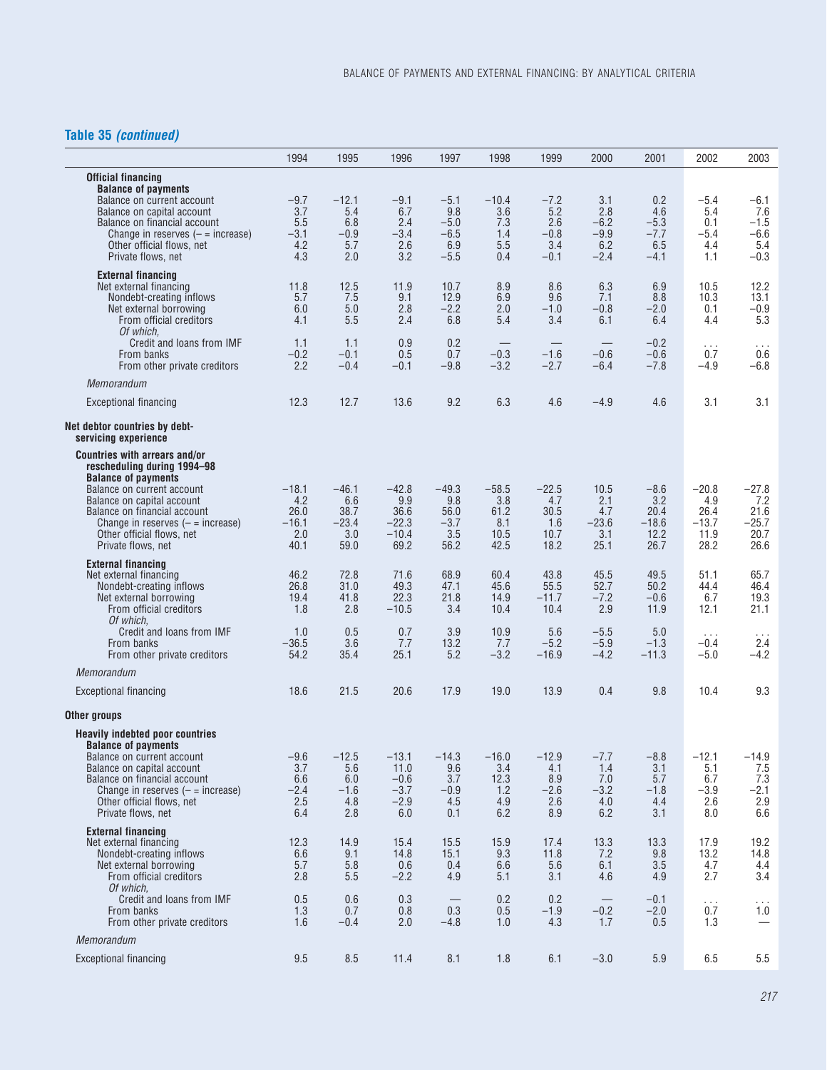## Table 35 *(continued)*

| | 1994 | 1995 | 1996 | 1997 | 1998 | 1999 | 2000 | 2001 | 2002 | 2003 |
|---|---|---|---|---|---|---|---|---|---|---|
| **Official financing** | | | | | | | | | | |
| **Balance of payments** | | | | | | | | | | |
| Balance on current account | –9.7 | –12.1 | –9.1 | –5.1 | –10.4 | –7.2 | 3.1 | 0.2 | –5.4 | –6.1 |
| Balance on capital account | 3.7 | 5.4 | 6.7 | 9.8 | 3.6 | 5.2 | 2.8 | 4.6 | 5.4 | 7.6 |
| Balance on financial account | 5.5 | 6.8 | 2.4 | –5.0 | 7.3 | 2.6 | –6.2 | –5.3 | 0.1 | –1.5 |
| Change in reserves (– = increase) | –3.1 | –0.9 | –3.4 | –6.5 | 1.4 | –0.8 | –9.9 | –7.7 | –5.4 | –6.6 |
| Other official flows, net | 4.2 | 5.7 | 2.6 | 6.9 | 5.5 | 3.4 | 6.2 | 6.5 | 4.4 | 5.4 |
| Private flows, net | 4.3 | 2.0 | 3.2 | –5.5 | 0.4 | –0.1 | –2.4 | –4.1 | 1.1 | –0.3 |
| **External financing** | | | | | | | | | | |
| Net external financing | 11.8 | 12.5 | 11.9 | 10.7 | 8.9 | 8.6 | 6.3 | 6.9 | 10.5 | 12.2 |
| Nondebt-creating inflows | 5.7 | 7.5 | 9.1 | 12.9 | 6.9 | 9.6 | 7.1 | 8.8 | 10.3 | 13.1 |
| Net external borrowing | 6.0 | 5.0 | 2.8 | –2.2 | 2.0 | –1.0 | –0.8 | –2.0 | 0.1 | –0.9 |
| From official creditors | 4.1 | 5.5 | 2.4 | 6.8 | 5.4 | 3.4 | 6.1 | 6.4 | 4.4 | 5.3 |
| *Of which,* | | | | | | | | | | |
| Credit and loans from IMF | 1.1 | 1.1 | 0.9 | 0.2 | — | — | — | –0.2 | . . . | . . . |
| From banks | –0.2 | –0.1 | 0.5 | 0.7 | –0.3 | –1.6 | –0.6 | –0.6 | 0.7 | 0.6 |
| From other private creditors | 2.2 | –0.4 | –0.1 | –9.8 | –3.2 | –2.7 | –6.4 | –7.8 | –4.9 | –6.8 |
| *Memorandum* | | | | | | | | | | |
| Exceptional financing | 12.3 | 12.7 | 13.6 | 9.2 | 6.3 | 4.6 | –4.9 | 4.6 | 3.1 | 3.1 |
| **Net debtor countries by debt-servicing experience** | | | | | | | | | | |
| **Countries with arrears and/or rescheduling during 1994–98** | | | | | | | | | | |
| **Balance of payments** | | | | | | | | | | |
| Balance on current account | –18.1 | –46.1 | –42.8 | –49.3 | –58.5 | –22.5 | 10.5 | –8.6 | –20.8 | –27.8 |
| Balance on capital account | 4.2 | 6.6 | 9.9 | 9.8 | 3.8 | 4.7 | 2.1 | 3.2 | 4.9 | 7.2 |
| Balance on financial account | 26.0 | 38.7 | 36.6 | 56.0 | 61.2 | 30.5 | 4.7 | 20.4 | 26.4 | 21.6 |
| Change in reserves (– = increase) | –16.1 | –23.4 | –22.3 | –3.7 | 8.1 | 1.6 | –23.6 | –18.6 | –13.7 | –25.7 |
| Other official flows, net | 2.0 | 3.0 | –10.4 | 3.5 | 10.5 | 10.7 | 3.1 | 12.2 | 11.9 | 20.7 |
| Private flows, net | 40.1 | 59.0 | 69.2 | 56.2 | 42.5 | 18.2 | 25.1 | 26.7 | 28.2 | 26.6 |
| **External financing** | | | | | | | | | | |
| Net external financing | 46.2 | 72.8 | 71.6 | 68.9 | 60.4 | 43.8 | 45.5 | 49.5 | 51.1 | 65.7 |
| Nondebt-creating inflows | 26.8 | 31.0 | 49.3 | 47.1 | 45.6 | 55.5 | 52.7 | 50.2 | 44.4 | 46.4 |
| Net external borrowing | 19.4 | 41.8 | 22.3 | 21.8 | 14.9 | –11.7 | –7.2 | –0.6 | 6.7 | 19.3 |
| From official creditors | 1.8 | 2.8 | –10.5 | 3.4 | 10.4 | 10.4 | 2.9 | 11.9 | 12.1 | 21.1 |
| *Of which,* | | | | | | | | | | |
| Credit and loans from IMF | 1.0 | 0.5 | 0.7 | 3.9 | 10.9 | 5.6 | –5.5 | 5.0 | . . . | . . . |
| From banks | –36.5 | 3.6 | 7.7 | 13.2 | 7.7 | –5.2 | –5.9 | –1.3 | –0.4 | 2.4 |
| From other private creditors | 54.2 | 35.4 | 25.1 | 5.2 | –3.2 | –16.9 | –4.2 | –11.3 | –5.0 | –4.2 |
| *Memorandum* | | | | | | | | | | |
| Exceptional financing | 18.6 | 21.5 | 20.6 | 17.9 | 19.0 | 13.9 | 0.4 | 9.8 | 10.4 | 9.3 |
| **Other groups** | | | | | | | | | | |
| **Heavily indebted poor countries** | | | | | | | | | | |
| **Balance of payments** | | | | | | | | | | |
| Balance on current account | –9.6 | –12.5 | –13.1 | –14.3 | –16.0 | –12.9 | –7.7 | –8.8 | –12.1 | –14.9 |
| Balance on capital account | 3.7 | 5.6 | 11.0 | 9.6 | 3.4 | 4.1 | 1.4 | 3.1 | 5.1 | 7.5 |
| Balance on financial account | 6.6 | 6.0 | –0.6 | 3.7 | 12.3 | 8.9 | 7.0 | 5.7 | 6.7 | 7.3 |
| Change in reserves (– = increase) | –2.4 | –1.6 | –3.7 | –0.9 | 1.2 | –2.6 | –3.2 | –1.8 | –3.9 | –2.1 |
| Other official flows, net | 2.5 | 4.8 | –2.9 | 4.5 | 4.9 | 2.6 | 4.0 | 4.4 | 2.6 | 2.9 |
| Private flows, net | 6.4 | 2.8 | 6.0 | 0.1 | 6.2 | 8.9 | 6.2 | 3.1 | 8.0 | 6.6 |
| **External financing** | | | | | | | | | | |
| Net external financing | 12.3 | 14.9 | 15.4 | 15.5 | 15.9 | 17.4 | 13.3 | 13.3 | 17.9 | 19.2 |
| Nondebt-creating inflows | 6.6 | 9.1 | 14.8 | 15.1 | 9.3 | 11.8 | 7.2 | 9.8 | 13.2 | 14.8 |
| Net external borrowing | 5.7 | 5.8 | 0.6 | 0.4 | 6.6 | 5.6 | 6.1 | 3.5 | 4.7 | 4.4 |
| From official creditors | 2.8 | 5.5 | –2.2 | 4.9 | 5.1 | 3.1 | 4.6 | 4.9 | 2.7 | 3.4 |
| *Of which,* | | | | | | | | | | |
| Credit and loans from IMF | 0.5 | 0.6 | 0.3 | — | 0.2 | 0.2 | — | –0.1 | . . . | . . . |
| From banks | 1.3 | 0.7 | 0.8 | 0.3 | 0.5 | –1.9 | –0.2 | –2.0 | 0.7 | 1.0 |
| From other private creditors | 1.6 | –0.4 | 2.0 | –4.8 | 1.0 | 4.3 | 1.7 | 0.5 | 1.3 | — |
| *Memorandum* | | | | | | | | | | |
| Exceptional financing | 9.5 | 8.5 | 11.4 | 8.1 | 1.8 | 6.1 | –3.0 | 5.9 | 6.5 | 5.5 |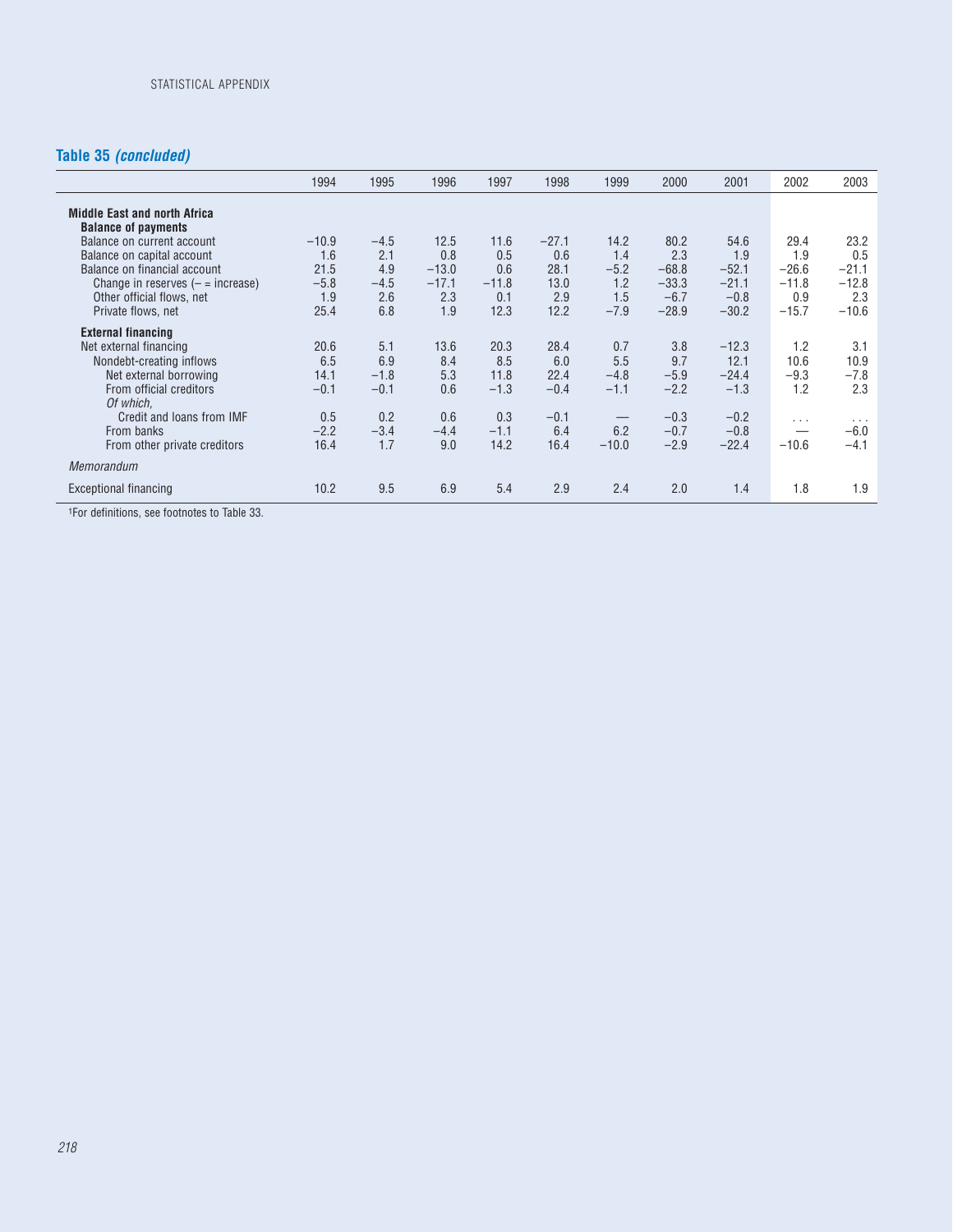## Table 35 *(concluded)*

| | 1994 | 1995 | 1996 | 1997 | 1998 | 1999 | 2000 | 2001 | 2002 | 2003 |
|---|---|---|---|---|---|---|---|---|---|---|
| **Middle East and north Africa** | | | | | | | | | | |
| **Balance of payments** | | | | | | | | | | |
| Balance on current account | −10.9 | −4.5 | 12.5 | 11.6 | −27.1 | 14.2 | 80.2 | 54.6 | 29.4 | 23.2 |
| Balance on capital account | 1.6 | 2.1 | 0.8 | 0.5 | 0.6 | 1.4 | 2.3 | 1.9 | 1.9 | 0.5 |
| Balance on financial account | 21.5 | 4.9 | −13.0 | 0.6 | 28.1 | −5.2 | −68.8 | −52.1 | −26.6 | −21.1 |
| Change in reserves (− = increase) | −5.8 | −4.5 | −17.1 | −11.8 | 13.0 | 1.2 | −33.3 | −21.1 | −11.8 | −12.8 |
| Other official flows, net | 1.9 | 2.6 | 2.3 | 0.1 | 2.9 | 1.5 | −6.7 | −0.8 | 0.9 | 2.3 |
| Private flows, net | 25.4 | 6.8 | 1.9 | 12.3 | 12.2 | −7.9 | −28.9 | −30.2 | −15.7 | −10.6 |
| **External financing** | | | | | | | | | | |
| Net external financing | 20.6 | 5.1 | 13.6 | 20.3 | 28.4 | 0.7 | 3.8 | −12.3 | 1.2 | 3.1 |
| Nondebt-creating inflows | 6.5 | 6.9 | 8.4 | 8.5 | 6.0 | 5.5 | 9.7 | 12.1 | 10.6 | 10.9 |
| Net external borrowing | 14.1 | −1.8 | 5.3 | 11.8 | 22.4 | −4.8 | −5.9 | −24.4 | −9.3 | −7.8 |
| From official creditors | −0.1 | −0.1 | 0.6 | −1.3 | −0.4 | −1.1 | −2.2 | −1.3 | 1.2 | 2.3 |
| *Of which,* | | | | | | | | | | |
| Credit and loans from IMF | 0.5 | 0.2 | 0.6 | 0.3 | −0.1 | — | −0.3 | −0.2 | . . . | . . . |
| From banks | −2.2 | −3.4 | −4.4 | −1.1 | 6.4 | 6.2 | −0.7 | −0.8 | — | −6.0 |
| From other private creditors | 16.4 | 1.7 | 9.0 | 14.2 | 16.4 | −10.0 | −2.9 | −22.4 | −10.6 | −4.1 |
| *Memorandum* | | | | | | | | | | |
| Exceptional financing | 10.2 | 9.5 | 6.9 | 5.4 | 2.9 | 2.4 | 2.0 | 1.4 | 1.8 | 1.9 |

[1]For definitions, see footnotes to Table 33.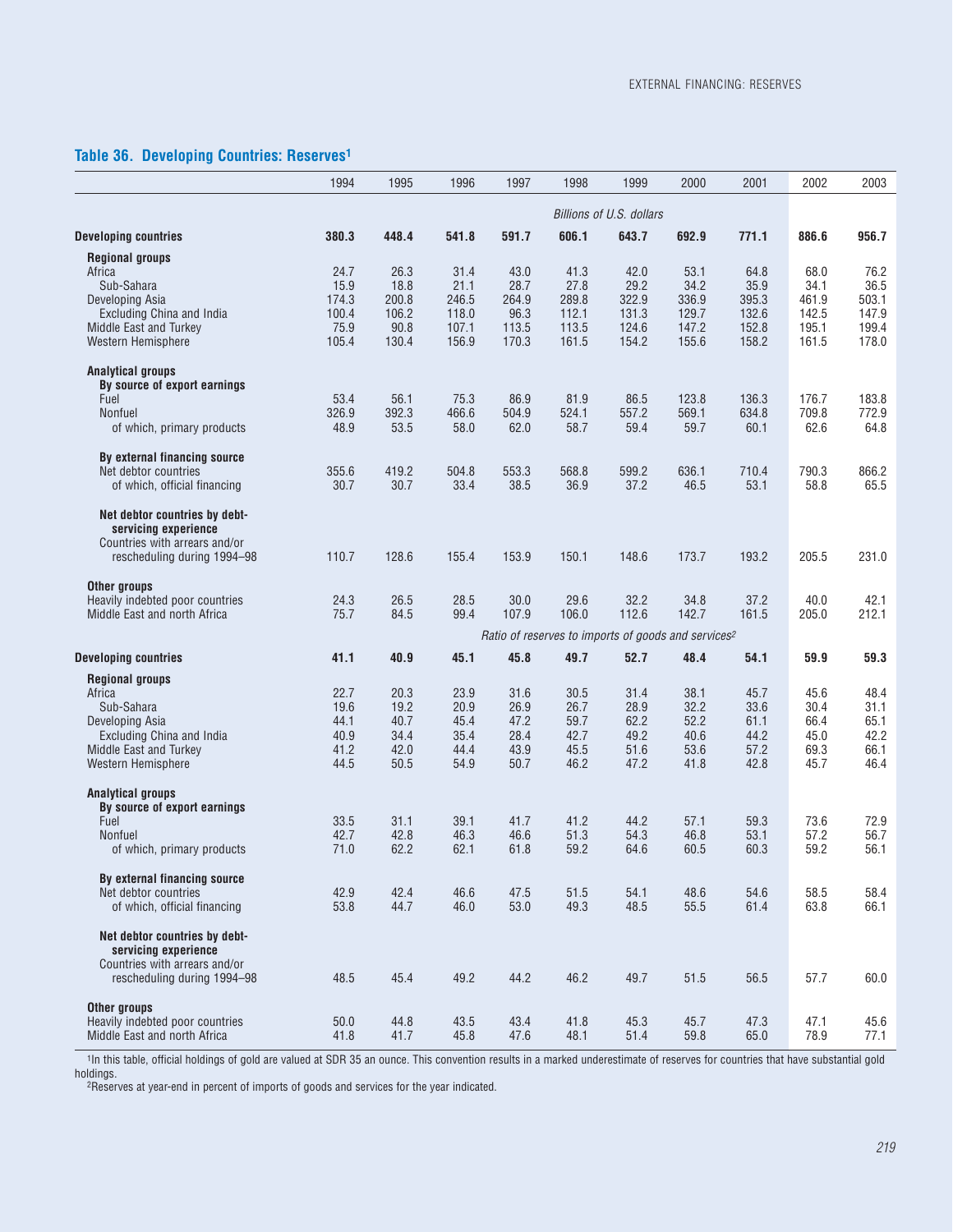## Table 36. Developing Countries: Reserves[1]

| | 1994 | 1995 | 1996 | 1997 | 1998 | 1999 | 2000 | 2001 | 2002 | 2003 |
|---|---|---|---|---|---|---|---|---|---|---|
| | *Billions of U.S. dollars* | | | | | | | | | |
| **Developing countries** | **380.3** | **448.4** | **541.8** | **591.7** | **606.1** | **643.7** | **692.9** | **771.1** | **886.6** | **956.7** |
| **Regional groups** | | | | | | | | | | |
| Africa | 24.7 | 26.3 | 31.4 | 43.0 | 41.3 | 42.0 | 53.1 | 64.8 | 68.0 | 76.2 |
| Sub-Sahara | 15.9 | 18.8 | 21.1 | 28.7 | 27.8 | 29.2 | 34.2 | 35.9 | 34.1 | 36.5 |
| Developing Asia | 174.3 | 200.8 | 246.5 | 264.9 | 289.8 | 322.9 | 336.9 | 395.3 | 461.9 | 503.1 |
| Excluding China and India | 100.4 | 106.2 | 118.0 | 96.3 | 112.1 | 131.3 | 129.7 | 132.6 | 142.5 | 147.9 |
| Middle East and Turkey | 75.9 | 90.8 | 107.1 | 113.5 | 113.5 | 124.6 | 147.2 | 152.8 | 195.1 | 199.4 |
| Western Hemisphere | 105.4 | 130.4 | 156.9 | 170.3 | 161.5 | 154.2 | 155.6 | 158.2 | 161.5 | 178.0 |
| **Analytical groups** | | | | | | | | | | |
| **By source of export earnings** | | | | | | | | | | |
| Fuel | 53.4 | 56.1 | 75.3 | 86.9 | 81.9 | 86.5 | 123.8 | 136.3 | 176.7 | 183.8 |
| Nonfuel | 326.9 | 392.3 | 466.6 | 504.9 | 524.1 | 557.2 | 569.1 | 634.8 | 709.8 | 772.9 |
| of which, primary products | 48.9 | 53.5 | 58.0 | 62.0 | 58.7 | 59.4 | 59.7 | 60.1 | 62.6 | 64.8 |
| **By external financing source** | | | | | | | | | | |
| Net debtor countries | 355.6 | 419.2 | 504.8 | 553.3 | 568.8 | 599.2 | 636.1 | 710.4 | 790.3 | 866.2 |
| of which, official financing | 30.7 | 30.7 | 33.4 | 38.5 | 36.9 | 37.2 | 46.5 | 53.1 | 58.8 | 65.5 |
| **Net debtor countries by debt-servicing experience** | | | | | | | | | | |
| Countries with arrears and/or rescheduling during 1994–98 | 110.7 | 128.6 | 155.4 | 153.9 | 150.1 | 148.6 | 173.7 | 193.2 | 205.5 | 231.0 |
| **Other groups** | | | | | | | | | | |
| Heavily indebted poor countries | 24.3 | 26.5 | 28.5 | 30.0 | 29.6 | 32.2 | 34.8 | 37.2 | 40.0 | 42.1 |
| Middle East and north Africa | 75.7 | 84.5 | 99.4 | 107.9 | 106.0 | 112.6 | 142.7 | 161.5 | 205.0 | 212.1 |
| | *Ratio of reserves to imports of goods and services*[2] | | | | | | | | | |
| **Developing countries** | **41.1** | **40.9** | **45.1** | **45.8** | **49.7** | **52.7** | **48.4** | **54.1** | **59.9** | **59.3** |
| **Regional groups** | | | | | | | | | | |
| Africa | 22.7 | 20.3 | 23.9 | 31.6 | 30.5 | 31.4 | 38.1 | 45.7 | 45.6 | 48.4 |
| Sub-Sahara | 19.6 | 19.2 | 20.9 | 26.9 | 26.7 | 28.9 | 32.2 | 33.6 | 30.4 | 31.1 |
| Developing Asia | 44.1 | 40.7 | 45.4 | 47.2 | 59.7 | 62.2 | 52.2 | 61.1 | 66.4 | 65.1 |
| Excluding China and India | 40.9 | 34.4 | 35.4 | 28.4 | 42.7 | 49.2 | 40.6 | 44.2 | 45.0 | 42.2 |
| Middle East and Turkey | 41.2 | 42.0 | 44.4 | 43.9 | 45.5 | 51.6 | 53.6 | 57.2 | 69.3 | 66.1 |
| Western Hemisphere | 44.5 | 50.5 | 54.9 | 50.7 | 46.2 | 47.2 | 41.8 | 42.8 | 45.7 | 46.4 |
| **Analytical groups** | | | | | | | | | | |
| **By source of export earnings** | | | | | | | | | | |
| Fuel | 33.5 | 31.1 | 39.1 | 41.7 | 41.2 | 44.2 | 57.1 | 59.3 | 73.6 | 72.9 |
| Nonfuel | 42.7 | 42.8 | 46.3 | 46.6 | 51.3 | 54.3 | 46.8 | 53.1 | 57.2 | 56.7 |
| of which, primary products | 71.0 | 62.2 | 62.1 | 61.8 | 59.2 | 64.6 | 60.5 | 60.3 | 59.2 | 56.1 |
| **By external financing source** | | | | | | | | | | |
| Net debtor countries | 42.9 | 42.4 | 46.6 | 47.5 | 51.5 | 54.1 | 48.6 | 54.6 | 58.5 | 58.4 |
| of which, official financing | 53.8 | 44.7 | 46.0 | 53.0 | 49.3 | 48.5 | 55.5 | 61.4 | 63.8 | 66.1 |
| **Net debtor countries by debt-servicing experience** | | | | | | | | | | |
| Countries with arrears and/or rescheduling during 1994–98 | 48.5 | 45.4 | 49.2 | 44.2 | 46.2 | 49.7 | 51.5 | 56.5 | 57.7 | 60.0 |
| **Other groups** | | | | | | | | | | |
| Heavily indebted poor countries | 50.0 | 44.8 | 43.5 | 43.4 | 41.8 | 45.3 | 45.7 | 47.3 | 47.1 | 45.6 |
| Middle East and north Africa | 41.8 | 41.7 | 45.8 | 47.6 | 48.1 | 51.4 | 59.8 | 65.0 | 78.9 | 77.1 |

[1]In this table, official holdings of gold are valued at SDR 35 an ounce. This convention results in a marked underestimate of reserves for countries that have substantial gold holdings.
[2]Reserves at year-end in percent of imports of goods and services for the year indicated.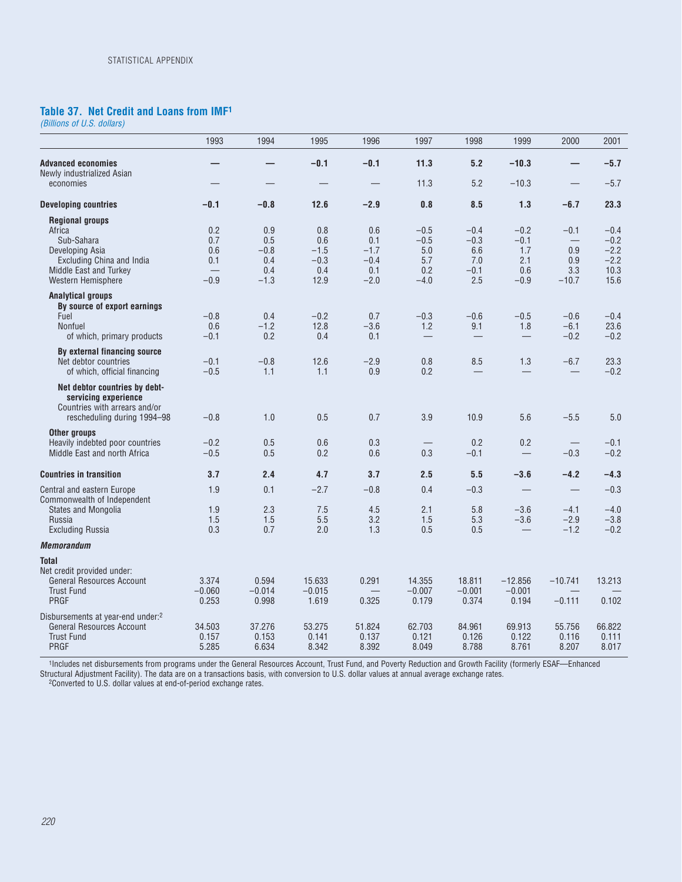### Table 37. Net Credit and Loans from IMF[1]

*(Billions of U.S. dollars)*

| | 1993 | 1994 | 1995 | 1996 | 1997 | 1998 | 1999 | 2000 | 2001 |
|---|---|---|---|---|---|---|---|---|---|
| **Advanced economies** | **—** | **—** | **−0.1** | **−0.1** | **11.3** | **5.2** | **−10.3** | **—** | **−5.7** |
| Newly industrialized Asian economies | — | — | — | — | 11.3 | 5.2 | −10.3 | — | −5.7 |
| **Developing countries** | **−0.1** | **−0.8** | **12.6** | **−2.9** | **0.8** | **8.5** | **1.3** | **−6.7** | **23.3** |
| **Regional groups** | | | | | | | | | |
| Africa | 0.2 | 0.9 | 0.8 | 0.6 | −0.5 | −0.4 | −0.2 | −0.1 | −0.4 |
| Sub-Sahara | 0.7 | 0.5 | 0.6 | 0.1 | −0.5 | −0.3 | −0.1 | — | −0.2 |
| Developing Asia | 0.6 | −0.8 | −1.5 | −1.7 | 5.0 | 6.6 | 1.7 | 0.9 | −2.2 |
| Excluding China and India | 0.1 | 0.4 | −0.3 | −0.4 | 5.7 | 7.0 | 2.1 | 0.9 | −2.2 |
| Middle East and Turkey | — | 0.4 | 0.4 | 0.1 | 0.2 | −0.1 | 0.6 | 3.3 | 10.3 |
| Western Hemisphere | −0.9 | −1.3 | 12.9 | −2.0 | −4.0 | 2.5 | −0.9 | −10.7 | 15.6 |
| **Analytical groups** | | | | | | | | | |
| **By source of export earnings** | | | | | | | | | |
| Fuel | −0.8 | 0.4 | −0.2 | 0.7 | −0.3 | −0.6 | −0.5 | −0.6 | −0.4 |
| Nonfuel | 0.6 | −1.2 | 12.8 | −3.6 | 1.2 | 9.1 | 1.8 | −6.1 | 23.6 |
| of which, primary products | −0.1 | 0.2 | 0.4 | 0.1 | — | — | — | −0.2 | −0.2 |
| **By external financing source** | | | | | | | | | |
| Net debtor countries | −0.1 | −0.8 | 12.6 | −2.9 | 0.8 | 8.5 | 1.3 | −6.7 | 23.3 |
| of which, official financing | −0.5 | 1.1 | 1.1 | 0.9 | 0.2 | — | — | — | −0.2 |
| **Net debtor countries by debt-servicing experience** | | | | | | | | | |
| Countries with arrears and/or rescheduling during 1994–98 | −0.8 | 1.0 | 0.5 | 0.7 | 3.9 | 10.9 | 5.6 | −5.5 | 5.0 |
| **Other groups** | | | | | | | | | |
| Heavily indebted poor countries | −0.2 | 0.5 | 0.6 | 0.3 | — | 0.2 | 0.2 | — | −0.1 |
| Middle East and north Africa | −0.5 | 0.5 | 0.2 | 0.6 | 0.3 | −0.1 | — | −0.3 | −0.2 |
| **Countries in transition** | **3.7** | **2.4** | **4.7** | **3.7** | **2.5** | **5.5** | **−3.6** | **−4.2** | **−4.3** |
| Central and eastern Europe | 1.9 | 0.1 | −2.7 | −0.8 | 0.4 | −0.3 | — | — | −0.3 |
| Commonwealth of Independent States and Mongolia | 1.9 | 2.3 | 7.5 | 4.5 | 2.1 | 5.8 | −3.6 | −4.1 | −4.0 |
| Russia | 1.5 | 1.5 | 5.5 | 3.2 | 1.5 | 5.3 | −3.6 | −2.9 | −3.8 |
| Excluding Russia | 0.3 | 0.7 | 2.0 | 1.3 | 0.5 | 0.5 | — | −1.2 | −0.2 |
| ***Memorandum*** | | | | | | | | | |
| **Total** | | | | | | | | | |
| Net credit provided under: | | | | | | | | | |
| General Resources Account | 3.374 | 0.594 | 15.633 | 0.291 | 14.355 | 18.811 | −12.856 | −10.741 | 13.213 |
| Trust Fund | −0.060 | −0.014 | −0.015 | — | −0.007 | −0.001 | −0.001 | — | — |
| PRGF | 0.253 | 0.998 | 1.619 | 0.325 | 0.179 | 0.374 | 0.194 | −0.111 | 0.102 |
| Disbursements at year-end under:[2] | | | | | | | | | |
| General Resources Account | 34.503 | 37.276 | 53.275 | 51.824 | 62.703 | 84.961 | 69.913 | 55.756 | 66.822 |
| Trust Fund | 0.157 | 0.153 | 0.141 | 0.137 | 0.121 | 0.126 | 0.122 | 0.116 | 0.111 |
| PRGF | 5.285 | 6.634 | 8.342 | 8.392 | 8.049 | 8.788 | 8.761 | 8.207 | 8.017 |

[1]Includes net disbursements from programs under the General Resources Account, Trust Fund, and Poverty Reduction and Growth Facility (formerly ESAF—Enhanced Structural Adjustment Facility). The data are on a transactions basis, with conversion to U.S. dollar values at annual average exchange rates.

[2]Converted to U.S. dollar values at end-of-period exchange rates.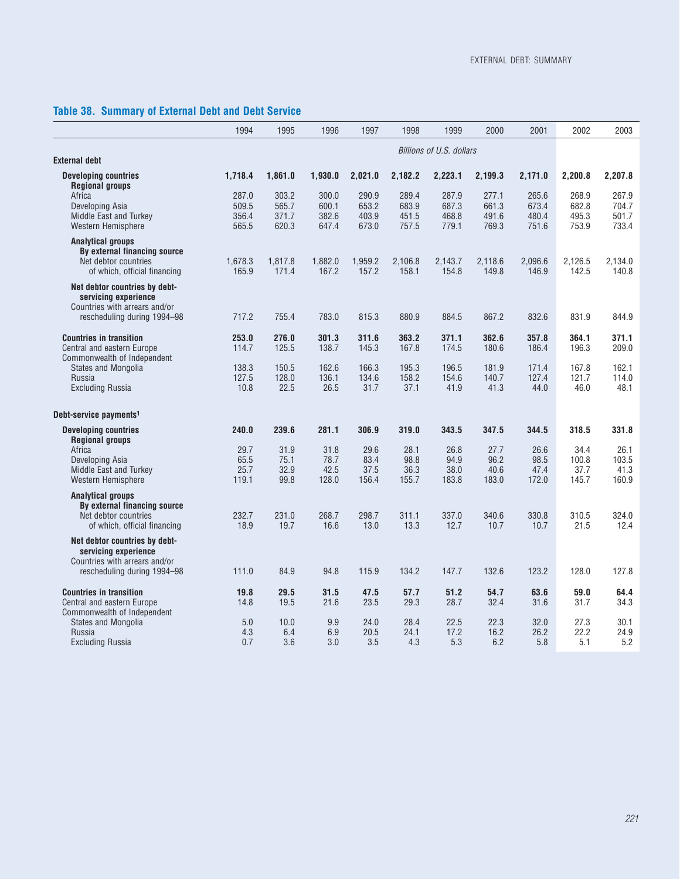## Table 38. Summary of External Debt and Debt Service

| | 1994 | 1995 | 1996 | 1997 | 1998 | 1999 | 2000 | 2001 | 2002 | 2003 |
|---|---|---|---|---|---|---|---|---|---|---|
| | *Billions of U.S. dollars* | | | | | | | | | |
| **External debt** | | | | | | | | | | |
| **Developing countries** | **1,718.4** | **1,861.0** | **1,930.0** | **2,021.0** | **2,182.2** | **2,223.1** | **2,199.3** | **2,171.0** | **2,200.8** | **2,207.8** |
| **Regional groups** | | | | | | | | | | |
| Africa | 287.0 | 303.2 | 300.0 | 290.9 | 289.4 | 287.9 | 277.1 | 265.6 | 268.9 | 267.9 |
| Developing Asia | 509.5 | 565.7 | 600.1 | 653.2 | 683.9 | 687.3 | 661.3 | 673.4 | 682.8 | 704.7 |
| Middle East and Turkey | 356.4 | 371.7 | 382.6 | 403.9 | 451.5 | 468.8 | 491.6 | 480.4 | 495.3 | 501.7 |
| Western Hemisphere | 565.5 | 620.3 | 647.4 | 673.0 | 757.5 | 779.1 | 769.3 | 751.6 | 753.9 | 733.4 |
| **Analytical groups** | | | | | | | | | | |
| **By external financing source** | | | | | | | | | | |
| Net debtor countries | 1,678.3 | 1,817.8 | 1,882.0 | 1,959.2 | 2,106.8 | 2,143.7 | 2,118.6 | 2,096.6 | 2,126.5 | 2,134.0 |
| of which, official financing | 165.9 | 171.4 | 167.2 | 157.2 | 158.1 | 154.8 | 149.8 | 146.9 | 142.5 | 140.8 |
| **Net debtor countries by debt-servicing experience** | | | | | | | | | | |
| Countries with arrears and/or rescheduling during 1994–98 | 717.2 | 755.4 | 783.0 | 815.3 | 880.9 | 884.5 | 867.2 | 832.6 | 831.9 | 844.9 |
| **Countries in transition** | **253.0** | **276.0** | **301.3** | **311.6** | **363.2** | **371.1** | **362.6** | **357.8** | **364.1** | **371.1** |
| Central and eastern Europe | 114.7 | 125.5 | 138.7 | 145.3 | 167.8 | 174.5 | 180.6 | 186.4 | 196.3 | 209.0 |
| Commonwealth of Independent States and Mongolia | 138.3 | 150.5 | 162.6 | 166.3 | 195.3 | 196.5 | 181.9 | 171.4 | 167.8 | 162.1 |
| Russia | 127.5 | 128.0 | 136.1 | 134.6 | 158.2 | 154.6 | 140.7 | 127.4 | 121.7 | 114.0 |
| Excluding Russia | 10.8 | 22.5 | 26.5 | 31.7 | 37.1 | 41.9 | 41.3 | 44.0 | 46.0 | 48.1 |
| **Debt-service payments**[1] | | | | | | | | | | |
| **Developing countries** | **240.0** | **239.6** | **281.1** | **306.9** | **319.0** | **343.5** | **347.5** | **344.5** | **318.5** | **331.8** |
| **Regional groups** | | | | | | | | | | |
| Africa | 29.7 | 31.9 | 31.8 | 29.6 | 28.1 | 26.8 | 27.7 | 26.6 | 34.4 | 26.1 |
| Developing Asia | 65.5 | 75.1 | 78.7 | 83.4 | 98.8 | 94.9 | 96.2 | 98.5 | 100.8 | 103.5 |
| Middle East and Turkey | 25.7 | 32.9 | 42.5 | 37.5 | 36.3 | 38.0 | 40.6 | 47.4 | 37.7 | 41.3 |
| Western Hemisphere | 119.1 | 99.8 | 128.0 | 156.4 | 155.7 | 183.8 | 183.0 | 172.0 | 145.7 | 160.9 |
| **Analytical groups** | | | | | | | | | | |
| **By external financing source** | | | | | | | | | | |
| Net debtor countries | 232.7 | 231.0 | 268.7 | 298.7 | 311.1 | 337.0 | 340.6 | 330.8 | 310.5 | 324.0 |
| of which, official financing | 18.9 | 19.7 | 16.6 | 13.0 | 13.3 | 12.7 | 10.7 | 10.7 | 21.5 | 12.4 |
| **Net debtor countries by debt-servicing experience** | | | | | | | | | | |
| Countries with arrears and/or rescheduling during 1994–98 | 111.0 | 84.9 | 94.8 | 115.9 | 134.2 | 147.7 | 132.6 | 123.2 | 128.0 | 127.8 |
| **Countries in transition** | **19.8** | **29.5** | **31.5** | **47.5** | **57.7** | **51.2** | **54.7** | **63.6** | **59.0** | **64.4** |
| Central and eastern Europe | 14.8 | 19.5 | 21.6 | 23.5 | 29.3 | 28.7 | 32.4 | 31.6 | 31.7 | 34.3 |
| Commonwealth of Independent States and Mongolia | 5.0 | 10.0 | 9.9 | 24.0 | 28.4 | 22.5 | 22.3 | 32.0 | 27.3 | 30.1 |
| Russia | 4.3 | 6.4 | 6.9 | 20.5 | 24.1 | 17.2 | 16.2 | 26.2 | 22.2 | 24.9 |
| Excluding Russia | 0.7 | 3.6 | 3.0 | 3.5 | 4.3 | 5.3 | 6.2 | 5.8 | 5.1 | 5.2 |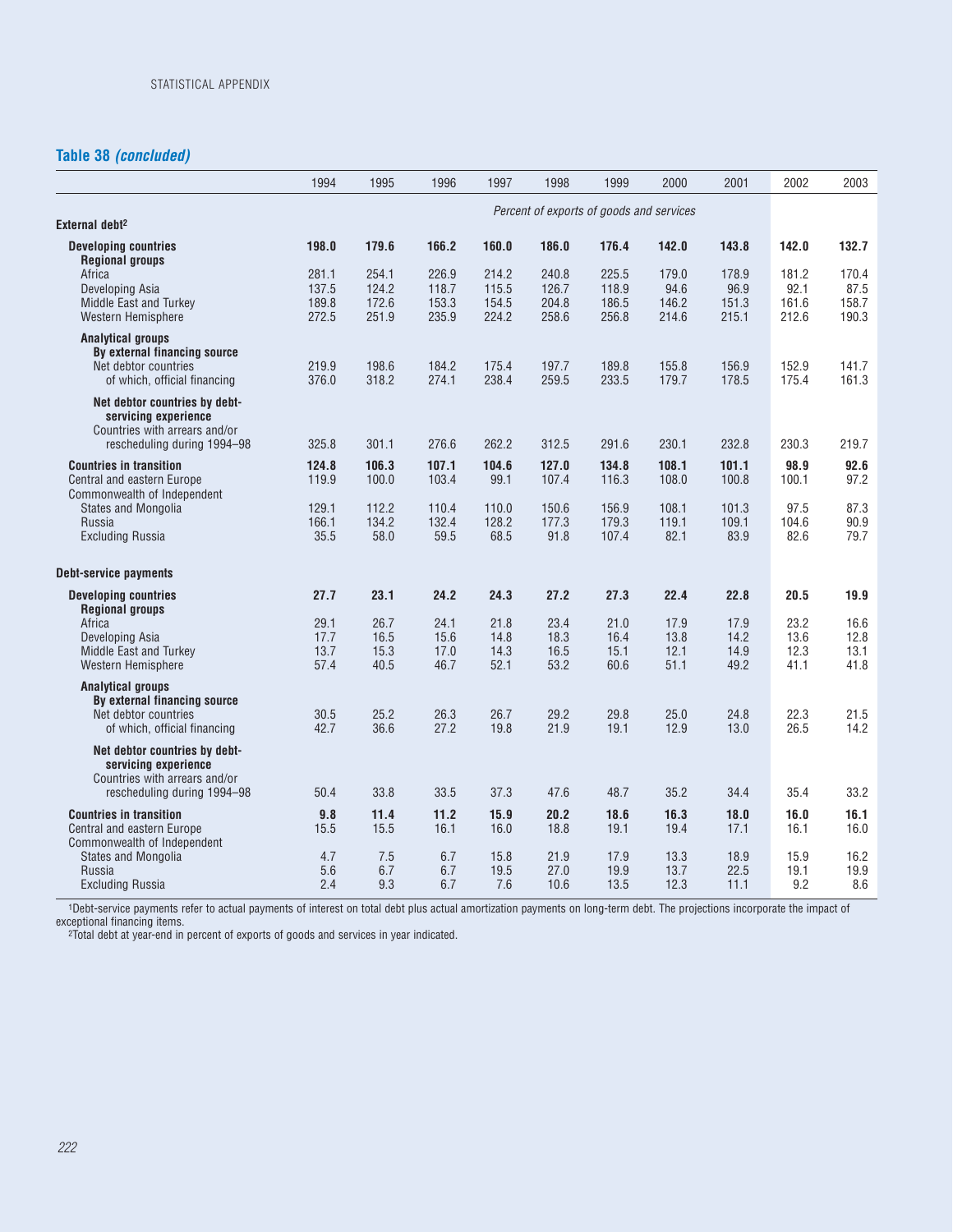## Table 38 *(concluded)*

| | 1994 | 1995 | 1996 | 1997 | 1998 | 1999 | 2000 | 2001 | 2002 | 2003 |
|---|---|---|---|---|---|---|---|---|---|---|
| | *Percent of exports of goods and services* | | | | | | | | | |
| **External debt**[2] | | | | | | | | | | |
| **Developing countries** | **198.0** | **179.6** | **166.2** | **160.0** | **186.0** | **176.4** | **142.0** | **143.8** | **142.0** | **132.7** |
| **Regional groups** | | | | | | | | | | |
| Africa | 281.1 | 254.1 | 226.9 | 214.2 | 240.8 | 225.5 | 179.0 | 178.9 | 181.2 | 170.4 |
| Developing Asia | 137.5 | 124.2 | 118.7 | 115.5 | 126.7 | 118.9 | 94.6 | 96.9 | 92.1 | 87.5 |
| Middle East and Turkey | 189.8 | 172.6 | 153.3 | 154.5 | 204.8 | 186.5 | 146.2 | 151.3 | 161.6 | 158.7 |
| Western Hemisphere | 272.5 | 251.9 | 235.9 | 224.2 | 258.6 | 256.8 | 214.6 | 215.1 | 212.6 | 190.3 |
| **Analytical groups** | | | | | | | | | | |
| **By external financing source** | | | | | | | | | | |
| Net debtor countries | 219.9 | 198.6 | 184.2 | 175.4 | 197.7 | 189.8 | 155.8 | 156.9 | 152.9 | 141.7 |
| of which, official financing | 376.0 | 318.2 | 274.1 | 238.4 | 259.5 | 233.5 | 179.7 | 178.5 | 175.4 | 161.3 |
| **Net debtor countries by debt-servicing experience** | | | | | | | | | | |
| Countries with arrears and/or rescheduling during 1994–98 | 325.8 | 301.1 | 276.6 | 262.2 | 312.5 | 291.6 | 230.1 | 232.8 | 230.3 | 219.7 |
| **Countries in transition** | **124.8** | **106.3** | **107.1** | **104.6** | **127.0** | **134.8** | **108.1** | **101.1** | **98.9** | **92.6** |
| Central and eastern Europe | 119.9 | 100.0 | 103.4 | 99.1 | 107.4 | 116.3 | 108.0 | 100.8 | 100.1 | 97.2 |
| Commonwealth of Independent States and Mongolia | 129.1 | 112.2 | 110.4 | 110.0 | 150.6 | 156.9 | 108.1 | 101.3 | 97.5 | 87.3 |
| Russia | 166.1 | 134.2 | 132.4 | 128.2 | 177.3 | 179.3 | 119.1 | 109.1 | 104.6 | 90.9 |
| Excluding Russia | 35.5 | 58.0 | 59.5 | 68.5 | 91.8 | 107.4 | 82.1 | 83.9 | 82.6 | 79.7 |
| **Debt-service payments** | | | | | | | | | | |
| **Developing countries** | **27.7** | **23.1** | **24.2** | **24.3** | **27.2** | **27.3** | **22.4** | **22.8** | **20.5** | **19.9** |
| **Regional groups** | | | | | | | | | | |
| Africa | 29.1 | 26.7 | 24.1 | 21.8 | 23.4 | 21.0 | 17.9 | 17.9 | 23.2 | 16.6 |
| Developing Asia | 17.7 | 16.5 | 15.6 | 14.8 | 18.3 | 16.4 | 13.8 | 14.2 | 13.6 | 12.8 |
| Middle East and Turkey | 13.7 | 15.3 | 17.0 | 14.3 | 16.5 | 15.1 | 12.1 | 14.9 | 12.3 | 13.1 |
| Western Hemisphere | 57.4 | 40.5 | 46.7 | 52.1 | 53.2 | 60.6 | 51.1 | 49.2 | 41.1 | 41.8 |
| **Analytical groups** | | | | | | | | | | |
| **By external financing source** | | | | | | | | | | |
| Net debtor countries | 30.5 | 25.2 | 26.3 | 26.7 | 29.2 | 29.8 | 25.0 | 24.8 | 22.3 | 21.5 |
| of which, official financing | 42.7 | 36.6 | 27.2 | 19.8 | 21.9 | 19.1 | 12.9 | 13.0 | 26.5 | 14.2 |
| **Net debtor countries by debt-servicing experience** | | | | | | | | | | |
| Countries with arrears and/or rescheduling during 1994–98 | 50.4 | 33.8 | 33.5 | 37.3 | 47.6 | 48.7 | 35.2 | 34.4 | 35.4 | 33.2 |
| **Countries in transition** | **9.8** | **11.4** | **11.2** | **15.9** | **20.2** | **18.6** | **16.3** | **18.0** | **16.0** | **16.1** |
| Central and eastern Europe | 15.5 | 15.5 | 16.1 | 16.0 | 18.8 | 19.1 | 19.4 | 17.1 | 16.1 | 16.0 |
| Commonwealth of Independent States and Mongolia | 4.7 | 7.5 | 6.7 | 15.8 | 21.9 | 17.9 | 13.3 | 18.9 | 15.9 | 16.2 |
| Russia | 5.6 | 6.7 | 6.7 | 19.5 | 27.0 | 19.9 | 13.7 | 22.5 | 19.1 | 19.9 |
| Excluding Russia | 2.4 | 9.3 | 6.7 | 7.6 | 10.6 | 13.5 | 12.3 | 11.1 | 9.2 | 8.6 |

[1]Debt-service payments refer to actual payments of interest on total debt plus actual amortization payments on long-term debt. The projections incorporate the impact of exceptional financing items.

[2]Total debt at year-end in percent of exports of goods and services in year indicated.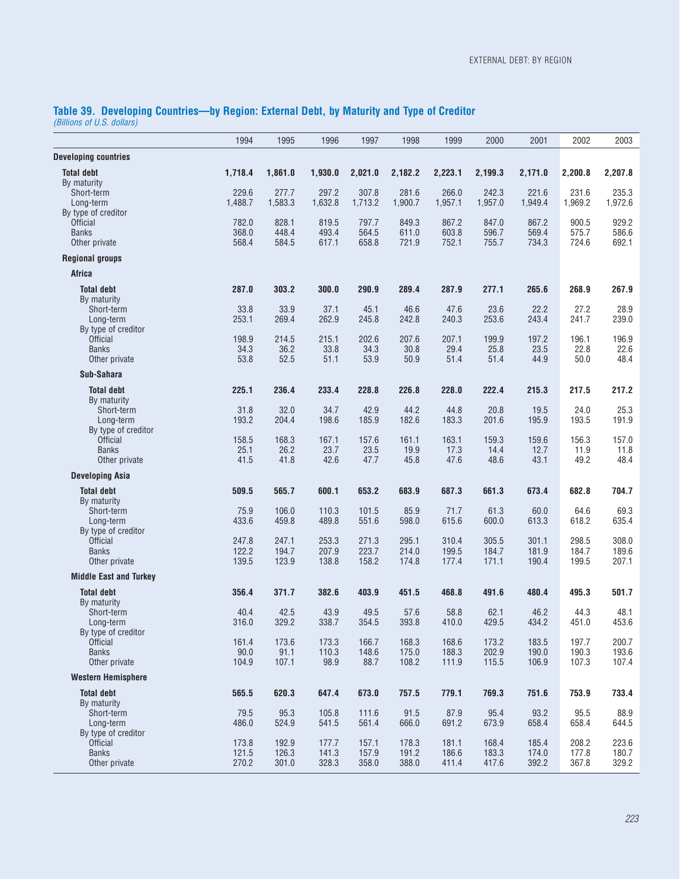## Table 39. Developing Countries—by Region: External Debt, by Maturity and Type of Creditor

*(Billions of U.S. dollars)*

| | 1994 | 1995 | 1996 | 1997 | 1998 | 1999 | 2000 | 2001 | 2002 | 2003 |
|---|---|---|---|---|---|---|---|---|---|---|
| **Developing countries** | | | | | | | | | | |
| **Total debt** | **1,718.4** | **1,861.0** | **1,930.0** | **2,021.0** | **2,182.2** | **2,223.1** | **2,199.3** | **2,171.0** | **2,200.8** | **2,207.8** |
| By maturity | | | | | | | | | | |
| Short-term | 229.6 | 277.7 | 297.2 | 307.8 | 281.6 | 266.0 | 242.3 | 221.6 | 231.6 | 235.3 |
| Long-term | 1,488.7 | 1,583.3 | 1,632.8 | 1,713.2 | 1,900.7 | 1,957.1 | 1,957.0 | 1,949.4 | 1,969.2 | 1,972.6 |
| By type of creditor | | | | | | | | | | |
| Official | 782.0 | 828.1 | 819.5 | 797.7 | 849.3 | 867.2 | 847.0 | 867.2 | 900.5 | 929.2 |
| Banks | 368.0 | 448.4 | 493.4 | 564.5 | 611.0 | 603.8 | 596.7 | 569.4 | 575.7 | 586.6 |
| Other private | 568.4 | 584.5 | 617.1 | 658.8 | 721.9 | 752.1 | 755.7 | 734.3 | 724.6 | 692.1 |
| **Regional groups** | | | | | | | | | | |
| **Africa** | | | | | | | | | | |
| **Total debt** | **287.0** | **303.2** | **300.0** | **290.9** | **289.4** | **287.9** | **277.1** | **265.6** | **268.9** | **267.9** |
| By maturity | | | | | | | | | | |
| Short-term | 33.8 | 33.9 | 37.1 | 45.1 | 46.6 | 47.6 | 23.6 | 22.2 | 27.2 | 28.9 |
| Long-term | 253.1 | 269.4 | 262.9 | 245.8 | 242.8 | 240.3 | 253.6 | 243.4 | 241.7 | 239.0 |
| By type of creditor | | | | | | | | | | |
| Official | 198.9 | 214.5 | 215.1 | 202.6 | 207.6 | 207.1 | 199.9 | 197.2 | 196.1 | 196.9 |
| Banks | 34.3 | 36.2 | 33.8 | 34.3 | 30.8 | 29.4 | 25.8 | 23.5 | 22.8 | 22.6 |
| Other private | 53.8 | 52.5 | 51.1 | 53.9 | 50.9 | 51.4 | 51.4 | 44.9 | 50.0 | 48.4 |
| **Sub-Sahara** | | | | | | | | | | |
| **Total debt** | **225.1** | **236.4** | **233.4** | **228.8** | **226.8** | **228.0** | **222.4** | **215.3** | **217.5** | **217.2** |
| By maturity | | | | | | | | | | |
| Short-term | 31.8 | 32.0 | 34.7 | 42.9 | 44.2 | 44.8 | 20.8 | 19.5 | 24.0 | 25.3 |
| Long-term | 193.2 | 204.4 | 198.6 | 185.9 | 182.6 | 183.3 | 201.6 | 195.9 | 193.5 | 191.9 |
| By type of creditor | | | | | | | | | | |
| Official | 158.5 | 168.3 | 167.1 | 157.6 | 161.1 | 163.1 | 159.3 | 159.6 | 156.3 | 157.0 |
| Banks | 25.1 | 26.2 | 23.7 | 23.5 | 19.9 | 17.3 | 14.4 | 12.7 | 11.9 | 11.8 |
| Other private | 41.5 | 41.8 | 42.6 | 47.7 | 45.8 | 47.6 | 48.6 | 43.1 | 49.2 | 48.4 |
| **Developing Asia** | | | | | | | | | | |
| **Total debt** | **509.5** | **565.7** | **600.1** | **653.2** | **683.9** | **687.3** | **661.3** | **673.4** | **682.8** | **704.7** |
| By maturity | | | | | | | | | | |
| Short-term | 75.9 | 106.0 | 110.3 | 101.5 | 85.9 | 71.7 | 61.3 | 60.0 | 64.6 | 69.3 |
| Long-term | 433.6 | 459.8 | 489.8 | 551.6 | 598.0 | 615.6 | 600.0 | 613.3 | 618.2 | 635.4 |
| By type of creditor | | | | | | | | | | |
| Official | 247.8 | 247.1 | 253.3 | 271.3 | 295.1 | 310.4 | 305.5 | 301.1 | 298.5 | 308.0 |
| Banks | 122.2 | 194.7 | 207.9 | 223.7 | 214.0 | 199.5 | 184.7 | 181.9 | 184.7 | 189.6 |
| Other private | 139.5 | 123.9 | 138.8 | 158.2 | 174.8 | 177.4 | 171.1 | 190.4 | 199.5 | 207.1 |
| **Middle East and Turkey** | | | | | | | | | | |
| **Total debt** | **356.4** | **371.7** | **382.6** | **403.9** | **451.5** | **468.8** | **491.6** | **480.4** | **495.3** | **501.7** |
| By maturity | | | | | | | | | | |
| Short-term | 40.4 | 42.5 | 43.9 | 49.5 | 57.6 | 58.8 | 62.1 | 46.2 | 44.3 | 48.1 |
| Long-term | 316.0 | 329.2 | 338.7 | 354.5 | 393.8 | 410.0 | 429.5 | 434.2 | 451.0 | 453.6 |
| By type of creditor | | | | | | | | | | |
| Official | 161.4 | 173.6 | 173.3 | 166.7 | 168.3 | 168.6 | 173.2 | 183.5 | 197.7 | 200.7 |
| Banks | 90.0 | 91.1 | 110.3 | 148.6 | 175.0 | 188.3 | 202.9 | 190.0 | 190.3 | 193.6 |
| Other private | 104.9 | 107.1 | 98.9 | 88.7 | 108.2 | 111.9 | 115.5 | 106.9 | 107.3 | 107.4 |
| **Western Hemisphere** | | | | | | | | | | |
| **Total debt** | **565.5** | **620.3** | **647.4** | **673.0** | **757.5** | **779.1** | **769.3** | **751.6** | **753.9** | **733.4** |
| By maturity | | | | | | | | | | |
| Short-term | 79.5 | 95.3 | 105.8 | 111.6 | 91.5 | 87.9 | 95.4 | 93.2 | 95.5 | 88.9 |
| Long-term | 486.0 | 524.9 | 541.5 | 561.4 | 666.0 | 691.2 | 673.9 | 658.4 | 658.4 | 644.5 |
| By type of creditor | | | | | | | | | | |
| Official | 173.8 | 192.9 | 177.7 | 157.1 | 178.3 | 181.1 | 168.4 | 185.4 | 208.2 | 223.6 |
| Banks | 121.5 | 126.3 | 141.3 | 157.9 | 191.2 | 186.6 | 183.3 | 174.0 | 177.8 | 180.7 |
| Other private | 270.2 | 301.0 | 328.3 | 358.0 | 388.0 | 411.4 | 417.6 | 392.2 | 367.8 | 329.2 |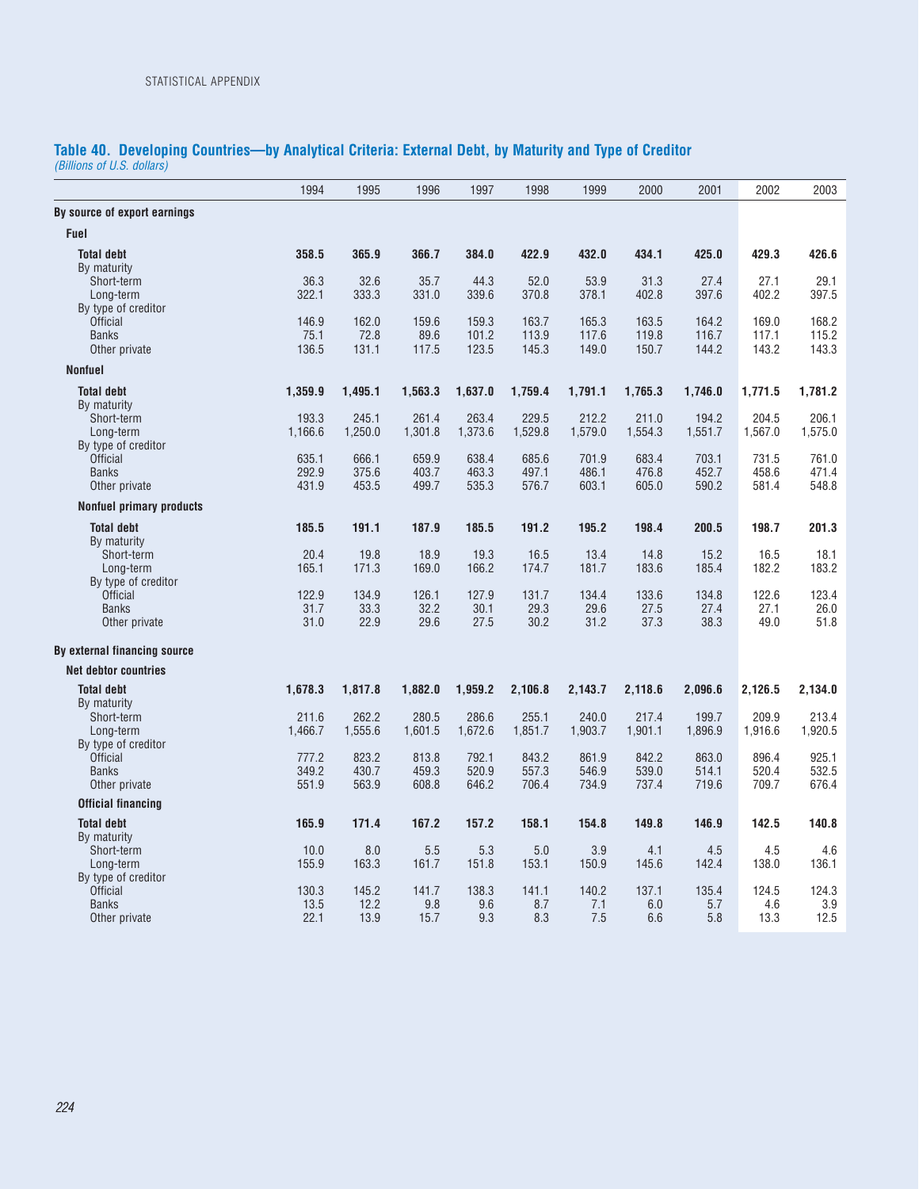## Table 40. Developing Countries—by Analytical Criteria: External Debt, by Maturity and Type of Creditor

*(Billions of U.S. dollars)*

| | 1994 | 1995 | 1996 | 1997 | 1998 | 1999 | 2000 | 2001 | 2002 | 2003 |
|---|---|---|---|---|---|---|---|---|---|---|
| **By source of export earnings** | | | | | | | | | | |
| **Fuel** | | | | | | | | | | |
| **Total debt** | **358.5** | **365.9** | **366.7** | **384.0** | **422.9** | **432.0** | **434.1** | **425.0** | **429.3** | **426.6** |
| By maturity | | | | | | | | | | |
| Short-term | 36.3 | 32.6 | 35.7 | 44.3 | 52.0 | 53.9 | 31.3 | 27.4 | 27.1 | 29.1 |
| Long-term | 322.1 | 333.3 | 331.0 | 339.6 | 370.8 | 378.1 | 402.8 | 397.6 | 402.2 | 397.5 |
| By type of creditor | | | | | | | | | | |
| Official | 146.9 | 162.0 | 159.6 | 159.3 | 163.7 | 165.3 | 163.5 | 164.2 | 169.0 | 168.2 |
| Banks | 75.1 | 72.8 | 89.6 | 101.2 | 113.9 | 117.6 | 119.8 | 116.7 | 117.1 | 115.2 |
| Other private | 136.5 | 131.1 | 117.5 | 123.5 | 145.3 | 149.0 | 150.7 | 144.2 | 143.2 | 143.3 |
| **Nonfuel** | | | | | | | | | | |
| **Total debt** | **1,359.9** | **1,495.1** | **1,563.3** | **1,637.0** | **1,759.4** | **1,791.1** | **1,765.3** | **1,746.0** | **1,771.5** | **1,781.2** |
| By maturity | | | | | | | | | | |
| Short-term | 193.3 | 245.1 | 261.4 | 263.4 | 229.5 | 212.2 | 211.0 | 194.2 | 204.5 | 206.1 |
| Long-term | 1,166.6 | 1,250.0 | 1,301.8 | 1,373.6 | 1,529.8 | 1,579.0 | 1,554.3 | 1,551.7 | 1,567.0 | 1,575.0 |
| By type of creditor | | | | | | | | | | |
| Official | 635.1 | 666.1 | 659.9 | 638.4 | 685.6 | 701.9 | 683.4 | 703.1 | 731.5 | 761.0 |
| Banks | 292.9 | 375.6 | 403.7 | 463.3 | 497.1 | 486.1 | 476.8 | 452.7 | 458.6 | 471.4 |
| Other private | 431.9 | 453.5 | 499.7 | 535.3 | 576.7 | 603.1 | 605.0 | 590.2 | 581.4 | 548.8 |
| **Nonfuel primary products** | | | | | | | | | | |
| **Total debt** | **185.5** | **191.1** | **187.9** | **185.5** | **191.2** | **195.2** | **198.4** | **200.5** | **198.7** | **201.3** |
| By maturity | | | | | | | | | | |
| Short-term | 20.4 | 19.8 | 18.9 | 19.3 | 16.5 | 13.4 | 14.8 | 15.2 | 16.5 | 18.1 |
| Long-term | 165.1 | 171.3 | 169.0 | 166.2 | 174.7 | 181.7 | 183.6 | 185.4 | 182.2 | 183.2 |
| By type of creditor | | | | | | | | | | |
| Official | 122.9 | 134.9 | 126.1 | 127.9 | 131.7 | 134.4 | 133.6 | 134.8 | 122.6 | 123.4 |
| Banks | 31.7 | 33.3 | 32.2 | 30.1 | 29.3 | 29.6 | 27.5 | 27.4 | 27.1 | 26.0 |
| Other private | 31.0 | 22.9 | 29.6 | 27.5 | 30.2 | 31.2 | 37.3 | 38.3 | 49.0 | 51.8 |
| **By external financing source** | | | | | | | | | | |
| **Net debtor countries** | | | | | | | | | | |
| **Total debt** | **1,678.3** | **1,817.8** | **1,882.0** | **1,959.2** | **2,106.8** | **2,143.7** | **2,118.6** | **2,096.6** | **2,126.5** | **2,134.0** |
| By maturity | | | | | | | | | | |
| Short-term | 211.6 | 262.2 | 280.5 | 286.6 | 255.1 | 240.0 | 217.4 | 199.7 | 209.9 | 213.4 |
| Long-term | 1,466.7 | 1,555.6 | 1,601.5 | 1,672.6 | 1,851.7 | 1,903.7 | 1,901.1 | 1,896.9 | 1,916.6 | 1,920.5 |
| By type of creditor | | | | | | | | | | |
| Official | 777.2 | 823.2 | 813.8 | 792.1 | 843.2 | 861.9 | 842.2 | 863.0 | 896.4 | 925.1 |
| Banks | 349.2 | 430.7 | 459.3 | 520.9 | 557.3 | 546.9 | 539.0 | 514.1 | 520.4 | 532.5 |
| Other private | 551.9 | 563.9 | 608.8 | 646.2 | 706.4 | 734.9 | 737.4 | 719.6 | 709.7 | 676.4 |
| **Official financing** | | | | | | | | | | |
| **Total debt** | **165.9** | **171.4** | **167.2** | **157.2** | **158.1** | **154.8** | **149.8** | **146.9** | **142.5** | **140.8** |
| By maturity | | | | | | | | | | |
| Short-term | 10.0 | 8.0 | 5.5 | 5.3 | 5.0 | 3.9 | 4.1 | 4.5 | 4.5 | 4.6 |
| Long-term | 155.9 | 163.3 | 161.7 | 151.8 | 153.1 | 150.9 | 145.6 | 142.4 | 138.0 | 136.1 |
| By type of creditor | | | | | | | | | | |
| Official | 130.3 | 145.2 | 141.7 | 138.3 | 141.1 | 140.2 | 137.1 | 135.4 | 124.5 | 124.3 |
| Banks | 13.5 | 12.2 | 9.8 | 9.6 | 8.7 | 7.1 | 6.0 | 5.7 | 4.6 | 3.9 |
| Other private | 22.1 | 13.9 | 15.7 | 9.3 | 8.3 | 7.5 | 6.6 | 5.8 | 13.3 | 12.5 |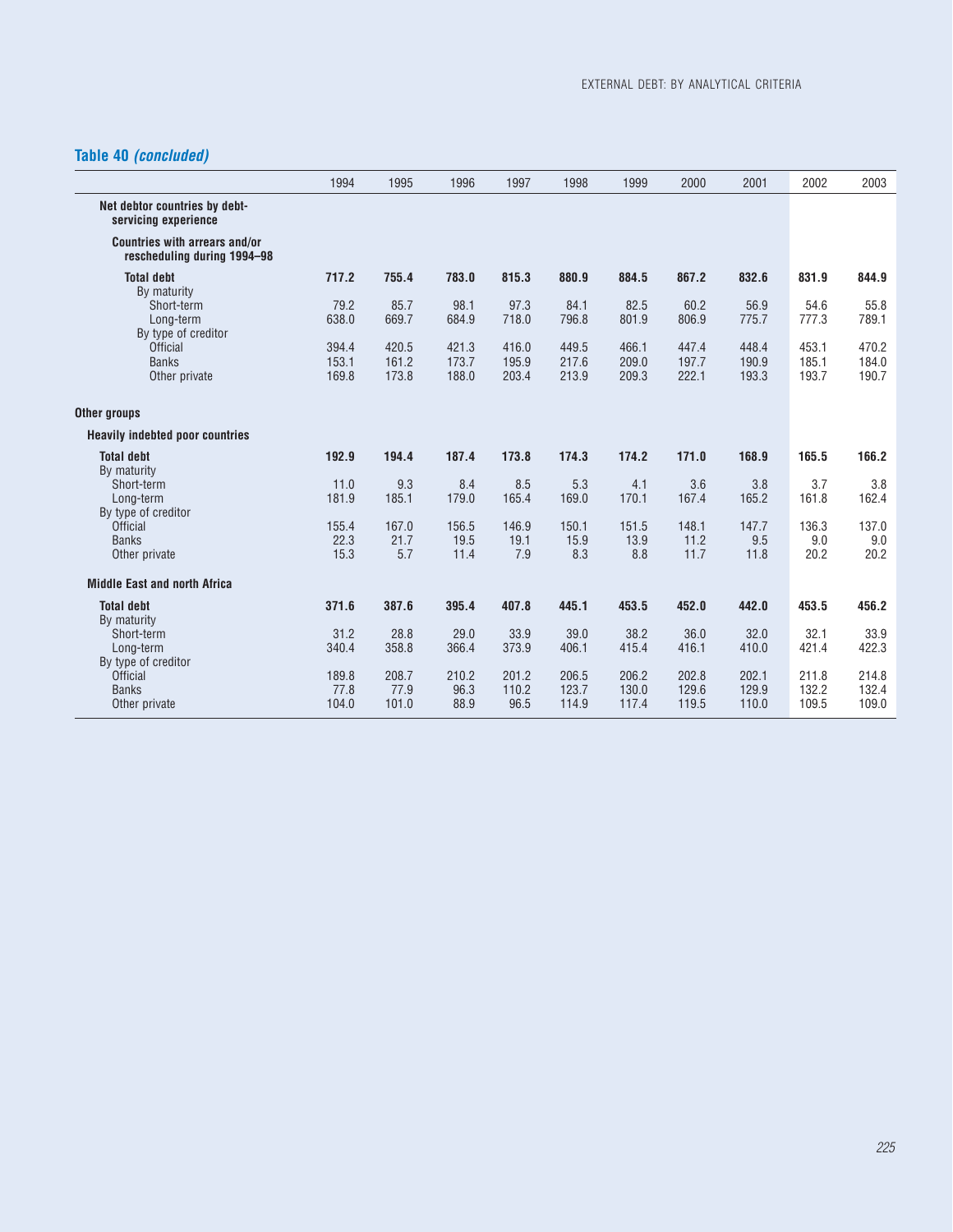## Table 40 *(concluded)*

| | 1994 | 1995 | 1996 | 1997 | 1998 | 1999 | 2000 | 2001 | 2002 | 2003 |
|---|---|---|---|---|---|---|---|---|---|---|
| **Net debtor countries by debt-servicing experience** | | | | | | | | | | |
| **Countries with arrears and/or rescheduling during 1994–98** | | | | | | | | | | |
| **Total debt** | **717.2** | **755.4** | **783.0** | **815.3** | **880.9** | **884.5** | **867.2** | **832.6** | **831.9** | **844.9** |
| By maturity | | | | | | | | | | |
| Short-term | 79.2 | 85.7 | 98.1 | 97.3 | 84.1 | 82.5 | 60.2 | 56.9 | 54.6 | 55.8 |
| Long-term | 638.0 | 669.7 | 684.9 | 718.0 | 796.8 | 801.9 | 806.9 | 775.7 | 777.3 | 789.1 |
| By type of creditor | | | | | | | | | | |
| Official | 394.4 | 420.5 | 421.3 | 416.0 | 449.5 | 466.1 | 447.4 | 448.4 | 453.1 | 470.2 |
| Banks | 153.1 | 161.2 | 173.7 | 195.9 | 217.6 | 209.0 | 197.7 | 190.9 | 185.1 | 184.0 |
| Other private | 169.8 | 173.8 | 188.0 | 203.4 | 213.9 | 209.3 | 222.1 | 193.3 | 193.7 | 190.7 |
| **Other groups** | | | | | | | | | | |
| **Heavily indebted poor countries** | | | | | | | | | | |
| **Total debt** | **192.9** | **194.4** | **187.4** | **173.8** | **174.3** | **174.2** | **171.0** | **168.9** | **165.5** | **166.2** |
| By maturity | | | | | | | | | | |
| Short-term | 11.0 | 9.3 | 8.4 | 8.5 | 5.3 | 4.1 | 3.6 | 3.8 | 3.7 | 3.8 |
| Long-term | 181.9 | 185.1 | 179.0 | 165.4 | 169.0 | 170.1 | 167.4 | 165.2 | 161.8 | 162.4 |
| By type of creditor | | | | | | | | | | |
| Official | 155.4 | 167.0 | 156.5 | 146.9 | 150.1 | 151.5 | 148.1 | 147.7 | 136.3 | 137.0 |
| Banks | 22.3 | 21.7 | 19.5 | 19.1 | 15.9 | 13.9 | 11.2 | 9.5 | 9.0 | 9.0 |
| Other private | 15.3 | 5.7 | 11.4 | 7.9 | 8.3 | 8.8 | 11.7 | 11.8 | 20.2 | 20.2 |
| **Middle East and north Africa** | | | | | | | | | | |
| **Total debt** | **371.6** | **387.6** | **395.4** | **407.8** | **445.1** | **453.5** | **452.0** | **442.0** | **453.5** | **456.2** |
| By maturity | | | | | | | | | | |
| Short-term | 31.2 | 28.8 | 29.0 | 33.9 | 39.0 | 38.2 | 36.0 | 32.0 | 32.1 | 33.9 |
| Long-term | 340.4 | 358.8 | 366.4 | 373.9 | 406.1 | 415.4 | 416.1 | 410.0 | 421.4 | 422.3 |
| By type of creditor | | | | | | | | | | |
| Official | 189.8 | 208.7 | 210.2 | 201.2 | 206.5 | 206.2 | 202.8 | 202.1 | 211.8 | 214.8 |
| Banks | 77.8 | 77.9 | 96.3 | 110.2 | 123.7 | 130.0 | 129.6 | 129.9 | 132.2 | 132.4 |
| Other private | 104.0 | 101.0 | 88.9 | 96.5 | 114.9 | 117.4 | 119.5 | 110.0 | 109.5 | 109.0 |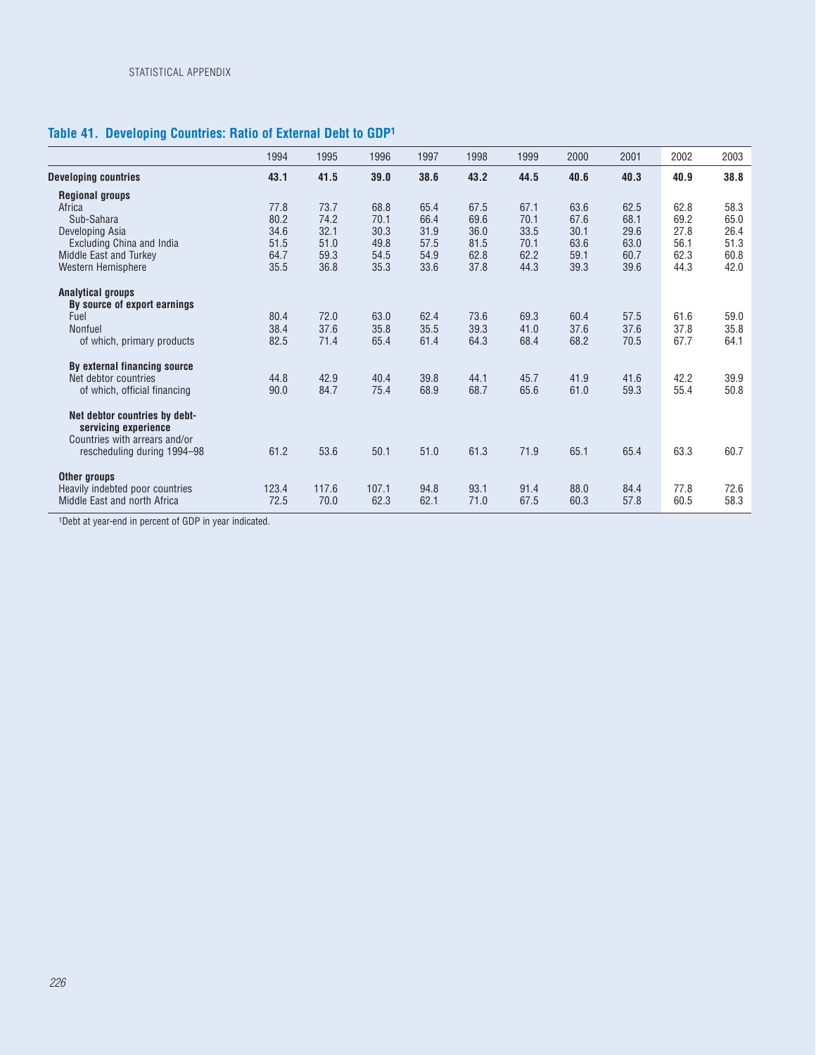## Table 41. Developing Countries: Ratio of External Debt to GDP[1]

| | 1994 | 1995 | 1996 | 1997 | 1998 | 1999 | 2000 | 2001 | 2002 | 2003 |
|---|---|---|---|---|---|---|---|---|---|---|
| **Developing countries** | **43.1** | **41.5** | **39.0** | **38.6** | **43.2** | **44.5** | **40.6** | **40.3** | **40.9** | **38.8** |
| **Regional groups** | | | | | | | | | | |
| Africa | 77.8 | 73.7 | 68.8 | 65.4 | 67.5 | 67.1 | 63.6 | 62.5 | 62.8 | 58.3 |
| Sub-Sahara | 80.2 | 74.2 | 70.1 | 66.4 | 69.6 | 70.1 | 67.6 | 68.1 | 69.2 | 65.0 |
| Developing Asia | 34.6 | 32.1 | 30.3 | 31.9 | 36.0 | 33.5 | 30.1 | 29.6 | 27.8 | 26.4 |
| Excluding China and India | 51.5 | 51.0 | 49.8 | 57.5 | 81.5 | 70.1 | 63.6 | 63.0 | 56.1 | 51.3 |
| Middle East and Turkey | 64.7 | 59.3 | 54.5 | 54.9 | 62.8 | 62.2 | 59.1 | 60.7 | 62.3 | 60.8 |
| Western Hemisphere | 35.5 | 36.8 | 35.3 | 33.6 | 37.8 | 44.3 | 39.3 | 39.6 | 44.3 | 42.0 |
| **Analytical groups** | | | | | | | | | | |
| **By source of export earnings** | | | | | | | | | | |
| Fuel | 80.4 | 72.0 | 63.0 | 62.4 | 73.6 | 69.3 | 60.4 | 57.5 | 61.6 | 59.0 |
| Nonfuel | 38.4 | 37.6 | 35.8 | 35.5 | 39.3 | 41.0 | 37.6 | 37.6 | 37.8 | 35.8 |
| of which, primary products | 82.5 | 71.4 | 65.4 | 61.4 | 64.3 | 68.4 | 68.2 | 70.5 | 67.7 | 64.1 |
| **By external financing source** | | | | | | | | | | |
| Net debtor countries | 44.8 | 42.9 | 40.4 | 39.8 | 44.1 | 45.7 | 41.9 | 41.6 | 42.2 | 39.9 |
| of which, official financing | 90.0 | 84.7 | 75.4 | 68.9 | 68.7 | 65.6 | 61.0 | 59.3 | 55.4 | 50.8 |
| **Net debtor countries by debt-servicing experience** | | | | | | | | | | |
| Countries with arrears and/or rescheduling during 1994–98 | 61.2 | 53.6 | 50.1 | 51.0 | 61.3 | 71.9 | 65.1 | 65.4 | 63.3 | 60.7 |
| **Other groups** | | | | | | | | | | |
| Heavily indebted poor countries | 123.4 | 117.6 | 107.1 | 94.8 | 93.1 | 91.4 | 88.0 | 84.4 | 77.8 | 72.6 |
| Middle East and north Africa | 72.5 | 70.0 | 62.3 | 62.1 | 71.0 | 67.5 | 60.3 | 57.8 | 60.5 | 58.3 |

[1]Debt at year-end in percent of GDP in year indicated.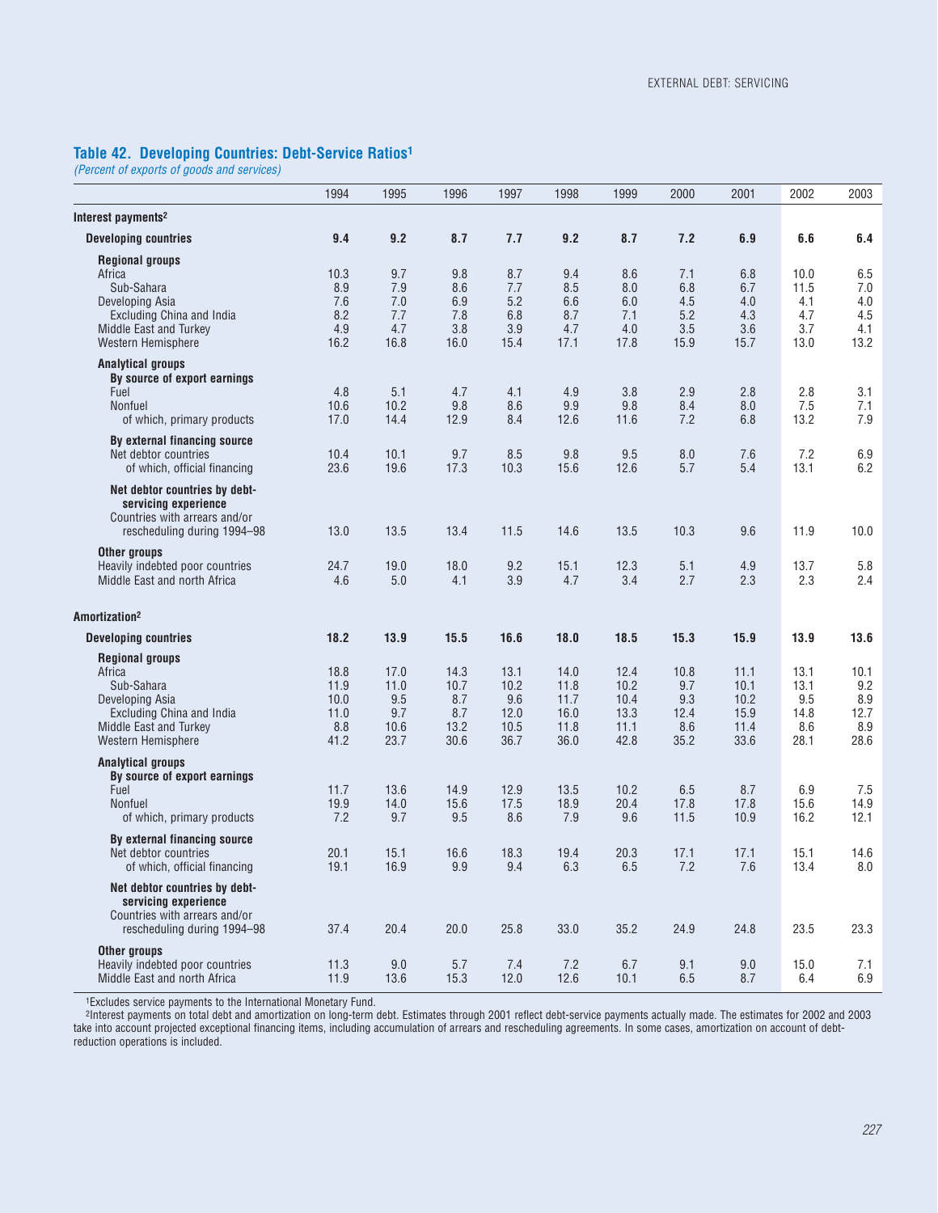## Table 42. Developing Countries: Debt-Service Ratios[1]

*(Percent of exports of goods and services)*

| | 1994 | 1995 | 1996 | 1997 | 1998 | 1999 | 2000 | 2001 | 2002 | 2003 |
|---|---|---|---|---|---|---|---|---|---|---|
| **Interest payments[2]** | | | | | | | | | | |
| **Developing countries** | **9.4** | **9.2** | **8.7** | **7.7** | **9.2** | **8.7** | **7.2** | **6.9** | **6.6** | **6.4** |
| **Regional groups** | | | | | | | | | | |
| Africa | 10.3 | 9.7 | 9.8 | 8.7 | 9.4 | 8.6 | 7.1 | 6.8 | 10.0 | 6.5 |
| Sub-Sahara | 8.9 | 7.9 | 8.6 | 7.7 | 8.5 | 8.0 | 6.8 | 6.7 | 11.5 | 7.0 |
| Developing Asia | 7.6 | 7.0 | 6.9 | 5.2 | 6.6 | 6.0 | 4.5 | 4.0 | 4.1 | 4.0 |
| Excluding China and India | 8.2 | 7.7 | 7.8 | 6.8 | 8.7 | 7.1 | 5.2 | 4.3 | 4.7 | 4.5 |
| Middle East and Turkey | 4.9 | 4.7 | 3.8 | 3.9 | 4.7 | 4.0 | 3.5 | 3.6 | 3.7 | 4.1 |
| Western Hemisphere | 16.2 | 16.8 | 16.0 | 15.4 | 17.1 | 17.8 | 15.9 | 15.7 | 13.0 | 13.2 |
| **Analytical groups** | | | | | | | | | | |
| **By source of export earnings** | | | | | | | | | | |
| Fuel | 4.8 | 5.1 | 4.7 | 4.1 | 4.9 | 3.8 | 2.9 | 2.8 | 2.8 | 3.1 |
| Nonfuel | 10.6 | 10.2 | 9.8 | 8.6 | 9.9 | 9.8 | 8.4 | 8.0 | 7.5 | 7.1 |
| of which, primary products | 17.0 | 14.4 | 12.9 | 8.4 | 12.6 | 11.6 | 7.2 | 6.8 | 13.2 | 7.9 |
| **By external financing source** | | | | | | | | | | |
| Net debtor countries | 10.4 | 10.1 | 9.7 | 8.5 | 9.8 | 9.5 | 8.0 | 7.6 | 7.2 | 6.9 |
| of which, official financing | 23.6 | 19.6 | 17.3 | 10.3 | 15.6 | 12.6 | 5.7 | 5.4 | 13.1 | 6.2 |
| **Net debtor countries by debt-servicing experience** | | | | | | | | | | |
| Countries with arrears and/or rescheduling during 1994–98 | 13.0 | 13.5 | 13.4 | 11.5 | 14.6 | 13.5 | 10.3 | 9.6 | 11.9 | 10.0 |
| **Other groups** | | | | | | | | | | |
| Heavily indebted poor countries | 24.7 | 19.0 | 18.0 | 9.2 | 15.1 | 12.3 | 5.1 | 4.9 | 13.7 | 5.8 |
| Middle East and north Africa | 4.6 | 5.0 | 4.1 | 3.9 | 4.7 | 3.4 | 2.7 | 2.3 | 2.3 | 2.4 |
| **Amortization[2]** | | | | | | | | | | |
| **Developing countries** | **18.2** | **13.9** | **15.5** | **16.6** | **18.0** | **18.5** | **15.3** | **15.9** | **13.9** | **13.6** |
| **Regional groups** | | | | | | | | | | |
| Africa | 18.8 | 17.0 | 14.3 | 13.1 | 14.0 | 12.4 | 10.8 | 11.1 | 13.1 | 10.1 |
| Sub-Sahara | 11.9 | 11.0 | 10.7 | 10.2 | 11.8 | 10.2 | 9.7 | 10.1 | 13.1 | 9.2 |
| Developing Asia | 10.0 | 9.5 | 8.7 | 9.6 | 11.7 | 10.4 | 9.3 | 10.2 | 9.5 | 8.9 |
| Excluding China and India | 11.0 | 9.7 | 8.7 | 12.0 | 16.0 | 13.3 | 12.4 | 15.9 | 14.8 | 12.7 |
| Middle East and Turkey | 8.8 | 10.6 | 13.2 | 10.5 | 11.8 | 11.1 | 8.6 | 11.4 | 8.6 | 8.9 |
| Western Hemisphere | 41.2 | 23.7 | 30.6 | 36.7 | 36.0 | 42.8 | 35.2 | 33.6 | 28.1 | 28.6 |
| **Analytical groups** | | | | | | | | | | |
| **By source of export earnings** | | | | | | | | | | |
| Fuel | 11.7 | 13.6 | 14.9 | 12.9 | 13.5 | 10.2 | 6.5 | 8.7 | 6.9 | 7.5 |
| Nonfuel | 19.9 | 14.0 | 15.6 | 17.5 | 18.9 | 20.4 | 17.8 | 17.8 | 15.6 | 14.9 |
| of which, primary products | 7.2 | 9.7 | 9.5 | 8.6 | 7.9 | 9.6 | 11.5 | 10.9 | 16.2 | 12.1 |
| **By external financing source** | | | | | | | | | | |
| Net debtor countries | 20.1 | 15.1 | 16.6 | 18.3 | 19.4 | 20.3 | 17.1 | 17.1 | 15.1 | 14.6 |
| of which, official financing | 19.1 | 16.9 | 9.9 | 9.4 | 6.3 | 6.5 | 7.2 | 7.6 | 13.4 | 8.0 |
| **Net debtor countries by debt-servicing experience** | | | | | | | | | | |
| Countries with arrears and/or rescheduling during 1994–98 | 37.4 | 20.4 | 20.0 | 25.8 | 33.0 | 35.2 | 24.9 | 24.8 | 23.5 | 23.3 |
| **Other groups** | | | | | | | | | | |
| Heavily indebted poor countries | 11.3 | 9.0 | 5.7 | 7.4 | 7.2 | 6.7 | 9.1 | 9.0 | 15.0 | 7.1 |
| Middle East and north Africa | 11.9 | 13.6 | 15.3 | 12.0 | 12.6 | 10.1 | 6.5 | 8.7 | 6.4 | 6.9 |

[1]Excludes service payments to the International Monetary Fund.

[2]Interest payments on total debt and amortization on long-term debt. Estimates through 2001 reflect debt-service payments actually made. The estimates for 2002 and 2003 take into account projected exceptional financing items, including accumulation of arrears and rescheduling agreements. In some cases, amortization on account of debt-reduction operations is included.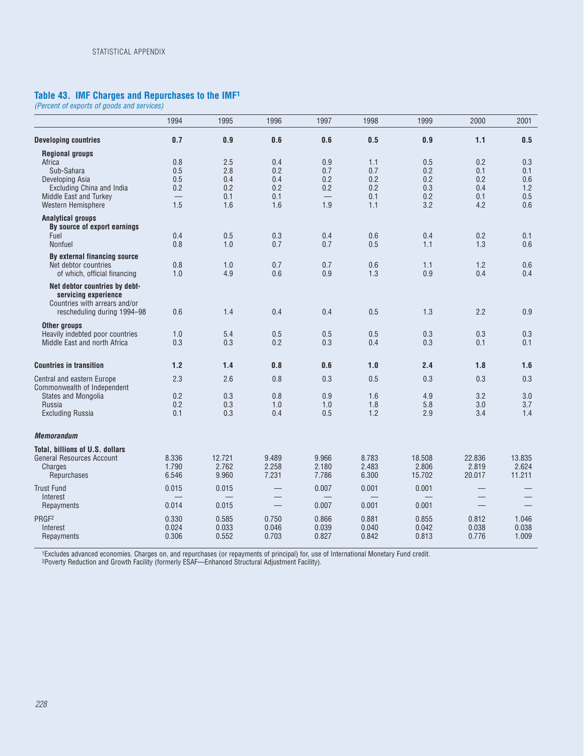### Table 43. IMF Charges and Repurchases to the IMF[1]

*(Percent of exports of goods and services)*

| | 1994 | 1995 | 1996 | 1997 | 1998 | 1999 | 2000 | 2001 |
|---|---|---|---|---|---|---|---|---|
| **Developing countries** | **0.7** | **0.9** | **0.6** | **0.6** | **0.5** | **0.9** | **1.1** | **0.5** |
| **Regional groups** | | | | | | | | |
| Africa | 0.8 | 2.5 | 0.4 | 0.9 | 1.1 | 0.5 | 0.2 | 0.3 |
| Sub-Sahara | 0.5 | 2.8 | 0.2 | 0.7 | 0.7 | 0.2 | 0.1 | 0.1 |
| Developing Asia | 0.5 | 0.4 | 0.4 | 0.2 | 0.2 | 0.2 | 0.2 | 0.6 |
| Excluding China and India | 0.2 | 0.2 | 0.2 | 0.2 | 0.2 | 0.3 | 0.4 | 1.2 |
| Middle East and Turkey | — | 0.1 | 0.1 | — | 0.1 | 0.2 | 0.1 | 0.5 |
| Western Hemisphere | 1.5 | 1.6 | 1.6 | 1.9 | 1.1 | 3.2 | 4.2 | 0.6 |
| **Analytical groups** | | | | | | | | |
| **By source of export earnings** | | | | | | | | |
| Fuel | 0.4 | 0.5 | 0.3 | 0.4 | 0.6 | 0.4 | 0.2 | 0.1 |
| Nonfuel | 0.8 | 1.0 | 0.7 | 0.7 | 0.5 | 1.1 | 1.3 | 0.6 |
| **By external financing source** | | | | | | | | |
| Net debtor countries | 0.8 | 1.0 | 0.7 | 0.7 | 0.6 | 1.1 | 1.2 | 0.6 |
| of which, official financing | 1.0 | 4.9 | 0.6 | 0.9 | 1.3 | 0.9 | 0.4 | 0.4 |
| **Net debtor countries by debt-servicing experience** | | | | | | | | |
| Countries with arrears and/or rescheduling during 1994–98 | 0.6 | 1.4 | 0.4 | 0.4 | 0.5 | 1.3 | 2.2 | 0.9 |
| **Other groups** | | | | | | | | |
| Heavily indebted poor countries | 1.0 | 5.4 | 0.5 | 0.5 | 0.5 | 0.3 | 0.3 | 0.3 |
| Middle East and north Africa | 0.3 | 0.3 | 0.2 | 0.3 | 0.4 | 0.3 | 0.1 | 0.1 |
| **Countries in transition** | **1.2** | **1.4** | **0.8** | **0.6** | **1.0** | **2.4** | **1.8** | **1.6** |
| Central and eastern Europe | 2.3 | 2.6 | 0.8 | 0.3 | 0.5 | 0.3 | 0.3 | 0.3 |
| Commonwealth of Independent States and Mongolia | 0.2 | 0.3 | 0.8 | 0.9 | 1.6 | 4.9 | 3.2 | 3.0 |
| Russia | 0.2 | 0.3 | 1.0 | 1.0 | 1.8 | 5.8 | 3.0 | 3.7 |
| Excluding Russia | 0.1 | 0.3 | 0.4 | 0.5 | 1.2 | 2.9 | 3.4 | 1.4 |
| ***Memorandum*** | | | | | | | | |
| **Total, billions of U.S. dollars** | | | | | | | | |
| General Resources Account | 8.336 | 12.721 | 9.489 | 9.966 | 8.783 | 18.508 | 22.836 | 13.835 |
| Charges | 1.790 | 2.762 | 2.258 | 2.180 | 2.483 | 2.806 | 2.819 | 2.624 |
| Repurchases | 6.546 | 9.960 | 7.231 | 7.786 | 6.300 | 15.702 | 20.017 | 11.211 |
| Trust Fund | 0.015 | 0.015 | — | 0.007 | 0.001 | 0.001 | — | — |
| Interest | — | — | — | — | — | — | — | — |
| Repayments | 0.014 | 0.015 | — | 0.007 | 0.001 | 0.001 | — | — |
| PRGF[2] | 0.330 | 0.585 | 0.750 | 0.866 | 0.881 | 0.855 | 0.812 | 1.046 |
| Interest | 0.024 | 0.033 | 0.046 | 0.039 | 0.040 | 0.042 | 0.038 | 0.038 |
| Repayments | 0.306 | 0.552 | 0.703 | 0.827 | 0.842 | 0.813 | 0.776 | 1.009 |

[1]Excludes advanced economies. Charges on, and repurchases (or repayments of principal) for, use of International Monetary Fund credit.
[2]Poverty Reduction and Growth Facility (formerly ESAF—Enhanced Structural Adjustment Facility).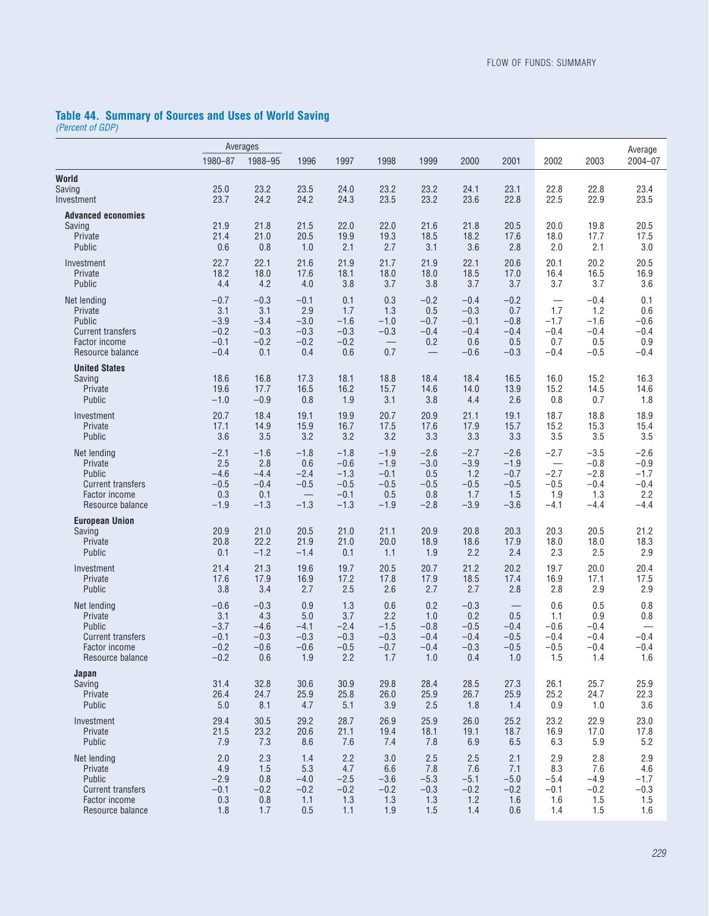## Table 44. Summary of Sources and Uses of World Saving

*(Percent of GDP)*

| | Averages | | | | | | | | | | Average |
|---|---|---|---|---|---|---|---|---|---|---|---|
| | 1980–87 | 1988–95 | 1996 | 1997 | 1998 | 1999 | 2000 | 2001 | 2002 | 2003 | 2004–07 |
| **World** | | | | | | | | | | | |
| Saving | 25.0 | 23.2 | 23.5 | 24.0 | 23.2 | 23.2 | 24.1 | 23.1 | 22.8 | 22.8 | 23.4 |
| Investment | 23.7 | 24.2 | 24.2 | 24.3 | 23.5 | 23.2 | 23.6 | 22.8 | 22.5 | 22.9 | 23.5 |
| **Advanced economies** | | | | | | | | | | | |
| Saving | 21.9 | 21.8 | 21.5 | 22.0 | 22.0 | 21.6 | 21.8 | 20.5 | 20.0 | 19.8 | 20.5 |
| Private | 21.4 | 21.0 | 20.5 | 19.9 | 19.3 | 18.5 | 18.2 | 17.6 | 18.0 | 17.7 | 17.5 |
| Public | 0.6 | 0.8 | 1.0 | 2.1 | 2.7 | 3.1 | 3.6 | 2.8 | 2.0 | 2.1 | 3.0 |
| Investment | 22.7 | 22.1 | 21.6 | 21.9 | 21.7 | 21.9 | 22.1 | 20.6 | 20.1 | 20.2 | 20.5 |
| Private | 18.2 | 18.0 | 17.6 | 18.1 | 18.0 | 18.0 | 18.5 | 17.0 | 16.4 | 16.5 | 16.9 |
| Public | 4.4 | 4.2 | 4.0 | 3.8 | 3.7 | 3.8 | 3.7 | 3.7 | 3.7 | 3.7 | 3.6 |
| Net lending | −0.7 | −0.3 | −0.1 | 0.1 | 0.3 | −0.2 | −0.4 | −0.2 | — | −0.4 | 0.1 |
| Private | 3.1 | 3.1 | 2.9 | 1.7 | 1.3 | 0.5 | −0.3 | 0.7 | 1.7 | 1.2 | 0.6 |
| Public | −3.9 | −3.4 | −3.0 | −1.6 | −1.0 | −0.7 | −0.1 | −0.8 | −1.7 | −1.6 | −0.6 |
| Current transfers | −0.2 | −0.3 | −0.3 | −0.3 | −0.3 | −0.4 | −0.4 | −0.4 | −0.4 | −0.4 | −0.4 |
| Factor income | −0.1 | −0.2 | −0.2 | −0.2 | — | 0.2 | 0.6 | 0.5 | 0.7 | 0.5 | 0.9 |
| Resource balance | −0.4 | 0.1 | 0.4 | 0.6 | 0.7 | — | −0.6 | −0.3 | −0.4 | −0.5 | −0.4 |
| **United States** | | | | | | | | | | | |
| Saving | 18.6 | 16.8 | 17.3 | 18.1 | 18.8 | 18.4 | 18.4 | 16.5 | 16.0 | 15.2 | 16.3 |
| Private | 19.6 | 17.7 | 16.5 | 16.2 | 15.7 | 14.6 | 14.0 | 13.9 | 15.2 | 14.5 | 14.6 |
| Public | −1.0 | −0.9 | 0.8 | 1.9 | 3.1 | 3.8 | 4.4 | 2.6 | 0.8 | 0.7 | 1.8 |
| Investment | 20.7 | 18.4 | 19.1 | 19.9 | 20.7 | 20.9 | 21.1 | 19.1 | 18.7 | 18.8 | 18.9 |
| Private | 17.1 | 14.9 | 15.9 | 16.7 | 17.5 | 17.6 | 17.9 | 15.7 | 15.2 | 15.3 | 15.4 |
| Public | 3.6 | 3.5 | 3.2 | 3.2 | 3.2 | 3.3 | 3.3 | 3.3 | 3.5 | 3.5 | 3.5 |
| Net lending | −2.1 | −1.6 | −1.8 | −1.8 | −1.9 | −2.6 | −2.7 | −2.6 | −2.7 | −3.5 | −2.6 |
| Private | 2.5 | 2.8 | 0.6 | −0.6 | −1.9 | −3.0 | −3.9 | −1.9 | — | −0.8 | −0.9 |
| Public | −4.6 | −4.4 | −2.4 | −1.3 | −0.1 | 0.5 | 1.2 | −0.7 | −2.7 | −2.8 | −1.7 |
| Current transfers | −0.5 | −0.4 | −0.5 | −0.5 | −0.5 | −0.5 | −0.5 | −0.5 | −0.5 | −0.4 | −0.4 |
| Factor income | 0.3 | 0.1 | — | −0.1 | 0.5 | 0.8 | 1.7 | 1.5 | 1.9 | 1.3 | 2.2 |
| Resource balance | −1.9 | −1.3 | −1.3 | −1.3 | −1.9 | −2.8 | −3.9 | −3.6 | −4.1 | −4.4 | −4.4 |
| **European Union** | | | | | | | | | | | |
| Saving | 20.9 | 21.0 | 20.5 | 21.0 | 21.1 | 20.9 | 20.8 | 20.3 | 20.3 | 20.5 | 21.2 |
| Private | 20.8 | 22.2 | 21.9 | 21.0 | 20.0 | 18.9 | 18.6 | 17.9 | 18.0 | 18.0 | 18.3 |
| Public | 0.1 | −1.2 | −1.4 | 0.1 | 1.1 | 1.9 | 2.2 | 2.4 | 2.3 | 2.5 | 2.9 |
| Investment | 21.4 | 21.3 | 19.6 | 19.7 | 20.5 | 20.7 | 21.2 | 20.2 | 19.7 | 20.0 | 20.4 |
| Private | 17.6 | 17.9 | 16.9 | 17.2 | 17.8 | 17.9 | 18.5 | 17.4 | 16.9 | 17.1 | 17.5 |
| Public | 3.8 | 3.4 | 2.7 | 2.5 | 2.6 | 2.7 | 2.7 | 2.8 | 2.8 | 2.9 | 2.9 |
| Net lending | −0.6 | −0.3 | 0.9 | 1.3 | 0.6 | 0.2 | −0.3 | — | 0.6 | 0.5 | 0.8 |
| Private | 3.1 | 4.3 | 5.0 | 3.7 | 2.2 | 1.0 | 0.2 | 0.5 | 1.1 | 0.9 | 0.8 |
| Public | −3.7 | −4.6 | −4.1 | −2.4 | −1.5 | −0.8 | −0.5 | −0.4 | −0.6 | −0.4 | — |
| Current transfers | −0.1 | −0.3 | −0.3 | −0.3 | −0.3 | −0.4 | −0.4 | −0.5 | −0.4 | −0.4 | −0.4 |
| Factor income | −0.2 | −0.6 | −0.6 | −0.5 | −0.7 | −0.4 | −0.3 | −0.5 | −0.5 | −0.4 | −0.4 |
| Resource balance | −0.2 | 0.6 | 1.9 | 2.2 | 1.7 | 1.0 | 0.4 | 1.0 | 1.5 | 1.4 | 1.6 |
| **Japan** | | | | | | | | | | | |
| Saving | 31.4 | 32.8 | 30.6 | 30.9 | 29.8 | 28.4 | 28.5 | 27.3 | 26.1 | 25.7 | 25.9 |
| Private | 26.4 | 24.7 | 25.9 | 25.8 | 26.0 | 25.9 | 26.7 | 25.9 | 25.2 | 24.7 | 22.3 |
| Public | 5.0 | 8.1 | 4.7 | 5.1 | 3.9 | 2.5 | 1.8 | 1.4 | 0.9 | 1.0 | 3.6 |
| Investment | 29.4 | 30.5 | 29.2 | 28.7 | 26.9 | 25.9 | 26.0 | 25.2 | 23.2 | 22.9 | 23.0 |
| Private | 21.5 | 23.2 | 20.6 | 21.1 | 19.4 | 18.1 | 19.1 | 18.7 | 16.9 | 17.0 | 17.8 |
| Public | 7.9 | 7.3 | 8.6 | 7.6 | 7.4 | 7.8 | 6.9 | 6.5 | 6.3 | 5.9 | 5.2 |
| Net lending | 2.0 | 2.3 | 1.4 | 2.2 | 3.0 | 2.5 | 2.5 | 2.1 | 2.9 | 2.8 | 2.9 |
| Private | 4.9 | 1.5 | 5.3 | 4.7 | 6.6 | 7.8 | 7.6 | 7.1 | 8.3 | 7.6 | 4.6 |
| Public | −2.9 | 0.8 | −4.0 | −2.5 | −3.6 | −5.3 | −5.1 | −5.0 | −5.4 | −4.9 | −1.7 |
| Current transfers | −0.1 | −0.2 | −0.2 | −0.2 | −0.2 | −0.3 | −0.2 | −0.2 | −0.1 | −0.2 | −0.3 |
| Factor income | 0.3 | 0.8 | 1.1 | 1.3 | 1.3 | 1.3 | 1.2 | 1.6 | 1.6 | 1.5 | 1.5 |
| Resource balance | 1.8 | 1.7 | 0.5 | 1.1 | 1.9 | 1.5 | 1.4 | 0.6 | 1.4 | 1.5 | 1.6 |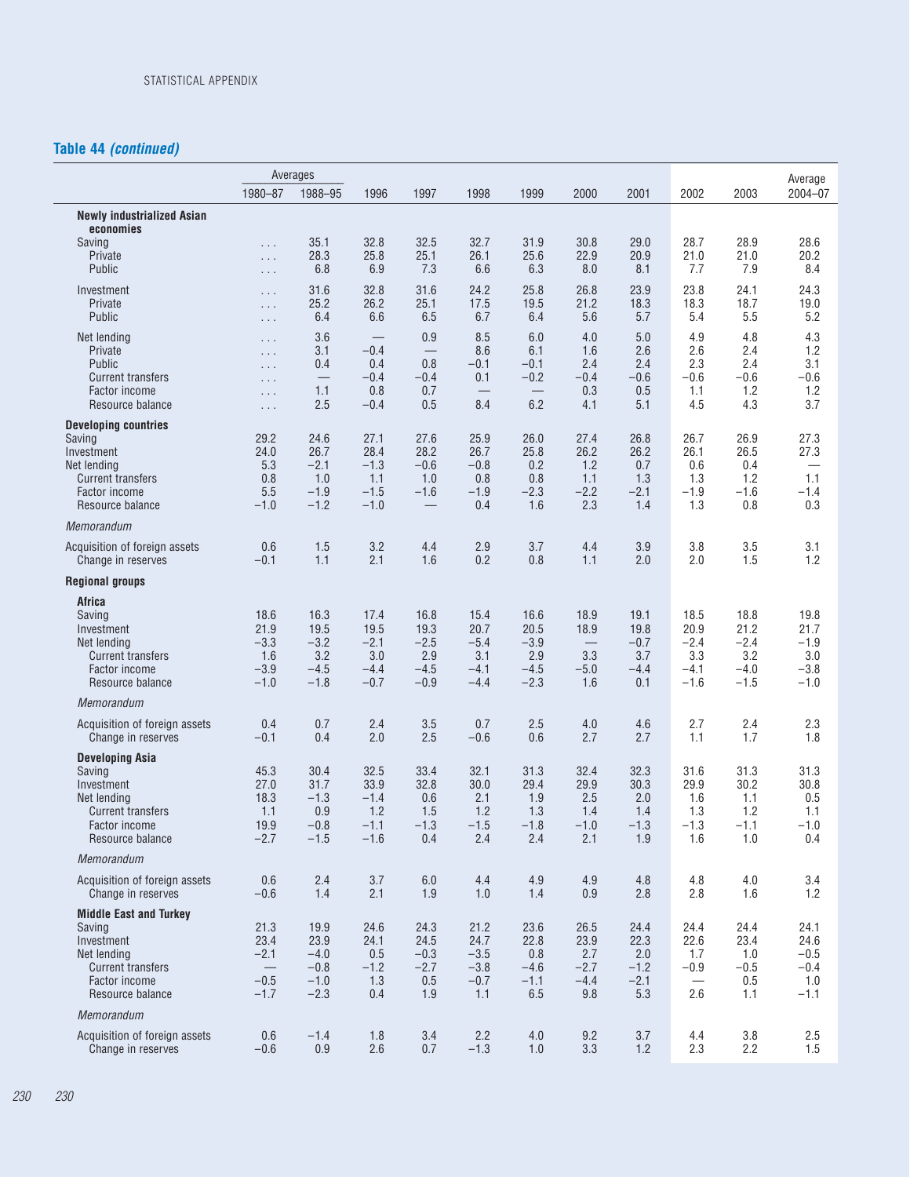## Table 44 *(continued)*

| | Averages | | | | | | | | | | Average |
|---|---|---|---|---|---|---|---|---|---|---|---|
| | 1980–87 | 1988–95 | 1996 | 1997 | 1998 | 1999 | 2000 | 2001 | 2002 | 2003 | 2004–07 |
| **Newly industrialized Asian economies** | | | | | | | | | | | |
| Saving | . . . | 35.1 | 32.8 | 32.5 | 32.7 | 31.9 | 30.8 | 29.0 | 28.7 | 28.9 | 28.6 |
| Private | . . . | 28.3 | 25.8 | 25.1 | 26.1 | 25.6 | 22.9 | 20.9 | 21.0 | 21.0 | 20.2 |
| Public | . . . | 6.8 | 6.9 | 7.3 | 6.6 | 6.3 | 8.0 | 8.1 | 7.7 | 7.9 | 8.4 |
| Investment | . . . | 31.6 | 32.8 | 31.6 | 24.2 | 25.8 | 26.8 | 23.9 | 23.8 | 24.1 | 24.3 |
| Private | . . . | 25.2 | 26.2 | 25.1 | 17.5 | 19.5 | 21.2 | 18.3 | 18.3 | 18.7 | 19.0 |
| Public | . . . | 6.4 | 6.6 | 6.5 | 6.7 | 6.4 | 5.6 | 5.7 | 5.4 | 5.5 | 5.2 |
| Net lending | . . . | 3.6 | — | 0.9 | 8.5 | 6.0 | 4.0 | 5.0 | 4.9 | 4.8 | 4.3 |
| Private | . . . | 3.1 | −0.4 | — | 8.6 | 6.1 | 1.6 | 2.6 | 2.6 | 2.4 | 1.2 |
| Public | . . . | 0.4 | 0.4 | 0.8 | −0.1 | −0.1 | 2.4 | 2.4 | 2.3 | 2.4 | 3.1 |
| Current transfers | . . . | — | −0.4 | −0.4 | 0.1 | −0.2 | −0.4 | −0.6 | −0.6 | −0.6 | −0.6 |
| Factor income | . . . | 1.1 | 0.8 | 0.7 | — | — | 0.3 | 0.5 | 1.1 | 1.2 | 1.2 |
| Resource balance | . . . | 2.5 | −0.4 | 0.5 | 8.4 | 6.2 | 4.1 | 5.1 | 4.5 | 4.3 | 3.7 |
| **Developing countries** | | | | | | | | | | | |
| Saving | 29.2 | 24.6 | 27.1 | 27.6 | 25.9 | 26.0 | 27.4 | 26.8 | 26.7 | 26.9 | 27.3 |
| Investment | 24.0 | 26.7 | 28.4 | 28.2 | 26.7 | 25.8 | 26.2 | 26.2 | 26.1 | 26.5 | 27.3 |
| Net lending | 5.3 | −2.1 | −1.3 | −0.6 | −0.8 | 0.2 | 1.2 | 0.7 | 0.6 | 0.4 | — |
| Current transfers | 0.8 | 1.0 | 1.1 | 1.0 | 0.8 | 0.8 | 1.1 | 1.3 | 1.3 | 1.2 | 1.1 |
| Factor income | 5.5 | −1.9 | −1.5 | −1.6 | −1.9 | −2.3 | −2.2 | −2.1 | −1.9 | −1.6 | −1.4 |
| Resource balance | −1.0 | −1.2 | −1.0 | — | 0.4 | 1.6 | 2.3 | 1.4 | 1.3 | 0.8 | 0.3 |
| *Memorandum* | | | | | | | | | | | |
| Acquisition of foreign assets | 0.6 | 1.5 | 3.2 | 4.4 | 2.9 | 3.7 | 4.4 | 3.9 | 3.8 | 3.5 | 3.1 |
| Change in reserves | −0.1 | 1.1 | 2.1 | 1.6 | 0.2 | 0.8 | 1.1 | 2.0 | 2.0 | 1.5 | 1.2 |
| **Regional groups** | | | | | | | | | | | |
| **Africa** | | | | | | | | | | | |
| Saving | 18.6 | 16.3 | 17.4 | 16.8 | 15.4 | 16.6 | 18.9 | 19.1 | 18.5 | 18.8 | 19.8 |
| Investment | 21.9 | 19.5 | 19.5 | 19.3 | 20.7 | 20.5 | 18.9 | 19.8 | 20.9 | 21.2 | 21.7 |
| Net lending | −3.3 | −3.2 | −2.1 | −2.5 | −5.4 | −3.9 | — | −0.7 | −2.4 | −2.4 | −1.9 |
| Current transfers | 1.6 | 3.2 | 3.0 | 2.9 | 3.1 | 2.9 | 3.3 | 3.7 | 3.3 | 3.2 | 3.0 |
| Factor income | −3.9 | −4.5 | −4.4 | −4.5 | −4.1 | −4.5 | −5.0 | −4.4 | −4.1 | −4.0 | −3.8 |
| Resource balance | −1.0 | −1.8 | −0.7 | −0.9 | −4.4 | −2.3 | 1.6 | 0.1 | −1.6 | −1.5 | −1.0 |
| *Memorandum* | | | | | | | | | | | |
| Acquisition of foreign assets | 0.4 | 0.7 | 2.4 | 3.5 | 0.7 | 2.5 | 4.0 | 4.6 | 2.7 | 2.4 | 2.3 |
| Change in reserves | −0.1 | 0.4 | 2.0 | 2.5 | −0.6 | 0.6 | 2.7 | 2.7 | 1.1 | 1.7 | 1.8 |
| **Developing Asia** | | | | | | | | | | | |
| Saving | 45.3 | 30.4 | 32.5 | 33.4 | 32.1 | 31.3 | 32.4 | 32.3 | 31.6 | 31.3 | 31.3 |
| Investment | 27.0 | 31.7 | 33.9 | 32.8 | 30.0 | 29.4 | 29.9 | 30.3 | 29.9 | 30.2 | 30.8 |
| Net lending | 18.3 | −1.3 | −1.4 | 0.6 | 2.1 | 1.9 | 2.5 | 2.0 | 1.6 | 1.1 | 0.5 |
| Current transfers | 1.1 | 0.9 | 1.2 | 1.5 | 1.2 | 1.3 | 1.4 | 1.4 | 1.3 | 1.2 | 1.1 |
| Factor income | 19.9 | −0.8 | −1.1 | −1.3 | −1.5 | −1.8 | −1.0 | −1.3 | −1.3 | −1.1 | −1.0 |
| Resource balance | −2.7 | −1.5 | −1.6 | 0.4 | 2.4 | 2.4 | 2.1 | 1.9 | 1.6 | 1.0 | 0.4 |
| *Memorandum* | | | | | | | | | | | |
| Acquisition of foreign assets | 0.6 | 2.4 | 3.7 | 6.0 | 4.4 | 4.9 | 4.9 | 4.8 | 4.8 | 4.0 | 3.4 |
| Change in reserves | −0.6 | 1.4 | 2.1 | 1.9 | 1.0 | 1.4 | 0.9 | 2.8 | 2.8 | 1.6 | 1.2 |
| **Middle East and Turkey** | | | | | | | | | | | |
| Saving | 21.3 | 19.9 | 24.6 | 24.3 | 21.2 | 23.6 | 26.5 | 24.4 | 24.4 | 24.4 | 24.1 |
| Investment | 23.4 | 23.9 | 24.1 | 24.5 | 24.7 | 22.8 | 23.9 | 22.3 | 22.6 | 23.4 | 24.6 |
| Net lending | −2.1 | −4.0 | 0.5 | −0.3 | −3.5 | 0.8 | 2.7 | 2.0 | 1.7 | 1.0 | −0.5 |
| Current transfers | — | −0.8 | −1.2 | −2.7 | −3.8 | −4.6 | −2.7 | −1.2 | −0.9 | −0.5 | −0.4 |
| Factor income | −0.5 | −1.0 | 1.3 | 0.5 | −0.7 | −1.1 | −4.4 | −2.1 | — | 0.5 | 1.0 |
| Resource balance | −1.7 | −2.3 | 0.4 | 1.9 | 1.1 | 6.5 | 9.8 | 5.3 | 2.6 | 1.1 | −1.1 |
| *Memorandum* | | | | | | | | | | | |
| Acquisition of foreign assets | 0.6 | −1.4 | 1.8 | 3.4 | 2.2 | 4.0 | 9.2 | 3.7 | 4.4 | 3.8 | 2.5 |
| Change in reserves | −0.6 | 0.9 | 2.6 | 0.7 | −1.3 | 1.0 | 3.3 | 1.2 | 2.3 | 2.2 | 1.5 |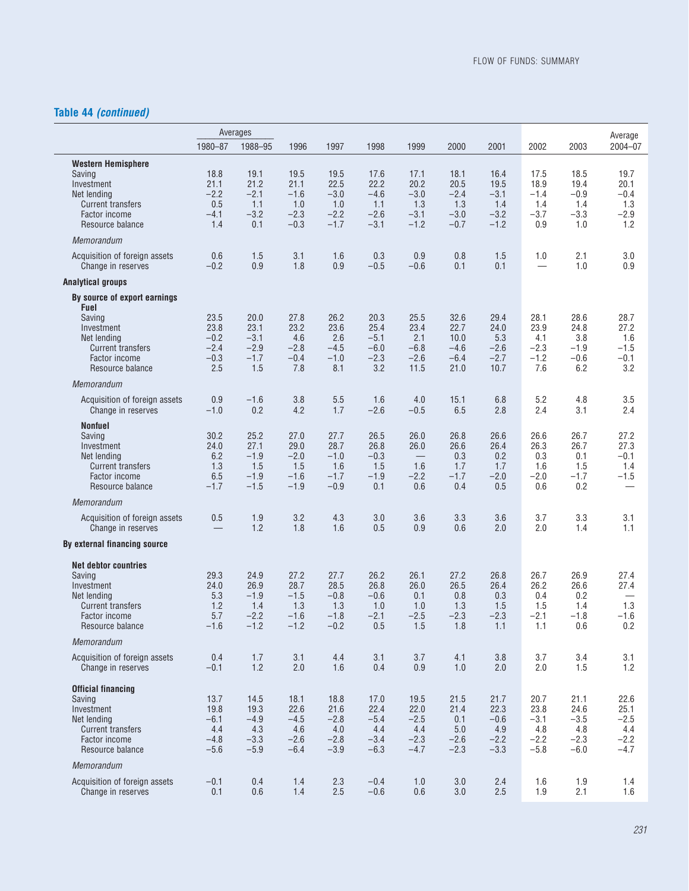## Table 44 *(continued)*

| | Averages | | | | | | | | | | Average |
|---|---|---|---|---|---|---|---|---|---|---|---|
| | 1980–87 | 1988–95 | 1996 | 1997 | 1998 | 1999 | 2000 | 2001 | 2002 | 2003 | 2004–07 |
| **Western Hemisphere** | | | | | | | | | | | |
| Saving | 18.8 | 19.1 | 19.5 | 19.5 | 17.6 | 17.1 | 18.1 | 16.4 | 17.5 | 18.5 | 19.7 |
| Investment | 21.1 | 21.2 | 21.1 | 22.5 | 22.2 | 20.2 | 20.5 | 19.5 | 18.9 | 19.4 | 20.1 |
| Net lending | −2.2 | −2.1 | −1.6 | −3.0 | −4.6 | −3.0 | −2.4 | −3.1 | −1.4 | −0.9 | −0.4 |
| Current transfers | 0.5 | 1.1 | 1.0 | 1.0 | 1.1 | 1.3 | 1.3 | 1.4 | 1.4 | 1.4 | 1.3 |
| Factor income | −4.1 | −3.2 | −2.3 | −2.2 | −2.6 | −3.1 | −3.0 | −3.2 | −3.7 | −3.3 | −2.9 |
| Resource balance | 1.4 | 0.1 | −0.3 | −1.7 | −3.1 | −1.2 | −0.7 | −1.2 | 0.9 | 1.0 | 1.2 |
| *Memorandum* | | | | | | | | | | | |
| Acquisition of foreign assets | 0.6 | 1.5 | 3.1 | 1.6 | 0.3 | 0.9 | 0.8 | 1.5 | 1.0 | 2.1 | 3.0 |
| Change in reserves | −0.2 | 0.9 | 1.8 | 0.9 | −0.5 | −0.6 | 0.1 | 0.1 | — | 1.0 | 0.9 |
| **Analytical groups** | | | | | | | | | | | |
| **By source of export earnings** | | | | | | | | | | | |
| **Fuel** | | | | | | | | | | | |
| Saving | 23.5 | 20.0 | 27.8 | 26.2 | 20.3 | 25.5 | 32.6 | 29.4 | 28.1 | 28.6 | 28.7 |
| Investment | 23.8 | 23.1 | 23.2 | 23.6 | 25.4 | 23.4 | 22.7 | 24.0 | 23.9 | 24.8 | 27.2 |
| Net lending | −0.2 | −3.1 | 4.6 | 2.6 | −5.1 | 2.1 | 10.0 | 5.3 | 4.1 | 3.8 | 1.6 |
| Current transfers | −2.4 | −2.9 | −2.8 | −4.5 | −6.0 | −6.8 | −4.6 | −2.6 | −2.3 | −1.9 | −1.5 |
| Factor income | −0.3 | −1.7 | −0.4 | −1.0 | −2.3 | −2.6 | −6.4 | −2.7 | −1.2 | −0.6 | −0.1 |
| Resource balance | 2.5 | 1.5 | 7.8 | 8.1 | 3.2 | 11.5 | 21.0 | 10.7 | 7.6 | 6.2 | 3.2 |
| *Memorandum* | | | | | | | | | | | |
| Acquisition of foreign assets | 0.9 | −1.6 | 3.8 | 5.5 | 1.6 | 4.0 | 15.1 | 6.8 | 5.2 | 4.8 | 3.5 |
| Change in reserves | −1.0 | 0.2 | 4.2 | 1.7 | −2.6 | −0.5 | 6.5 | 2.8 | 2.4 | 3.1 | 2.4 |
| **Nonfuel** | | | | | | | | | | | |
| Saving | 30.2 | 25.2 | 27.0 | 27.7 | 26.5 | 26.0 | 26.8 | 26.6 | 26.6 | 26.7 | 27.2 |
| Investment | 24.0 | 27.1 | 29.0 | 28.7 | 26.8 | 26.0 | 26.6 | 26.4 | 26.3 | 26.7 | 27.3 |
| Net lending | 6.2 | −1.9 | −2.0 | −1.0 | −0.3 | — | 0.3 | 0.2 | 0.3 | 0.1 | −0.1 |
| Current transfers | 1.3 | 1.5 | 1.5 | 1.6 | 1.5 | 1.6 | 1.7 | 1.7 | 1.6 | 1.5 | 1.4 |
| Factor income | 6.5 | −1.9 | −1.6 | −1.7 | −1.9 | −2.2 | −1.7 | −2.0 | −2.0 | −1.7 | −1.5 |
| Resource balance | −1.7 | −1.5 | −1.9 | −0.9 | 0.1 | 0.6 | 0.4 | 0.5 | 0.6 | 0.2 | — |
| *Memorandum* | | | | | | | | | | | |
| Acquisition of foreign assets | 0.5 | 1.9 | 3.2 | 4.3 | 3.0 | 3.6 | 3.3 | 3.6 | 3.7 | 3.3 | 3.1 |
| Change in reserves | — | 1.2 | 1.8 | 1.6 | 0.5 | 0.9 | 0.6 | 2.0 | 2.0 | 1.4 | 1.1 |
| **By external financing source** | | | | | | | | | | | |
| **Net debtor countries** | | | | | | | | | | | |
| Saving | 29.3 | 24.9 | 27.2 | 27.7 | 26.2 | 26.1 | 27.2 | 26.8 | 26.7 | 26.9 | 27.4 |
| Investment | 24.0 | 26.9 | 28.7 | 28.5 | 26.8 | 26.0 | 26.5 | 26.4 | 26.2 | 26.6 | 27.4 |
| Net lending | 5.3 | −1.9 | −1.5 | −0.8 | −0.6 | 0.1 | 0.8 | 0.3 | 0.4 | 0.2 | — |
| Current transfers | 1.2 | 1.4 | 1.3 | 1.3 | 1.0 | 1.0 | 1.3 | 1.5 | 1.5 | 1.4 | 1.3 |
| Factor income | 5.7 | −2.2 | −1.6 | −1.8 | −2.1 | −2.5 | −2.3 | −2.3 | −2.1 | −1.8 | −1.6 |
| Resource balance | −1.6 | −1.2 | −1.2 | −0.2 | 0.5 | 1.5 | 1.8 | 1.1 | 1.1 | 0.6 | 0.2 |
| *Memorandum* | | | | | | | | | | | |
| Acquisition of foreign assets | 0.4 | 1.7 | 3.1 | 4.4 | 3.1 | 3.7 | 4.1 | 3.8 | 3.7 | 3.4 | 3.1 |
| Change in reserves | −0.1 | 1.2 | 2.0 | 1.6 | 0.4 | 0.9 | 1.0 | 2.0 | 2.0 | 1.5 | 1.2 |
| **Official financing** | | | | | | | | | | | |
| Saving | 13.7 | 14.5 | 18.1 | 18.8 | 17.0 | 19.5 | 21.5 | 21.7 | 20.7 | 21.1 | 22.6 |
| Investment | 19.8 | 19.3 | 22.6 | 21.6 | 22.4 | 22.0 | 21.4 | 22.3 | 23.8 | 24.6 | 25.1 |
| Net lending | −6.1 | −4.9 | −4.5 | −2.8 | −5.4 | −2.5 | 0.1 | −0.6 | −3.1 | −3.5 | −2.5 |
| Current transfers | 4.4 | 4.3 | 4.6 | 4.0 | 4.4 | 4.4 | 5.0 | 4.9 | 4.8 | 4.8 | 4.4 |
| Factor income | −4.8 | −3.3 | −2.6 | −2.8 | −3.4 | −2.3 | −2.6 | −2.2 | −2.2 | −2.3 | −2.2 |
| Resource balance | −5.6 | −5.9 | −6.4 | −3.9 | −6.3 | −4.7 | −2.3 | −3.3 | −5.8 | −6.0 | −4.7 |
| *Memorandum* | | | | | | | | | | | |
| Acquisition of foreign assets | −0.1 | 0.4 | 1.4 | 2.3 | −0.4 | 1.0 | 3.0 | 2.4 | 1.6 | 1.9 | 1.4 |
| Change in reserves | 0.1 | 0.6 | 1.4 | 2.5 | −0.6 | 0.6 | 3.0 | 2.5 | 1.9 | 2.1 | 1.6 |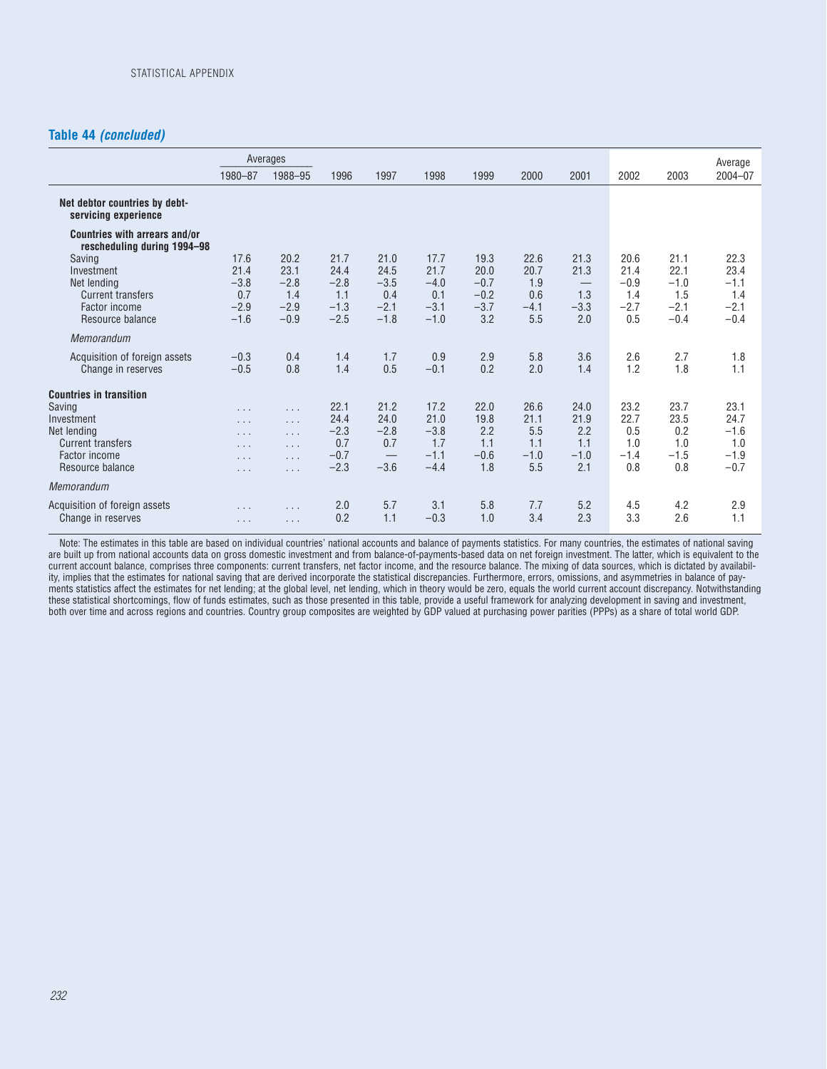## Table 44 *(concluded)*

| | Averages | | | | | | | | | | Average |
|---|---|---|---|---|---|---|---|---|---|---|---|
| | 1980–87 | 1988–95 | 1996 | 1997 | 1998 | 1999 | 2000 | 2001 | 2002 | 2003 | 2004–07 |
| **Net debtor countries by debt-servicing experience** | | | | | | | | | | | |
| **Countries with arrears and/or rescheduling during 1994–98** | | | | | | | | | | | |
| Saving | 17.6 | 20.2 | 21.7 | 21.0 | 17.7 | 19.3 | 22.6 | 21.3 | 20.6 | 21.1 | 22.3 |
| Investment | 21.4 | 23.1 | 24.4 | 24.5 | 21.7 | 20.0 | 20.7 | 21.3 | 21.4 | 22.1 | 23.4 |
| Net lending | −3.8 | −2.8 | −2.8 | −3.5 | −4.0 | −0.7 | 1.9 | — | −0.9 | −1.0 | −1.1 |
| Current transfers | 0.7 | 1.4 | 1.1 | 0.4 | 0.1 | −0.2 | 0.6 | 1.3 | 1.4 | 1.5 | 1.4 |
| Factor income | −2.9 | −2.9 | −1.3 | −2.1 | −3.1 | −3.7 | −4.1 | −3.3 | −2.7 | −2.1 | −2.1 |
| Resource balance | −1.6 | −0.9 | −2.5 | −1.8 | −1.0 | 3.2 | 5.5 | 2.0 | 0.5 | −0.4 | −0.4 |
| *Memorandum* | | | | | | | | | | | |
| Acquisition of foreign assets | −0.3 | 0.4 | 1.4 | 1.7 | 0.9 | 2.9 | 5.8 | 3.6 | 2.6 | 2.7 | 1.8 |
| Change in reserves | −0.5 | 0.8 | 1.4 | 0.5 | −0.1 | 0.2 | 2.0 | 1.4 | 1.2 | 1.8 | 1.1 |
| **Countries in transition** | | | | | | | | | | | |
| Saving | . . . | . . . | 22.1 | 21.2 | 17.2 | 22.0 | 26.6 | 24.0 | 23.2 | 23.7 | 23.1 |
| Investment | . . . | . . . | 24.4 | 24.0 | 21.0 | 19.8 | 21.1 | 21.9 | 22.7 | 23.5 | 24.7 |
| Net lending | . . . | . . . | −2.3 | −2.8 | −3.8 | 2.2 | 5.5 | 2.2 | 0.5 | 0.2 | −1.6 |
| Current transfers | . . . | . . . | 0.7 | 0.7 | 1.7 | 1.1 | 1.1 | 1.1 | 1.0 | 1.0 | 1.0 |
| Factor income | . . . | . . . | −0.7 | — | −1.1 | −0.6 | −1.0 | −1.0 | −1.4 | −1.5 | −1.9 |
| Resource balance | . . . | . . . | −2.3 | −3.6 | −4.4 | 1.8 | 5.5 | 2.1 | 0.8 | 0.8 | −0.7 |
| *Memorandum* | | | | | | | | | | | |
| Acquisition of foreign assets | . . . | . . . | 2.0 | 5.7 | 3.1 | 5.8 | 7.7 | 5.2 | 4.5 | 4.2 | 2.9 |
| Change in reserves | . . . | . . . | 0.2 | 1.1 | −0.3 | 1.0 | 3.4 | 2.3 | 3.3 | 2.6 | 1.1 |

Note: The estimates in this table are based on individual countries' national accounts and balance of payments statistics. For many countries, the estimates of national saving are built up from national accounts data on gross domestic investment and from balance-of-payments-based data on net foreign investment. The latter, which is equivalent to the current account balance, comprises three components: current transfers, net factor income, and the resource balance. The mixing of data sources, which is dictated by availability, implies that the estimates for national saving that are derived incorporate the statistical discrepancies. Furthermore, errors, omissions, and asymmetries in balance of payments statistics affect the estimates for net lending; at the global level, net lending, which in theory would be zero, equals the world current account discrepancy. Notwithstanding these statistical shortcomings, flow of funds estimates, such as those presented in this table, provide a useful framework for analyzing development in saving and investment, both over time and across regions and countries. Country group composites are weighted by GDP valued at purchasing power parities (PPPs) as a share of total world GDP.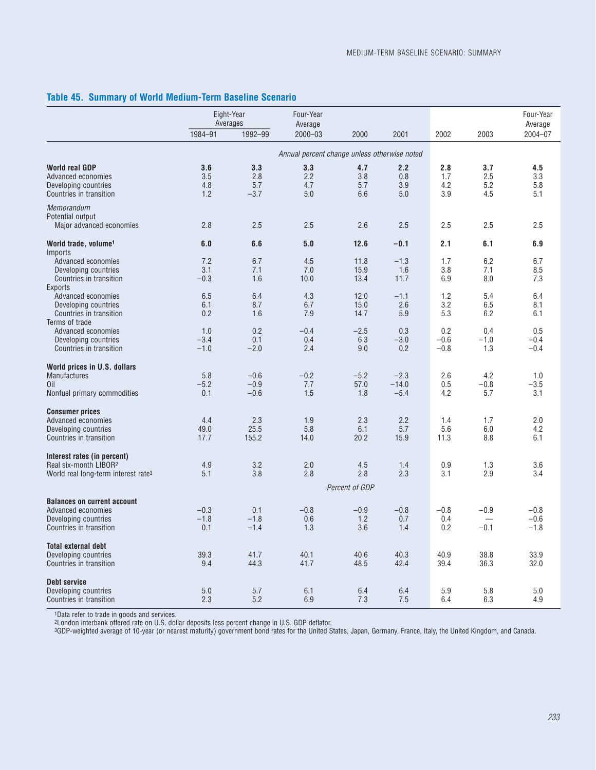## Table 45. Summary of World Medium-Term Baseline Scenario

| | Eight-Year Averages | | Four-Year Average | | | | | Four-Year Average |
|---|---|---|---|---|---|---|---|---|
| | 1984–91 | 1992–99 | 2000–03 | 2000 | 2001 | 2002 | 2003 | 2004–07 |
| | *Annual percent change unless otherwise noted* | | | | | | | |
| **World real GDP** | **3.6** | **3.3** | **3.3** | **4.7** | **2.2** | **2.8** | **3.7** | **4.5** |
| Advanced economies | 3.5 | 2.8 | 2.2 | 3.8 | 0.8 | 1.7 | 2.5 | 3.3 |
| Developing countries | 4.8 | 5.7 | 4.7 | 5.7 | 3.9 | 4.2 | 5.2 | 5.8 |
| Countries in transition | 1.2 | –3.7 | 5.0 | 6.6 | 5.0 | 3.9 | 4.5 | 5.1 |
| *Memorandum* | | | | | | | | |
| Potential output | | | | | | | | |
| Major advanced economies | 2.8 | 2.5 | 2.5 | 2.6 | 2.5 | 2.5 | 2.5 | 2.5 |
| **World trade, volume**[1] | **6.0** | **6.6** | **5.0** | **12.6** | **–0.1** | **2.1** | **6.1** | **6.9** |
| Imports | | | | | | | | |
| Advanced economies | 7.2 | 6.7 | 4.5 | 11.8 | –1.3 | 1.7 | 6.2 | 6.7 |
| Developing countries | 3.1 | 7.1 | 7.0 | 15.9 | 1.6 | 3.8 | 7.1 | 8.5 |
| Countries in transition | –0.3 | 1.6 | 10.0 | 13.4 | 11.7 | 6.9 | 8.0 | 7.3 |
| Exports | | | | | | | | |
| Advanced economies | 6.5 | 6.4 | 4.3 | 12.0 | –1.1 | 1.2 | 5.4 | 6.4 |
| Developing countries | 6.1 | 8.7 | 6.7 | 15.0 | 2.6 | 3.2 | 6.5 | 8.1 |
| Countries in transition | 0.2 | 1.6 | 7.9 | 14.7 | 5.9 | 5.3 | 6.2 | 6.1 |
| Terms of trade | | | | | | | | |
| Advanced economies | 1.0 | 0.2 | –0.4 | –2.5 | 0.3 | 0.2 | 0.4 | 0.5 |
| Developing countries | –3.4 | 0.1 | 0.4 | 6.3 | –3.0 | –0.6 | –1.0 | –0.4 |
| Countries in transition | –1.0 | –2.0 | 2.4 | 9.0 | 0.2 | –0.8 | 1.3 | –0.4 |
| **World prices in U.S. dollars** | | | | | | | | |
| Manufactures | 5.8 | –0.6 | –0.2 | –5.2 | –2.3 | 2.6 | 4.2 | 1.0 |
| Oil | –5.2 | –0.9 | 7.7 | 57.0 | –14.0 | 0.5 | –0.8 | –3.5 |
| Nonfuel primary commodities | 0.1 | –0.6 | 1.5 | 1.8 | –5.4 | 4.2 | 5.7 | 3.1 |
| **Consumer prices** | | | | | | | | |
| Advanced economies | 4.4 | 2.3 | 1.9 | 2.3 | 2.2 | 1.4 | 1.7 | 2.0 |
| Developing countries | 49.0 | 25.5 | 5.8 | 6.1 | 5.7 | 5.6 | 6.0 | 4.2 |
| Countries in transition | 17.7 | 155.2 | 14.0 | 20.2 | 15.9 | 11.3 | 8.8 | 6.1 |
| **Interest rates (in percent)** | | | | | | | | |
| Real six-month LIBOR[2] | 4.9 | 3.2 | 2.0 | 4.5 | 1.4 | 0.9 | 1.3 | 3.6 |
| World real long-term interest rate[3] | 5.1 | 3.8 | 2.8 | 2.8 | 2.3 | 3.1 | 2.9 | 3.4 |
| | *Percent of GDP* | | | | | | | |
| **Balances on current account** | | | | | | | | |
| Advanced economies | –0.3 | 0.1 | –0.8 | –0.9 | –0.8 | –0.8 | –0.9 | –0.8 |
| Developing countries | –1.8 | –1.8 | 0.6 | 1.2 | 0.7 | 0.4 | — | –0.6 |
| Countries in transition | 0.1 | –1.4 | 1.3 | 3.6 | 1.4 | 0.2 | –0.1 | –1.8 |
| **Total external debt** | | | | | | | | |
| Developing countries | 39.3 | 41.7 | 40.1 | 40.6 | 40.3 | 40.9 | 38.8 | 33.9 |
| Countries in transition | 9.4 | 44.3 | 41.7 | 48.5 | 42.4 | 39.4 | 36.3 | 32.0 |
| **Debt service** | | | | | | | | |
| Developing countries | 5.0 | 5.7 | 6.1 | 6.4 | 6.4 | 5.9 | 5.8 | 5.0 |
| Countries in transition | 2.3 | 5.2 | 6.9 | 7.3 | 7.5 | 6.4 | 6.3 | 4.9 |

[1]Data refer to trade in goods and services.
[2]London interbank offered rate on U.S. dollar deposits less percent change in U.S. GDP deflator.
[3]GDP-weighted average of 10-year (or nearest maturity) government bond rates for the United States, Japan, Germany, France, Italy, the United Kingdom, and Canada.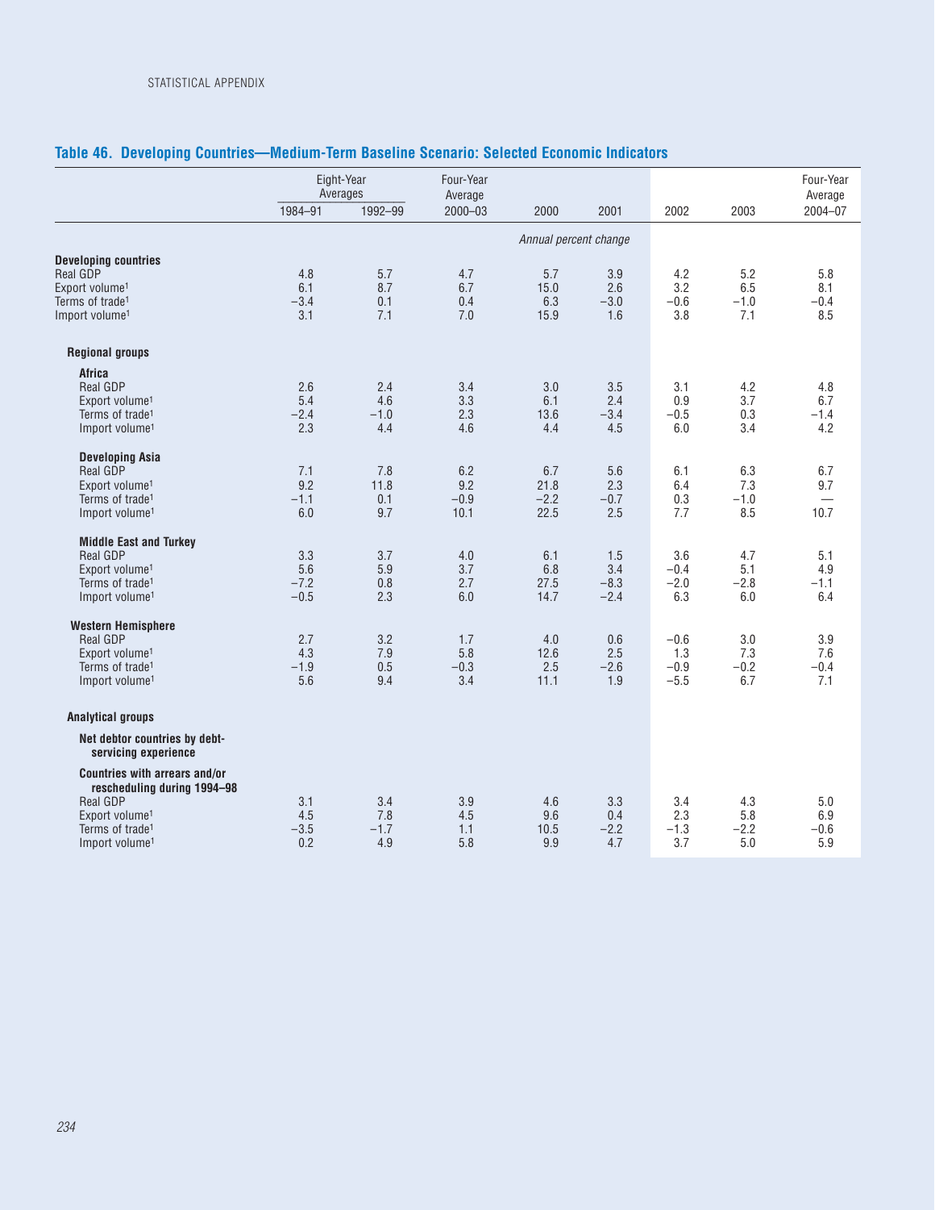## Table 46. Developing Countries—Medium-Term Baseline Scenario: Selected Economic Indicators

| | Eight-Year Averages | | Four-Year Average | | | | | Four-Year Average |
|---|---|---|---|---|---|---|---|---|
| | 1984–91 | 1992–99 | 2000–03 | 2000 | 2001 | 2002 | 2003 | 2004–07 |
| | | | | *Annual percent change* | | | | |
| **Developing countries** | | | | | | | | |
| Real GDP | 4.8 | 5.7 | 4.7 | 5.7 | 3.9 | 4.2 | 5.2 | 5.8 |
| Export volume[1] | 6.1 | 8.7 | 6.7 | 15.0 | 2.6 | 3.2 | 6.5 | 8.1 |
| Terms of trade[1] | –3.4 | 0.1 | 0.4 | 6.3 | –3.0 | –0.6 | –1.0 | –0.4 |
| Import volume[1] | 3.1 | 7.1 | 7.0 | 15.9 | 1.6 | 3.8 | 7.1 | 8.5 |
| **Regional groups** | | | | | | | | |
| **Africa** | | | | | | | | |
| Real GDP | 2.6 | 2.4 | 3.4 | 3.0 | 3.5 | 3.1 | 4.2 | 4.8 |
| Export volume[1] | 5.4 | 4.6 | 3.3 | 6.1 | 2.4 | 0.9 | 3.7 | 6.7 |
| Terms of trade[1] | –2.4 | –1.0 | 2.3 | 13.6 | –3.4 | –0.5 | 0.3 | –1.4 |
| Import volume[1] | 2.3 | 4.4 | 4.6 | 4.4 | 4.5 | 6.0 | 3.4 | 4.2 |
| **Developing Asia** | | | | | | | | |
| Real GDP | 7.1 | 7.8 | 6.2 | 6.7 | 5.6 | 6.1 | 6.3 | 6.7 |
| Export volume[1] | 9.2 | 11.8 | 9.2 | 21.8 | 2.3 | 6.4 | 7.3 | 9.7 |
| Terms of trade[1] | –1.1 | 0.1 | –0.9 | –2.2 | –0.7 | 0.3 | –1.0 | — |
| Import volume[1] | 6.0 | 9.7 | 10.1 | 22.5 | 2.5 | 7.7 | 8.5 | 10.7 |
| **Middle East and Turkey** | | | | | | | | |
| Real GDP | 3.3 | 3.7 | 4.0 | 6.1 | 1.5 | 3.6 | 4.7 | 5.1 |
| Export volume[1] | 5.6 | 5.9 | 3.7 | 6.8 | 3.4 | –0.4 | 5.1 | 4.9 |
| Terms of trade[1] | –7.2 | 0.8 | 2.7 | 27.5 | –8.3 | –2.0 | –2.8 | –1.1 |
| Import volume[1] | –0.5 | 2.3 | 6.0 | 14.7 | –2.4 | 6.3 | 6.0 | 6.4 |
| **Western Hemisphere** | | | | | | | | |
| Real GDP | 2.7 | 3.2 | 1.7 | 4.0 | 0.6 | –0.6 | 3.0 | 3.9 |
| Export volume[1] | 4.3 | 7.9 | 5.8 | 12.6 | 2.5 | 1.3 | 7.3 | 7.6 |
| Terms of trade[1] | –1.9 | 0.5 | –0.3 | 2.5 | –2.6 | –0.9 | –0.2 | –0.4 |
| Import volume[1] | 5.6 | 9.4 | 3.4 | 11.1 | 1.9 | –5.5 | 6.7 | 7.1 |
| **Analytical groups** | | | | | | | | |
| **Net debtor countries by debt-servicing experience** | | | | | | | | |
| **Countries with arrears and/or rescheduling during 1994–98** | | | | | | | | |
| Real GDP | 3.1 | 3.4 | 3.9 | 4.6 | 3.3 | 3.4 | 4.3 | 5.0 |
| Export volume[1] | 4.5 | 7.8 | 4.5 | 9.6 | 0.4 | 2.3 | 5.8 | 6.9 |
| Terms of trade[1] | –3.5 | –1.7 | 1.1 | 10.5 | –2.2 | –1.3 | –2.2 | –0.6 |
| Import volume[1] | 0.2 | 4.9 | 5.8 | 9.9 | 4.7 | 3.7 | 5.0 | 5.9 |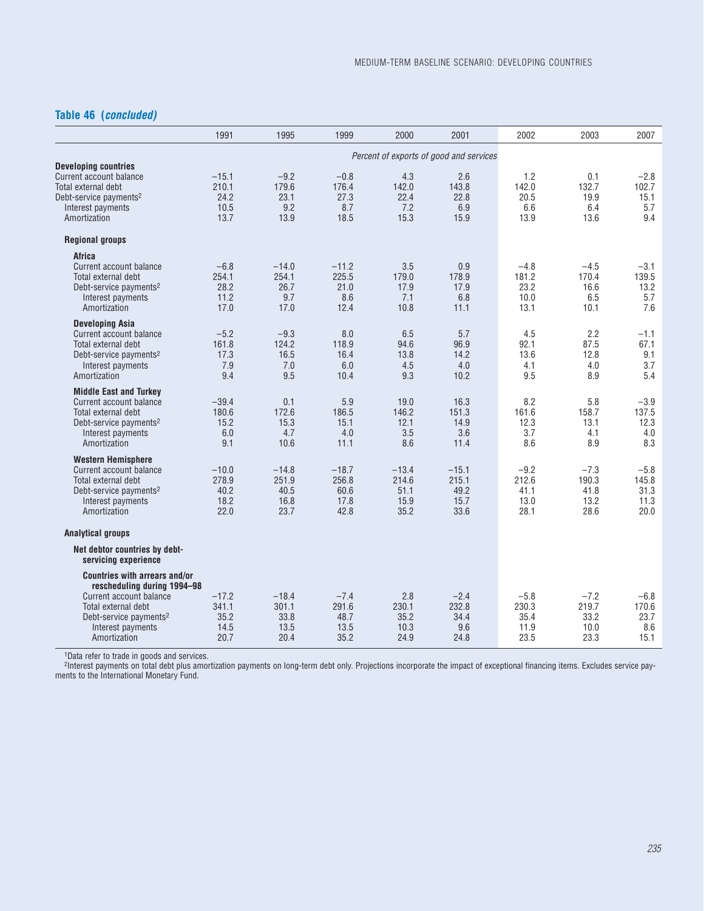## Table 46 (*concluded*)

| | 1991 | 1995 | 1999 | 2000 | 2001 | 2002 | 2003 | 2007 |
|---|---|---|---|---|---|---|---|---|
| | *Percent of exports of good and services* | | | | | | | |
| **Developing countries** | | | | | | | | |
| Current account balance | −15.1 | −9.2 | −0.8 | 4.3 | 2.6 | 1.2 | 0.1 | −2.8 |
| Total external debt | 210.1 | 179.6 | 176.4 | 142.0 | 143.8 | 142.0 | 132.7 | 102.7 |
| Debt-service payments[2] | 24.2 | 23.1 | 27.3 | 22.4 | 22.8 | 20.5 | 19.9 | 15.1 |
| Interest payments | 10.5 | 9.2 | 8.7 | 7.2 | 6.9 | 6.6 | 6.4 | 5.7 |
| Amortization | 13.7 | 13.9 | 18.5 | 15.3 | 15.9 | 13.9 | 13.6 | 9.4 |
| **Regional groups** | | | | | | | | |
| **Africa** | | | | | | | | |
| Current account balance | −6.8 | −14.0 | −11.2 | 3.5 | 0.9 | −4.8 | −4.5 | −3.1 |
| Total external debt | 254.1 | 254.1 | 225.5 | 179.0 | 178.9 | 181.2 | 170.4 | 139.5 |
| Debt-service payments[2] | 28.2 | 26.7 | 21.0 | 17.9 | 17.9 | 23.2 | 16.6 | 13.2 |
| Interest payments | 11.2 | 9.7 | 8.6 | 7.1 | 6.8 | 10.0 | 6.5 | 5.7 |
| Amortization | 17.0 | 17.0 | 12.4 | 10.8 | 11.1 | 13.1 | 10.1 | 7.6 |
| **Developing Asia** | | | | | | | | |
| Current account balance | −5.2 | −9.3 | 8.0 | 6.5 | 5.7 | 4.5 | 2.2 | −1.1 |
| Total external debt | 161.8 | 124.2 | 118.9 | 94.6 | 96.9 | 92.1 | 87.5 | 67.1 |
| Debt-service payments[2] | 17.3 | 16.5 | 16.4 | 13.8 | 14.2 | 13.6 | 12.8 | 9.1 |
| Interest payments | 7.9 | 7.0 | 6.0 | 4.5 | 4.0 | 4.1 | 4.0 | 3.7 |
| Amortization | 9.4 | 9.5 | 10.4 | 9.3 | 10.2 | 9.5 | 8.9 | 5.4 |
| **Middle East and Turkey** | | | | | | | | |
| Current account balance | −39.4 | 0.1 | 5.9 | 19.0 | 16.3 | 8.2 | 5.8 | −3.9 |
| Total external debt | 180.6 | 172.6 | 186.5 | 146.2 | 151.3 | 161.6 | 158.7 | 137.5 |
| Debt-service payments[2] | 15.2 | 15.3 | 15.1 | 12.1 | 14.9 | 12.3 | 13.1 | 12.3 |
| Interest payments | 6.0 | 4.7 | 4.0 | 3.5 | 3.6 | 3.7 | 4.1 | 4.0 |
| Amortization | 9.1 | 10.6 | 11.1 | 8.6 | 11.4 | 8.6 | 8.9 | 8.3 |
| **Western Hemisphere** | | | | | | | | |
| Current account balance | −10.0 | −14.8 | −18.7 | −13.4 | −15.1 | −9.2 | −7.3 | −5.8 |
| Total external debt | 278.9 | 251.9 | 256.8 | 214.6 | 215.1 | 212.6 | 190.3 | 145.8 |
| Debt-service payments[2] | 40.2 | 40.5 | 60.6 | 51.1 | 49.2 | 41.1 | 41.8 | 31.3 |
| Interest payments | 18.2 | 16.8 | 17.8 | 15.9 | 15.7 | 13.0 | 13.2 | 11.3 |
| Amortization | 22.0 | 23.7 | 42.8 | 35.2 | 33.6 | 28.1 | 28.6 | 20.0 |
| **Analytical groups** | | | | | | | | |
| **Net debtor countries by debt-servicing experience** | | | | | | | | |
| **Countries with arrears and/or rescheduling during 1994–98** | | | | | | | | |
| Current account balance | −17.2 | −18.4 | −7.4 | 2.8 | −2.4 | −5.8 | −7.2 | −6.8 |
| Total external debt | 341.1 | 301.1 | 291.6 | 230.1 | 232.8 | 230.3 | 219.7 | 170.6 |
| Debt-service payments[2] | 35.2 | 33.8 | 48.7 | 35.2 | 34.4 | 35.4 | 33.2 | 23.7 |
| Interest payments | 14.5 | 13.5 | 13.5 | 10.3 | 9.6 | 11.9 | 10.0 | 8.6 |
| Amortization | 20.7 | 20.4 | 35.2 | 24.9 | 24.8 | 23.5 | 23.3 | 15.1 |

[1]Data refer to trade in goods and services.
[2]Interest payments on total debt plus amortization payments on long-term debt only. Projections incorporate the impact of exceptional financing items. Excludes service payments to the International Monetary Fund.